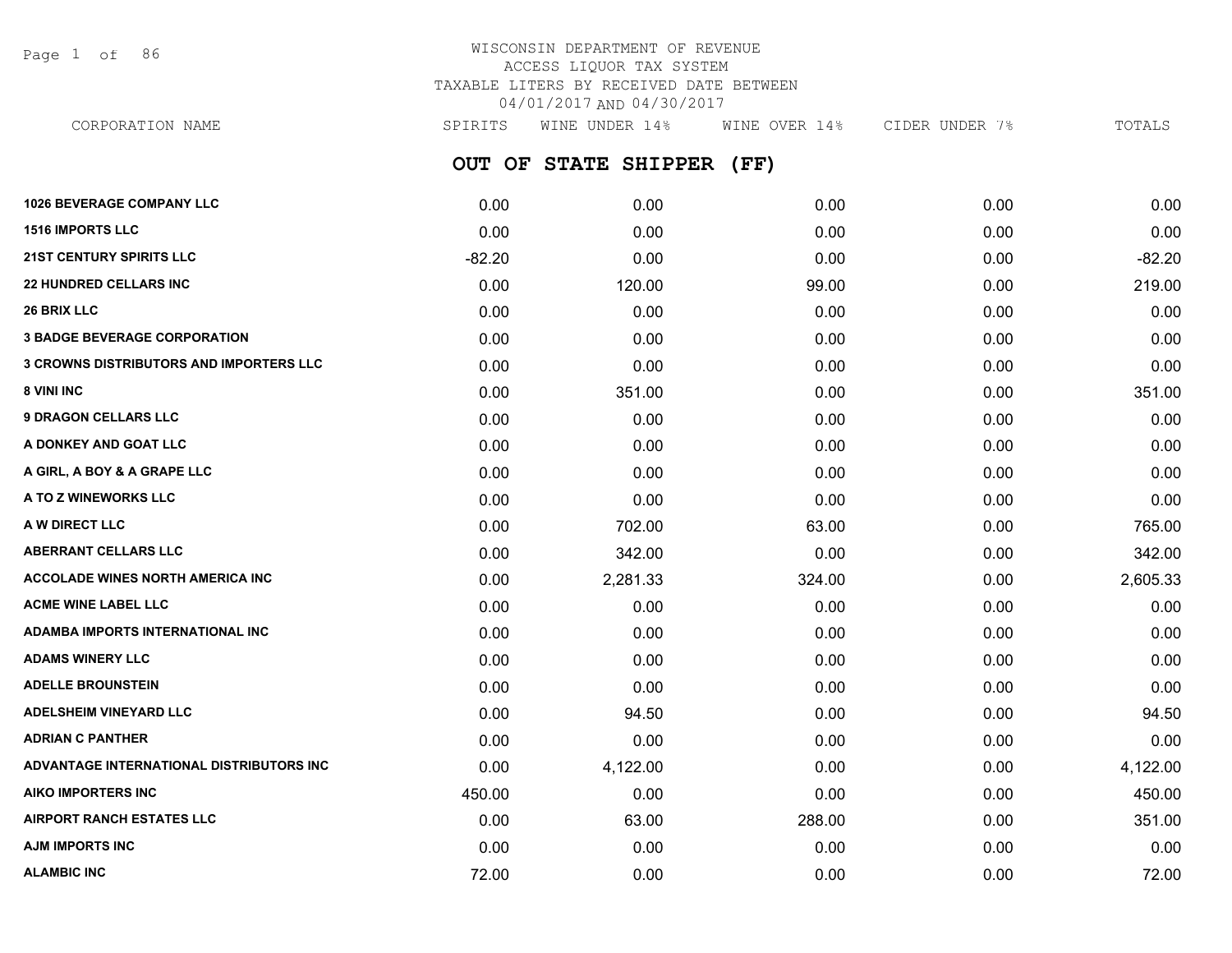# WISCONSIN DEPARTMENT OF REVENUE
## ACCESS LIQUOR TAX SYSTEM
## TAXABLE LITERS BY RECEIVED DATE BETWEEN 04/01/2017 AND 04/30/2017

## OUT OF STATE SHIPPER (FF)

| CORPORATION NAME | SPIRITS | WINE UNDER 14% | WINE OVER 14% | CIDER UNDER 7% | TOTALS |
|---|---|---|---|---|---|
| 1026 BEVERAGE COMPANY LLC | 0.00 | 0.00 | 0.00 | 0.00 | 0.00 |
| 1516 IMPORTS LLC | 0.00 | 0.00 | 0.00 | 0.00 | 0.00 |
| 21ST CENTURY SPIRITS LLC | -82.20 | 0.00 | 0.00 | 0.00 | -82.20 |
| 22 HUNDRED CELLARS INC | 0.00 | 120.00 | 99.00 | 0.00 | 219.00 |
| 26 BRIX LLC | 0.00 | 0.00 | 0.00 | 0.00 | 0.00 |
| 3 BADGE BEVERAGE CORPORATION | 0.00 | 0.00 | 0.00 | 0.00 | 0.00 |
| 3 CROWNS DISTRIBUTORS AND IMPORTERS LLC | 0.00 | 0.00 | 0.00 | 0.00 | 0.00 |
| 8 VINI INC | 0.00 | 351.00 | 0.00 | 0.00 | 351.00 |
| 9 DRAGON CELLARS LLC | 0.00 | 0.00 | 0.00 | 0.00 | 0.00 |
| A DONKEY AND GOAT LLC | 0.00 | 0.00 | 0.00 | 0.00 | 0.00 |
| A GIRL, A BOY & A GRAPE LLC | 0.00 | 0.00 | 0.00 | 0.00 | 0.00 |
| A TO Z WINEWORKS LLC | 0.00 | 0.00 | 0.00 | 0.00 | 0.00 |
| A W DIRECT LLC | 0.00 | 702.00 | 63.00 | 0.00 | 765.00 |
| ABERRANT CELLARS LLC | 0.00 | 342.00 | 0.00 | 0.00 | 342.00 |
| ACCOLADE WINES NORTH AMERICA INC | 0.00 | 2,281.33 | 324.00 | 0.00 | 2,605.33 |
| ACME WINE LABEL LLC | 0.00 | 0.00 | 0.00 | 0.00 | 0.00 |
| ADAMBA IMPORTS INTERNATIONAL INC | 0.00 | 0.00 | 0.00 | 0.00 | 0.00 |
| ADAMS WINERY LLC | 0.00 | 0.00 | 0.00 | 0.00 | 0.00 |
| ADELLE BROUNSTEIN | 0.00 | 0.00 | 0.00 | 0.00 | 0.00 |
| ADELSHEIM VINEYARD LLC | 0.00 | 94.50 | 0.00 | 0.00 | 94.50 |
| ADRIAN C PANTHER | 0.00 | 0.00 | 0.00 | 0.00 | 0.00 |
| ADVANTAGE INTERNATIONAL DISTRIBUTORS INC | 0.00 | 4,122.00 | 0.00 | 0.00 | 4,122.00 |
| AIKO IMPORTERS INC | 450.00 | 0.00 | 0.00 | 0.00 | 450.00 |
| AIRPORT RANCH ESTATES LLC | 0.00 | 63.00 | 288.00 | 0.00 | 351.00 |
| AJM IMPORTS INC | 0.00 | 0.00 | 0.00 | 0.00 | 0.00 |
| ALAMBIC INC | 72.00 | 0.00 | 0.00 | 0.00 | 72.00 |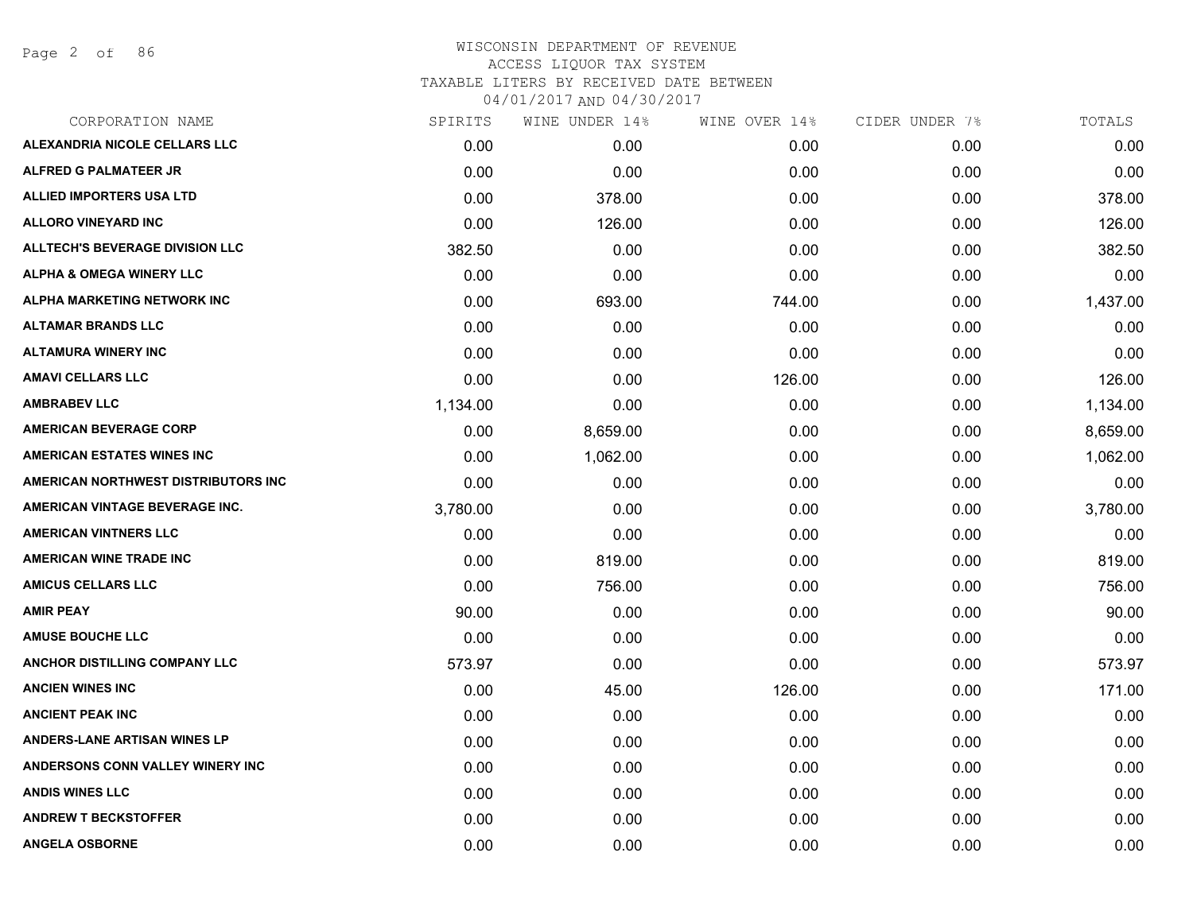# WISCONSIN DEPARTMENT OF REVENUE
ACCESS LIQUOR TAX SYSTEM
TAXABLE LITERS BY RECEIVED DATE BETWEEN
04/01/2017 AND 04/30/2017

| CORPORATION NAME | SPIRITS | WINE UNDER 14% | WINE OVER 14% | CIDER UNDER 7% | TOTALS |
|---|---|---|---|---|---|
| ALEXANDRIA NICOLE CELLARS LLC | 0.00 | 0.00 | 0.00 | 0.00 | 0.00 |
| ALFRED G PALMATEER JR | 0.00 | 0.00 | 0.00 | 0.00 | 0.00 |
| ALLIED IMPORTERS USA LTD | 0.00 | 378.00 | 0.00 | 0.00 | 378.00 |
| ALLORO VINEYARD INC | 0.00 | 126.00 | 0.00 | 0.00 | 126.00 |
| ALLTECH'S BEVERAGE DIVISION LLC | 382.50 | 0.00 | 0.00 | 0.00 | 382.50 |
| ALPHA & OMEGA WINERY LLC | 0.00 | 0.00 | 0.00 | 0.00 | 0.00 |
| ALPHA MARKETING NETWORK INC | 0.00 | 693.00 | 744.00 | 0.00 | 1,437.00 |
| ALTAMAR BRANDS LLC | 0.00 | 0.00 | 0.00 | 0.00 | 0.00 |
| ALTAMURA WINERY INC | 0.00 | 0.00 | 0.00 | 0.00 | 0.00 |
| AMAVI CELLARS LLC | 0.00 | 0.00 | 126.00 | 0.00 | 126.00 |
| AMBRABEV LLC | 1,134.00 | 0.00 | 0.00 | 0.00 | 1,134.00 |
| AMERICAN BEVERAGE CORP | 0.00 | 8,659.00 | 0.00 | 0.00 | 8,659.00 |
| AMERICAN ESTATES WINES INC | 0.00 | 1,062.00 | 0.00 | 0.00 | 1,062.00 |
| AMERICAN NORTHWEST DISTRIBUTORS INC | 0.00 | 0.00 | 0.00 | 0.00 | 0.00 |
| AMERICAN VINTAGE BEVERAGE INC. | 3,780.00 | 0.00 | 0.00 | 0.00 | 3,780.00 |
| AMERICAN VINTNERS LLC | 0.00 | 0.00 | 0.00 | 0.00 | 0.00 |
| AMERICAN WINE TRADE INC | 0.00 | 819.00 | 0.00 | 0.00 | 819.00 |
| AMICUS CELLARS LLC | 0.00 | 756.00 | 0.00 | 0.00 | 756.00 |
| AMIR PEAY | 90.00 | 0.00 | 0.00 | 0.00 | 90.00 |
| AMUSE BOUCHE LLC | 0.00 | 0.00 | 0.00 | 0.00 | 0.00 |
| ANCHOR DISTILLING COMPANY LLC | 573.97 | 0.00 | 0.00 | 0.00 | 573.97 |
| ANCIEN WINES INC | 0.00 | 45.00 | 126.00 | 0.00 | 171.00 |
| ANCIENT PEAK INC | 0.00 | 0.00 | 0.00 | 0.00 | 0.00 |
| ANDERS-LANE ARTISAN WINES LP | 0.00 | 0.00 | 0.00 | 0.00 | 0.00 |
| ANDERSONS CONN VALLEY WINERY INC | 0.00 | 0.00 | 0.00 | 0.00 | 0.00 |
| ANDIS WINES LLC | 0.00 | 0.00 | 0.00 | 0.00 | 0.00 |
| ANDREW T BECKSTOFFER | 0.00 | 0.00 | 0.00 | 0.00 | 0.00 |
| ANGELA OSBORNE | 0.00 | 0.00 | 0.00 | 0.00 | 0.00 |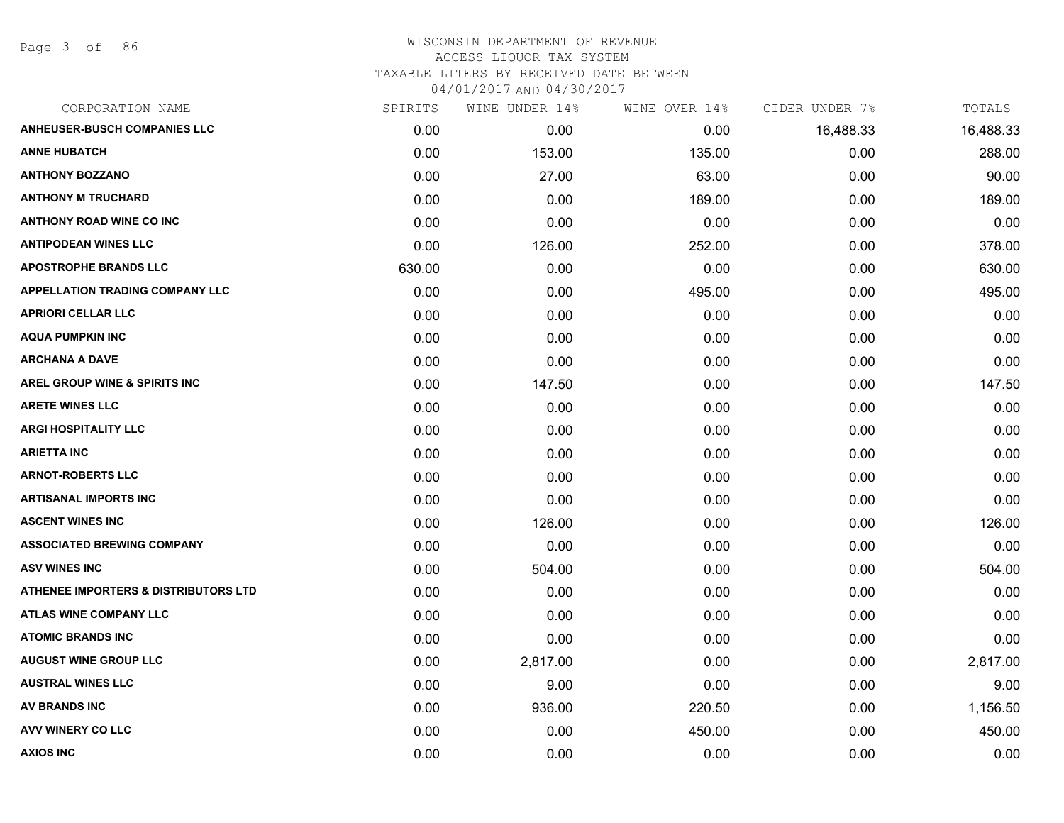# WISCONSIN DEPARTMENT OF REVENUE
## ACCESS LIQUOR TAX SYSTEM
### TAXABLE LITERS BY RECEIVED DATE BETWEEN 04/01/2017 AND 04/30/2017

| CORPORATION NAME | SPIRITS | WINE UNDER 14% | WINE OVER 14% | CIDER UNDER 7% | TOTALS |
|---|---|---|---|---|---|
| ANHEUSER-BUSCH COMPANIES LLC | 0.00 | 0.00 | 0.00 | 16,488.33 | 16,488.33 |
| ANNE HUBATCH | 0.00 | 153.00 | 135.00 | 0.00 | 288.00 |
| ANTHONY BOZZANO | 0.00 | 27.00 | 63.00 | 0.00 | 90.00 |
| ANTHONY M TRUCHARD | 0.00 | 0.00 | 189.00 | 0.00 | 189.00 |
| ANTHONY ROAD WINE CO INC | 0.00 | 0.00 | 0.00 | 0.00 | 0.00 |
| ANTIPODEAN WINES LLC | 0.00 | 126.00 | 252.00 | 0.00 | 378.00 |
| APOSTROPHE BRANDS LLC | 630.00 | 0.00 | 0.00 | 0.00 | 630.00 |
| APPELLATION TRADING COMPANY LLC | 0.00 | 0.00 | 495.00 | 0.00 | 495.00 |
| APRIORI CELLAR LLC | 0.00 | 0.00 | 0.00 | 0.00 | 0.00 |
| AQUA PUMPKIN INC | 0.00 | 0.00 | 0.00 | 0.00 | 0.00 |
| ARCHANA A DAVE | 0.00 | 0.00 | 0.00 | 0.00 | 0.00 |
| AREL GROUP WINE & SPIRITS INC | 0.00 | 147.50 | 0.00 | 0.00 | 147.50 |
| ARETE WINES LLC | 0.00 | 0.00 | 0.00 | 0.00 | 0.00 |
| ARGI HOSPITALITY LLC | 0.00 | 0.00 | 0.00 | 0.00 | 0.00 |
| ARIETTA INC | 0.00 | 0.00 | 0.00 | 0.00 | 0.00 |
| ARNOT-ROBERTS LLC | 0.00 | 0.00 | 0.00 | 0.00 | 0.00 |
| ARTISANAL IMPORTS INC | 0.00 | 0.00 | 0.00 | 0.00 | 0.00 |
| ASCENT WINES INC | 0.00 | 126.00 | 0.00 | 0.00 | 126.00 |
| ASSOCIATED BREWING COMPANY | 0.00 | 0.00 | 0.00 | 0.00 | 0.00 |
| ASV WINES INC | 0.00 | 504.00 | 0.00 | 0.00 | 504.00 |
| ATHENEE IMPORTERS & DISTRIBUTORS LTD | 0.00 | 0.00 | 0.00 | 0.00 | 0.00 |
| ATLAS WINE COMPANY LLC | 0.00 | 0.00 | 0.00 | 0.00 | 0.00 |
| ATOMIC BRANDS INC | 0.00 | 0.00 | 0.00 | 0.00 | 0.00 |
| AUGUST WINE GROUP LLC | 0.00 | 2,817.00 | 0.00 | 0.00 | 2,817.00 |
| AUSTRAL WINES LLC | 0.00 | 9.00 | 0.00 | 0.00 | 9.00 |
| AV BRANDS INC | 0.00 | 936.00 | 220.50 | 0.00 | 1,156.50 |
| AVV WINERY CO LLC | 0.00 | 0.00 | 450.00 | 0.00 | 450.00 |
| AXIOS INC | 0.00 | 0.00 | 0.00 | 0.00 | 0.00 |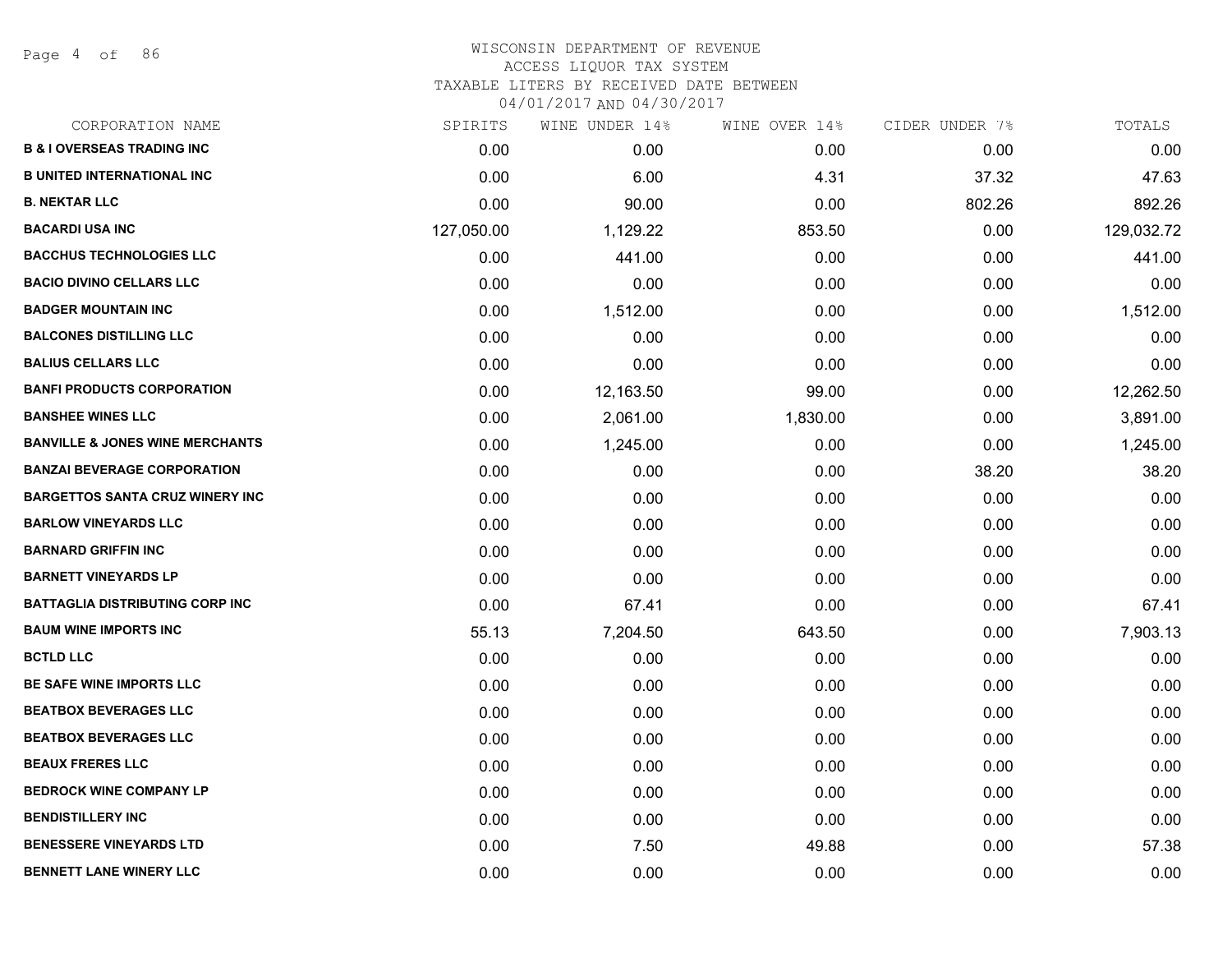# WISCONSIN DEPARTMENT OF REVENUE
## ACCESS LIQUOR TAX SYSTEM
### TAXABLE LITERS BY RECEIVED DATE BETWEEN 04/01/2017 AND 04/30/2017

| CORPORATION NAME | SPIRITS | WINE UNDER 14% | WINE OVER 14% | CIDER UNDER 7% | TOTALS |
|---|---|---|---|---|---|
| **B & I OVERSEAS TRADING INC** | 0.00 | 0.00 | 0.00 | 0.00 | 0.00 |
| **B UNITED INTERNATIONAL INC** | 0.00 | 6.00 | 4.31 | 37.32 | 47.63 |
| **B. NEKTAR LLC** | 0.00 | 90.00 | 0.00 | 802.26 | 892.26 |
| **BACARDI USA INC** | 127,050.00 | 1,129.22 | 853.50 | 0.00 | 129,032.72 |
| **BACCHUS TECHNOLOGIES LLC** | 0.00 | 441.00 | 0.00 | 0.00 | 441.00 |
| **BACIO DIVINO CELLARS LLC** | 0.00 | 0.00 | 0.00 | 0.00 | 0.00 |
| **BADGER MOUNTAIN INC** | 0.00 | 1,512.00 | 0.00 | 0.00 | 1,512.00 |
| **BALCONES DISTILLING LLC** | 0.00 | 0.00 | 0.00 | 0.00 | 0.00 |
| **BALIUS CELLARS LLC** | 0.00 | 0.00 | 0.00 | 0.00 | 0.00 |
| **BANFI PRODUCTS CORPORATION** | 0.00 | 12,163.50 | 99.00 | 0.00 | 12,262.50 |
| **BANSHEE WINES LLC** | 0.00 | 2,061.00 | 1,830.00 | 0.00 | 3,891.00 |
| **BANVILLE & JONES WINE MERCHANTS** | 0.00 | 1,245.00 | 0.00 | 0.00 | 1,245.00 |
| **BANZAI BEVERAGE CORPORATION** | 0.00 | 0.00 | 0.00 | 38.20 | 38.20 |
| **BARGETTOS SANTA CRUZ WINERY INC** | 0.00 | 0.00 | 0.00 | 0.00 | 0.00 |
| **BARLOW VINEYARDS LLC** | 0.00 | 0.00 | 0.00 | 0.00 | 0.00 |
| **BARNARD GRIFFIN INC** | 0.00 | 0.00 | 0.00 | 0.00 | 0.00 |
| **BARNETT VINEYARDS LP** | 0.00 | 0.00 | 0.00 | 0.00 | 0.00 |
| **BATTAGLIA DISTRIBUTING CORP INC** | 0.00 | 67.41 | 0.00 | 0.00 | 67.41 |
| **BAUM WINE IMPORTS INC** | 55.13 | 7,204.50 | 643.50 | 0.00 | 7,903.13 |
| **BCTLD LLC** | 0.00 | 0.00 | 0.00 | 0.00 | 0.00 |
| **BE SAFE WINE IMPORTS LLC** | 0.00 | 0.00 | 0.00 | 0.00 | 0.00 |
| **BEATBOX BEVERAGES LLC** | 0.00 | 0.00 | 0.00 | 0.00 | 0.00 |
| **BEATBOX BEVERAGES LLC** | 0.00 | 0.00 | 0.00 | 0.00 | 0.00 |
| **BEAUX FRERES LLC** | 0.00 | 0.00 | 0.00 | 0.00 | 0.00 |
| **BEDROCK WINE COMPANY LP** | 0.00 | 0.00 | 0.00 | 0.00 | 0.00 |
| **BENDISTILLERY INC** | 0.00 | 0.00 | 0.00 | 0.00 | 0.00 |
| **BENESSERE VINEYARDS LTD** | 0.00 | 7.50 | 49.88 | 0.00 | 57.38 |
| **BENNETT LANE WINERY LLC** | 0.00 | 0.00 | 0.00 | 0.00 | 0.00 |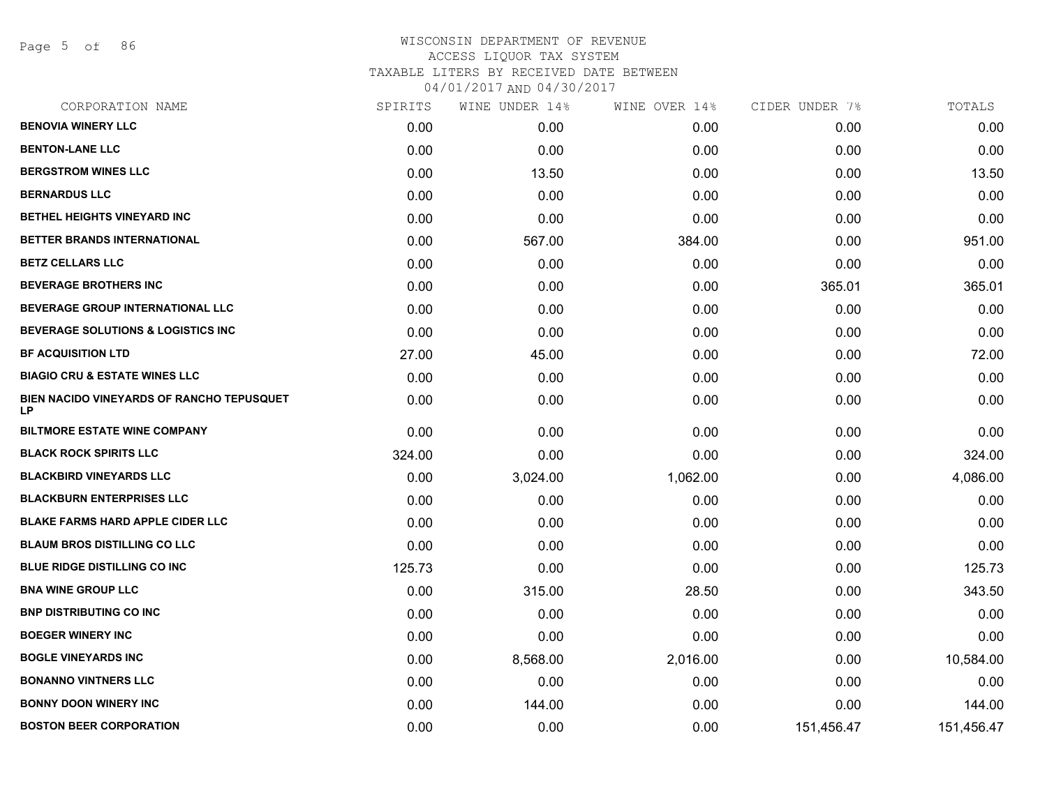# WISCONSIN DEPARTMENT OF REVENUE
## ACCESS LIQUOR TAX SYSTEM
### TAXABLE LITERS BY RECEIVED DATE BETWEEN 04/01/2017 AND 04/30/2017

| CORPORATION NAME | SPIRITS | WINE UNDER 14% | WINE OVER 14% | CIDER UNDER 7% | TOTALS |
|---|---|---|---|---|---|
| BENOVIA WINERY LLC | 0.00 | 0.00 | 0.00 | 0.00 | 0.00 |
| BENTON-LANE LLC | 0.00 | 0.00 | 0.00 | 0.00 | 0.00 |
| BERGSTROM WINES LLC | 0.00 | 13.50 | 0.00 | 0.00 | 13.50 |
| BERNARDUS LLC | 0.00 | 0.00 | 0.00 | 0.00 | 0.00 |
| BETHEL HEIGHTS VINEYARD INC | 0.00 | 0.00 | 0.00 | 0.00 | 0.00 |
| BETTER BRANDS INTERNATIONAL | 0.00 | 567.00 | 384.00 | 0.00 | 951.00 |
| BETZ CELLARS LLC | 0.00 | 0.00 | 0.00 | 0.00 | 0.00 |
| BEVERAGE BROTHERS INC | 0.00 | 0.00 | 0.00 | 365.01 | 365.01 |
| BEVERAGE GROUP INTERNATIONAL LLC | 0.00 | 0.00 | 0.00 | 0.00 | 0.00 |
| BEVERAGE SOLUTIONS & LOGISTICS INC | 0.00 | 0.00 | 0.00 | 0.00 | 0.00 |
| BF ACQUISITION LTD | 27.00 | 45.00 | 0.00 | 0.00 | 72.00 |
| BIAGIO CRU & ESTATE WINES LLC | 0.00 | 0.00 | 0.00 | 0.00 | 0.00 |
| BIEN NACIDO VINEYARDS OF RANCHO TEPUSQUET LP | 0.00 | 0.00 | 0.00 | 0.00 | 0.00 |
| BILTMORE ESTATE WINE COMPANY | 0.00 | 0.00 | 0.00 | 0.00 | 0.00 |
| BLACK ROCK SPIRITS LLC | 324.00 | 0.00 | 0.00 | 0.00 | 324.00 |
| BLACKBIRD VINEYARDS LLC | 0.00 | 3,024.00 | 1,062.00 | 0.00 | 4,086.00 |
| BLACKBURN ENTERPRISES LLC | 0.00 | 0.00 | 0.00 | 0.00 | 0.00 |
| BLAKE FARMS HARD APPLE CIDER LLC | 0.00 | 0.00 | 0.00 | 0.00 | 0.00 |
| BLAUM BROS DISTILLING CO LLC | 0.00 | 0.00 | 0.00 | 0.00 | 0.00 |
| BLUE RIDGE DISTILLING CO INC | 125.73 | 0.00 | 0.00 | 0.00 | 125.73 |
| BNA WINE GROUP LLC | 0.00 | 315.00 | 28.50 | 0.00 | 343.50 |
| BNP DISTRIBUTING CO INC | 0.00 | 0.00 | 0.00 | 0.00 | 0.00 |
| BOEGER WINERY INC | 0.00 | 0.00 | 0.00 | 0.00 | 0.00 |
| BOGLE VINEYARDS INC | 0.00 | 8,568.00 | 2,016.00 | 0.00 | 10,584.00 |
| BONANNO VINTNERS LLC | 0.00 | 0.00 | 0.00 | 0.00 | 0.00 |
| BONNY DOON WINERY INC | 0.00 | 144.00 | 0.00 | 0.00 | 144.00 |
| BOSTON BEER CORPORATION | 0.00 | 0.00 | 0.00 | 151,456.47 | 151,456.47 |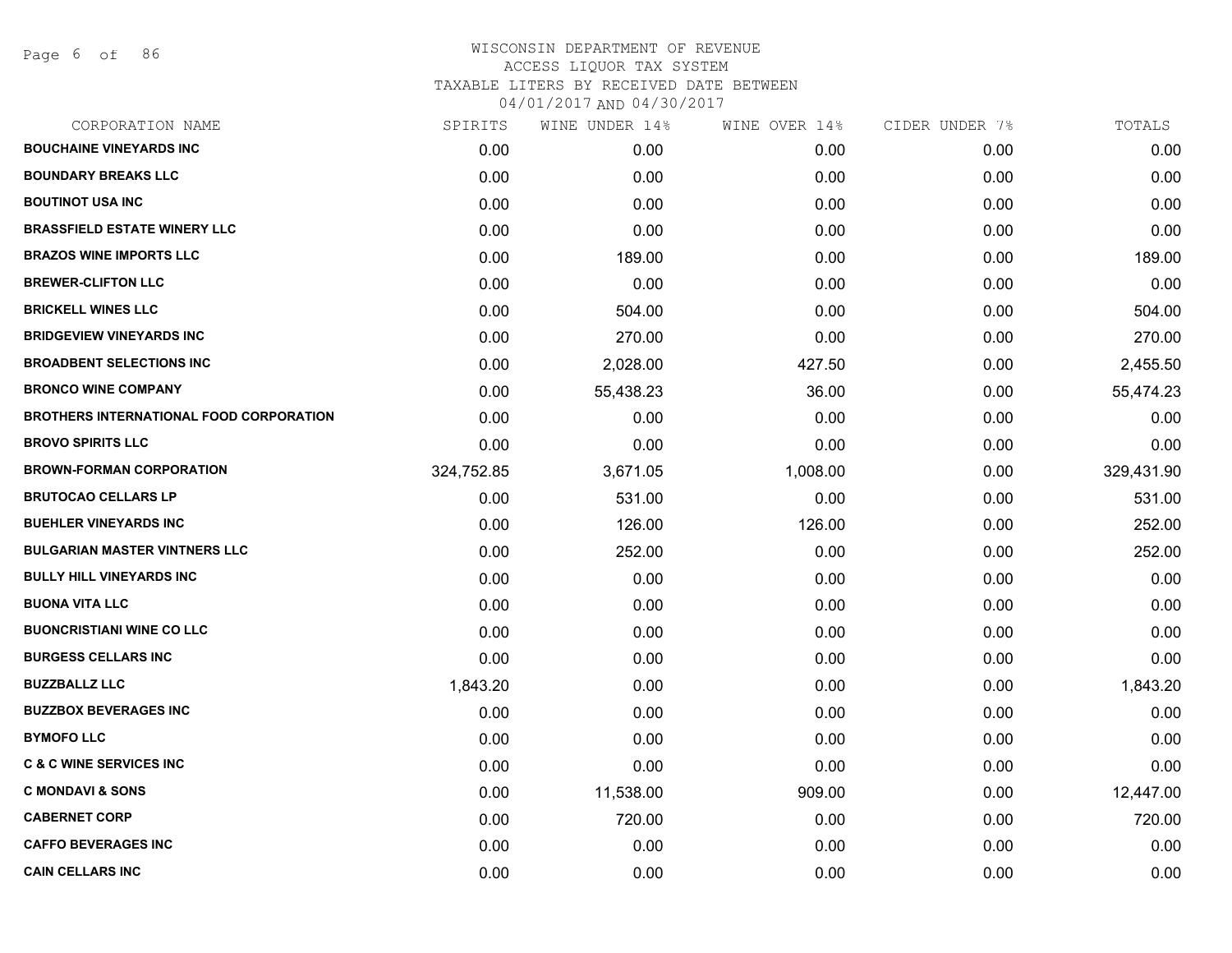# WISCONSIN DEPARTMENT OF REVENUE
## ACCESS LIQUOR TAX SYSTEM
### TAXABLE LITERS BY RECEIVED DATE BETWEEN 04/01/2017 AND 04/30/2017

| CORPORATION NAME | SPIRITS | WINE UNDER 14% | WINE OVER 14% | CIDER UNDER 7% | TOTALS |
|---|---|---|---|---|---|
| BOUCHAINE VINEYARDS INC | 0.00 | 0.00 | 0.00 | 0.00 | 0.00 |
| BOUNDARY BREAKS LLC | 0.00 | 0.00 | 0.00 | 0.00 | 0.00 |
| BOUTINOT USA INC | 0.00 | 0.00 | 0.00 | 0.00 | 0.00 |
| BRASSFIELD ESTATE WINERY LLC | 0.00 | 0.00 | 0.00 | 0.00 | 0.00 |
| BRAZOS WINE IMPORTS LLC | 0.00 | 189.00 | 0.00 | 0.00 | 189.00 |
| BREWER-CLIFTON LLC | 0.00 | 0.00 | 0.00 | 0.00 | 0.00 |
| BRICKELL WINES LLC | 0.00 | 504.00 | 0.00 | 0.00 | 504.00 |
| BRIDGEVIEW VINEYARDS INC | 0.00 | 270.00 | 0.00 | 0.00 | 270.00 |
| BROADBENT SELECTIONS INC | 0.00 | 2,028.00 | 427.50 | 0.00 | 2,455.50 |
| BRONCO WINE COMPANY | 0.00 | 55,438.23 | 36.00 | 0.00 | 55,474.23 |
| BROTHERS INTERNATIONAL FOOD CORPORATION | 0.00 | 0.00 | 0.00 | 0.00 | 0.00 |
| BROVO SPIRITS LLC | 0.00 | 0.00 | 0.00 | 0.00 | 0.00 |
| BROWN-FORMAN CORPORATION | 324,752.85 | 3,671.05 | 1,008.00 | 0.00 | 329,431.90 |
| BRUTOCAO CELLARS LP | 0.00 | 531.00 | 0.00 | 0.00 | 531.00 |
| BUEHLER VINEYARDS INC | 0.00 | 126.00 | 126.00 | 0.00 | 252.00 |
| BULGARIAN MASTER VINTNERS LLC | 0.00 | 252.00 | 0.00 | 0.00 | 252.00 |
| BULLY HILL VINEYARDS INC | 0.00 | 0.00 | 0.00 | 0.00 | 0.00 |
| BUONA VITA LLC | 0.00 | 0.00 | 0.00 | 0.00 | 0.00 |
| BUONCRISTIANI WINE CO LLC | 0.00 | 0.00 | 0.00 | 0.00 | 0.00 |
| BURGESS CELLARS INC | 0.00 | 0.00 | 0.00 | 0.00 | 0.00 |
| BUZZBALLZ LLC | 1,843.20 | 0.00 | 0.00 | 0.00 | 1,843.20 |
| BUZZBOX BEVERAGES INC | 0.00 | 0.00 | 0.00 | 0.00 | 0.00 |
| BYMOFO LLC | 0.00 | 0.00 | 0.00 | 0.00 | 0.00 |
| C & C WINE SERVICES INC | 0.00 | 0.00 | 0.00 | 0.00 | 0.00 |
| C MONDAVI & SONS | 0.00 | 11,538.00 | 909.00 | 0.00 | 12,447.00 |
| CABERNET CORP | 0.00 | 720.00 | 0.00 | 0.00 | 720.00 |
| CAFFO BEVERAGES INC | 0.00 | 0.00 | 0.00 | 0.00 | 0.00 |
| CAIN CELLARS INC | 0.00 | 0.00 | 0.00 | 0.00 | 0.00 |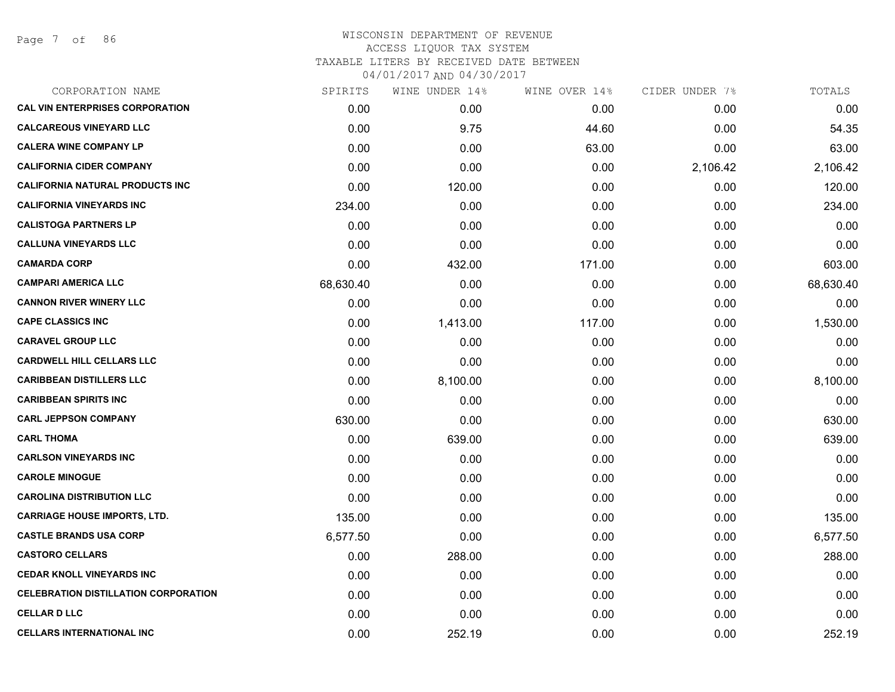# WISCONSIN DEPARTMENT OF REVENUE
## ACCESS LIQUOR TAX SYSTEM
### TAXABLE LITERS BY RECEIVED DATE BETWEEN 04/01/2017 AND 04/30/2017

| CORPORATION NAME | SPIRITS | WINE UNDER 14% | WINE OVER 14% | CIDER UNDER 7% | TOTALS |
|---|---|---|---|---|---|
| CAL VIN ENTERPRISES CORPORATION | 0.00 | 0.00 | 0.00 | 0.00 | 0.00 |
| CALCAREOUS VINEYARD LLC | 0.00 | 9.75 | 44.60 | 0.00 | 54.35 |
| CALERA WINE COMPANY LP | 0.00 | 0.00 | 63.00 | 0.00 | 63.00 |
| CALIFORNIA CIDER COMPANY | 0.00 | 0.00 | 0.00 | 2,106.42 | 2,106.42 |
| CALIFORNIA NATURAL PRODUCTS INC | 0.00 | 120.00 | 0.00 | 0.00 | 120.00 |
| CALIFORNIA VINEYARDS INC | 234.00 | 0.00 | 0.00 | 0.00 | 234.00 |
| CALISTOGA PARTNERS LP | 0.00 | 0.00 | 0.00 | 0.00 | 0.00 |
| CALLUNA VINEYARDS LLC | 0.00 | 0.00 | 0.00 | 0.00 | 0.00 |
| CAMARDA CORP | 0.00 | 432.00 | 171.00 | 0.00 | 603.00 |
| CAMPARI AMERICA LLC | 68,630.40 | 0.00 | 0.00 | 0.00 | 68,630.40 |
| CANNON RIVER WINERY LLC | 0.00 | 0.00 | 0.00 | 0.00 | 0.00 |
| CAPE CLASSICS INC | 0.00 | 1,413.00 | 117.00 | 0.00 | 1,530.00 |
| CARAVEL GROUP LLC | 0.00 | 0.00 | 0.00 | 0.00 | 0.00 |
| CARDWELL HILL CELLARS LLC | 0.00 | 0.00 | 0.00 | 0.00 | 0.00 |
| CARIBBEAN DISTILLERS LLC | 0.00 | 8,100.00 | 0.00 | 0.00 | 8,100.00 |
| CARIBBEAN SPIRITS INC | 0.00 | 0.00 | 0.00 | 0.00 | 0.00 |
| CARL JEPPSON COMPANY | 630.00 | 0.00 | 0.00 | 0.00 | 630.00 |
| CARL THOMA | 0.00 | 639.00 | 0.00 | 0.00 | 639.00 |
| CARLSON VINEYARDS INC | 0.00 | 0.00 | 0.00 | 0.00 | 0.00 |
| CAROLE MINOGUE | 0.00 | 0.00 | 0.00 | 0.00 | 0.00 |
| CAROLINA DISTRIBUTION LLC | 0.00 | 0.00 | 0.00 | 0.00 | 0.00 |
| CARRIAGE HOUSE IMPORTS, LTD. | 135.00 | 0.00 | 0.00 | 0.00 | 135.00 |
| CASTLE BRANDS USA CORP | 6,577.50 | 0.00 | 0.00 | 0.00 | 6,577.50 |
| CASTORO CELLARS | 0.00 | 288.00 | 0.00 | 0.00 | 288.00 |
| CEDAR KNOLL VINEYARDS INC | 0.00 | 0.00 | 0.00 | 0.00 | 0.00 |
| CELEBRATION DISTILLATION CORPORATION | 0.00 | 0.00 | 0.00 | 0.00 | 0.00 |
| CELLAR D LLC | 0.00 | 0.00 | 0.00 | 0.00 | 0.00 |
| CELLARS INTERNATIONAL INC | 0.00 | 252.19 | 0.00 | 0.00 | 252.19 |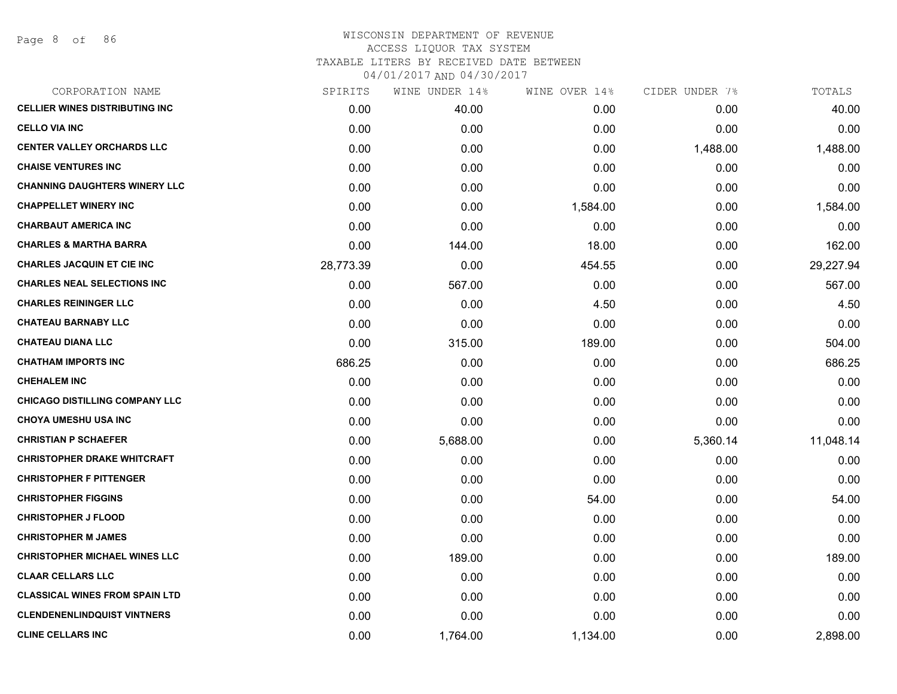WISCONSIN DEPARTMENT OF REVENUE
ACCESS LIQUOR TAX SYSTEM
TAXABLE LITERS BY RECEIVED DATE BETWEEN
04/01/2017 AND 04/30/2017

| CORPORATION NAME | SPIRITS | WINE UNDER 14% | WINE OVER 14% | CIDER UNDER 7% | TOTALS |
|---|---|---|---|---|---|
| CELLIER WINES DISTRIBUTING INC | 0.00 | 40.00 | 0.00 | 0.00 | 40.00 |
| CELLO VIA INC | 0.00 | 0.00 | 0.00 | 0.00 | 0.00 |
| CENTER VALLEY ORCHARDS LLC | 0.00 | 0.00 | 0.00 | 1,488.00 | 1,488.00 |
| CHAISE VENTURES INC | 0.00 | 0.00 | 0.00 | 0.00 | 0.00 |
| CHANNING DAUGHTERS WINERY LLC | 0.00 | 0.00 | 0.00 | 0.00 | 0.00 |
| CHAPPELLET WINERY INC | 0.00 | 0.00 | 1,584.00 | 0.00 | 1,584.00 |
| CHARBAUT AMERICA INC | 0.00 | 0.00 | 0.00 | 0.00 | 0.00 |
| CHARLES & MARTHA BARRA | 0.00 | 144.00 | 18.00 | 0.00 | 162.00 |
| CHARLES JACQUIN ET CIE INC | 28,773.39 | 0.00 | 454.55 | 0.00 | 29,227.94 |
| CHARLES NEAL SELECTIONS INC | 0.00 | 567.00 | 0.00 | 0.00 | 567.00 |
| CHARLES REININGER LLC | 0.00 | 0.00 | 4.50 | 0.00 | 4.50 |
| CHATEAU BARNABY LLC | 0.00 | 0.00 | 0.00 | 0.00 | 0.00 |
| CHATEAU DIANA LLC | 0.00 | 315.00 | 189.00 | 0.00 | 504.00 |
| CHATHAM IMPORTS INC | 686.25 | 0.00 | 0.00 | 0.00 | 686.25 |
| CHEHALEM INC | 0.00 | 0.00 | 0.00 | 0.00 | 0.00 |
| CHICAGO DISTILLING COMPANY LLC | 0.00 | 0.00 | 0.00 | 0.00 | 0.00 |
| CHOYA UMESHU USA INC | 0.00 | 0.00 | 0.00 | 0.00 | 0.00 |
| CHRISTIAN P SCHAEFER | 0.00 | 5,688.00 | 0.00 | 5,360.14 | 11,048.14 |
| CHRISTOPHER DRAKE WHITCRAFT | 0.00 | 0.00 | 0.00 | 0.00 | 0.00 |
| CHRISTOPHER F PITTENGER | 0.00 | 0.00 | 0.00 | 0.00 | 0.00 |
| CHRISTOPHER FIGGINS | 0.00 | 0.00 | 54.00 | 0.00 | 54.00 |
| CHRISTOPHER J FLOOD | 0.00 | 0.00 | 0.00 | 0.00 | 0.00 |
| CHRISTOPHER M JAMES | 0.00 | 0.00 | 0.00 | 0.00 | 0.00 |
| CHRISTOPHER MICHAEL WINES LLC | 0.00 | 189.00 | 0.00 | 0.00 | 189.00 |
| CLAAR CELLARS LLC | 0.00 | 0.00 | 0.00 | 0.00 | 0.00 |
| CLASSICAL WINES FROM SPAIN LTD | 0.00 | 0.00 | 0.00 | 0.00 | 0.00 |
| CLENDENENLINDQUIST VINTNERS | 0.00 | 0.00 | 0.00 | 0.00 | 0.00 |
| CLINE CELLARS INC | 0.00 | 1,764.00 | 1,134.00 | 0.00 | 2,898.00 |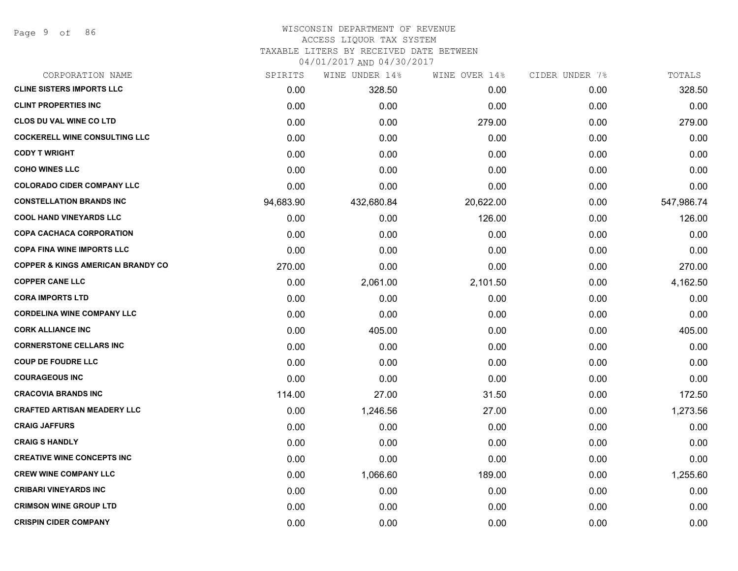WISCONSIN DEPARTMENT OF REVENUE
ACCESS LIQUOR TAX SYSTEM
TAXABLE LITERS BY RECEIVED DATE BETWEEN
04/01/2017 AND 04/30/2017

| CORPORATION NAME | SPIRITS | WINE UNDER 14% | WINE OVER 14% | CIDER UNDER 7% | TOTALS |
|---|---|---|---|---|---|
| **CLINE SISTERS IMPORTS LLC** | 0.00 | 328.50 | 0.00 | 0.00 | 328.50 |
| **CLINT PROPERTIES INC** | 0.00 | 0.00 | 0.00 | 0.00 | 0.00 |
| **CLOS DU VAL WINE CO LTD** | 0.00 | 0.00 | 279.00 | 0.00 | 279.00 |
| **COCKERELL WINE CONSULTING LLC** | 0.00 | 0.00 | 0.00 | 0.00 | 0.00 |
| **CODY T WRIGHT** | 0.00 | 0.00 | 0.00 | 0.00 | 0.00 |
| **COHO WINES LLC** | 0.00 | 0.00 | 0.00 | 0.00 | 0.00 |
| **COLORADO CIDER COMPANY LLC** | 0.00 | 0.00 | 0.00 | 0.00 | 0.00 |
| **CONSTELLATION BRANDS INC** | 94,683.90 | 432,680.84 | 20,622.00 | 0.00 | 547,986.74 |
| **COOL HAND VINEYARDS LLC** | 0.00 | 0.00 | 126.00 | 0.00 | 126.00 |
| **COPA CACHACA CORPORATION** | 0.00 | 0.00 | 0.00 | 0.00 | 0.00 |
| **COPA FINA WINE IMPORTS LLC** | 0.00 | 0.00 | 0.00 | 0.00 | 0.00 |
| **COPPER & KINGS AMERICAN BRANDY CO** | 270.00 | 0.00 | 0.00 | 0.00 | 270.00 |
| **COPPER CANE LLC** | 0.00 | 2,061.00 | 2,101.50 | 0.00 | 4,162.50 |
| **CORA IMPORTS LTD** | 0.00 | 0.00 | 0.00 | 0.00 | 0.00 |
| **CORDELINA WINE COMPANY LLC** | 0.00 | 0.00 | 0.00 | 0.00 | 0.00 |
| **CORK ALLIANCE INC** | 0.00 | 405.00 | 0.00 | 0.00 | 405.00 |
| **CORNERSTONE CELLARS INC** | 0.00 | 0.00 | 0.00 | 0.00 | 0.00 |
| **COUP DE FOUDRE LLC** | 0.00 | 0.00 | 0.00 | 0.00 | 0.00 |
| **COURAGEOUS INC** | 0.00 | 0.00 | 0.00 | 0.00 | 0.00 |
| **CRACOVIA BRANDS INC** | 114.00 | 27.00 | 31.50 | 0.00 | 172.50 |
| **CRAFTED ARTISAN MEADERY LLC** | 0.00 | 1,246.56 | 27.00 | 0.00 | 1,273.56 |
| **CRAIG JAFFURS** | 0.00 | 0.00 | 0.00 | 0.00 | 0.00 |
| **CRAIG S HANDLY** | 0.00 | 0.00 | 0.00 | 0.00 | 0.00 |
| **CREATIVE WINE CONCEPTS INC** | 0.00 | 0.00 | 0.00 | 0.00 | 0.00 |
| **CREW WINE COMPANY LLC** | 0.00 | 1,066.60 | 189.00 | 0.00 | 1,255.60 |
| **CRIBARI VINEYARDS INC** | 0.00 | 0.00 | 0.00 | 0.00 | 0.00 |
| **CRIMSON WINE GROUP LTD** | 0.00 | 0.00 | 0.00 | 0.00 | 0.00 |
| **CRISPIN CIDER COMPANY** | 0.00 | 0.00 | 0.00 | 0.00 | 0.00 |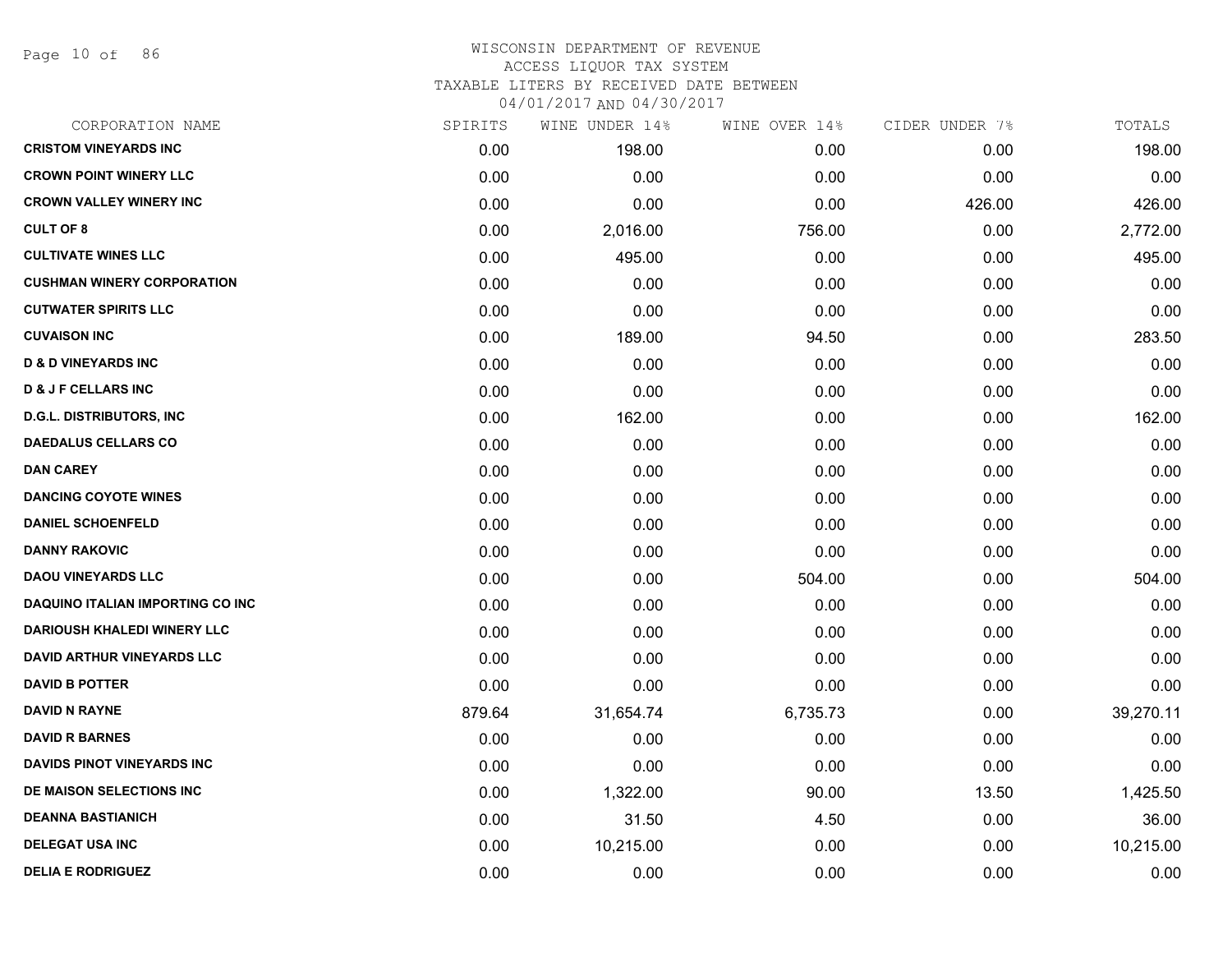# WISCONSIN DEPARTMENT OF REVENUE
## ACCESS LIQUOR TAX SYSTEM
### TAXABLE LITERS BY RECEIVED DATE BETWEEN 04/01/2017 AND 04/30/2017

| CORPORATION NAME | SPIRITS | WINE UNDER 14% | WINE OVER 14% | CIDER UNDER 7% | TOTALS |
|---|---|---|---|---|---|
| CRISTOM VINEYARDS INC | 0.00 | 198.00 | 0.00 | 0.00 | 198.00 |
| CROWN POINT WINERY LLC | 0.00 | 0.00 | 0.00 | 0.00 | 0.00 |
| CROWN VALLEY WINERY INC | 0.00 | 0.00 | 0.00 | 426.00 | 426.00 |
| CULT OF 8 | 0.00 | 2,016.00 | 756.00 | 0.00 | 2,772.00 |
| CULTIVATE WINES LLC | 0.00 | 495.00 | 0.00 | 0.00 | 495.00 |
| CUSHMAN WINERY CORPORATION | 0.00 | 0.00 | 0.00 | 0.00 | 0.00 |
| CUTWATER SPIRITS LLC | 0.00 | 0.00 | 0.00 | 0.00 | 0.00 |
| CUVAISON INC | 0.00 | 189.00 | 94.50 | 0.00 | 283.50 |
| D & D VINEYARDS INC | 0.00 | 0.00 | 0.00 | 0.00 | 0.00 |
| D & J F CELLARS INC | 0.00 | 0.00 | 0.00 | 0.00 | 0.00 |
| D.G.L. DISTRIBUTORS, INC | 0.00 | 162.00 | 0.00 | 0.00 | 162.00 |
| DAEDALUS CELLARS CO | 0.00 | 0.00 | 0.00 | 0.00 | 0.00 |
| DAN CAREY | 0.00 | 0.00 | 0.00 | 0.00 | 0.00 |
| DANCING COYOTE WINES | 0.00 | 0.00 | 0.00 | 0.00 | 0.00 |
| DANIEL SCHOENFELD | 0.00 | 0.00 | 0.00 | 0.00 | 0.00 |
| DANNY RAKOVIC | 0.00 | 0.00 | 0.00 | 0.00 | 0.00 |
| DAOU VINEYARDS LLC | 0.00 | 0.00 | 504.00 | 0.00 | 504.00 |
| DAQUINO ITALIAN IMPORTING CO INC | 0.00 | 0.00 | 0.00 | 0.00 | 0.00 |
| DARIOUSH KHALEDI WINERY LLC | 0.00 | 0.00 | 0.00 | 0.00 | 0.00 |
| DAVID ARTHUR VINEYARDS LLC | 0.00 | 0.00 | 0.00 | 0.00 | 0.00 |
| DAVID B POTTER | 0.00 | 0.00 | 0.00 | 0.00 | 0.00 |
| DAVID N RAYNE | 879.64 | 31,654.74 | 6,735.73 | 0.00 | 39,270.11 |
| DAVID R BARNES | 0.00 | 0.00 | 0.00 | 0.00 | 0.00 |
| DAVIDS PINOT VINEYARDS INC | 0.00 | 0.00 | 0.00 | 0.00 | 0.00 |
| DE MAISON SELECTIONS INC | 0.00 | 1,322.00 | 90.00 | 13.50 | 1,425.50 |
| DEANNA BASTIANICH | 0.00 | 31.50 | 4.50 | 0.00 | 36.00 |
| DELEGAT USA INC | 0.00 | 10,215.00 | 0.00 | 0.00 | 10,215.00 |
| DELIA E RODRIGUEZ | 0.00 | 0.00 | 0.00 | 0.00 | 0.00 |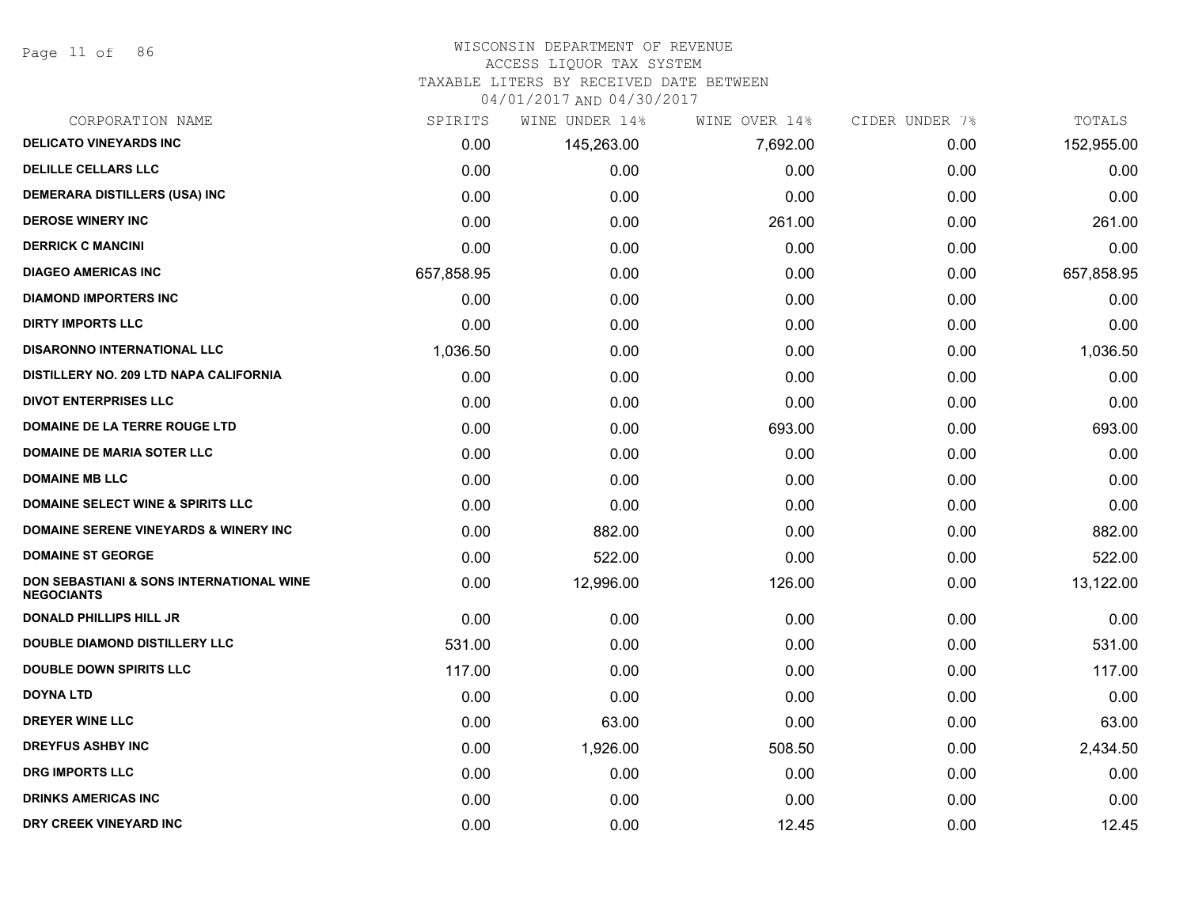# WISCONSIN DEPARTMENT OF REVENUE
ACCESS LIQUOR TAX SYSTEM
TAXABLE LITERS BY RECEIVED DATE BETWEEN
04/01/2017 AND 04/30/2017

| CORPORATION NAME | SPIRITS | WINE UNDER 14% | WINE OVER 14% | CIDER UNDER 7% | TOTALS |
|---|---|---|---|---|---|
| DELICATO VINEYARDS INC | 0.00 | 145,263.00 | 7,692.00 | 0.00 | 152,955.00 |
| DELILLE CELLARS LLC | 0.00 | 0.00 | 0.00 | 0.00 | 0.00 |
| DEMERARA DISTILLERS (USA) INC | 0.00 | 0.00 | 0.00 | 0.00 | 0.00 |
| DEROSE WINERY INC | 0.00 | 0.00 | 261.00 | 0.00 | 261.00 |
| DERRICK C MANCINI | 0.00 | 0.00 | 0.00 | 0.00 | 0.00 |
| DIAGEO AMERICAS INC | 657,858.95 | 0.00 | 0.00 | 0.00 | 657,858.95 |
| DIAMOND IMPORTERS INC | 0.00 | 0.00 | 0.00 | 0.00 | 0.00 |
| DIRTY IMPORTS LLC | 0.00 | 0.00 | 0.00 | 0.00 | 0.00 |
| DISARONNO INTERNATIONAL LLC | 1,036.50 | 0.00 | 0.00 | 0.00 | 1,036.50 |
| DISTILLERY NO. 209 LTD NAPA CALIFORNIA | 0.00 | 0.00 | 0.00 | 0.00 | 0.00 |
| DIVOT ENTERPRISES LLC | 0.00 | 0.00 | 0.00 | 0.00 | 0.00 |
| DOMAINE DE LA TERRE ROUGE LTD | 0.00 | 0.00 | 693.00 | 0.00 | 693.00 |
| DOMAINE DE MARIA SOTER LLC | 0.00 | 0.00 | 0.00 | 0.00 | 0.00 |
| DOMAINE MB LLC | 0.00 | 0.00 | 0.00 | 0.00 | 0.00 |
| DOMAINE SELECT WINE & SPIRITS LLC | 0.00 | 0.00 | 0.00 | 0.00 | 0.00 |
| DOMAINE SERENE VINEYARDS & WINERY INC | 0.00 | 882.00 | 0.00 | 0.00 | 882.00 |
| DOMAINE ST GEORGE | 0.00 | 522.00 | 0.00 | 0.00 | 522.00 |
| DON SEBASTIANI & SONS INTERNATIONAL WINE NEGOCIANTS | 0.00 | 12,996.00 | 126.00 | 0.00 | 13,122.00 |
| DONALD PHILLIPS HILL JR | 0.00 | 0.00 | 0.00 | 0.00 | 0.00 |
| DOUBLE DIAMOND DISTILLERY LLC | 531.00 | 0.00 | 0.00 | 0.00 | 531.00 |
| DOUBLE DOWN SPIRITS LLC | 117.00 | 0.00 | 0.00 | 0.00 | 117.00 |
| DOYNA LTD | 0.00 | 0.00 | 0.00 | 0.00 | 0.00 |
| DREYER WINE LLC | 0.00 | 63.00 | 0.00 | 0.00 | 63.00 |
| DREYFUS ASHBY INC | 0.00 | 1,926.00 | 508.50 | 0.00 | 2,434.50 |
| DRG IMPORTS LLC | 0.00 | 0.00 | 0.00 | 0.00 | 0.00 |
| DRINKS AMERICAS INC | 0.00 | 0.00 | 0.00 | 0.00 | 0.00 |
| DRY CREEK VINEYARD INC | 0.00 | 0.00 | 12.45 | 0.00 | 12.45 |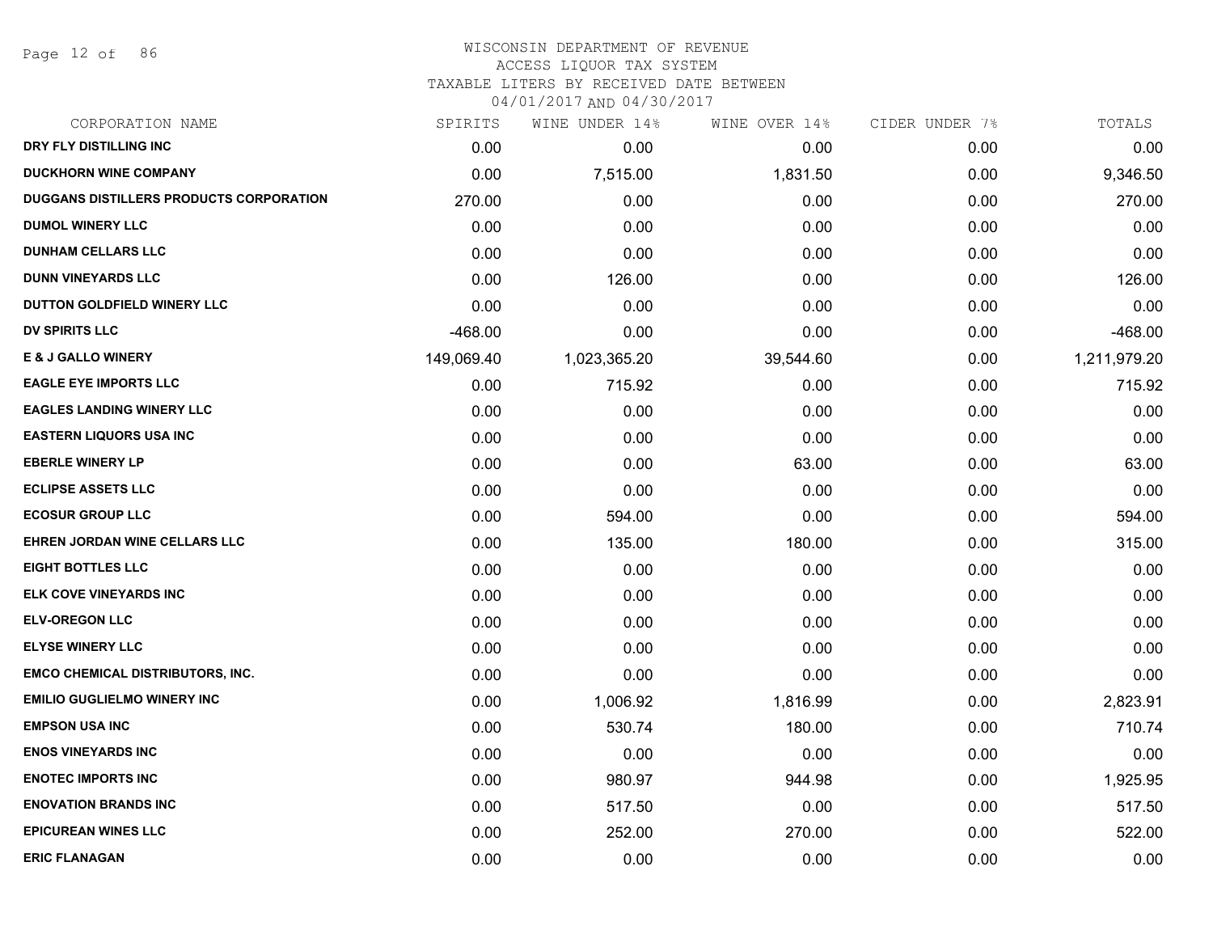WISCONSIN DEPARTMENT OF REVENUE
ACCESS LIQUOR TAX SYSTEM
TAXABLE LITERS BY RECEIVED DATE BETWEEN
04/01/2017 AND 04/30/2017

| CORPORATION NAME | SPIRITS | WINE UNDER 14% | WINE OVER 14% | CIDER UNDER 7% | TOTALS |
|---|---|---|---|---|---|
| DRY FLY DISTILLING INC | 0.00 | 0.00 | 0.00 | 0.00 | 0.00 |
| DUCKHORN WINE COMPANY | 0.00 | 7,515.00 | 1,831.50 | 0.00 | 9,346.50 |
| DUGGANS DISTILLERS PRODUCTS CORPORATION | 270.00 | 0.00 | 0.00 | 0.00 | 270.00 |
| DUMOL WINERY LLC | 0.00 | 0.00 | 0.00 | 0.00 | 0.00 |
| DUNHAM CELLARS LLC | 0.00 | 0.00 | 0.00 | 0.00 | 0.00 |
| DUNN VINEYARDS LLC | 0.00 | 126.00 | 0.00 | 0.00 | 126.00 |
| DUTTON GOLDFIELD WINERY LLC | 0.00 | 0.00 | 0.00 | 0.00 | 0.00 |
| DV SPIRITS LLC | -468.00 | 0.00 | 0.00 | 0.00 | -468.00 |
| E & J GALLO WINERY | 149,069.40 | 1,023,365.20 | 39,544.60 | 0.00 | 1,211,979.20 |
| EAGLE EYE IMPORTS LLC | 0.00 | 715.92 | 0.00 | 0.00 | 715.92 |
| EAGLES LANDING WINERY LLC | 0.00 | 0.00 | 0.00 | 0.00 | 0.00 |
| EASTERN LIQUORS USA INC | 0.00 | 0.00 | 0.00 | 0.00 | 0.00 |
| EBERLE WINERY LP | 0.00 | 0.00 | 63.00 | 0.00 | 63.00 |
| ECLIPSE ASSETS LLC | 0.00 | 0.00 | 0.00 | 0.00 | 0.00 |
| ECOSUR GROUP LLC | 0.00 | 594.00 | 0.00 | 0.00 | 594.00 |
| EHREN JORDAN WINE CELLARS LLC | 0.00 | 135.00 | 180.00 | 0.00 | 315.00 |
| EIGHT BOTTLES LLC | 0.00 | 0.00 | 0.00 | 0.00 | 0.00 |
| ELK COVE VINEYARDS INC | 0.00 | 0.00 | 0.00 | 0.00 | 0.00 |
| ELV-OREGON LLC | 0.00 | 0.00 | 0.00 | 0.00 | 0.00 |
| ELYSE WINERY LLC | 0.00 | 0.00 | 0.00 | 0.00 | 0.00 |
| EMCO CHEMICAL DISTRIBUTORS, INC. | 0.00 | 0.00 | 0.00 | 0.00 | 0.00 |
| EMILIO GUGLIELMO WINERY INC | 0.00 | 1,006.92 | 1,816.99 | 0.00 | 2,823.91 |
| EMPSON USA INC | 0.00 | 530.74 | 180.00 | 0.00 | 710.74 |
| ENOS VINEYARDS INC | 0.00 | 0.00 | 0.00 | 0.00 | 0.00 |
| ENOTEC IMPORTS INC | 0.00 | 980.97 | 944.98 | 0.00 | 1,925.95 |
| ENOVATION BRANDS INC | 0.00 | 517.50 | 0.00 | 0.00 | 517.50 |
| EPICUREAN WINES LLC | 0.00 | 252.00 | 270.00 | 0.00 | 522.00 |
| ERIC FLANAGAN | 0.00 | 0.00 | 0.00 | 0.00 | 0.00 |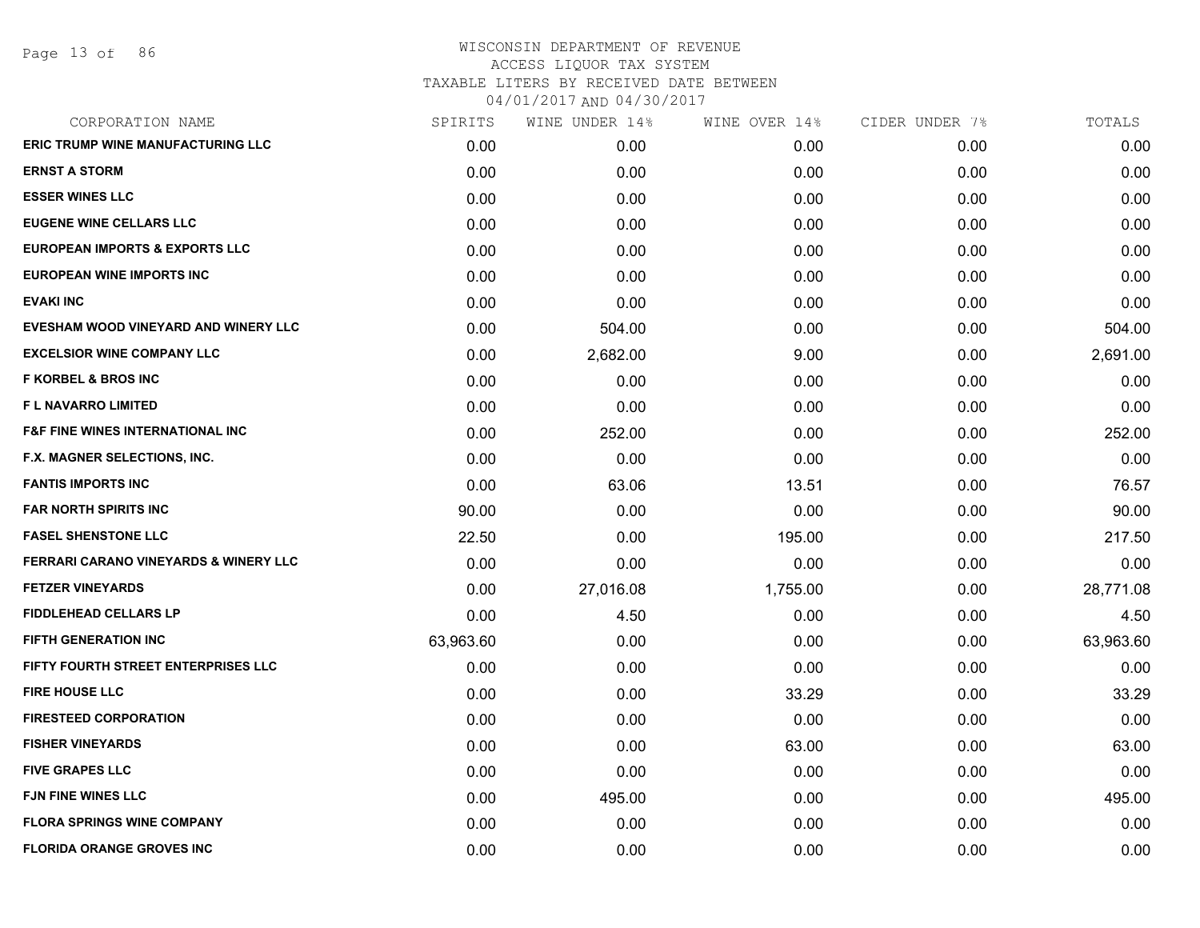WISCONSIN DEPARTMENT OF REVENUE
ACCESS LIQUOR TAX SYSTEM
TAXABLE LITERS BY RECEIVED DATE BETWEEN
04/01/2017 AND 04/30/2017

| CORPORATION NAME | SPIRITS | WINE UNDER 14% | WINE OVER 14% | CIDER UNDER 7% | TOTALS |
|---|---|---|---|---|---|
| ERIC TRUMP WINE MANUFACTURING LLC | 0.00 | 0.00 | 0.00 | 0.00 | 0.00 |
| ERNST A STORM | 0.00 | 0.00 | 0.00 | 0.00 | 0.00 |
| ESSER WINES LLC | 0.00 | 0.00 | 0.00 | 0.00 | 0.00 |
| EUGENE WINE CELLARS LLC | 0.00 | 0.00 | 0.00 | 0.00 | 0.00 |
| EUROPEAN IMPORTS & EXPORTS LLC | 0.00 | 0.00 | 0.00 | 0.00 | 0.00 |
| EUROPEAN WINE IMPORTS INC | 0.00 | 0.00 | 0.00 | 0.00 | 0.00 |
| EVAKI INC | 0.00 | 0.00 | 0.00 | 0.00 | 0.00 |
| EVESHAM WOOD VINEYARD AND WINERY LLC | 0.00 | 504.00 | 0.00 | 0.00 | 504.00 |
| EXCELSIOR WINE COMPANY LLC | 0.00 | 2,682.00 | 9.00 | 0.00 | 2,691.00 |
| F KORBEL & BROS INC | 0.00 | 0.00 | 0.00 | 0.00 | 0.00 |
| F L NAVARRO LIMITED | 0.00 | 0.00 | 0.00 | 0.00 | 0.00 |
| F&F FINE WINES INTERNATIONAL INC | 0.00 | 252.00 | 0.00 | 0.00 | 252.00 |
| F.X. MAGNER SELECTIONS, INC. | 0.00 | 0.00 | 0.00 | 0.00 | 0.00 |
| FANTIS IMPORTS INC | 0.00 | 63.06 | 13.51 | 0.00 | 76.57 |
| FAR NORTH SPIRITS INC | 90.00 | 0.00 | 0.00 | 0.00 | 90.00 |
| FASEL SHENSTONE LLC | 22.50 | 0.00 | 195.00 | 0.00 | 217.50 |
| FERRARI CARANO VINEYARDS & WINERY LLC | 0.00 | 0.00 | 0.00 | 0.00 | 0.00 |
| FETZER VINEYARDS | 0.00 | 27,016.08 | 1,755.00 | 0.00 | 28,771.08 |
| FIDDLEHEAD CELLARS LP | 0.00 | 4.50 | 0.00 | 0.00 | 4.50 |
| FIFTH GENERATION INC | 63,963.60 | 0.00 | 0.00 | 0.00 | 63,963.60 |
| FIFTY FOURTH STREET ENTERPRISES LLC | 0.00 | 0.00 | 0.00 | 0.00 | 0.00 |
| FIRE HOUSE LLC | 0.00 | 0.00 | 33.29 | 0.00 | 33.29 |
| FIRESTEED CORPORATION | 0.00 | 0.00 | 0.00 | 0.00 | 0.00 |
| FISHER VINEYARDS | 0.00 | 0.00 | 63.00 | 0.00 | 63.00 |
| FIVE GRAPES LLC | 0.00 | 0.00 | 0.00 | 0.00 | 0.00 |
| FJN FINE WINES LLC | 0.00 | 495.00 | 0.00 | 0.00 | 495.00 |
| FLORA SPRINGS WINE COMPANY | 0.00 | 0.00 | 0.00 | 0.00 | 0.00 |
| FLORIDA ORANGE GROVES INC | 0.00 | 0.00 | 0.00 | 0.00 | 0.00 |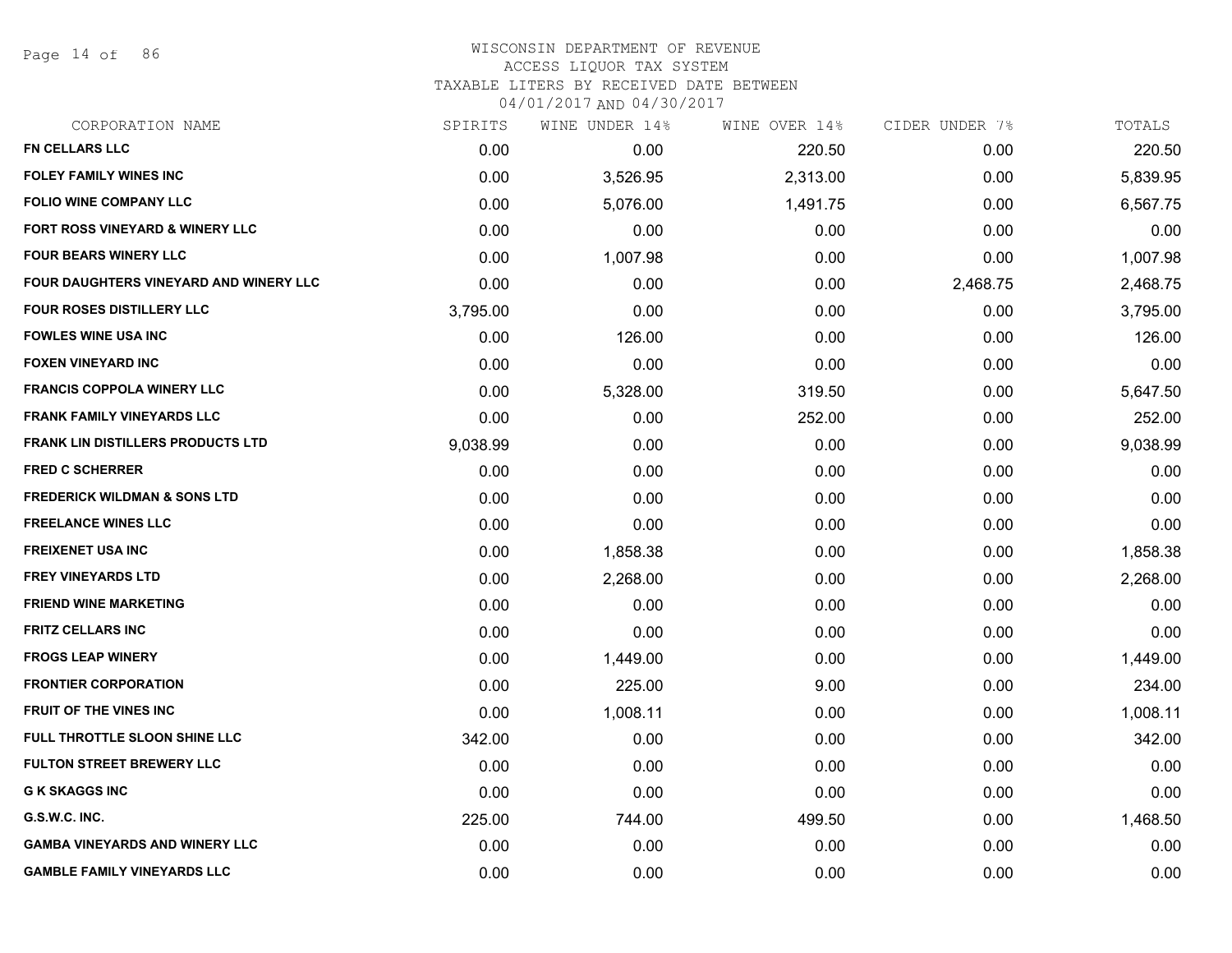# WISCONSIN DEPARTMENT OF REVENUE
## ACCESS LIQUOR TAX SYSTEM
### TAXABLE LITERS BY RECEIVED DATE BETWEEN 04/01/2017 AND 04/30/2017

| CORPORATION NAME | SPIRITS | WINE UNDER 14% | WINE OVER 14% | CIDER UNDER 7% | TOTALS |
|---|---|---|---|---|---|
| FN CELLARS LLC | 0.00 | 0.00 | 220.50 | 0.00 | 220.50 |
| FOLEY FAMILY WINES INC | 0.00 | 3,526.95 | 2,313.00 | 0.00 | 5,839.95 |
| FOLIO WINE COMPANY LLC | 0.00 | 5,076.00 | 1,491.75 | 0.00 | 6,567.75 |
| FORT ROSS VINEYARD & WINERY LLC | 0.00 | 0.00 | 0.00 | 0.00 | 0.00 |
| FOUR BEARS WINERY LLC | 0.00 | 1,007.98 | 0.00 | 0.00 | 1,007.98 |
| FOUR DAUGHTERS VINEYARD AND WINERY LLC | 0.00 | 0.00 | 0.00 | 2,468.75 | 2,468.75 |
| FOUR ROSES DISTILLERY LLC | 3,795.00 | 0.00 | 0.00 | 0.00 | 3,795.00 |
| FOWLES WINE USA INC | 0.00 | 126.00 | 0.00 | 0.00 | 126.00 |
| FOXEN VINEYARD INC | 0.00 | 0.00 | 0.00 | 0.00 | 0.00 |
| FRANCIS COPPOLA WINERY LLC | 0.00 | 5,328.00 | 319.50 | 0.00 | 5,647.50 |
| FRANK FAMILY VINEYARDS LLC | 0.00 | 0.00 | 252.00 | 0.00 | 252.00 |
| FRANK LIN DISTILLERS PRODUCTS LTD | 9,038.99 | 0.00 | 0.00 | 0.00 | 9,038.99 |
| FRED C SCHERRER | 0.00 | 0.00 | 0.00 | 0.00 | 0.00 |
| FREDERICK WILDMAN & SONS LTD | 0.00 | 0.00 | 0.00 | 0.00 | 0.00 |
| FREELANCE WINES LLC | 0.00 | 0.00 | 0.00 | 0.00 | 0.00 |
| FREIXENET USA INC | 0.00 | 1,858.38 | 0.00 | 0.00 | 1,858.38 |
| FREY VINEYARDS LTD | 0.00 | 2,268.00 | 0.00 | 0.00 | 2,268.00 |
| FRIEND WINE MARKETING | 0.00 | 0.00 | 0.00 | 0.00 | 0.00 |
| FRITZ CELLARS INC | 0.00 | 0.00 | 0.00 | 0.00 | 0.00 |
| FROGS LEAP WINERY | 0.00 | 1,449.00 | 0.00 | 0.00 | 1,449.00 |
| FRONTIER CORPORATION | 0.00 | 225.00 | 9.00 | 0.00 | 234.00 |
| FRUIT OF THE VINES INC | 0.00 | 1,008.11 | 0.00 | 0.00 | 1,008.11 |
| FULL THROTTLE SLOON SHINE LLC | 342.00 | 0.00 | 0.00 | 0.00 | 342.00 |
| FULTON STREET BREWERY LLC | 0.00 | 0.00 | 0.00 | 0.00 | 0.00 |
| G K SKAGGS INC | 0.00 | 0.00 | 0.00 | 0.00 | 0.00 |
| G.S.W.C. INC. | 225.00 | 744.00 | 499.50 | 0.00 | 1,468.50 |
| GAMBA VINEYARDS AND WINERY LLC | 0.00 | 0.00 | 0.00 | 0.00 | 0.00 |
| GAMBLE FAMILY VINEYARDS LLC | 0.00 | 0.00 | 0.00 | 0.00 | 0.00 |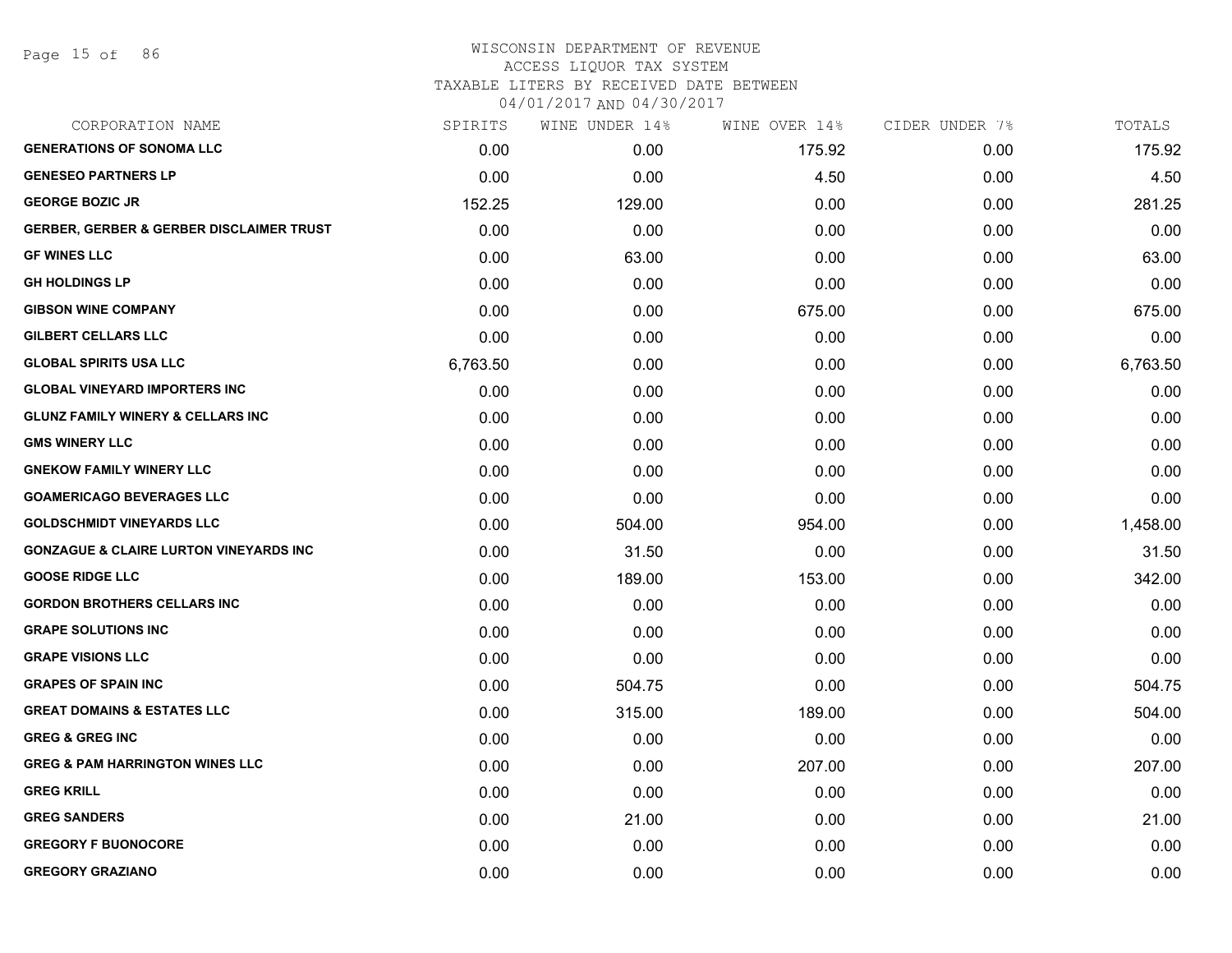# WISCONSIN DEPARTMENT OF REVENUE
## ACCESS LIQUOR TAX SYSTEM
### TAXABLE LITERS BY RECEIVED DATE BETWEEN 04/01/2017 AND 04/30/2017

| CORPORATION NAME | SPIRITS | WINE UNDER 14% | WINE OVER 14% | CIDER UNDER 7% | TOTALS |
|---|---|---|---|---|---|
| GENERATIONS OF SONOMA LLC | 0.00 | 0.00 | 175.92 | 0.00 | 175.92 |
| GENESEO PARTNERS LP | 0.00 | 0.00 | 4.50 | 0.00 | 4.50 |
| GEORGE BOZIC JR | 152.25 | 129.00 | 0.00 | 0.00 | 281.25 |
| GERBER, GERBER & GERBER DISCLAIMER TRUST | 0.00 | 0.00 | 0.00 | 0.00 | 0.00 |
| GF WINES LLC | 0.00 | 63.00 | 0.00 | 0.00 | 63.00 |
| GH HOLDINGS LP | 0.00 | 0.00 | 0.00 | 0.00 | 0.00 |
| GIBSON WINE COMPANY | 0.00 | 0.00 | 675.00 | 0.00 | 675.00 |
| GILBERT CELLARS LLC | 0.00 | 0.00 | 0.00 | 0.00 | 0.00 |
| GLOBAL SPIRITS USA LLC | 6,763.50 | 0.00 | 0.00 | 0.00 | 6,763.50 |
| GLOBAL VINEYARD IMPORTERS INC | 0.00 | 0.00 | 0.00 | 0.00 | 0.00 |
| GLUNZ FAMILY WINERY & CELLARS INC | 0.00 | 0.00 | 0.00 | 0.00 | 0.00 |
| GMS WINERY LLC | 0.00 | 0.00 | 0.00 | 0.00 | 0.00 |
| GNEKOW FAMILY WINERY LLC | 0.00 | 0.00 | 0.00 | 0.00 | 0.00 |
| GOAMERICAGO BEVERAGES LLC | 0.00 | 0.00 | 0.00 | 0.00 | 0.00 |
| GOLDSCHMIDT VINEYARDS LLC | 0.00 | 504.00 | 954.00 | 0.00 | 1,458.00 |
| GONZAGUE & CLAIRE LURTON VINEYARDS INC | 0.00 | 31.50 | 0.00 | 0.00 | 31.50 |
| GOOSE RIDGE LLC | 0.00 | 189.00 | 153.00 | 0.00 | 342.00 |
| GORDON BROTHERS CELLARS INC | 0.00 | 0.00 | 0.00 | 0.00 | 0.00 |
| GRAPE SOLUTIONS INC | 0.00 | 0.00 | 0.00 | 0.00 | 0.00 |
| GRAPE VISIONS LLC | 0.00 | 0.00 | 0.00 | 0.00 | 0.00 |
| GRAPES OF SPAIN INC | 0.00 | 504.75 | 0.00 | 0.00 | 504.75 |
| GREAT DOMAINS & ESTATES LLC | 0.00 | 315.00 | 189.00 | 0.00 | 504.00 |
| GREG & GREG INC | 0.00 | 0.00 | 0.00 | 0.00 | 0.00 |
| GREG & PAM HARRINGTON WINES LLC | 0.00 | 0.00 | 207.00 | 0.00 | 207.00 |
| GREG KRILL | 0.00 | 0.00 | 0.00 | 0.00 | 0.00 |
| GREG SANDERS | 0.00 | 21.00 | 0.00 | 0.00 | 21.00 |
| GREGORY F BUONOCORE | 0.00 | 0.00 | 0.00 | 0.00 | 0.00 |
| GREGORY GRAZIANO | 0.00 | 0.00 | 0.00 | 0.00 | 0.00 |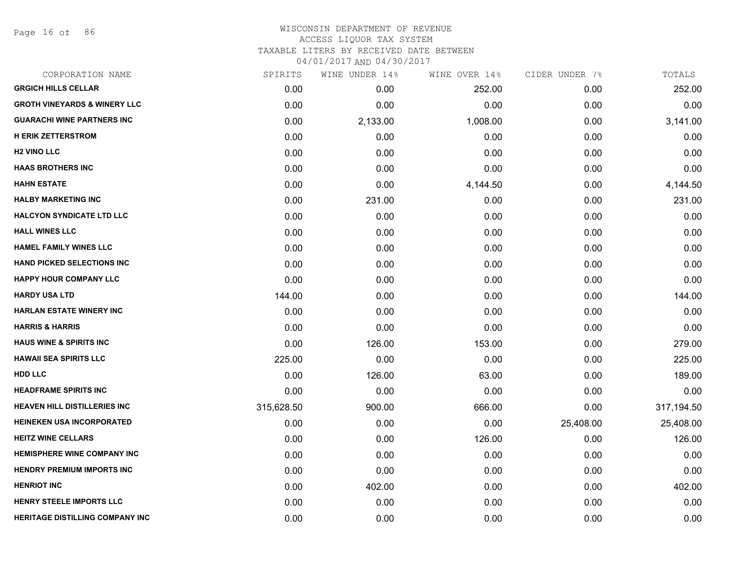# WISCONSIN DEPARTMENT OF REVENUE
## ACCESS LIQUOR TAX SYSTEM
### TAXABLE LITERS BY RECEIVED DATE BETWEEN 04/01/2017 AND 04/30/2017

| CORPORATION NAME | SPIRITS | WINE UNDER 14% | WINE OVER 14% | CIDER UNDER 7% | TOTALS |
|---|---|---|---|---|---|
| GRGICH HILLS CELLAR | 0.00 | 0.00 | 252.00 | 0.00 | 252.00 |
| GROTH VINEYARDS & WINERY LLC | 0.00 | 0.00 | 0.00 | 0.00 | 0.00 |
| GUARACHI WINE PARTNERS INC | 0.00 | 2,133.00 | 1,008.00 | 0.00 | 3,141.00 |
| H ERIK ZETTERSTROM | 0.00 | 0.00 | 0.00 | 0.00 | 0.00 |
| H2 VINO LLC | 0.00 | 0.00 | 0.00 | 0.00 | 0.00 |
| HAAS BROTHERS INC | 0.00 | 0.00 | 0.00 | 0.00 | 0.00 |
| HAHN ESTATE | 0.00 | 0.00 | 4,144.50 | 0.00 | 4,144.50 |
| HALBY MARKETING INC | 0.00 | 231.00 | 0.00 | 0.00 | 231.00 |
| HALCYON SYNDICATE LTD LLC | 0.00 | 0.00 | 0.00 | 0.00 | 0.00 |
| HALL WINES LLC | 0.00 | 0.00 | 0.00 | 0.00 | 0.00 |
| HAMEL FAMILY WINES LLC | 0.00 | 0.00 | 0.00 | 0.00 | 0.00 |
| HAND PICKED SELECTIONS INC | 0.00 | 0.00 | 0.00 | 0.00 | 0.00 |
| HAPPY HOUR COMPANY LLC | 0.00 | 0.00 | 0.00 | 0.00 | 0.00 |
| HARDY USA LTD | 144.00 | 0.00 | 0.00 | 0.00 | 144.00 |
| HARLAN ESTATE WINERY INC | 0.00 | 0.00 | 0.00 | 0.00 | 0.00 |
| HARRIS & HARRIS | 0.00 | 0.00 | 0.00 | 0.00 | 0.00 |
| HAUS WINE & SPIRITS INC | 0.00 | 126.00 | 153.00 | 0.00 | 279.00 |
| HAWAII SEA SPIRITS LLC | 225.00 | 0.00 | 0.00 | 0.00 | 225.00 |
| HDD LLC | 0.00 | 126.00 | 63.00 | 0.00 | 189.00 |
| HEADFRAME SPIRITS INC | 0.00 | 0.00 | 0.00 | 0.00 | 0.00 |
| HEAVEN HILL DISTILLERIES INC | 315,628.50 | 900.00 | 666.00 | 0.00 | 317,194.50 |
| HEINEKEN USA INCORPORATED | 0.00 | 0.00 | 0.00 | 25,408.00 | 25,408.00 |
| HEITZ WINE CELLARS | 0.00 | 0.00 | 126.00 | 0.00 | 126.00 |
| HEMISPHERE WINE COMPANY INC | 0.00 | 0.00 | 0.00 | 0.00 | 0.00 |
| HENDRY PREMIUM IMPORTS INC | 0.00 | 0.00 | 0.00 | 0.00 | 0.00 |
| HENRIOT INC | 0.00 | 402.00 | 0.00 | 0.00 | 402.00 |
| HENRY STEELE IMPORTS LLC | 0.00 | 0.00 | 0.00 | 0.00 | 0.00 |
| HERITAGE DISTILLING COMPANY INC | 0.00 | 0.00 | 0.00 | 0.00 | 0.00 |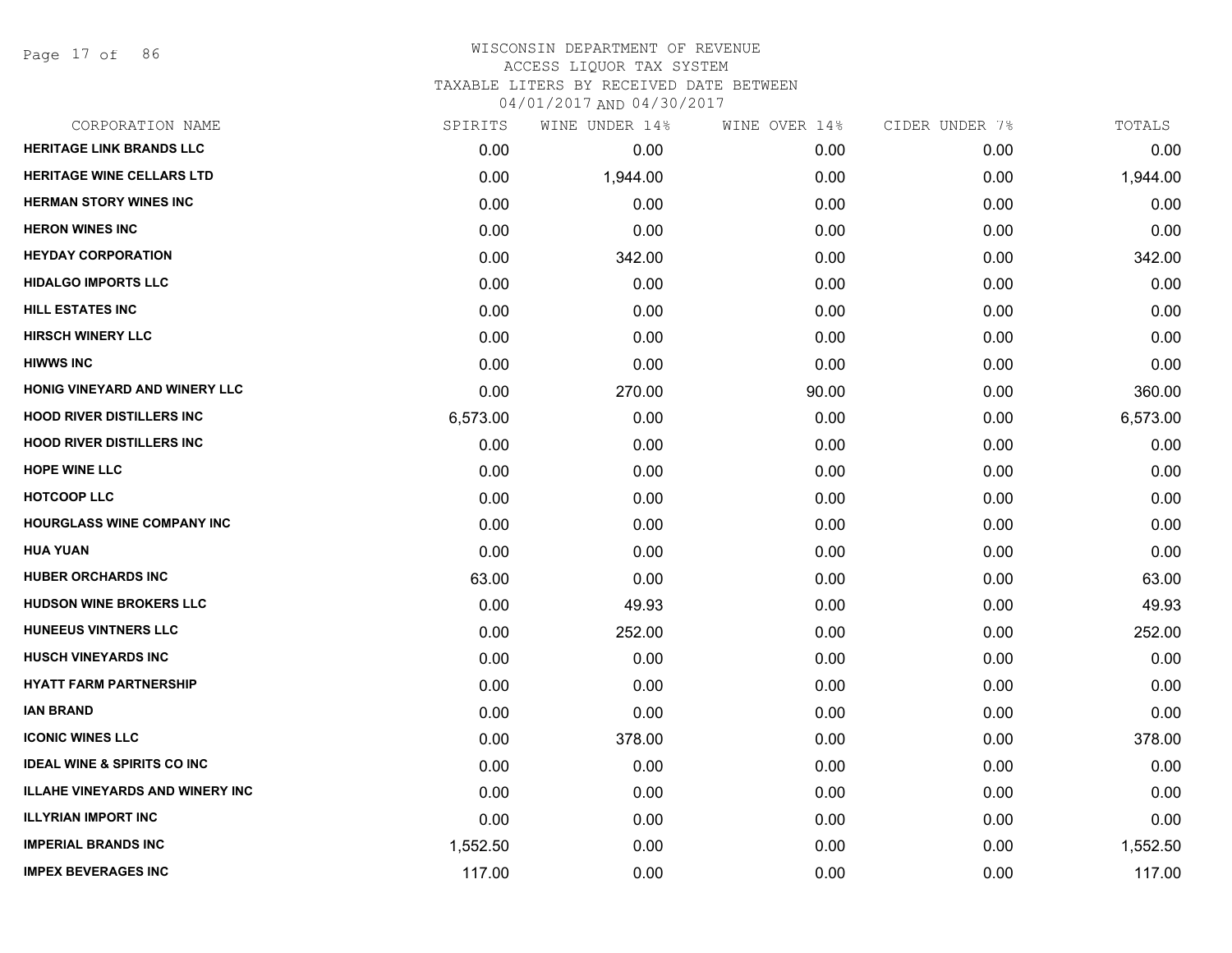# WISCONSIN DEPARTMENT OF REVENUE
ACCESS LIQUOR TAX SYSTEM
TAXABLE LITERS BY RECEIVED DATE BETWEEN
04/01/2017 AND 04/30/2017

| CORPORATION NAME | SPIRITS | WINE UNDER 14% | WINE OVER 14% | CIDER UNDER 7% | TOTALS |
|---|---|---|---|---|---|
| HERITAGE LINK BRANDS LLC | 0.00 | 0.00 | 0.00 | 0.00 | 0.00 |
| HERITAGE WINE CELLARS LTD | 0.00 | 1,944.00 | 0.00 | 0.00 | 1,944.00 |
| HERMAN STORY WINES INC | 0.00 | 0.00 | 0.00 | 0.00 | 0.00 |
| HERON WINES INC | 0.00 | 0.00 | 0.00 | 0.00 | 0.00 |
| HEYDAY CORPORATION | 0.00 | 342.00 | 0.00 | 0.00 | 342.00 |
| HIDALGO IMPORTS LLC | 0.00 | 0.00 | 0.00 | 0.00 | 0.00 |
| HILL ESTATES INC | 0.00 | 0.00 | 0.00 | 0.00 | 0.00 |
| HIRSCH WINERY LLC | 0.00 | 0.00 | 0.00 | 0.00 | 0.00 |
| HIWWS INC | 0.00 | 0.00 | 0.00 | 0.00 | 0.00 |
| HONIG VINEYARD AND WINERY LLC | 0.00 | 270.00 | 90.00 | 0.00 | 360.00 |
| HOOD RIVER DISTILLERS INC | 6,573.00 | 0.00 | 0.00 | 0.00 | 6,573.00 |
| HOOD RIVER DISTILLERS INC | 0.00 | 0.00 | 0.00 | 0.00 | 0.00 |
| HOPE WINE LLC | 0.00 | 0.00 | 0.00 | 0.00 | 0.00 |
| HOTCOOP LLC | 0.00 | 0.00 | 0.00 | 0.00 | 0.00 |
| HOURGLASS WINE COMPANY INC | 0.00 | 0.00 | 0.00 | 0.00 | 0.00 |
| HUA YUAN | 0.00 | 0.00 | 0.00 | 0.00 | 0.00 |
| HUBER ORCHARDS INC | 63.00 | 0.00 | 0.00 | 0.00 | 63.00 |
| HUDSON WINE BROKERS LLC | 0.00 | 49.93 | 0.00 | 0.00 | 49.93 |
| HUNEEUS VINTNERS LLC | 0.00 | 252.00 | 0.00 | 0.00 | 252.00 |
| HUSCH VINEYARDS INC | 0.00 | 0.00 | 0.00 | 0.00 | 0.00 |
| HYATT FARM PARTNERSHIP | 0.00 | 0.00 | 0.00 | 0.00 | 0.00 |
| IAN BRAND | 0.00 | 0.00 | 0.00 | 0.00 | 0.00 |
| ICONIC WINES LLC | 0.00 | 378.00 | 0.00 | 0.00 | 378.00 |
| IDEAL WINE & SPIRITS CO INC | 0.00 | 0.00 | 0.00 | 0.00 | 0.00 |
| ILLAHE VINEYARDS AND WINERY INC | 0.00 | 0.00 | 0.00 | 0.00 | 0.00 |
| ILLYRIAN IMPORT INC | 0.00 | 0.00 | 0.00 | 0.00 | 0.00 |
| IMPERIAL BRANDS INC | 1,552.50 | 0.00 | 0.00 | 0.00 | 1,552.50 |
| IMPEX BEVERAGES INC | 117.00 | 0.00 | 0.00 | 0.00 | 117.00 |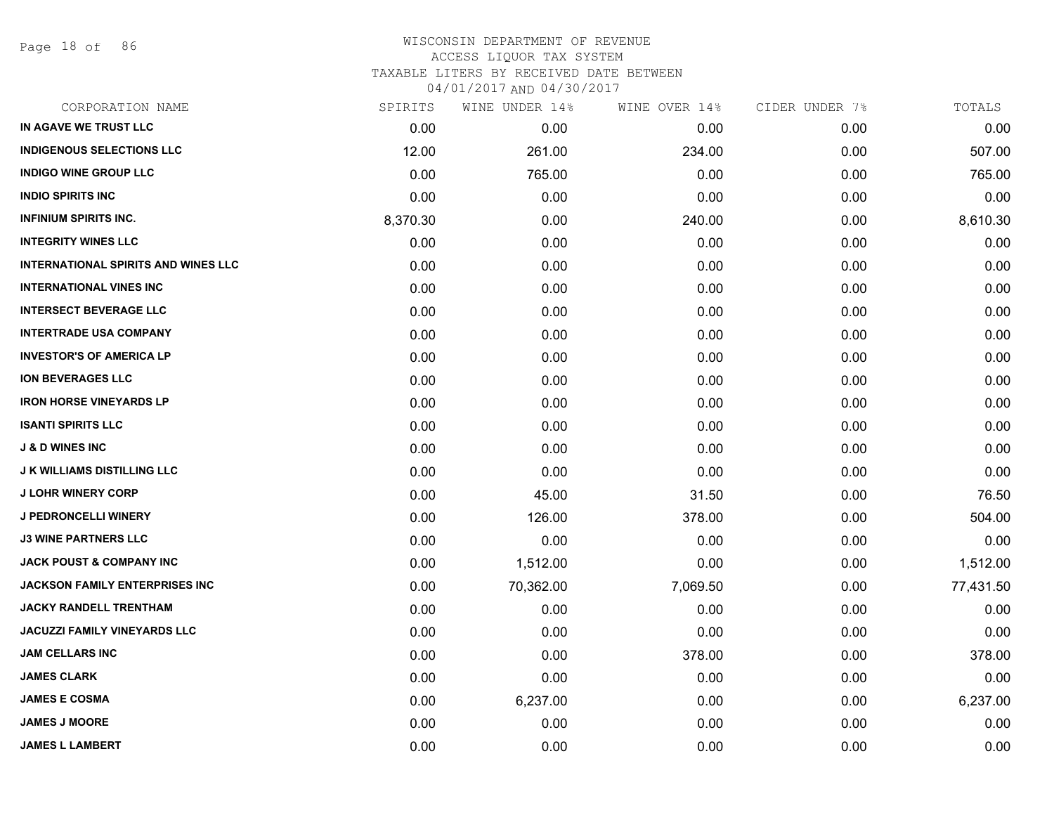# WISCONSIN DEPARTMENT OF REVENUE
## ACCESS LIQUOR TAX SYSTEM
### TAXABLE LITERS BY RECEIVED DATE BETWEEN 04/01/2017 AND 04/30/2017

| CORPORATION NAME | SPIRITS | WINE UNDER 14% | WINE OVER 14% | CIDER UNDER 7% | TOTALS |
|---|---|---|---|---|---|
| IN AGAVE WE TRUST LLC | 0.00 | 0.00 | 0.00 | 0.00 | 0.00 |
| INDIGENOUS SELECTIONS LLC | 12.00 | 261.00 | 234.00 | 0.00 | 507.00 |
| INDIGO WINE GROUP LLC | 0.00 | 765.00 | 0.00 | 0.00 | 765.00 |
| INDIO SPIRITS INC | 0.00 | 0.00 | 0.00 | 0.00 | 0.00 |
| INFINIUM SPIRITS INC. | 8,370.30 | 0.00 | 240.00 | 0.00 | 8,610.30 |
| INTEGRITY WINES LLC | 0.00 | 0.00 | 0.00 | 0.00 | 0.00 |
| INTERNATIONAL SPIRITS AND WINES LLC | 0.00 | 0.00 | 0.00 | 0.00 | 0.00 |
| INTERNATIONAL VINES INC | 0.00 | 0.00 | 0.00 | 0.00 | 0.00 |
| INTERSECT BEVERAGE LLC | 0.00 | 0.00 | 0.00 | 0.00 | 0.00 |
| INTERTRADE USA COMPANY | 0.00 | 0.00 | 0.00 | 0.00 | 0.00 |
| INVESTOR'S OF AMERICA LP | 0.00 | 0.00 | 0.00 | 0.00 | 0.00 |
| ION BEVERAGES LLC | 0.00 | 0.00 | 0.00 | 0.00 | 0.00 |
| IRON HORSE VINEYARDS LP | 0.00 | 0.00 | 0.00 | 0.00 | 0.00 |
| ISANTI SPIRITS LLC | 0.00 | 0.00 | 0.00 | 0.00 | 0.00 |
| J & D WINES INC | 0.00 | 0.00 | 0.00 | 0.00 | 0.00 |
| J K WILLIAMS DISTILLING LLC | 0.00 | 0.00 | 0.00 | 0.00 | 0.00 |
| J LOHR WINERY CORP | 0.00 | 45.00 | 31.50 | 0.00 | 76.50 |
| J PEDRONCELLI WINERY | 0.00 | 126.00 | 378.00 | 0.00 | 504.00 |
| J3 WINE PARTNERS LLC | 0.00 | 0.00 | 0.00 | 0.00 | 0.00 |
| JACK POUST & COMPANY INC | 0.00 | 1,512.00 | 0.00 | 0.00 | 1,512.00 |
| JACKSON FAMILY ENTERPRISES INC | 0.00 | 70,362.00 | 7,069.50 | 0.00 | 77,431.50 |
| JACKY RANDELL TRENTHAM | 0.00 | 0.00 | 0.00 | 0.00 | 0.00 |
| JACUZZI FAMILY VINEYARDS LLC | 0.00 | 0.00 | 0.00 | 0.00 | 0.00 |
| JAM CELLARS INC | 0.00 | 0.00 | 378.00 | 0.00 | 378.00 |
| JAMES CLARK | 0.00 | 0.00 | 0.00 | 0.00 | 0.00 |
| JAMES E COSMA | 0.00 | 6,237.00 | 0.00 | 0.00 | 6,237.00 |
| JAMES J MOORE | 0.00 | 0.00 | 0.00 | 0.00 | 0.00 |
| JAMES L LAMBERT | 0.00 | 0.00 | 0.00 | 0.00 | 0.00 |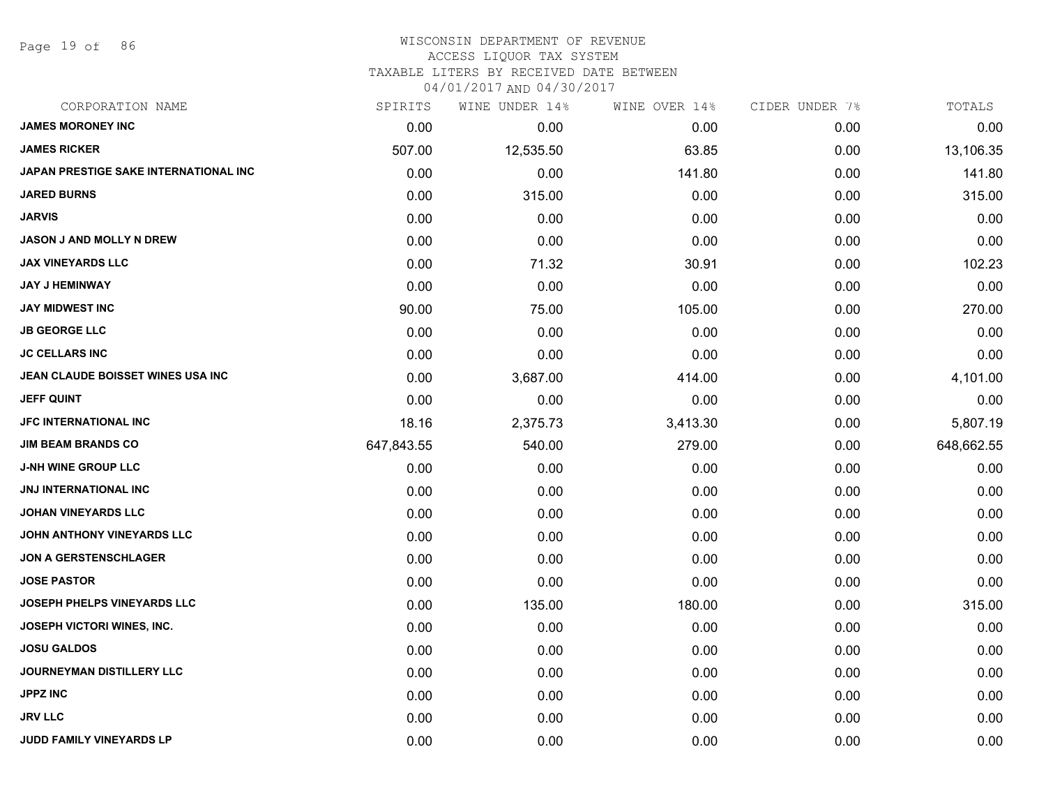# WISCONSIN DEPARTMENT OF REVENUE
## ACCESS LIQUOR TAX SYSTEM
### TAXABLE LITERS BY RECEIVED DATE BETWEEN 04/01/2017 AND 04/30/2017

| CORPORATION NAME | SPIRITS | WINE UNDER 14% | WINE OVER 14% | CIDER UNDER 7% | TOTALS |
|---|---|---|---|---|---|
| JAMES MORONEY INC | 0.00 | 0.00 | 0.00 | 0.00 | 0.00 |
| JAMES RICKER | 507.00 | 12,535.50 | 63.85 | 0.00 | 13,106.35 |
| JAPAN PRESTIGE SAKE INTERNATIONAL INC | 0.00 | 0.00 | 141.80 | 0.00 | 141.80 |
| JARED BURNS | 0.00 | 315.00 | 0.00 | 0.00 | 315.00 |
| JARVIS | 0.00 | 0.00 | 0.00 | 0.00 | 0.00 |
| JASON J AND MOLLY N DREW | 0.00 | 0.00 | 0.00 | 0.00 | 0.00 |
| JAX VINEYARDS LLC | 0.00 | 71.32 | 30.91 | 0.00 | 102.23 |
| JAY J HEMINWAY | 0.00 | 0.00 | 0.00 | 0.00 | 0.00 |
| JAY MIDWEST INC | 90.00 | 75.00 | 105.00 | 0.00 | 270.00 |
| JB GEORGE LLC | 0.00 | 0.00 | 0.00 | 0.00 | 0.00 |
| JC CELLARS INC | 0.00 | 0.00 | 0.00 | 0.00 | 0.00 |
| JEAN CLAUDE BOISSET WINES USA INC | 0.00 | 3,687.00 | 414.00 | 0.00 | 4,101.00 |
| JEFF QUINT | 0.00 | 0.00 | 0.00 | 0.00 | 0.00 |
| JFC INTERNATIONAL INC | 18.16 | 2,375.73 | 3,413.30 | 0.00 | 5,807.19 |
| JIM BEAM BRANDS CO | 647,843.55 | 540.00 | 279.00 | 0.00 | 648,662.55 |
| J-NH WINE GROUP LLC | 0.00 | 0.00 | 0.00 | 0.00 | 0.00 |
| JNJ INTERNATIONAL INC | 0.00 | 0.00 | 0.00 | 0.00 | 0.00 |
| JOHAN VINEYARDS LLC | 0.00 | 0.00 | 0.00 | 0.00 | 0.00 |
| JOHN ANTHONY VINEYARDS LLC | 0.00 | 0.00 | 0.00 | 0.00 | 0.00 |
| JON A GERSTENSCHLAGER | 0.00 | 0.00 | 0.00 | 0.00 | 0.00 |
| JOSE PASTOR | 0.00 | 0.00 | 0.00 | 0.00 | 0.00 |
| JOSEPH PHELPS VINEYARDS LLC | 0.00 | 135.00 | 180.00 | 0.00 | 315.00 |
| JOSEPH VICTORI WINES, INC. | 0.00 | 0.00 | 0.00 | 0.00 | 0.00 |
| JOSU GALDOS | 0.00 | 0.00 | 0.00 | 0.00 | 0.00 |
| JOURNEYMAN DISTILLERY LLC | 0.00 | 0.00 | 0.00 | 0.00 | 0.00 |
| JPPZ INC | 0.00 | 0.00 | 0.00 | 0.00 | 0.00 |
| JRV LLC | 0.00 | 0.00 | 0.00 | 0.00 | 0.00 |
| JUDD FAMILY VINEYARDS LP | 0.00 | 0.00 | 0.00 | 0.00 | 0.00 |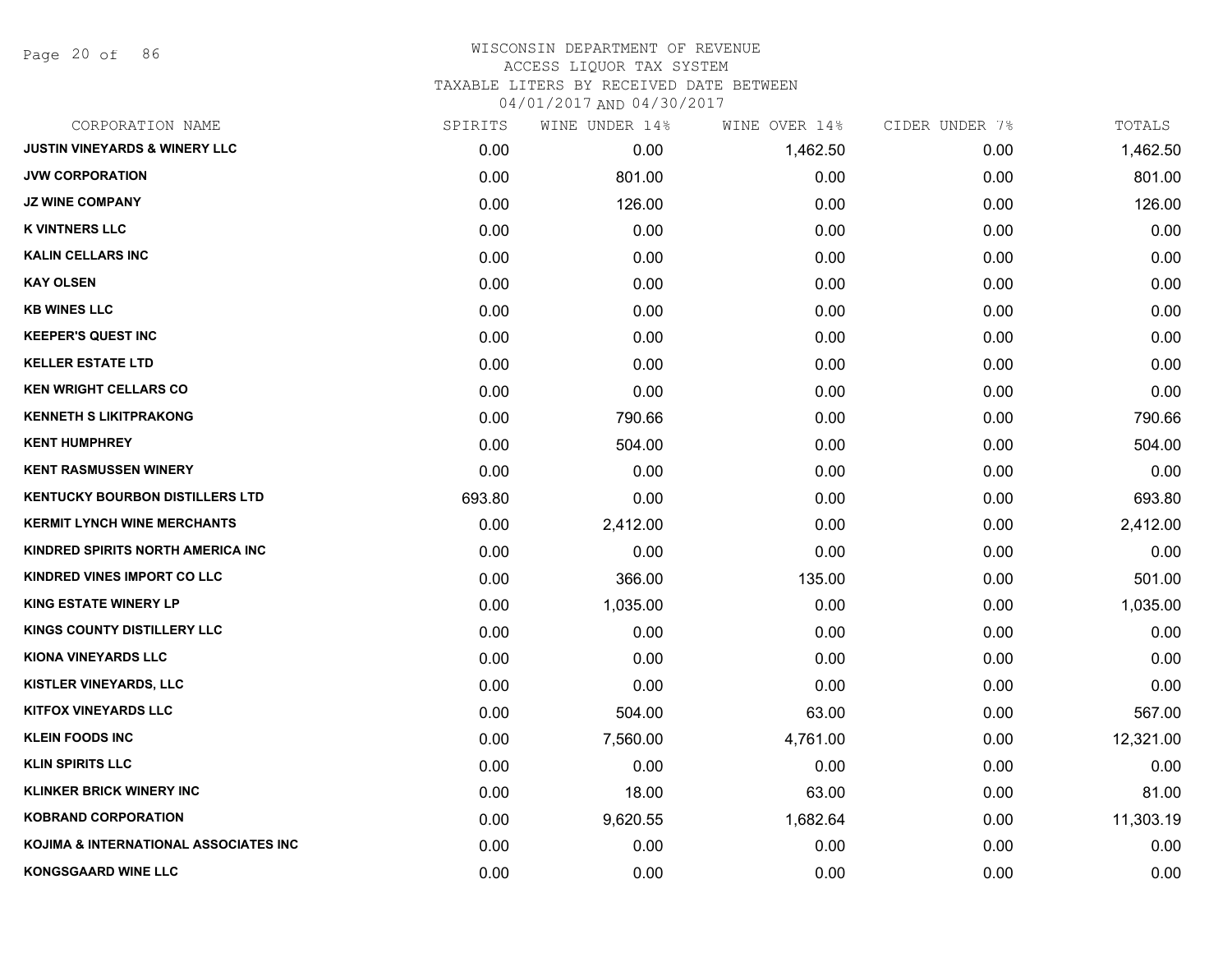WISCONSIN DEPARTMENT OF REVENUE
ACCESS LIQUOR TAX SYSTEM
TAXABLE LITERS BY RECEIVED DATE BETWEEN
04/01/2017 AND 04/30/2017

| CORPORATION NAME | SPIRITS | WINE UNDER 14% | WINE OVER 14% | CIDER UNDER 7% | TOTALS |
|---|---|---|---|---|---|
| JUSTIN VINEYARDS & WINERY LLC | 0.00 | 0.00 | 1,462.50 | 0.00 | 1,462.50 |
| JVW CORPORATION | 0.00 | 801.00 | 0.00 | 0.00 | 801.00 |
| JZ WINE COMPANY | 0.00 | 126.00 | 0.00 | 0.00 | 126.00 |
| K VINTNERS LLC | 0.00 | 0.00 | 0.00 | 0.00 | 0.00 |
| KALIN CELLARS INC | 0.00 | 0.00 | 0.00 | 0.00 | 0.00 |
| KAY OLSEN | 0.00 | 0.00 | 0.00 | 0.00 | 0.00 |
| KB WINES LLC | 0.00 | 0.00 | 0.00 | 0.00 | 0.00 |
| KEEPER'S QUEST INC | 0.00 | 0.00 | 0.00 | 0.00 | 0.00 |
| KELLER ESTATE LTD | 0.00 | 0.00 | 0.00 | 0.00 | 0.00 |
| KEN WRIGHT CELLARS CO | 0.00 | 0.00 | 0.00 | 0.00 | 0.00 |
| KENNETH S LIKITPRAKONG | 0.00 | 790.66 | 0.00 | 0.00 | 790.66 |
| KENT HUMPHREY | 0.00 | 504.00 | 0.00 | 0.00 | 504.00 |
| KENT RASMUSSEN WINERY | 0.00 | 0.00 | 0.00 | 0.00 | 0.00 |
| KENTUCKY BOURBON DISTILLERS LTD | 693.80 | 0.00 | 0.00 | 0.00 | 693.80 |
| KERMIT LYNCH WINE MERCHANTS | 0.00 | 2,412.00 | 0.00 | 0.00 | 2,412.00 |
| KINDRED SPIRITS NORTH AMERICA INC | 0.00 | 0.00 | 0.00 | 0.00 | 0.00 |
| KINDRED VINES IMPORT CO LLC | 0.00 | 366.00 | 135.00 | 0.00 | 501.00 |
| KING ESTATE WINERY LP | 0.00 | 1,035.00 | 0.00 | 0.00 | 1,035.00 |
| KINGS COUNTY DISTILLERY LLC | 0.00 | 0.00 | 0.00 | 0.00 | 0.00 |
| KIONA VINEYARDS LLC | 0.00 | 0.00 | 0.00 | 0.00 | 0.00 |
| KISTLER VINEYARDS, LLC | 0.00 | 0.00 | 0.00 | 0.00 | 0.00 |
| KITFOX VINEYARDS LLC | 0.00 | 504.00 | 63.00 | 0.00 | 567.00 |
| KLEIN FOODS INC | 0.00 | 7,560.00 | 4,761.00 | 0.00 | 12,321.00 |
| KLIN SPIRITS LLC | 0.00 | 0.00 | 0.00 | 0.00 | 0.00 |
| KLINKER BRICK WINERY INC | 0.00 | 18.00 | 63.00 | 0.00 | 81.00 |
| KOBRAND CORPORATION | 0.00 | 9,620.55 | 1,682.64 | 0.00 | 11,303.19 |
| KOJIMA & INTERNATIONAL ASSOCIATES INC | 0.00 | 0.00 | 0.00 | 0.00 | 0.00 |
| KONGSGAARD WINE LLC | 0.00 | 0.00 | 0.00 | 0.00 | 0.00 |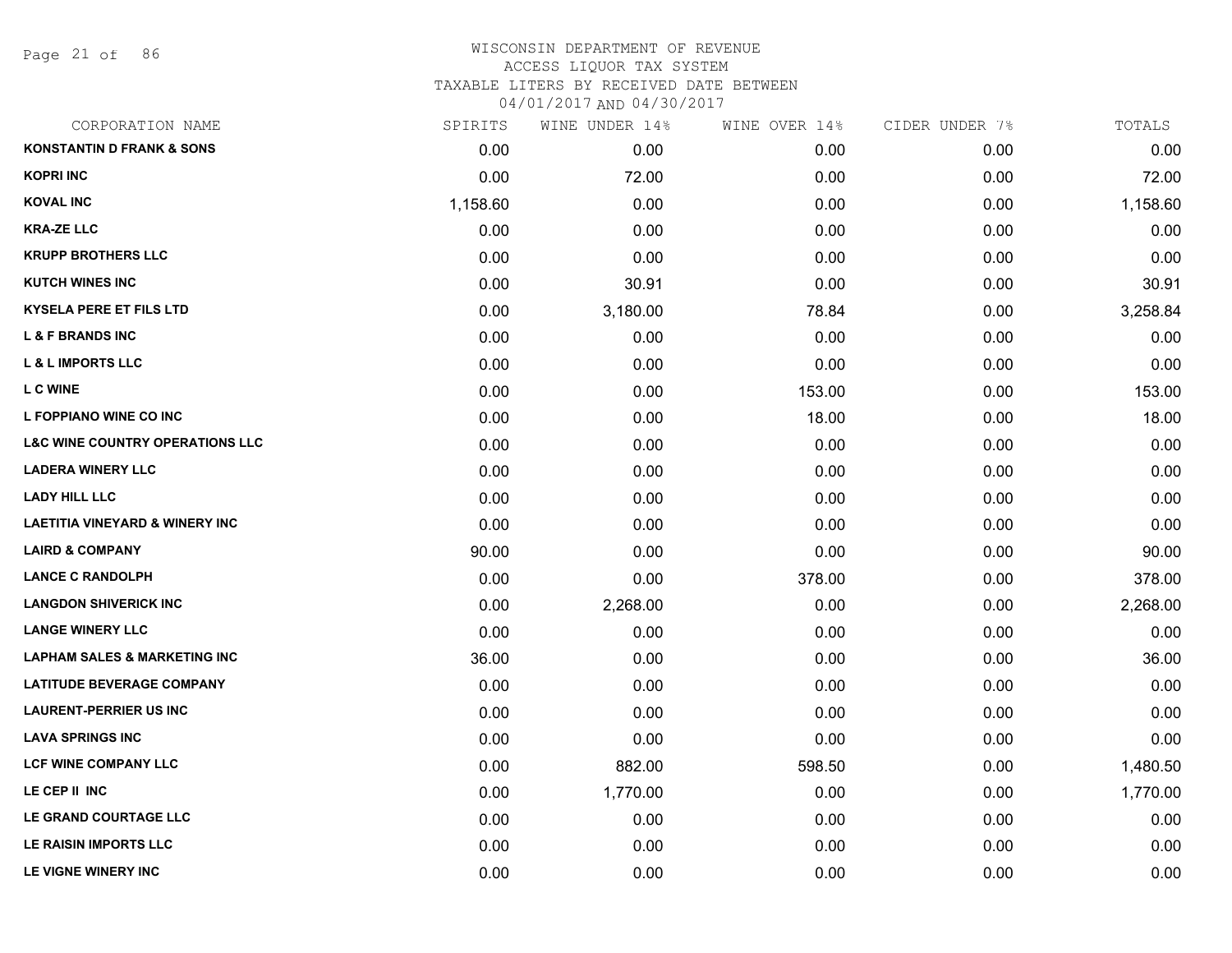# WISCONSIN DEPARTMENT OF REVENUE
## ACCESS LIQUOR TAX SYSTEM
### TAXABLE LITERS BY RECEIVED DATE BETWEEN 04/01/2017 AND 04/30/2017

| CORPORATION NAME | SPIRITS | WINE UNDER 14% | WINE OVER 14% | CIDER UNDER 7% | TOTALS |
|---|---|---|---|---|---|
| KONSTANTIN D FRANK & SONS | 0.00 | 0.00 | 0.00 | 0.00 | 0.00 |
| KOPRI INC | 0.00 | 72.00 | 0.00 | 0.00 | 72.00 |
| KOVAL INC | 1,158.60 | 0.00 | 0.00 | 0.00 | 1,158.60 |
| KRA-ZE LLC | 0.00 | 0.00 | 0.00 | 0.00 | 0.00 |
| KRUPP BROTHERS LLC | 0.00 | 0.00 | 0.00 | 0.00 | 0.00 |
| KUTCH WINES INC | 0.00 | 30.91 | 0.00 | 0.00 | 30.91 |
| KYSELA PERE ET FILS LTD | 0.00 | 3,180.00 | 78.84 | 0.00 | 3,258.84 |
| L & F BRANDS INC | 0.00 | 0.00 | 0.00 | 0.00 | 0.00 |
| L & L IMPORTS LLC | 0.00 | 0.00 | 0.00 | 0.00 | 0.00 |
| L C WINE | 0.00 | 0.00 | 153.00 | 0.00 | 153.00 |
| L FOPPIANO WINE CO INC | 0.00 | 0.00 | 18.00 | 0.00 | 18.00 |
| L&C WINE COUNTRY OPERATIONS LLC | 0.00 | 0.00 | 0.00 | 0.00 | 0.00 |
| LADERA WINERY LLC | 0.00 | 0.00 | 0.00 | 0.00 | 0.00 |
| LADY HILL LLC | 0.00 | 0.00 | 0.00 | 0.00 | 0.00 |
| LAETITIA VINEYARD & WINERY INC | 0.00 | 0.00 | 0.00 | 0.00 | 0.00 |
| LAIRD & COMPANY | 90.00 | 0.00 | 0.00 | 0.00 | 90.00 |
| LANCE C RANDOLPH | 0.00 | 0.00 | 378.00 | 0.00 | 378.00 |
| LANGDON SHIVERICK INC | 0.00 | 2,268.00 | 0.00 | 0.00 | 2,268.00 |
| LANGE WINERY LLC | 0.00 | 0.00 | 0.00 | 0.00 | 0.00 |
| LAPHAM SALES & MARKETING INC | 36.00 | 0.00 | 0.00 | 0.00 | 36.00 |
| LATITUDE BEVERAGE COMPANY | 0.00 | 0.00 | 0.00 | 0.00 | 0.00 |
| LAURENT-PERRIER US INC | 0.00 | 0.00 | 0.00 | 0.00 | 0.00 |
| LAVA SPRINGS INC | 0.00 | 0.00 | 0.00 | 0.00 | 0.00 |
| LCF WINE COMPANY LLC | 0.00 | 882.00 | 598.50 | 0.00 | 1,480.50 |
| LE CEP II INC | 0.00 | 1,770.00 | 0.00 | 0.00 | 1,770.00 |
| LE GRAND COURTAGE LLC | 0.00 | 0.00 | 0.00 | 0.00 | 0.00 |
| LE RAISIN IMPORTS LLC | 0.00 | 0.00 | 0.00 | 0.00 | 0.00 |
| LE VIGNE WINERY INC | 0.00 | 0.00 | 0.00 | 0.00 | 0.00 |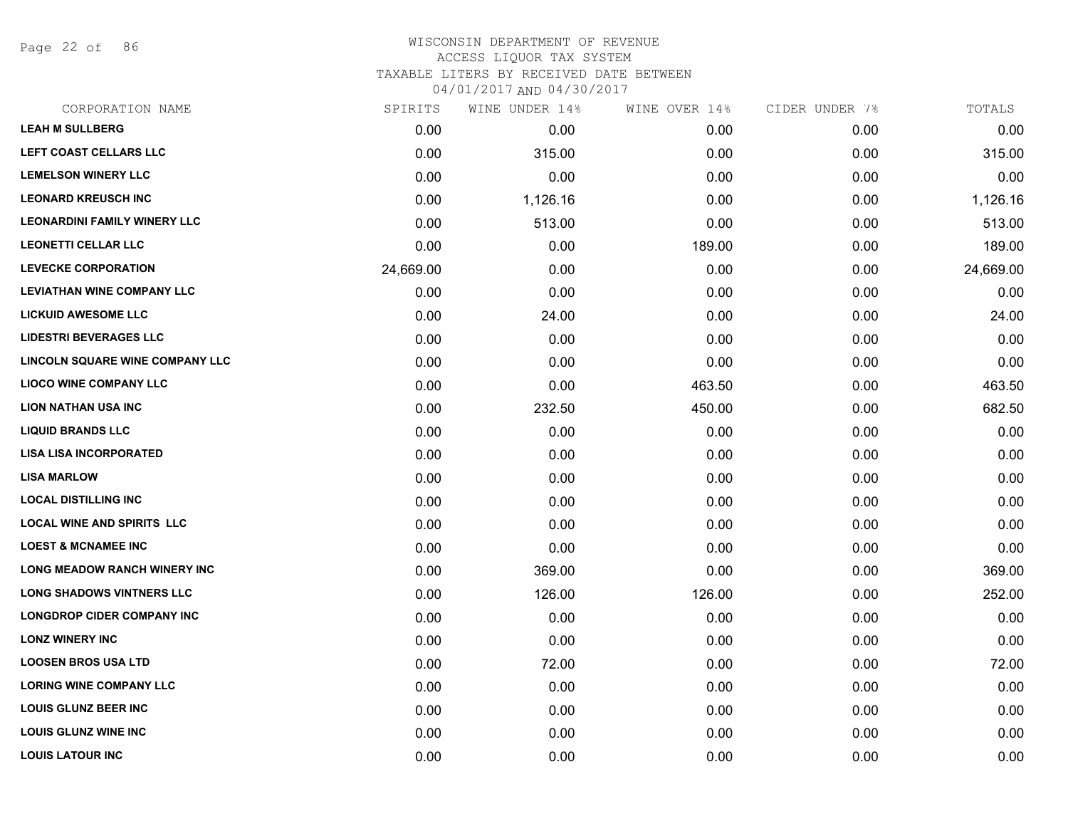# WISCONSIN DEPARTMENT OF REVENUE
## ACCESS LIQUOR TAX SYSTEM
### TAXABLE LITERS BY RECEIVED DATE BETWEEN 04/01/2017 AND 04/30/2017

| CORPORATION NAME | SPIRITS | WINE UNDER 14% | WINE OVER 14% | CIDER UNDER 7% | TOTALS |
|---|---|---|---|---|---|
| LEAH M SULLBERG | 0.00 | 0.00 | 0.00 | 0.00 | 0.00 |
| LEFT COAST CELLARS LLC | 0.00 | 315.00 | 0.00 | 0.00 | 315.00 |
| LEMELSON WINERY LLC | 0.00 | 0.00 | 0.00 | 0.00 | 0.00 |
| LEONARD KREUSCH INC | 0.00 | 1,126.16 | 0.00 | 0.00 | 1,126.16 |
| LEONARDINI FAMILY WINERY LLC | 0.00 | 513.00 | 0.00 | 0.00 | 513.00 |
| LEONETTI CELLAR LLC | 0.00 | 0.00 | 189.00 | 0.00 | 189.00 |
| LEVECKE CORPORATION | 24,669.00 | 0.00 | 0.00 | 0.00 | 24,669.00 |
| LEVIATHAN WINE COMPANY LLC | 0.00 | 0.00 | 0.00 | 0.00 | 0.00 |
| LICKUID AWESOME LLC | 0.00 | 24.00 | 0.00 | 0.00 | 24.00 |
| LIDESTRI BEVERAGES LLC | 0.00 | 0.00 | 0.00 | 0.00 | 0.00 |
| LINCOLN SQUARE WINE COMPANY LLC | 0.00 | 0.00 | 0.00 | 0.00 | 0.00 |
| LIOCO WINE COMPANY LLC | 0.00 | 0.00 | 463.50 | 0.00 | 463.50 |
| LION NATHAN USA INC | 0.00 | 232.50 | 450.00 | 0.00 | 682.50 |
| LIQUID BRANDS LLC | 0.00 | 0.00 | 0.00 | 0.00 | 0.00 |
| LISA LISA INCORPORATED | 0.00 | 0.00 | 0.00 | 0.00 | 0.00 |
| LISA MARLOW | 0.00 | 0.00 | 0.00 | 0.00 | 0.00 |
| LOCAL DISTILLING INC | 0.00 | 0.00 | 0.00 | 0.00 | 0.00 |
| LOCAL WINE AND SPIRITS LLC | 0.00 | 0.00 | 0.00 | 0.00 | 0.00 |
| LOEST & MCNAMEE INC | 0.00 | 0.00 | 0.00 | 0.00 | 0.00 |
| LONG MEADOW RANCH WINERY INC | 0.00 | 369.00 | 0.00 | 0.00 | 369.00 |
| LONG SHADOWS VINTNERS LLC | 0.00 | 126.00 | 126.00 | 0.00 | 252.00 |
| LONGDROP CIDER COMPANY INC | 0.00 | 0.00 | 0.00 | 0.00 | 0.00 |
| LONZ WINERY INC | 0.00 | 0.00 | 0.00 | 0.00 | 0.00 |
| LOOSEN BROS USA LTD | 0.00 | 72.00 | 0.00 | 0.00 | 72.00 |
| LORING WINE COMPANY LLC | 0.00 | 0.00 | 0.00 | 0.00 | 0.00 |
| LOUIS GLUNZ BEER INC | 0.00 | 0.00 | 0.00 | 0.00 | 0.00 |
| LOUIS GLUNZ WINE INC | 0.00 | 0.00 | 0.00 | 0.00 | 0.00 |
| LOUIS LATOUR INC | 0.00 | 0.00 | 0.00 | 0.00 | 0.00 |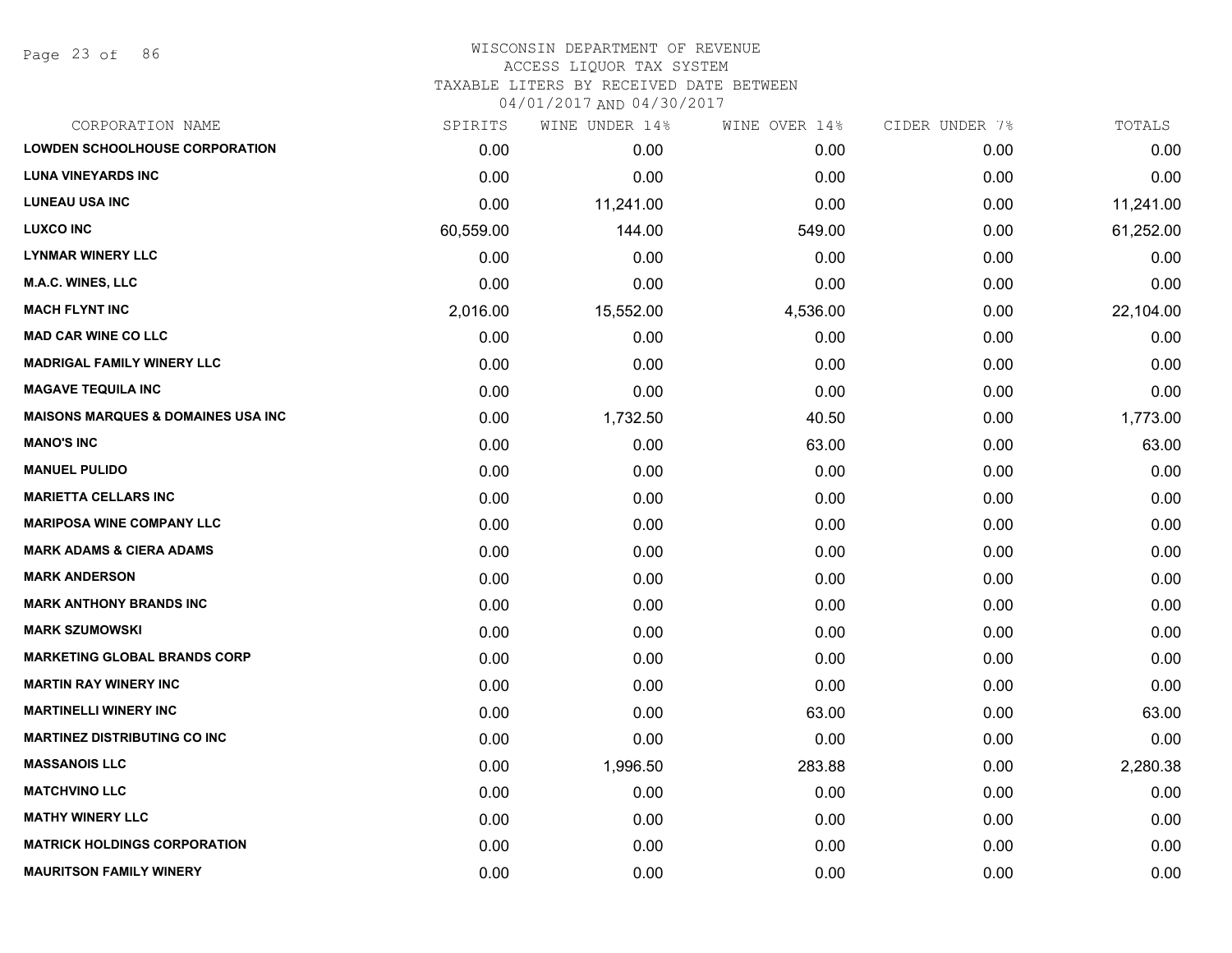# WISCONSIN DEPARTMENT OF REVENUE
## ACCESS LIQUOR TAX SYSTEM
### TAXABLE LITERS BY RECEIVED DATE BETWEEN 04/01/2017 AND 04/30/2017

| CORPORATION NAME | SPIRITS | WINE UNDER 14% | WINE OVER 14% | CIDER UNDER 7% | TOTALS |
|---|---|---|---|---|---|
| LOWDEN SCHOOLHOUSE CORPORATION | 0.00 | 0.00 | 0.00 | 0.00 | 0.00 |
| LUNA VINEYARDS INC | 0.00 | 0.00 | 0.00 | 0.00 | 0.00 |
| LUNEAU USA INC | 0.00 | 11,241.00 | 0.00 | 0.00 | 11,241.00 |
| LUXCO INC | 60,559.00 | 144.00 | 549.00 | 0.00 | 61,252.00 |
| LYNMAR WINERY LLC | 0.00 | 0.00 | 0.00 | 0.00 | 0.00 |
| M.A.C. WINES, LLC | 0.00 | 0.00 | 0.00 | 0.00 | 0.00 |
| MACH FLYNT INC | 2,016.00 | 15,552.00 | 4,536.00 | 0.00 | 22,104.00 |
| MAD CAR WINE CO LLC | 0.00 | 0.00 | 0.00 | 0.00 | 0.00 |
| MADRIGAL FAMILY WINERY LLC | 0.00 | 0.00 | 0.00 | 0.00 | 0.00 |
| MAGAVE TEQUILA INC | 0.00 | 0.00 | 0.00 | 0.00 | 0.00 |
| MAISONS MARQUES & DOMAINES USA INC | 0.00 | 1,732.50 | 40.50 | 0.00 | 1,773.00 |
| MANO'S INC | 0.00 | 0.00 | 63.00 | 0.00 | 63.00 |
| MANUEL PULIDO | 0.00 | 0.00 | 0.00 | 0.00 | 0.00 |
| MARIETTA CELLARS INC | 0.00 | 0.00 | 0.00 | 0.00 | 0.00 |
| MARIPOSA WINE COMPANY LLC | 0.00 | 0.00 | 0.00 | 0.00 | 0.00 |
| MARK ADAMS & CIERA ADAMS | 0.00 | 0.00 | 0.00 | 0.00 | 0.00 |
| MARK ANDERSON | 0.00 | 0.00 | 0.00 | 0.00 | 0.00 |
| MARK ANTHONY BRANDS INC | 0.00 | 0.00 | 0.00 | 0.00 | 0.00 |
| MARK SZUMOWSKI | 0.00 | 0.00 | 0.00 | 0.00 | 0.00 |
| MARKETING GLOBAL BRANDS CORP | 0.00 | 0.00 | 0.00 | 0.00 | 0.00 |
| MARTIN RAY WINERY INC | 0.00 | 0.00 | 0.00 | 0.00 | 0.00 |
| MARTINELLI WINERY INC | 0.00 | 0.00 | 63.00 | 0.00 | 63.00 |
| MARTINEZ DISTRIBUTING CO INC | 0.00 | 0.00 | 0.00 | 0.00 | 0.00 |
| MASSANOIS LLC | 0.00 | 1,996.50 | 283.88 | 0.00 | 2,280.38 |
| MATCHVINO LLC | 0.00 | 0.00 | 0.00 | 0.00 | 0.00 |
| MATHY WINERY LLC | 0.00 | 0.00 | 0.00 | 0.00 | 0.00 |
| MATRICK HOLDINGS CORPORATION | 0.00 | 0.00 | 0.00 | 0.00 | 0.00 |
| MAURITSON FAMILY WINERY | 0.00 | 0.00 | 0.00 | 0.00 | 0.00 |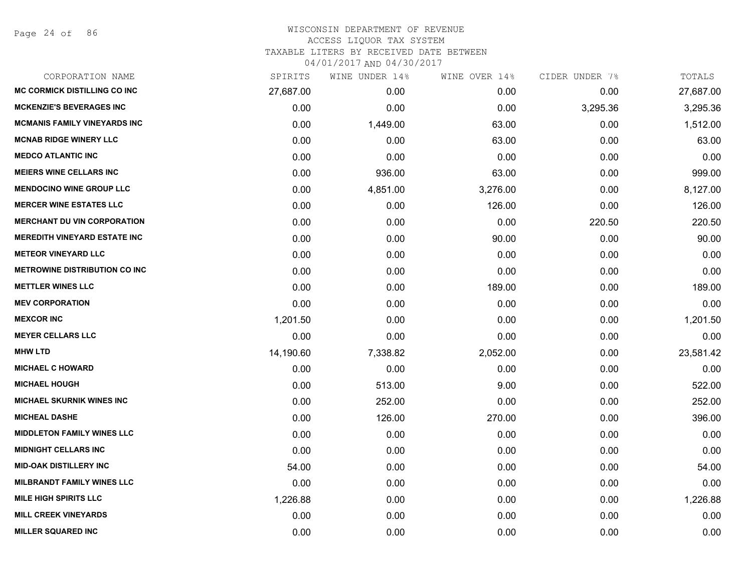# WISCONSIN DEPARTMENT OF REVENUE
## ACCESS LIQUOR TAX SYSTEM
### TAXABLE LITERS BY RECEIVED DATE BETWEEN 04/01/2017 AND 04/30/2017

| CORPORATION NAME | SPIRITS | WINE UNDER 14% | WINE OVER 14% | CIDER UNDER 7% | TOTALS |
|---|---|---|---|---|---|
| MC CORMICK DISTILLING CO INC | 27,687.00 | 0.00 | 0.00 | 0.00 | 27,687.00 |
| MCKENZIE'S BEVERAGES INC | 0.00 | 0.00 | 0.00 | 3,295.36 | 3,295.36 |
| MCMANIS FAMILY VINEYARDS INC | 0.00 | 1,449.00 | 63.00 | 0.00 | 1,512.00 |
| MCNAB RIDGE WINERY LLC | 0.00 | 0.00 | 63.00 | 0.00 | 63.00 |
| MEDCO ATLANTIC INC | 0.00 | 0.00 | 0.00 | 0.00 | 0.00 |
| MEIERS WINE CELLARS INC | 0.00 | 936.00 | 63.00 | 0.00 | 999.00 |
| MENDOCINO WINE GROUP LLC | 0.00 | 4,851.00 | 3,276.00 | 0.00 | 8,127.00 |
| MERCER WINE ESTATES LLC | 0.00 | 0.00 | 126.00 | 0.00 | 126.00 |
| MERCHANT DU VIN CORPORATION | 0.00 | 0.00 | 0.00 | 220.50 | 220.50 |
| MEREDITH VINEYARD ESTATE INC | 0.00 | 0.00 | 90.00 | 0.00 | 90.00 |
| METEOR VINEYARD LLC | 0.00 | 0.00 | 0.00 | 0.00 | 0.00 |
| METROWINE DISTRIBUTION CO INC | 0.00 | 0.00 | 0.00 | 0.00 | 0.00 |
| METTLER WINES LLC | 0.00 | 0.00 | 189.00 | 0.00 | 189.00 |
| MEV CORPORATION | 0.00 | 0.00 | 0.00 | 0.00 | 0.00 |
| MEXCOR INC | 1,201.50 | 0.00 | 0.00 | 0.00 | 1,201.50 |
| MEYER CELLARS LLC | 0.00 | 0.00 | 0.00 | 0.00 | 0.00 |
| MHW LTD | 14,190.60 | 7,338.82 | 2,052.00 | 0.00 | 23,581.42 |
| MICHAEL C HOWARD | 0.00 | 0.00 | 0.00 | 0.00 | 0.00 |
| MICHAEL HOUGH | 0.00 | 513.00 | 9.00 | 0.00 | 522.00 |
| MICHAEL SKURNIK WINES INC | 0.00 | 252.00 | 0.00 | 0.00 | 252.00 |
| MICHEAL DASHE | 0.00 | 126.00 | 270.00 | 0.00 | 396.00 |
| MIDDLETON FAMILY WINES LLC | 0.00 | 0.00 | 0.00 | 0.00 | 0.00 |
| MIDNIGHT CELLARS INC | 0.00 | 0.00 | 0.00 | 0.00 | 0.00 |
| MID-OAK DISTILLERY INC | 54.00 | 0.00 | 0.00 | 0.00 | 54.00 |
| MILBRANDT FAMILY WINES LLC | 0.00 | 0.00 | 0.00 | 0.00 | 0.00 |
| MILE HIGH SPIRITS LLC | 1,226.88 | 0.00 | 0.00 | 0.00 | 1,226.88 |
| MILL CREEK VINEYARDS | 0.00 | 0.00 | 0.00 | 0.00 | 0.00 |
| MILLER SQUARED INC | 0.00 | 0.00 | 0.00 | 0.00 | 0.00 |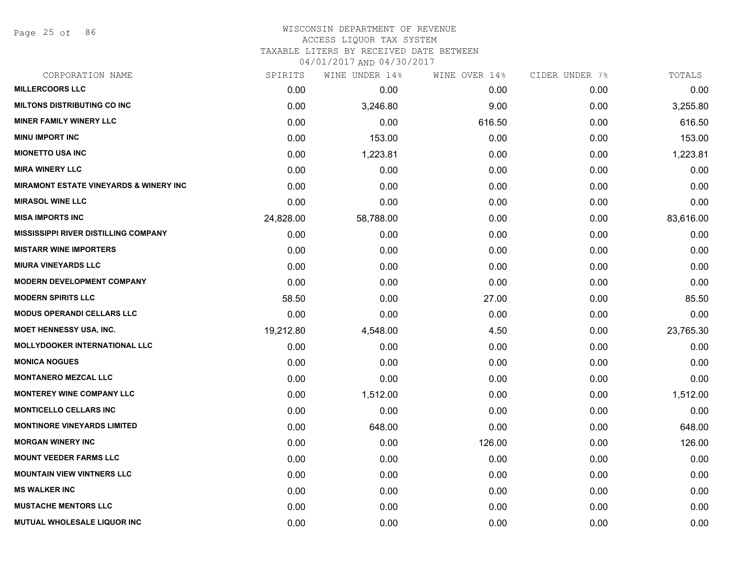# WISCONSIN DEPARTMENT OF REVENUE
## ACCESS LIQUOR TAX SYSTEM
### TAXABLE LITERS BY RECEIVED DATE BETWEEN 04/01/2017 AND 04/30/2017

| CORPORATION NAME | SPIRITS | WINE UNDER 14% | WINE OVER 14% | CIDER UNDER 7% | TOTALS |
|---|---|---|---|---|---|
| MILLERCOORS LLC | 0.00 | 0.00 | 0.00 | 0.00 | 0.00 |
| MILTONS DISTRIBUTING CO INC | 0.00 | 3,246.80 | 9.00 | 0.00 | 3,255.80 |
| MINER FAMILY WINERY LLC | 0.00 | 0.00 | 616.50 | 0.00 | 616.50 |
| MINU IMPORT INC | 0.00 | 153.00 | 0.00 | 0.00 | 153.00 |
| MIONETTO USA INC | 0.00 | 1,223.81 | 0.00 | 0.00 | 1,223.81 |
| MIRA WINERY LLC | 0.00 | 0.00 | 0.00 | 0.00 | 0.00 |
| MIRAMONT ESTATE VINEYARDS & WINERY INC | 0.00 | 0.00 | 0.00 | 0.00 | 0.00 |
| MIRASOL WINE LLC | 0.00 | 0.00 | 0.00 | 0.00 | 0.00 |
| MISA IMPORTS INC | 24,828.00 | 58,788.00 | 0.00 | 0.00 | 83,616.00 |
| MISSISSIPPI RIVER DISTILLING COMPANY | 0.00 | 0.00 | 0.00 | 0.00 | 0.00 |
| MISTARR WINE IMPORTERS | 0.00 | 0.00 | 0.00 | 0.00 | 0.00 |
| MIURA VINEYARDS LLC | 0.00 | 0.00 | 0.00 | 0.00 | 0.00 |
| MODERN DEVELOPMENT COMPANY | 0.00 | 0.00 | 0.00 | 0.00 | 0.00 |
| MODERN SPIRITS LLC | 58.50 | 0.00 | 27.00 | 0.00 | 85.50 |
| MODUS OPERANDI CELLARS LLC | 0.00 | 0.00 | 0.00 | 0.00 | 0.00 |
| MOET HENNESSY USA, INC. | 19,212.80 | 4,548.00 | 4.50 | 0.00 | 23,765.30 |
| MOLLYDOOKER INTERNATIONAL LLC | 0.00 | 0.00 | 0.00 | 0.00 | 0.00 |
| MONICA NOGUES | 0.00 | 0.00 | 0.00 | 0.00 | 0.00 |
| MONTANERO MEZCAL LLC | 0.00 | 0.00 | 0.00 | 0.00 | 0.00 |
| MONTEREY WINE COMPANY LLC | 0.00 | 1,512.00 | 0.00 | 0.00 | 1,512.00 |
| MONTICELLO CELLARS INC | 0.00 | 0.00 | 0.00 | 0.00 | 0.00 |
| MONTINORE VINEYARDS LIMITED | 0.00 | 648.00 | 0.00 | 0.00 | 648.00 |
| MORGAN WINERY INC | 0.00 | 0.00 | 126.00 | 0.00 | 126.00 |
| MOUNT VEEDER FARMS LLC | 0.00 | 0.00 | 0.00 | 0.00 | 0.00 |
| MOUNTAIN VIEW VINTNERS LLC | 0.00 | 0.00 | 0.00 | 0.00 | 0.00 |
| MS WALKER INC | 0.00 | 0.00 | 0.00 | 0.00 | 0.00 |
| MUSTACHE MENTORS LLC | 0.00 | 0.00 | 0.00 | 0.00 | 0.00 |
| MUTUAL WHOLESALE LIQUOR INC | 0.00 | 0.00 | 0.00 | 0.00 | 0.00 |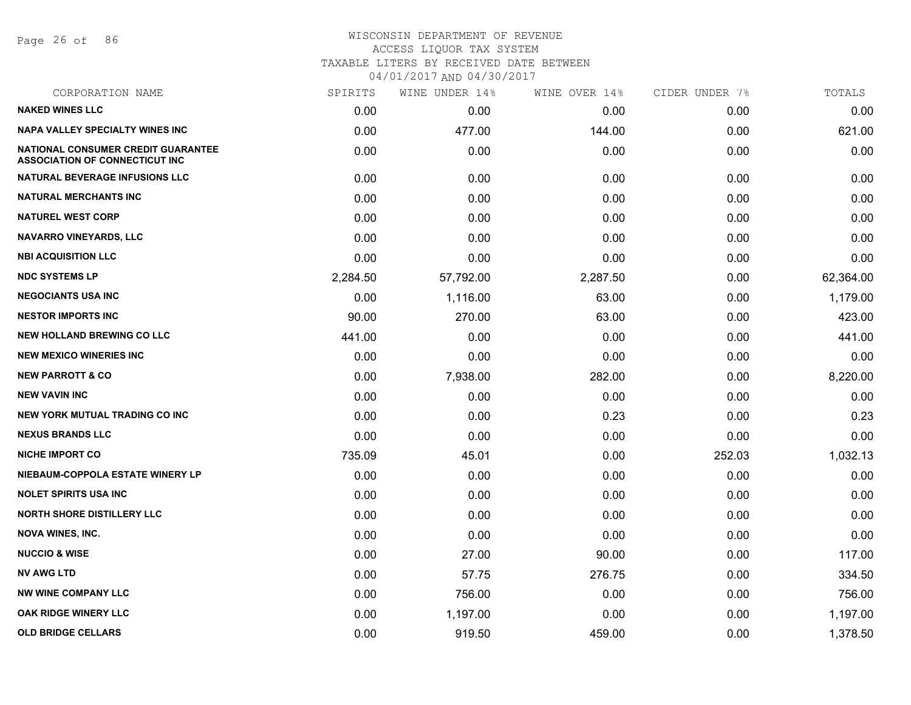# WISCONSIN DEPARTMENT OF REVENUE
## ACCESS LIQUOR TAX SYSTEM
### TAXABLE LITERS BY RECEIVED DATE BETWEEN 04/01/2017 AND 04/30/2017

| CORPORATION NAME | SPIRITS | WINE UNDER 14% | WINE OVER 14% | CIDER UNDER 7% | TOTALS |
|---|---|---|---|---|---|
| NAKED WINES LLC | 0.00 | 0.00 | 0.00 | 0.00 | 0.00 |
| NAPA VALLEY SPECIALTY WINES INC | 0.00 | 477.00 | 144.00 | 0.00 | 621.00 |
| NATIONAL CONSUMER CREDIT GUARANTEE ASSOCIATION OF CONNECTICUT INC | 0.00 | 0.00 | 0.00 | 0.00 | 0.00 |
| NATURAL BEVERAGE INFUSIONS LLC | 0.00 | 0.00 | 0.00 | 0.00 | 0.00 |
| NATURAL MERCHANTS INC | 0.00 | 0.00 | 0.00 | 0.00 | 0.00 |
| NATUREL WEST CORP | 0.00 | 0.00 | 0.00 | 0.00 | 0.00 |
| NAVARRO VINEYARDS, LLC | 0.00 | 0.00 | 0.00 | 0.00 | 0.00 |
| NBI ACQUISITION LLC | 0.00 | 0.00 | 0.00 | 0.00 | 0.00 |
| NDC SYSTEMS LP | 2,284.50 | 57,792.00 | 2,287.50 | 0.00 | 62,364.00 |
| NEGOCIANTS USA INC | 0.00 | 1,116.00 | 63.00 | 0.00 | 1,179.00 |
| NESTOR IMPORTS INC | 90.00 | 270.00 | 63.00 | 0.00 | 423.00 |
| NEW HOLLAND BREWING CO LLC | 441.00 | 0.00 | 0.00 | 0.00 | 441.00 |
| NEW MEXICO WINERIES INC | 0.00 | 0.00 | 0.00 | 0.00 | 0.00 |
| NEW PARROTT & CO | 0.00 | 7,938.00 | 282.00 | 0.00 | 8,220.00 |
| NEW VAVIN INC | 0.00 | 0.00 | 0.00 | 0.00 | 0.00 |
| NEW YORK MUTUAL TRADING CO INC | 0.00 | 0.00 | 0.23 | 0.00 | 0.23 |
| NEXUS BRANDS LLC | 0.00 | 0.00 | 0.00 | 0.00 | 0.00 |
| NICHE IMPORT CO | 735.09 | 45.01 | 0.00 | 252.03 | 1,032.13 |
| NIEBAUM-COPPOLA ESTATE WINERY LP | 0.00 | 0.00 | 0.00 | 0.00 | 0.00 |
| NOLET SPIRITS USA INC | 0.00 | 0.00 | 0.00 | 0.00 | 0.00 |
| NORTH SHORE DISTILLERY LLC | 0.00 | 0.00 | 0.00 | 0.00 | 0.00 |
| NOVA WINES, INC. | 0.00 | 0.00 | 0.00 | 0.00 | 0.00 |
| NUCCIO & WISE | 0.00 | 27.00 | 90.00 | 0.00 | 117.00 |
| NV AWG LTD | 0.00 | 57.75 | 276.75 | 0.00 | 334.50 |
| NW WINE COMPANY LLC | 0.00 | 756.00 | 0.00 | 0.00 | 756.00 |
| OAK RIDGE WINERY LLC | 0.00 | 1,197.00 | 0.00 | 0.00 | 1,197.00 |
| OLD BRIDGE CELLARS | 0.00 | 919.50 | 459.00 | 0.00 | 1,378.50 |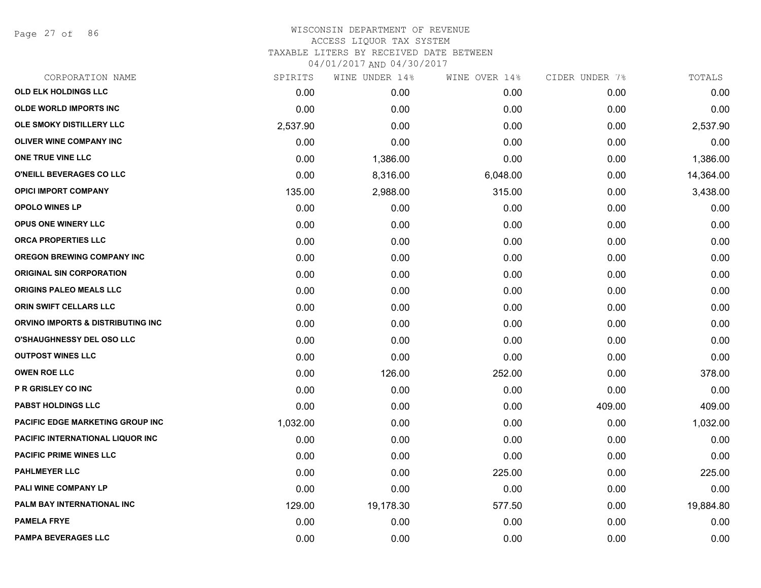# WISCONSIN DEPARTMENT OF REVENUE
## ACCESS LIQUOR TAX SYSTEM
### TAXABLE LITERS BY RECEIVED DATE BETWEEN 04/01/2017 AND 04/30/2017

| CORPORATION NAME | SPIRITS | WINE UNDER 14% | WINE OVER 14% | CIDER UNDER 7% | TOTALS |
|---|---|---|---|---|---|
| OLD ELK HOLDINGS LLC | 0.00 | 0.00 | 0.00 | 0.00 | 0.00 |
| OLDE WORLD IMPORTS INC | 0.00 | 0.00 | 0.00 | 0.00 | 0.00 |
| OLE SMOKY DISTILLERY LLC | 2,537.90 | 0.00 | 0.00 | 0.00 | 2,537.90 |
| OLIVER WINE COMPANY INC | 0.00 | 0.00 | 0.00 | 0.00 | 0.00 |
| ONE TRUE VINE LLC | 0.00 | 1,386.00 | 0.00 | 0.00 | 1,386.00 |
| O'NEILL BEVERAGES CO LLC | 0.00 | 8,316.00 | 6,048.00 | 0.00 | 14,364.00 |
| OPICI IMPORT COMPANY | 135.00 | 2,988.00 | 315.00 | 0.00 | 3,438.00 |
| OPOLO WINES LP | 0.00 | 0.00 | 0.00 | 0.00 | 0.00 |
| OPUS ONE WINERY LLC | 0.00 | 0.00 | 0.00 | 0.00 | 0.00 |
| ORCA PROPERTIES LLC | 0.00 | 0.00 | 0.00 | 0.00 | 0.00 |
| OREGON BREWING COMPANY INC | 0.00 | 0.00 | 0.00 | 0.00 | 0.00 |
| ORIGINAL SIN CORPORATION | 0.00 | 0.00 | 0.00 | 0.00 | 0.00 |
| ORIGINS PALEO MEALS LLC | 0.00 | 0.00 | 0.00 | 0.00 | 0.00 |
| ORIN SWIFT CELLARS LLC | 0.00 | 0.00 | 0.00 | 0.00 | 0.00 |
| ORVINO IMPORTS & DISTRIBUTING INC | 0.00 | 0.00 | 0.00 | 0.00 | 0.00 |
| O'SHAUGHNESSY DEL OSO LLC | 0.00 | 0.00 | 0.00 | 0.00 | 0.00 |
| OUTPOST WINES LLC | 0.00 | 0.00 | 0.00 | 0.00 | 0.00 |
| OWEN ROE LLC | 0.00 | 126.00 | 252.00 | 0.00 | 378.00 |
| P R GRISLEY CO INC | 0.00 | 0.00 | 0.00 | 0.00 | 0.00 |
| PABST HOLDINGS LLC | 0.00 | 0.00 | 0.00 | 409.00 | 409.00 |
| PACIFIC EDGE MARKETING GROUP INC | 1,032.00 | 0.00 | 0.00 | 0.00 | 1,032.00 |
| PACIFIC INTERNATIONAL LIQUOR INC | 0.00 | 0.00 | 0.00 | 0.00 | 0.00 |
| PACIFIC PRIME WINES LLC | 0.00 | 0.00 | 0.00 | 0.00 | 0.00 |
| PAHLMEYER LLC | 0.00 | 0.00 | 225.00 | 0.00 | 225.00 |
| PALI WINE COMPANY LP | 0.00 | 0.00 | 0.00 | 0.00 | 0.00 |
| PALM BAY INTERNATIONAL INC | 129.00 | 19,178.30 | 577.50 | 0.00 | 19,884.80 |
| PAMELA FRYE | 0.00 | 0.00 | 0.00 | 0.00 | 0.00 |
| PAMPA BEVERAGES LLC | 0.00 | 0.00 | 0.00 | 0.00 | 0.00 |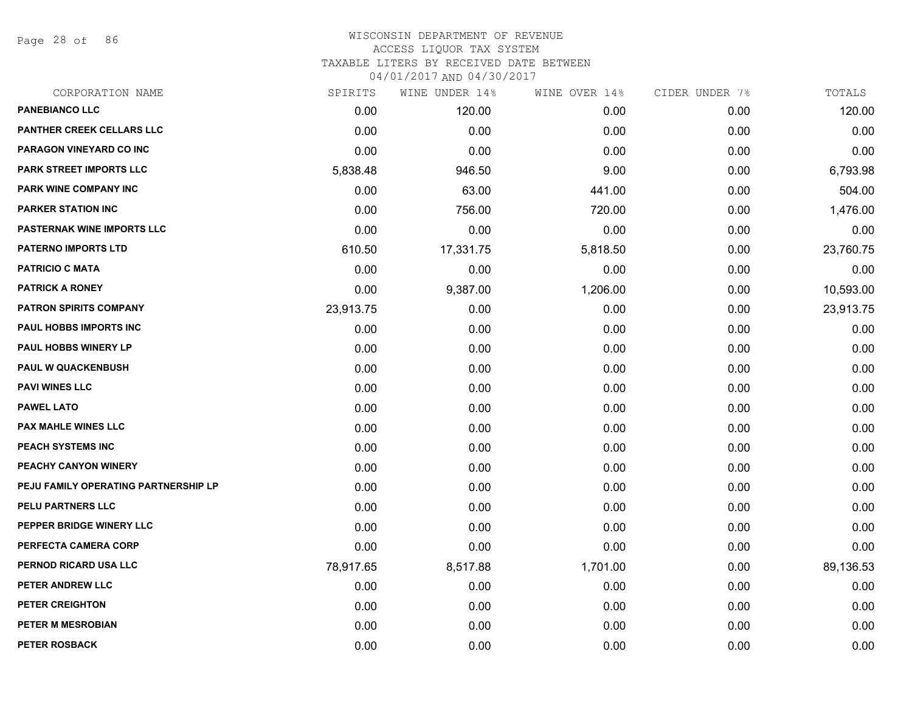# WISCONSIN DEPARTMENT OF REVENUE
## ACCESS LIQUOR TAX SYSTEM
### TAXABLE LITERS BY RECEIVED DATE BETWEEN 04/01/2017 AND 04/30/2017

| CORPORATION NAME | SPIRITS | WINE UNDER 14% | WINE OVER 14% | CIDER UNDER 7% | TOTALS |
|---|---|---|---|---|---|
| PANEBIANCO LLC | 0.00 | 120.00 | 0.00 | 0.00 | 120.00 |
| PANTHER CREEK CELLARS LLC | 0.00 | 0.00 | 0.00 | 0.00 | 0.00 |
| PARAGON VINEYARD CO INC | 0.00 | 0.00 | 0.00 | 0.00 | 0.00 |
| PARK STREET IMPORTS LLC | 5,838.48 | 946.50 | 9.00 | 0.00 | 6,793.98 |
| PARK WINE COMPANY INC | 0.00 | 63.00 | 441.00 | 0.00 | 504.00 |
| PARKER STATION INC | 0.00 | 756.00 | 720.00 | 0.00 | 1,476.00 |
| PASTERNAK WINE IMPORTS LLC | 0.00 | 0.00 | 0.00 | 0.00 | 0.00 |
| PATERNO IMPORTS LTD | 610.50 | 17,331.75 | 5,818.50 | 0.00 | 23,760.75 |
| PATRICIO C MATA | 0.00 | 0.00 | 0.00 | 0.00 | 0.00 |
| PATRICK A RONEY | 0.00 | 9,387.00 | 1,206.00 | 0.00 | 10,593.00 |
| PATRON SPIRITS COMPANY | 23,913.75 | 0.00 | 0.00 | 0.00 | 23,913.75 |
| PAUL HOBBS IMPORTS INC | 0.00 | 0.00 | 0.00 | 0.00 | 0.00 |
| PAUL HOBBS WINERY LP | 0.00 | 0.00 | 0.00 | 0.00 | 0.00 |
| PAUL W QUACKENBUSH | 0.00 | 0.00 | 0.00 | 0.00 | 0.00 |
| PAVI WINES LLC | 0.00 | 0.00 | 0.00 | 0.00 | 0.00 |
| PAWEL LATO | 0.00 | 0.00 | 0.00 | 0.00 | 0.00 |
| PAX MAHLE WINES LLC | 0.00 | 0.00 | 0.00 | 0.00 | 0.00 |
| PEACH SYSTEMS INC | 0.00 | 0.00 | 0.00 | 0.00 | 0.00 |
| PEACHY CANYON WINERY | 0.00 | 0.00 | 0.00 | 0.00 | 0.00 |
| PEJU FAMILY OPERATING PARTNERSHIP LP | 0.00 | 0.00 | 0.00 | 0.00 | 0.00 |
| PELU PARTNERS LLC | 0.00 | 0.00 | 0.00 | 0.00 | 0.00 |
| PEPPER BRIDGE WINERY LLC | 0.00 | 0.00 | 0.00 | 0.00 | 0.00 |
| PERFECTA CAMERA CORP | 0.00 | 0.00 | 0.00 | 0.00 | 0.00 |
| PERNOD RICARD USA LLC | 78,917.65 | 8,517.88 | 1,701.00 | 0.00 | 89,136.53 |
| PETER ANDREW LLC | 0.00 | 0.00 | 0.00 | 0.00 | 0.00 |
| PETER CREIGHTON | 0.00 | 0.00 | 0.00 | 0.00 | 0.00 |
| PETER M MESROBIAN | 0.00 | 0.00 | 0.00 | 0.00 | 0.00 |
| PETER ROSBACK | 0.00 | 0.00 | 0.00 | 0.00 | 0.00 |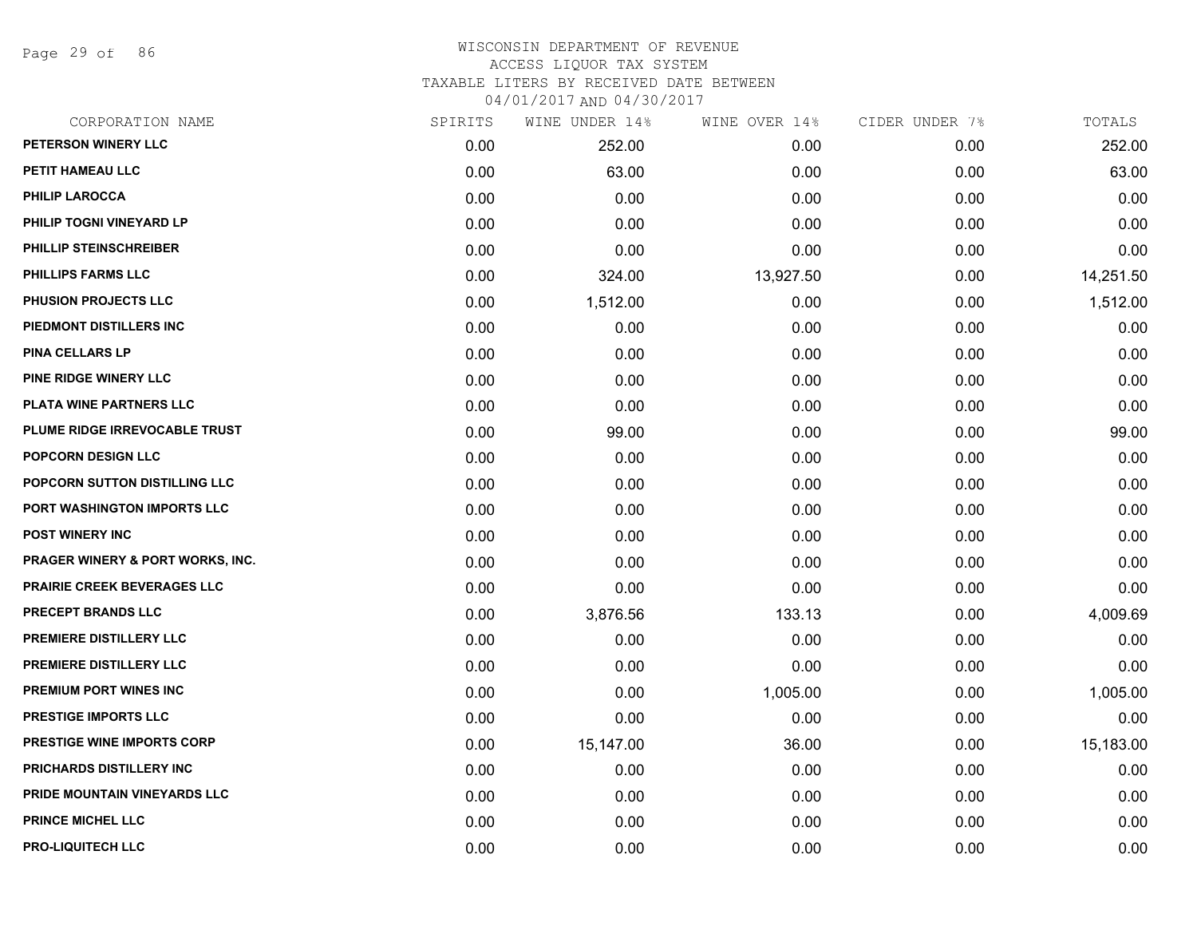# WISCONSIN DEPARTMENT OF REVENUE
## ACCESS LIQUOR TAX SYSTEM
### TAXABLE LITERS BY RECEIVED DATE BETWEEN 04/01/2017 AND 04/30/2017

| CORPORATION NAME | SPIRITS | WINE UNDER 14% | WINE OVER 14% | CIDER UNDER 7% | TOTALS |
|---|---|---|---|---|---|
| PETERSON WINERY LLC | 0.00 | 252.00 | 0.00 | 0.00 | 252.00 |
| PETIT HAMEAU LLC | 0.00 | 63.00 | 0.00 | 0.00 | 63.00 |
| PHILIP LAROCCA | 0.00 | 0.00 | 0.00 | 0.00 | 0.00 |
| PHILIP TOGNI VINEYARD LP | 0.00 | 0.00 | 0.00 | 0.00 | 0.00 |
| PHILLIP STEINSCHREIBER | 0.00 | 0.00 | 0.00 | 0.00 | 0.00 |
| PHILLIPS FARMS LLC | 0.00 | 324.00 | 13,927.50 | 0.00 | 14,251.50 |
| PHUSION PROJECTS LLC | 0.00 | 1,512.00 | 0.00 | 0.00 | 1,512.00 |
| PIEDMONT DISTILLERS INC | 0.00 | 0.00 | 0.00 | 0.00 | 0.00 |
| PINA CELLARS LP | 0.00 | 0.00 | 0.00 | 0.00 | 0.00 |
| PINE RIDGE WINERY LLC | 0.00 | 0.00 | 0.00 | 0.00 | 0.00 |
| PLATA WINE PARTNERS LLC | 0.00 | 0.00 | 0.00 | 0.00 | 0.00 |
| PLUME RIDGE IRREVOCABLE TRUST | 0.00 | 99.00 | 0.00 | 0.00 | 99.00 |
| POPCORN DESIGN LLC | 0.00 | 0.00 | 0.00 | 0.00 | 0.00 |
| POPCORN SUTTON DISTILLING LLC | 0.00 | 0.00 | 0.00 | 0.00 | 0.00 |
| PORT WASHINGTON IMPORTS LLC | 0.00 | 0.00 | 0.00 | 0.00 | 0.00 |
| POST WINERY INC | 0.00 | 0.00 | 0.00 | 0.00 | 0.00 |
| PRAGER WINERY & PORT WORKS, INC. | 0.00 | 0.00 | 0.00 | 0.00 | 0.00 |
| PRAIRIE CREEK BEVERAGES LLC | 0.00 | 0.00 | 0.00 | 0.00 | 0.00 |
| PRECEPT BRANDS LLC | 0.00 | 3,876.56 | 133.13 | 0.00 | 4,009.69 |
| PREMIERE DISTILLERY LLC | 0.00 | 0.00 | 0.00 | 0.00 | 0.00 |
| PREMIERE DISTILLERY LLC | 0.00 | 0.00 | 0.00 | 0.00 | 0.00 |
| PREMIUM PORT WINES INC | 0.00 | 0.00 | 1,005.00 | 0.00 | 1,005.00 |
| PRESTIGE IMPORTS LLC | 0.00 | 0.00 | 0.00 | 0.00 | 0.00 |
| PRESTIGE WINE IMPORTS CORP | 0.00 | 15,147.00 | 36.00 | 0.00 | 15,183.00 |
| PRICHARDS DISTILLERY INC | 0.00 | 0.00 | 0.00 | 0.00 | 0.00 |
| PRIDE MOUNTAIN VINEYARDS LLC | 0.00 | 0.00 | 0.00 | 0.00 | 0.00 |
| PRINCE MICHEL LLC | 0.00 | 0.00 | 0.00 | 0.00 | 0.00 |
| PRO-LIQUITECH LLC | 0.00 | 0.00 | 0.00 | 0.00 | 0.00 |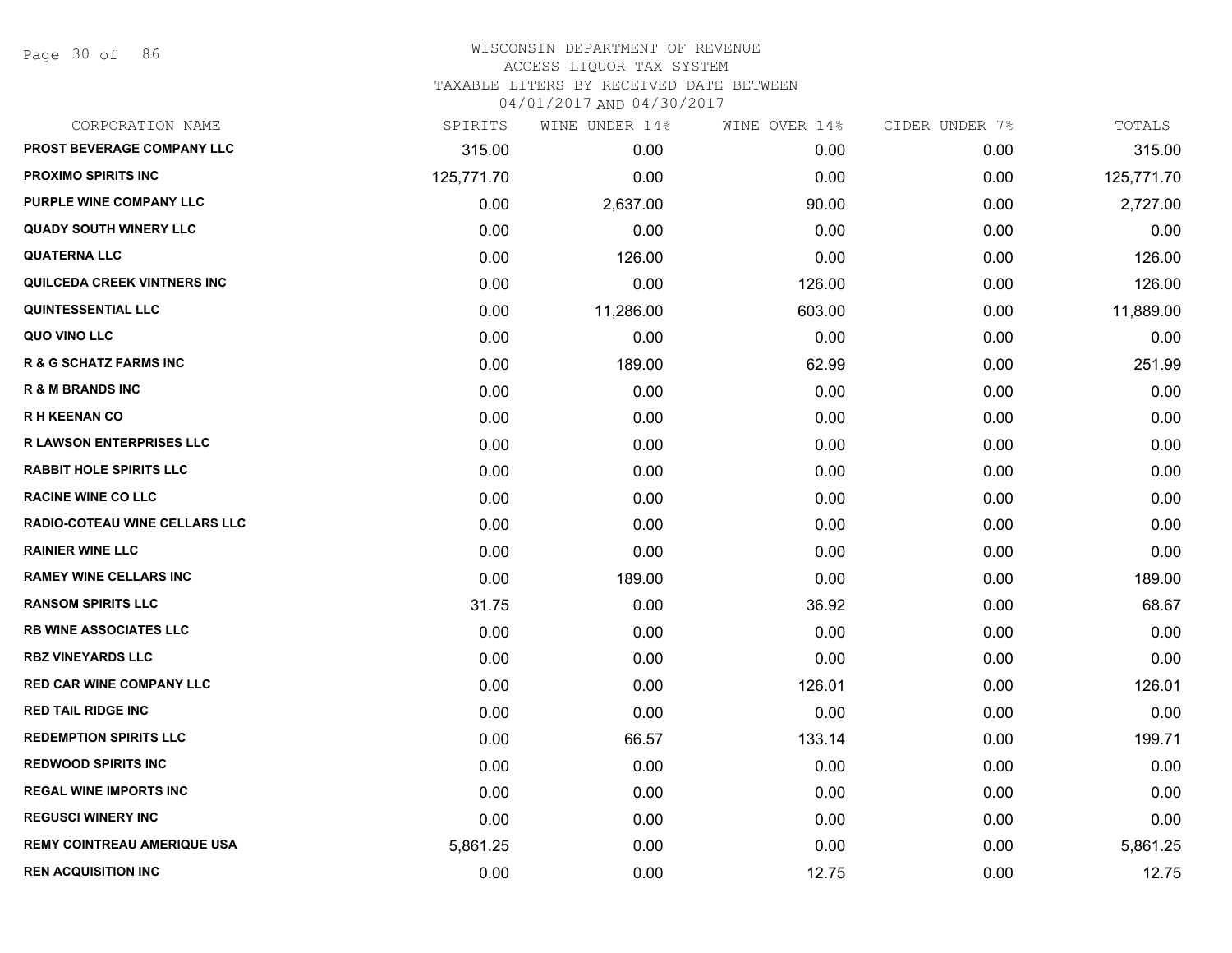# WISCONSIN DEPARTMENT OF REVENUE
## ACCESS LIQUOR TAX SYSTEM
### TAXABLE LITERS BY RECEIVED DATE BETWEEN 04/01/2017 AND 04/30/2017

| CORPORATION NAME | SPIRITS | WINE UNDER 14% | WINE OVER 14% | CIDER UNDER 7% | TOTALS |
|---|---|---|---|---|---|
| PROST BEVERAGE COMPANY LLC | 315.00 | 0.00 | 0.00 | 0.00 | 315.00 |
| PROXIMO SPIRITS INC | 125,771.70 | 0.00 | 0.00 | 0.00 | 125,771.70 |
| PURPLE WINE COMPANY LLC | 0.00 | 2,637.00 | 90.00 | 0.00 | 2,727.00 |
| QUADY SOUTH WINERY LLC | 0.00 | 0.00 | 0.00 | 0.00 | 0.00 |
| QUATERNA LLC | 0.00 | 126.00 | 0.00 | 0.00 | 126.00 |
| QUILCEDA CREEK VINTNERS INC | 0.00 | 0.00 | 126.00 | 0.00 | 126.00 |
| QUINTESSENTIAL LLC | 0.00 | 11,286.00 | 603.00 | 0.00 | 11,889.00 |
| QUO VINO LLC | 0.00 | 0.00 | 0.00 | 0.00 | 0.00 |
| R & G SCHATZ FARMS INC | 0.00 | 189.00 | 62.99 | 0.00 | 251.99 |
| R & M BRANDS INC | 0.00 | 0.00 | 0.00 | 0.00 | 0.00 |
| R H KEENAN CO | 0.00 | 0.00 | 0.00 | 0.00 | 0.00 |
| R LAWSON ENTERPRISES LLC | 0.00 | 0.00 | 0.00 | 0.00 | 0.00 |
| RABBIT HOLE SPIRITS LLC | 0.00 | 0.00 | 0.00 | 0.00 | 0.00 |
| RACINE WINE CO LLC | 0.00 | 0.00 | 0.00 | 0.00 | 0.00 |
| RADIO-COTEAU WINE CELLARS LLC | 0.00 | 0.00 | 0.00 | 0.00 | 0.00 |
| RAINIER WINE LLC | 0.00 | 0.00 | 0.00 | 0.00 | 0.00 |
| RAMEY WINE CELLARS INC | 0.00 | 189.00 | 0.00 | 0.00 | 189.00 |
| RANSOM SPIRITS LLC | 31.75 | 0.00 | 36.92 | 0.00 | 68.67 |
| RB WINE ASSOCIATES LLC | 0.00 | 0.00 | 0.00 | 0.00 | 0.00 |
| RBZ VINEYARDS LLC | 0.00 | 0.00 | 0.00 | 0.00 | 0.00 |
| RED CAR WINE COMPANY LLC | 0.00 | 0.00 | 126.01 | 0.00 | 126.01 |
| RED TAIL RIDGE INC | 0.00 | 0.00 | 0.00 | 0.00 | 0.00 |
| REDEMPTION SPIRITS LLC | 0.00 | 66.57 | 133.14 | 0.00 | 199.71 |
| REDWOOD SPIRITS INC | 0.00 | 0.00 | 0.00 | 0.00 | 0.00 |
| REGAL WINE IMPORTS INC | 0.00 | 0.00 | 0.00 | 0.00 | 0.00 |
| REGUSCI WINERY INC | 0.00 | 0.00 | 0.00 | 0.00 | 0.00 |
| REMY COINTREAU AMERIQUE USA | 5,861.25 | 0.00 | 0.00 | 0.00 | 5,861.25 |
| REN ACQUISITION INC | 0.00 | 0.00 | 12.75 | 0.00 | 12.75 |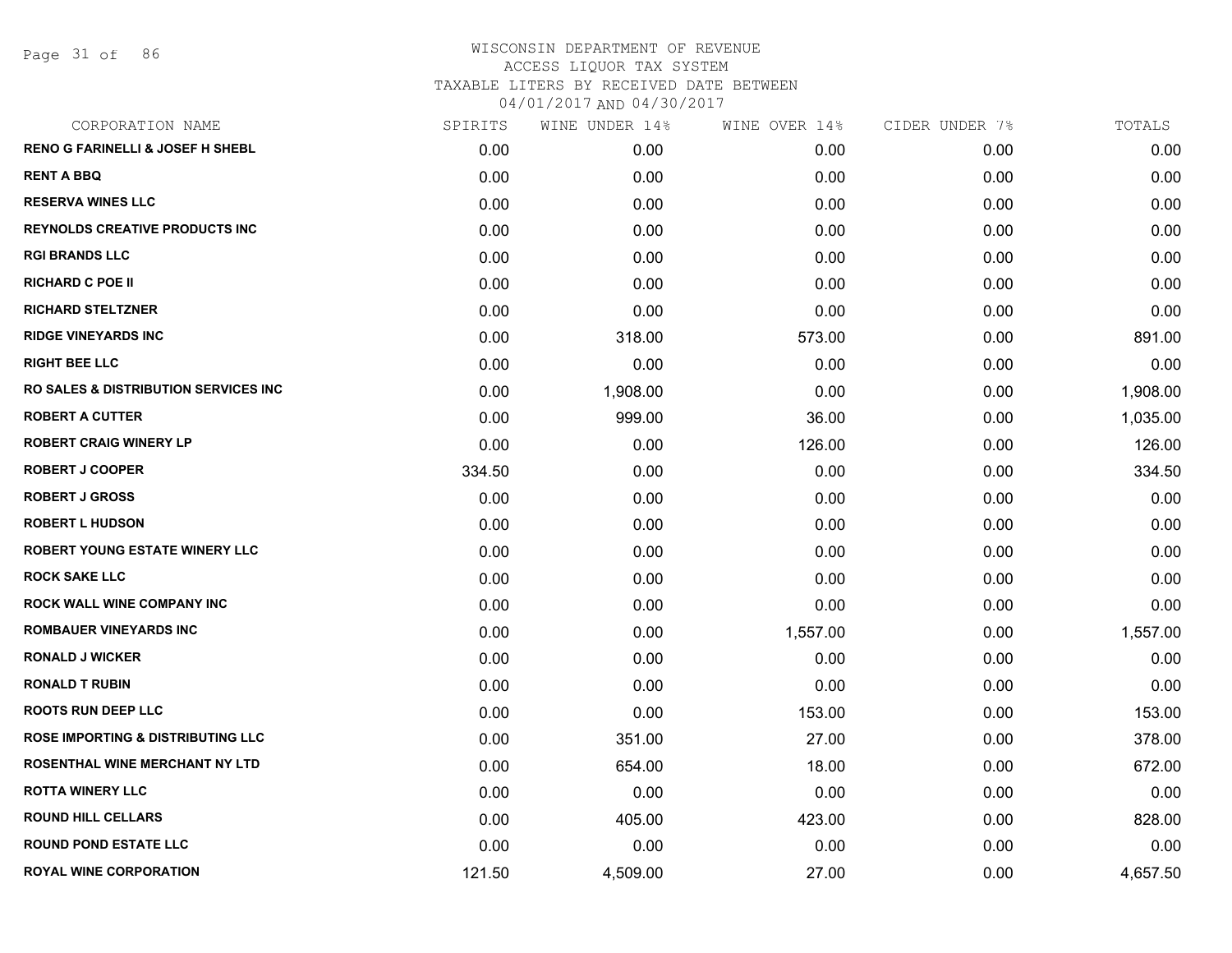# WISCONSIN DEPARTMENT OF REVENUE

ACCESS LIQUOR TAX SYSTEM

TAXABLE LITERS BY RECEIVED DATE BETWEEN

04/01/2017 AND 04/30/2017

| CORPORATION NAME | SPIRITS | WINE UNDER 14% | WINE OVER 14% | CIDER UNDER 7% | TOTALS |
|---|---|---|---|---|---|
| RENO G FARINELLI & JOSEF H SHEBL | 0.00 | 0.00 | 0.00 | 0.00 | 0.00 |
| RENT A BBQ | 0.00 | 0.00 | 0.00 | 0.00 | 0.00 |
| RESERVA WINES LLC | 0.00 | 0.00 | 0.00 | 0.00 | 0.00 |
| REYNOLDS CREATIVE PRODUCTS INC | 0.00 | 0.00 | 0.00 | 0.00 | 0.00 |
| RGI BRANDS LLC | 0.00 | 0.00 | 0.00 | 0.00 | 0.00 |
| RICHARD C POE II | 0.00 | 0.00 | 0.00 | 0.00 | 0.00 |
| RICHARD STELTZNER | 0.00 | 0.00 | 0.00 | 0.00 | 0.00 |
| RIDGE VINEYARDS INC | 0.00 | 318.00 | 573.00 | 0.00 | 891.00 |
| RIGHT BEE LLC | 0.00 | 0.00 | 0.00 | 0.00 | 0.00 |
| RO SALES & DISTRIBUTION SERVICES INC | 0.00 | 1,908.00 | 0.00 | 0.00 | 1,908.00 |
| ROBERT A CUTTER | 0.00 | 999.00 | 36.00 | 0.00 | 1,035.00 |
| ROBERT CRAIG WINERY LP | 0.00 | 0.00 | 126.00 | 0.00 | 126.00 |
| ROBERT J COOPER | 334.50 | 0.00 | 0.00 | 0.00 | 334.50 |
| ROBERT J GROSS | 0.00 | 0.00 | 0.00 | 0.00 | 0.00 |
| ROBERT L HUDSON | 0.00 | 0.00 | 0.00 | 0.00 | 0.00 |
| ROBERT YOUNG ESTATE WINERY LLC | 0.00 | 0.00 | 0.00 | 0.00 | 0.00 |
| ROCK SAKE LLC | 0.00 | 0.00 | 0.00 | 0.00 | 0.00 |
| ROCK WALL WINE COMPANY INC | 0.00 | 0.00 | 0.00 | 0.00 | 0.00 |
| ROMBAUER VINEYARDS INC | 0.00 | 0.00 | 1,557.00 | 0.00 | 1,557.00 |
| RONALD J WICKER | 0.00 | 0.00 | 0.00 | 0.00 | 0.00 |
| RONALD T RUBIN | 0.00 | 0.00 | 0.00 | 0.00 | 0.00 |
| ROOTS RUN DEEP LLC | 0.00 | 0.00 | 153.00 | 0.00 | 153.00 |
| ROSE IMPORTING & DISTRIBUTING LLC | 0.00 | 351.00 | 27.00 | 0.00 | 378.00 |
| ROSENTHAL WINE MERCHANT NY LTD | 0.00 | 654.00 | 18.00 | 0.00 | 672.00 |
| ROTTA WINERY LLC | 0.00 | 0.00 | 0.00 | 0.00 | 0.00 |
| ROUND HILL CELLARS | 0.00 | 405.00 | 423.00 | 0.00 | 828.00 |
| ROUND POND ESTATE LLC | 0.00 | 0.00 | 0.00 | 0.00 | 0.00 |
| ROYAL WINE CORPORATION | 121.50 | 4,509.00 | 27.00 | 0.00 | 4,657.50 |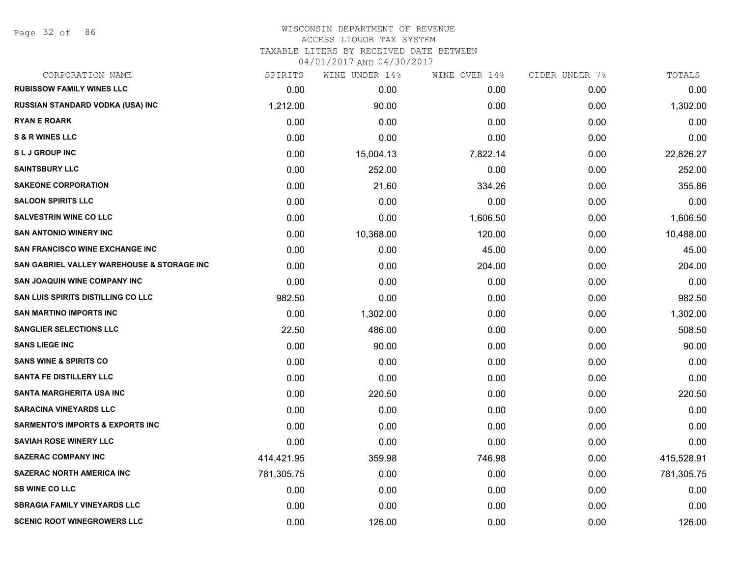WISCONSIN DEPARTMENT OF REVENUE
ACCESS LIQUOR TAX SYSTEM
TAXABLE LITERS BY RECEIVED DATE BETWEEN
04/01/2017 AND 04/30/2017

| CORPORATION NAME | SPIRITS | WINE UNDER 14% | WINE OVER 14% | CIDER UNDER 7% | TOTALS |
|---|---|---|---|---|---|
| RUBISSOW FAMILY WINES LLC | 0.00 | 0.00 | 0.00 | 0.00 | 0.00 |
| RUSSIAN STANDARD VODKA (USA) INC | 1,212.00 | 90.00 | 0.00 | 0.00 | 1,302.00 |
| RYAN E ROARK | 0.00 | 0.00 | 0.00 | 0.00 | 0.00 |
| S & R WINES LLC | 0.00 | 0.00 | 0.00 | 0.00 | 0.00 |
| S L J GROUP INC | 0.00 | 15,004.13 | 7,822.14 | 0.00 | 22,826.27 |
| SAINTSBURY LLC | 0.00 | 252.00 | 0.00 | 0.00 | 252.00 |
| SAKEONE CORPORATION | 0.00 | 21.60 | 334.26 | 0.00 | 355.86 |
| SALOON SPIRITS LLC | 0.00 | 0.00 | 0.00 | 0.00 | 0.00 |
| SALVESTRIN WINE CO LLC | 0.00 | 0.00 | 1,606.50 | 0.00 | 1,606.50 |
| SAN ANTONIO WINERY INC | 0.00 | 10,368.00 | 120.00 | 0.00 | 10,488.00 |
| SAN FRANCISCO WINE EXCHANGE INC | 0.00 | 0.00 | 45.00 | 0.00 | 45.00 |
| SAN GABRIEL VALLEY WAREHOUSE & STORAGE INC | 0.00 | 0.00 | 204.00 | 0.00 | 204.00 |
| SAN JOAQUIN WINE COMPANY INC | 0.00 | 0.00 | 0.00 | 0.00 | 0.00 |
| SAN LUIS SPIRITS DISTILLING CO LLC | 982.50 | 0.00 | 0.00 | 0.00 | 982.50 |
| SAN MARTINO IMPORTS INC | 0.00 | 1,302.00 | 0.00 | 0.00 | 1,302.00 |
| SANGLIER SELECTIONS LLC | 22.50 | 486.00 | 0.00 | 0.00 | 508.50 |
| SANS LIEGE INC | 0.00 | 90.00 | 0.00 | 0.00 | 90.00 |
| SANS WINE & SPIRITS CO | 0.00 | 0.00 | 0.00 | 0.00 | 0.00 |
| SANTA FE DISTILLERY LLC | 0.00 | 0.00 | 0.00 | 0.00 | 0.00 |
| SANTA MARGHERITA USA INC | 0.00 | 220.50 | 0.00 | 0.00 | 220.50 |
| SARACINA VINEYARDS LLC | 0.00 | 0.00 | 0.00 | 0.00 | 0.00 |
| SARMENTO'S IMPORTS & EXPORTS INC | 0.00 | 0.00 | 0.00 | 0.00 | 0.00 |
| SAVIAH ROSE WINERY LLC | 0.00 | 0.00 | 0.00 | 0.00 | 0.00 |
| SAZERAC COMPANY INC | 414,421.95 | 359.98 | 746.98 | 0.00 | 415,528.91 |
| SAZERAC NORTH AMERICA INC | 781,305.75 | 0.00 | 0.00 | 0.00 | 781,305.75 |
| SB WINE CO LLC | 0.00 | 0.00 | 0.00 | 0.00 | 0.00 |
| SBRAGIA FAMILY VINEYARDS LLC | 0.00 | 0.00 | 0.00 | 0.00 | 0.00 |
| SCENIC ROOT WINEGROWERS LLC | 0.00 | 126.00 | 0.00 | 0.00 | 126.00 |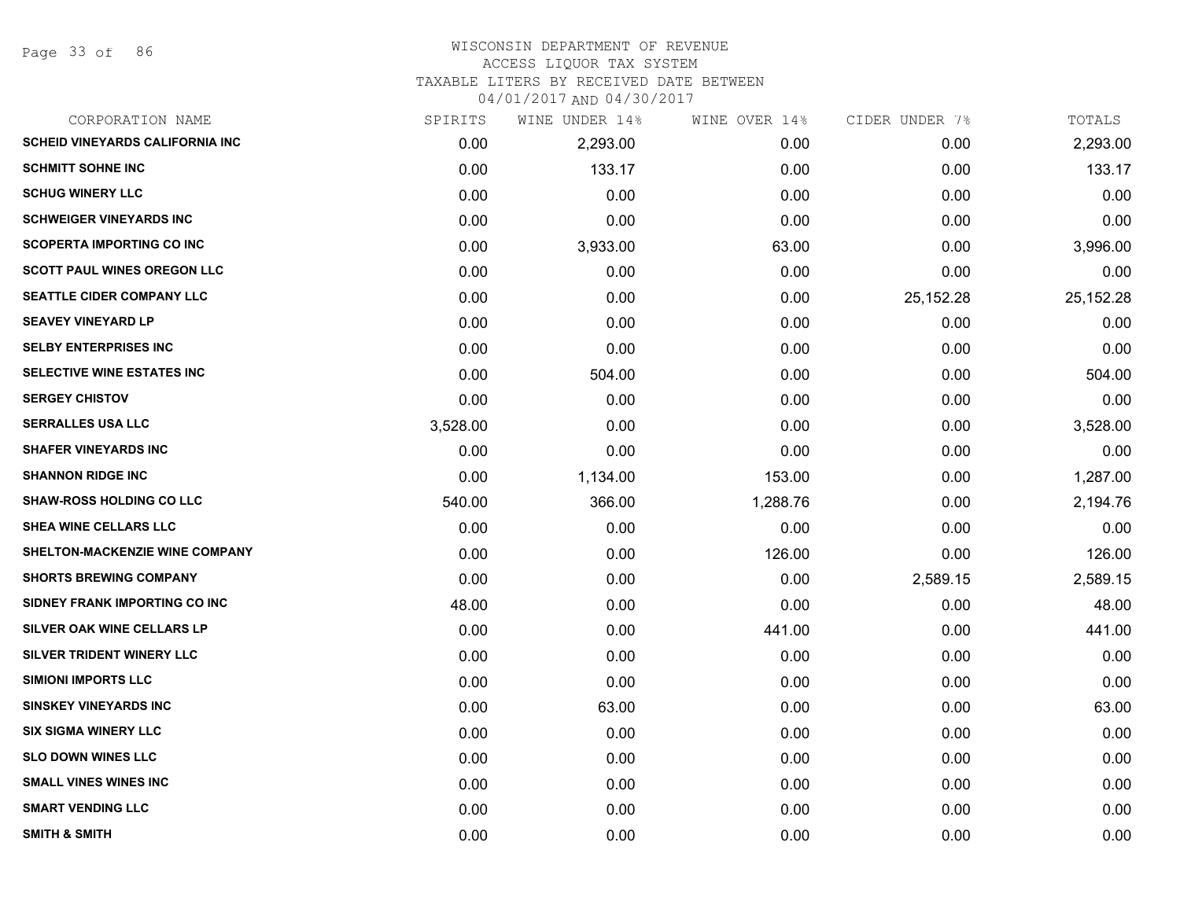WISCONSIN DEPARTMENT OF REVENUE
ACCESS LIQUOR TAX SYSTEM
TAXABLE LITERS BY RECEIVED DATE BETWEEN
04/01/2017 AND 04/30/2017

| CORPORATION NAME | SPIRITS | WINE UNDER 14% | WINE OVER 14% | CIDER UNDER 7% | TOTALS |
|---|---|---|---|---|---|
| SCHEID VINEYARDS CALIFORNIA INC | 0.00 | 2,293.00 | 0.00 | 0.00 | 2,293.00 |
| SCHMITT SOHNE INC | 0.00 | 133.17 | 0.00 | 0.00 | 133.17 |
| SCHUG WINERY LLC | 0.00 | 0.00 | 0.00 | 0.00 | 0.00 |
| SCHWEIGER VINEYARDS INC | 0.00 | 0.00 | 0.00 | 0.00 | 0.00 |
| SCOPERTA IMPORTING CO INC | 0.00 | 3,933.00 | 63.00 | 0.00 | 3,996.00 |
| SCOTT PAUL WINES OREGON LLC | 0.00 | 0.00 | 0.00 | 0.00 | 0.00 |
| SEATTLE CIDER COMPANY LLC | 0.00 | 0.00 | 0.00 | 25,152.28 | 25,152.28 |
| SEAVEY VINEYARD LP | 0.00 | 0.00 | 0.00 | 0.00 | 0.00 |
| SELBY ENTERPRISES INC | 0.00 | 0.00 | 0.00 | 0.00 | 0.00 |
| SELECTIVE WINE ESTATES INC | 0.00 | 504.00 | 0.00 | 0.00 | 504.00 |
| SERGEY CHISTOV | 0.00 | 0.00 | 0.00 | 0.00 | 0.00 |
| SERRALLES USA LLC | 3,528.00 | 0.00 | 0.00 | 0.00 | 3,528.00 |
| SHAFER VINEYARDS INC | 0.00 | 0.00 | 0.00 | 0.00 | 0.00 |
| SHANNON RIDGE INC | 0.00 | 1,134.00 | 153.00 | 0.00 | 1,287.00 |
| SHAW-ROSS HOLDING CO LLC | 540.00 | 366.00 | 1,288.76 | 0.00 | 2,194.76 |
| SHEA WINE CELLARS LLC | 0.00 | 0.00 | 0.00 | 0.00 | 0.00 |
| SHELTON-MACKENZIE WINE COMPANY | 0.00 | 0.00 | 126.00 | 0.00 | 126.00 |
| SHORTS BREWING COMPANY | 0.00 | 0.00 | 0.00 | 2,589.15 | 2,589.15 |
| SIDNEY FRANK IMPORTING CO INC | 48.00 | 0.00 | 0.00 | 0.00 | 48.00 |
| SILVER OAK WINE CELLARS LP | 0.00 | 0.00 | 441.00 | 0.00 | 441.00 |
| SILVER TRIDENT WINERY LLC | 0.00 | 0.00 | 0.00 | 0.00 | 0.00 |
| SIMIONI IMPORTS LLC | 0.00 | 0.00 | 0.00 | 0.00 | 0.00 |
| SINSKEY VINEYARDS INC | 0.00 | 63.00 | 0.00 | 0.00 | 63.00 |
| SIX SIGMA WINERY LLC | 0.00 | 0.00 | 0.00 | 0.00 | 0.00 |
| SLO DOWN WINES LLC | 0.00 | 0.00 | 0.00 | 0.00 | 0.00 |
| SMALL VINES WINES INC | 0.00 | 0.00 | 0.00 | 0.00 | 0.00 |
| SMART VENDING LLC | 0.00 | 0.00 | 0.00 | 0.00 | 0.00 |
| SMITH & SMITH | 0.00 | 0.00 | 0.00 | 0.00 | 0.00 |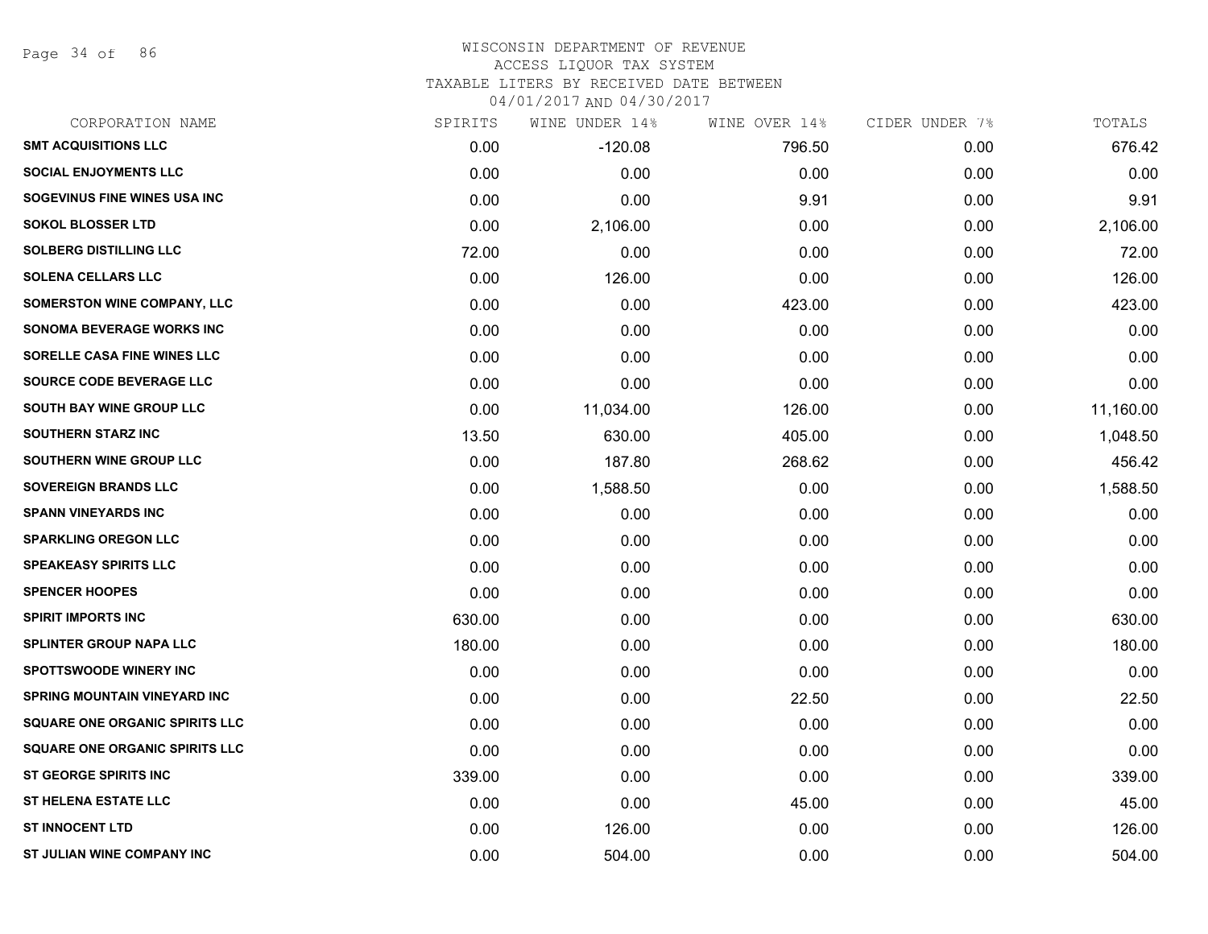# WISCONSIN DEPARTMENT OF REVENUE
ACCESS LIQUOR TAX SYSTEM
TAXABLE LITERS BY RECEIVED DATE BETWEEN
04/01/2017 AND 04/30/2017

| CORPORATION NAME | SPIRITS | WINE UNDER 14% | WINE OVER 14% | CIDER UNDER 7% | TOTALS |
|---|---|---|---|---|---|
| SMT ACQUISITIONS LLC | 0.00 | -120.08 | 796.50 | 0.00 | 676.42 |
| SOCIAL ENJOYMENTS LLC | 0.00 | 0.00 | 0.00 | 0.00 | 0.00 |
| SOGEVINUS FINE WINES USA INC | 0.00 | 0.00 | 9.91 | 0.00 | 9.91 |
| SOKOL BLOSSER LTD | 0.00 | 2,106.00 | 0.00 | 0.00 | 2,106.00 |
| SOLBERG DISTILLING LLC | 72.00 | 0.00 | 0.00 | 0.00 | 72.00 |
| SOLENA CELLARS LLC | 0.00 | 126.00 | 0.00 | 0.00 | 126.00 |
| SOMERSTON WINE COMPANY, LLC | 0.00 | 0.00 | 423.00 | 0.00 | 423.00 |
| SONOMA BEVERAGE WORKS INC | 0.00 | 0.00 | 0.00 | 0.00 | 0.00 |
| SORELLE CASA FINE WINES LLC | 0.00 | 0.00 | 0.00 | 0.00 | 0.00 |
| SOURCE CODE BEVERAGE LLC | 0.00 | 0.00 | 0.00 | 0.00 | 0.00 |
| SOUTH BAY WINE GROUP LLC | 0.00 | 11,034.00 | 126.00 | 0.00 | 11,160.00 |
| SOUTHERN STARZ INC | 13.50 | 630.00 | 405.00 | 0.00 | 1,048.50 |
| SOUTHERN WINE GROUP LLC | 0.00 | 187.80 | 268.62 | 0.00 | 456.42 |
| SOVEREIGN BRANDS LLC | 0.00 | 1,588.50 | 0.00 | 0.00 | 1,588.50 |
| SPANN VINEYARDS INC | 0.00 | 0.00 | 0.00 | 0.00 | 0.00 |
| SPARKLING OREGON LLC | 0.00 | 0.00 | 0.00 | 0.00 | 0.00 |
| SPEAKEASY SPIRITS LLC | 0.00 | 0.00 | 0.00 | 0.00 | 0.00 |
| SPENCER HOOPES | 0.00 | 0.00 | 0.00 | 0.00 | 0.00 |
| SPIRIT IMPORTS INC | 630.00 | 0.00 | 0.00 | 0.00 | 630.00 |
| SPLINTER GROUP NAPA LLC | 180.00 | 0.00 | 0.00 | 0.00 | 180.00 |
| SPOTTSWOODE WINERY INC | 0.00 | 0.00 | 0.00 | 0.00 | 0.00 |
| SPRING MOUNTAIN VINEYARD INC | 0.00 | 0.00 | 22.50 | 0.00 | 22.50 |
| SQUARE ONE ORGANIC SPIRITS LLC | 0.00 | 0.00 | 0.00 | 0.00 | 0.00 |
| SQUARE ONE ORGANIC SPIRITS LLC | 0.00 | 0.00 | 0.00 | 0.00 | 0.00 |
| ST GEORGE SPIRITS INC | 339.00 | 0.00 | 0.00 | 0.00 | 339.00 |
| ST HELENA ESTATE LLC | 0.00 | 0.00 | 45.00 | 0.00 | 45.00 |
| ST INNOCENT LTD | 0.00 | 126.00 | 0.00 | 0.00 | 126.00 |
| ST JULIAN WINE COMPANY INC | 0.00 | 504.00 | 0.00 | 0.00 | 504.00 |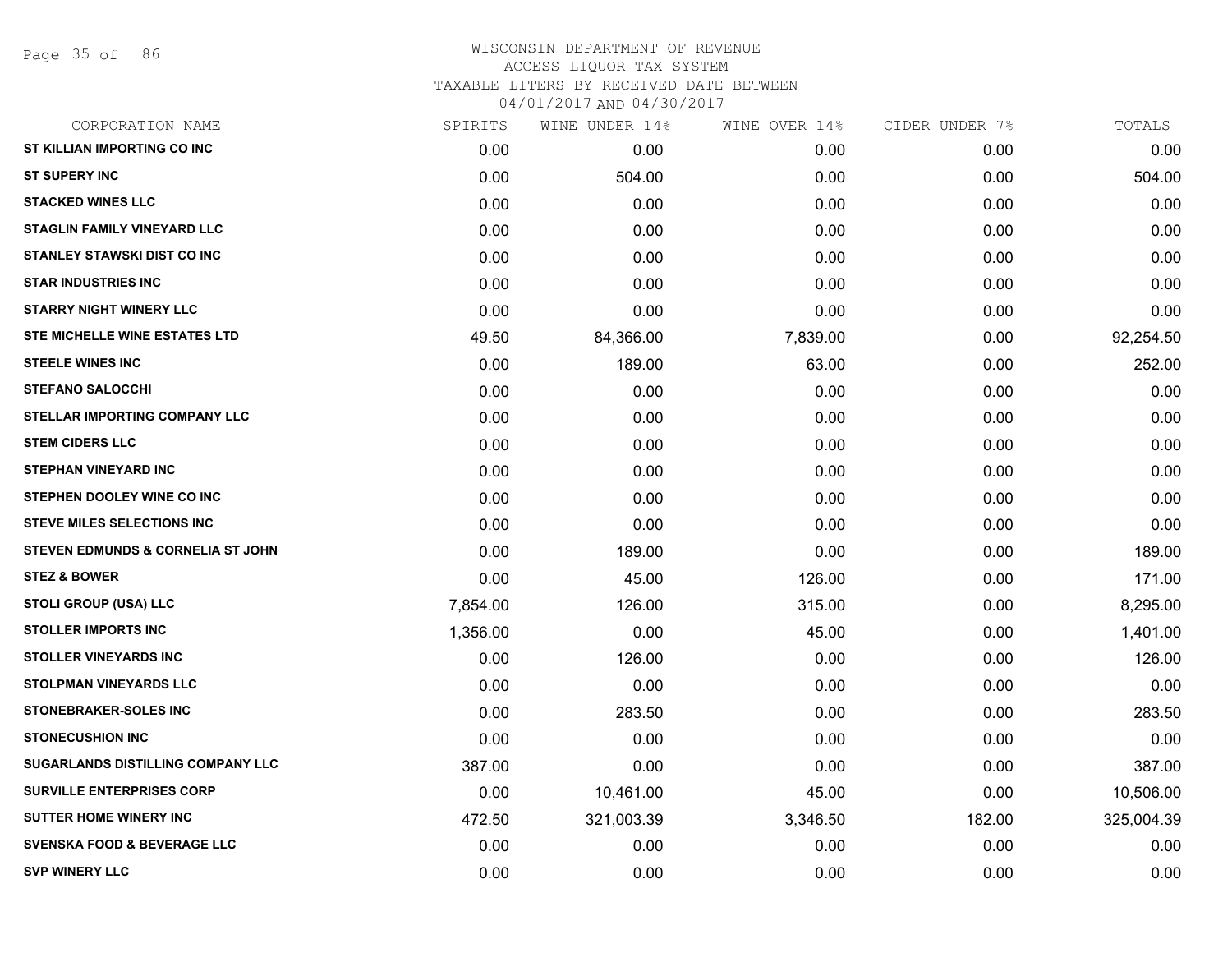# WISCONSIN DEPARTMENT OF REVENUE
## ACCESS LIQUOR TAX SYSTEM
### TAXABLE LITERS BY RECEIVED DATE BETWEEN 04/01/2017 AND 04/30/2017

| CORPORATION NAME | SPIRITS | WINE UNDER 14% | WINE OVER 14% | CIDER UNDER 7% | TOTALS |
|---|---|---|---|---|---|
| ST KILLIAN IMPORTING CO INC | 0.00 | 0.00 | 0.00 | 0.00 | 0.00 |
| ST SUPERY INC | 0.00 | 504.00 | 0.00 | 0.00 | 504.00 |
| STACKED WINES LLC | 0.00 | 0.00 | 0.00 | 0.00 | 0.00 |
| STAGLIN FAMILY VINEYARD LLC | 0.00 | 0.00 | 0.00 | 0.00 | 0.00 |
| STANLEY STAWSKI DIST CO INC | 0.00 | 0.00 | 0.00 | 0.00 | 0.00 |
| STAR INDUSTRIES INC | 0.00 | 0.00 | 0.00 | 0.00 | 0.00 |
| STARRY NIGHT WINERY LLC | 0.00 | 0.00 | 0.00 | 0.00 | 0.00 |
| STE MICHELLE WINE ESTATES LTD | 49.50 | 84,366.00 | 7,839.00 | 0.00 | 92,254.50 |
| STEELE WINES INC | 0.00 | 189.00 | 63.00 | 0.00 | 252.00 |
| STEFANO SALOCCHI | 0.00 | 0.00 | 0.00 | 0.00 | 0.00 |
| STELLAR IMPORTING COMPANY LLC | 0.00 | 0.00 | 0.00 | 0.00 | 0.00 |
| STEM CIDERS LLC | 0.00 | 0.00 | 0.00 | 0.00 | 0.00 |
| STEPHAN VINEYARD INC | 0.00 | 0.00 | 0.00 | 0.00 | 0.00 |
| STEPHEN DOOLEY WINE CO INC | 0.00 | 0.00 | 0.00 | 0.00 | 0.00 |
| STEVE MILES SELECTIONS INC | 0.00 | 0.00 | 0.00 | 0.00 | 0.00 |
| STEVEN EDMUNDS & CORNELIA ST JOHN | 0.00 | 189.00 | 0.00 | 0.00 | 189.00 |
| STEZ & BOWER | 0.00 | 45.00 | 126.00 | 0.00 | 171.00 |
| STOLI GROUP (USA) LLC | 7,854.00 | 126.00 | 315.00 | 0.00 | 8,295.00 |
| STOLLER IMPORTS INC | 1,356.00 | 0.00 | 45.00 | 0.00 | 1,401.00 |
| STOLLER VINEYARDS INC | 0.00 | 126.00 | 0.00 | 0.00 | 126.00 |
| STOLPMAN VINEYARDS LLC | 0.00 | 0.00 | 0.00 | 0.00 | 0.00 |
| STONEBRAKER-SOLES INC | 0.00 | 283.50 | 0.00 | 0.00 | 283.50 |
| STONECUSHION INC | 0.00 | 0.00 | 0.00 | 0.00 | 0.00 |
| SUGARLANDS DISTILLING COMPANY LLC | 387.00 | 0.00 | 0.00 | 0.00 | 387.00 |
| SURVILLE ENTERPRISES CORP | 0.00 | 10,461.00 | 45.00 | 0.00 | 10,506.00 |
| SUTTER HOME WINERY INC | 472.50 | 321,003.39 | 3,346.50 | 182.00 | 325,004.39 |
| SVENSKA FOOD & BEVERAGE LLC | 0.00 | 0.00 | 0.00 | 0.00 | 0.00 |
| SVP WINERY LLC | 0.00 | 0.00 | 0.00 | 0.00 | 0.00 |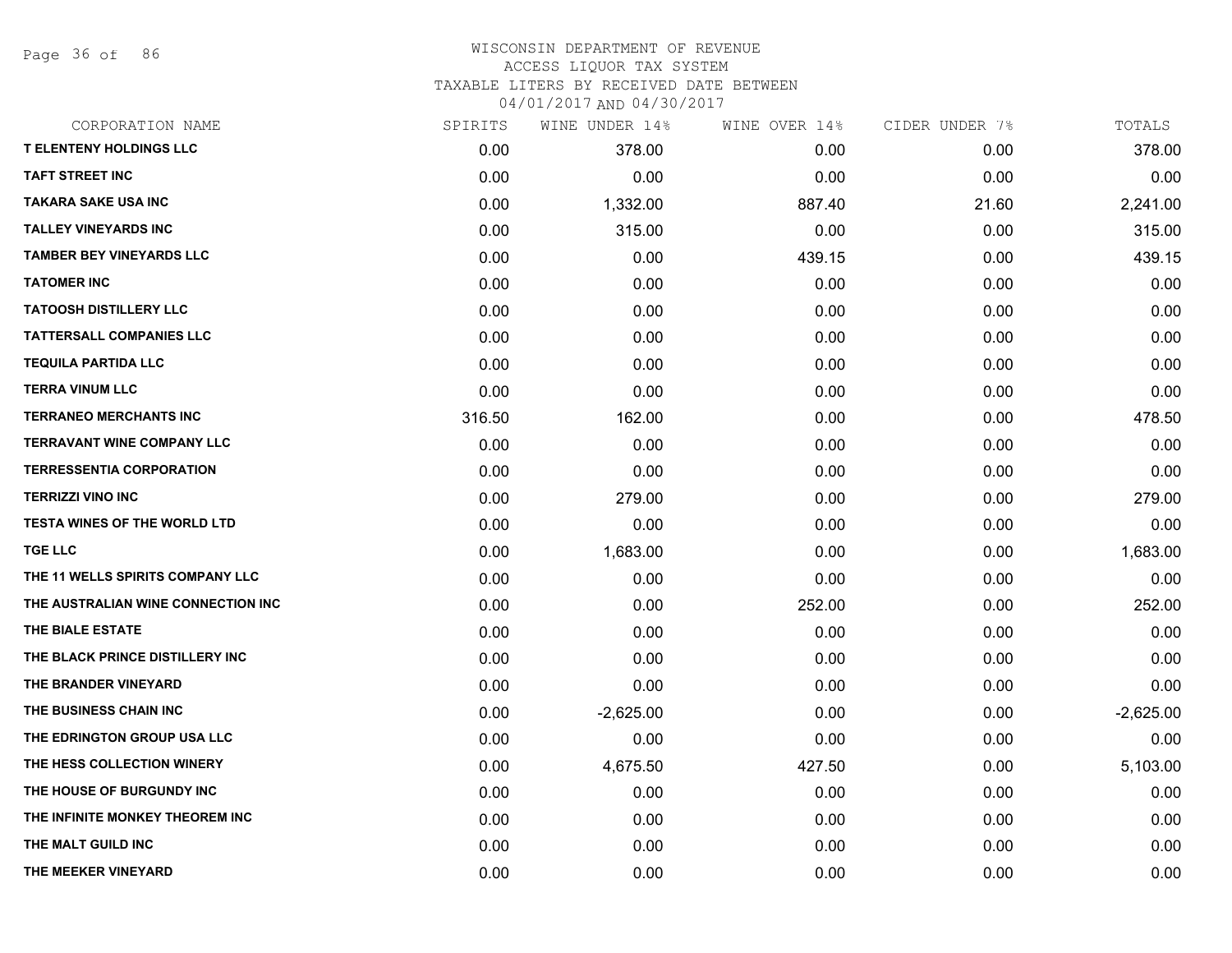WISCONSIN DEPARTMENT OF REVENUE
ACCESS LIQUOR TAX SYSTEM
TAXABLE LITERS BY RECEIVED DATE BETWEEN
04/01/2017 AND 04/30/2017

| CORPORATION NAME | SPIRITS | WINE UNDER 14% | WINE OVER 14% | CIDER UNDER 7% | TOTALS |
|---|---|---|---|---|---|
| T ELENTENY HOLDINGS LLC | 0.00 | 378.00 | 0.00 | 0.00 | 378.00 |
| TAFT STREET INC | 0.00 | 0.00 | 0.00 | 0.00 | 0.00 |
| TAKARA SAKE USA INC | 0.00 | 1,332.00 | 887.40 | 21.60 | 2,241.00 |
| TALLEY VINEYARDS INC | 0.00 | 315.00 | 0.00 | 0.00 | 315.00 |
| TAMBER BEY VINEYARDS LLC | 0.00 | 0.00 | 439.15 | 0.00 | 439.15 |
| TATOMER INC | 0.00 | 0.00 | 0.00 | 0.00 | 0.00 |
| TATOOSH DISTILLERY LLC | 0.00 | 0.00 | 0.00 | 0.00 | 0.00 |
| TATTERSALL COMPANIES LLC | 0.00 | 0.00 | 0.00 | 0.00 | 0.00 |
| TEQUILA PARTIDA LLC | 0.00 | 0.00 | 0.00 | 0.00 | 0.00 |
| TERRA VINUM LLC | 0.00 | 0.00 | 0.00 | 0.00 | 0.00 |
| TERRANEO MERCHANTS INC | 316.50 | 162.00 | 0.00 | 0.00 | 478.50 |
| TERRAVANT WINE COMPANY LLC | 0.00 | 0.00 | 0.00 | 0.00 | 0.00 |
| TERRESSENTIA CORPORATION | 0.00 | 0.00 | 0.00 | 0.00 | 0.00 |
| TERRIZZI VINO INC | 0.00 | 279.00 | 0.00 | 0.00 | 279.00 |
| TESTA WINES OF THE WORLD LTD | 0.00 | 0.00 | 0.00 | 0.00 | 0.00 |
| TGE LLC | 0.00 | 1,683.00 | 0.00 | 0.00 | 1,683.00 |
| THE 11 WELLS SPIRITS COMPANY LLC | 0.00 | 0.00 | 0.00 | 0.00 | 0.00 |
| THE AUSTRALIAN WINE CONNECTION INC | 0.00 | 0.00 | 252.00 | 0.00 | 252.00 |
| THE BIALE ESTATE | 0.00 | 0.00 | 0.00 | 0.00 | 0.00 |
| THE BLACK PRINCE DISTILLERY INC | 0.00 | 0.00 | 0.00 | 0.00 | 0.00 |
| THE BRANDER VINEYARD | 0.00 | 0.00 | 0.00 | 0.00 | 0.00 |
| THE BUSINESS CHAIN INC | 0.00 | -2,625.00 | 0.00 | 0.00 | -2,625.00 |
| THE EDRINGTON GROUP USA LLC | 0.00 | 0.00 | 0.00 | 0.00 | 0.00 |
| THE HESS COLLECTION WINERY | 0.00 | 4,675.50 | 427.50 | 0.00 | 5,103.00 |
| THE HOUSE OF BURGUNDY INC | 0.00 | 0.00 | 0.00 | 0.00 | 0.00 |
| THE INFINITE MONKEY THEOREM INC | 0.00 | 0.00 | 0.00 | 0.00 | 0.00 |
| THE MALT GUILD INC | 0.00 | 0.00 | 0.00 | 0.00 | 0.00 |
| THE MEEKER VINEYARD | 0.00 | 0.00 | 0.00 | 0.00 | 0.00 |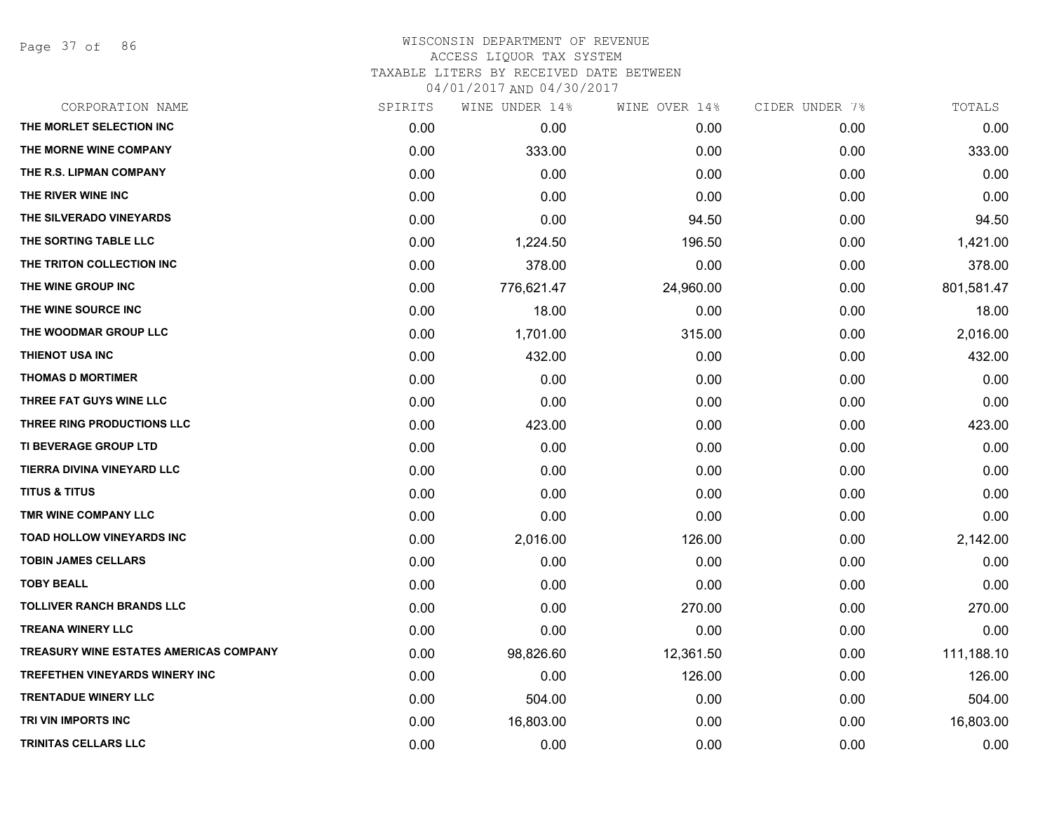# WISCONSIN DEPARTMENT OF REVENUE
## ACCESS LIQUOR TAX SYSTEM
## TAXABLE LITERS BY RECEIVED DATE BETWEEN
## 04/01/2017 AND 04/30/2017

| CORPORATION NAME | SPIRITS | WINE UNDER 14% | WINE OVER 14% | CIDER UNDER 7% | TOTALS |
|---|---|---|---|---|---|
| THE MORLET SELECTION INC | 0.00 | 0.00 | 0.00 | 0.00 | 0.00 |
| THE MORNE WINE COMPANY | 0.00 | 333.00 | 0.00 | 0.00 | 333.00 |
| THE R.S. LIPMAN COMPANY | 0.00 | 0.00 | 0.00 | 0.00 | 0.00 |
| THE RIVER WINE INC | 0.00 | 0.00 | 0.00 | 0.00 | 0.00 |
| THE SILVERADO VINEYARDS | 0.00 | 0.00 | 94.50 | 0.00 | 94.50 |
| THE SORTING TABLE LLC | 0.00 | 1,224.50 | 196.50 | 0.00 | 1,421.00 |
| THE TRITON COLLECTION INC | 0.00 | 378.00 | 0.00 | 0.00 | 378.00 |
| THE WINE GROUP INC | 0.00 | 776,621.47 | 24,960.00 | 0.00 | 801,581.47 |
| THE WINE SOURCE INC | 0.00 | 18.00 | 0.00 | 0.00 | 18.00 |
| THE WOODMAR GROUP LLC | 0.00 | 1,701.00 | 315.00 | 0.00 | 2,016.00 |
| THIENOT USA INC | 0.00 | 432.00 | 0.00 | 0.00 | 432.00 |
| THOMAS D MORTIMER | 0.00 | 0.00 | 0.00 | 0.00 | 0.00 |
| THREE FAT GUYS WINE LLC | 0.00 | 0.00 | 0.00 | 0.00 | 0.00 |
| THREE RING PRODUCTIONS LLC | 0.00 | 423.00 | 0.00 | 0.00 | 423.00 |
| TI BEVERAGE GROUP LTD | 0.00 | 0.00 | 0.00 | 0.00 | 0.00 |
| TIERRA DIVINA VINEYARD LLC | 0.00 | 0.00 | 0.00 | 0.00 | 0.00 |
| TITUS & TITUS | 0.00 | 0.00 | 0.00 | 0.00 | 0.00 |
| TMR WINE COMPANY LLC | 0.00 | 0.00 | 0.00 | 0.00 | 0.00 |
| TOAD HOLLOW VINEYARDS INC | 0.00 | 2,016.00 | 126.00 | 0.00 | 2,142.00 |
| TOBIN JAMES CELLARS | 0.00 | 0.00 | 0.00 | 0.00 | 0.00 |
| TOBY BEALL | 0.00 | 0.00 | 0.00 | 0.00 | 0.00 |
| TOLLIVER RANCH BRANDS LLC | 0.00 | 0.00 | 270.00 | 0.00 | 270.00 |
| TREANA WINERY LLC | 0.00 | 0.00 | 0.00 | 0.00 | 0.00 |
| TREASURY WINE ESTATES AMERICAS COMPANY | 0.00 | 98,826.60 | 12,361.50 | 0.00 | 111,188.10 |
| TREFETHEN VINEYARDS WINERY INC | 0.00 | 0.00 | 126.00 | 0.00 | 126.00 |
| TRENTADUE WINERY LLC | 0.00 | 504.00 | 0.00 | 0.00 | 504.00 |
| TRI VIN IMPORTS INC | 0.00 | 16,803.00 | 0.00 | 0.00 | 16,803.00 |
| TRINITAS CELLARS LLC | 0.00 | 0.00 | 0.00 | 0.00 | 0.00 |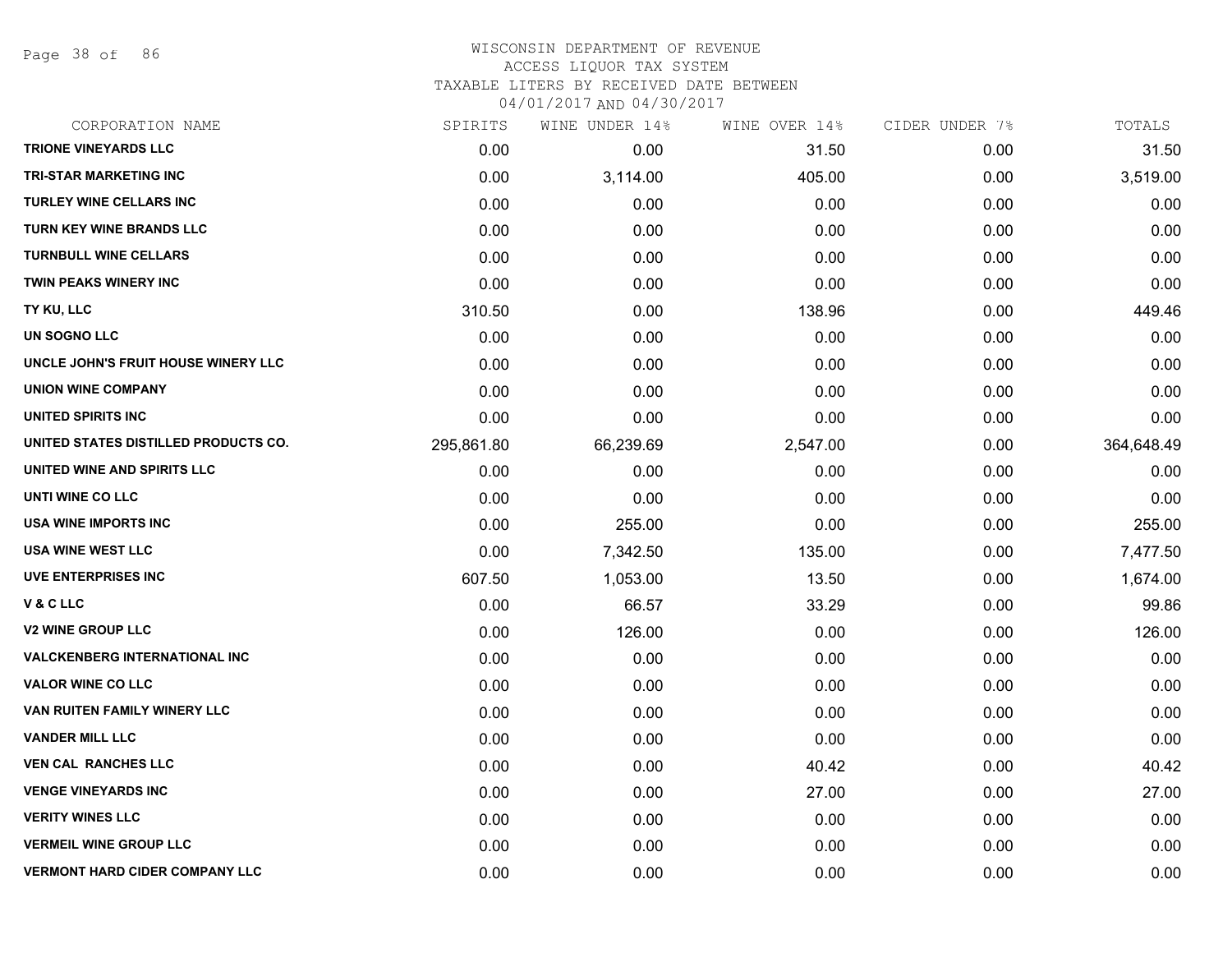# WISCONSIN DEPARTMENT OF REVENUE
ACCESS LIQUOR TAX SYSTEM
TAXABLE LITERS BY RECEIVED DATE BETWEEN
04/01/2017 AND 04/30/2017

| CORPORATION NAME | SPIRITS | WINE UNDER 14% | WINE OVER 14% | CIDER UNDER 7% | TOTALS |
|---|---|---|---|---|---|
| TRIONE VINEYARDS LLC | 0.00 | 0.00 | 31.50 | 0.00 | 31.50 |
| TRI-STAR MARKETING INC | 0.00 | 3,114.00 | 405.00 | 0.00 | 3,519.00 |
| TURLEY WINE CELLARS INC | 0.00 | 0.00 | 0.00 | 0.00 | 0.00 |
| TURN KEY WINE BRANDS LLC | 0.00 | 0.00 | 0.00 | 0.00 | 0.00 |
| TURNBULL WINE CELLARS | 0.00 | 0.00 | 0.00 | 0.00 | 0.00 |
| TWIN PEAKS WINERY INC | 0.00 | 0.00 | 0.00 | 0.00 | 0.00 |
| TY KU, LLC | 310.50 | 0.00 | 138.96 | 0.00 | 449.46 |
| UN SOGNO LLC | 0.00 | 0.00 | 0.00 | 0.00 | 0.00 |
| UNCLE JOHN'S FRUIT HOUSE WINERY LLC | 0.00 | 0.00 | 0.00 | 0.00 | 0.00 |
| UNION WINE COMPANY | 0.00 | 0.00 | 0.00 | 0.00 | 0.00 |
| UNITED SPIRITS INC | 0.00 | 0.00 | 0.00 | 0.00 | 0.00 |
| UNITED STATES DISTILLED PRODUCTS CO. | 295,861.80 | 66,239.69 | 2,547.00 | 0.00 | 364,648.49 |
| UNITED WINE AND SPIRITS LLC | 0.00 | 0.00 | 0.00 | 0.00 | 0.00 |
| UNTI WINE CO LLC | 0.00 | 0.00 | 0.00 | 0.00 | 0.00 |
| USA WINE IMPORTS INC | 0.00 | 255.00 | 0.00 | 0.00 | 255.00 |
| USA WINE WEST LLC | 0.00 | 7,342.50 | 135.00 | 0.00 | 7,477.50 |
| UVE ENTERPRISES INC | 607.50 | 1,053.00 | 13.50 | 0.00 | 1,674.00 |
| V & C LLC | 0.00 | 66.57 | 33.29 | 0.00 | 99.86 |
| V2 WINE GROUP LLC | 0.00 | 126.00 | 0.00 | 0.00 | 126.00 |
| VALCKENBERG INTERNATIONAL INC | 0.00 | 0.00 | 0.00 | 0.00 | 0.00 |
| VALOR WINE CO LLC | 0.00 | 0.00 | 0.00 | 0.00 | 0.00 |
| VAN RUITEN FAMILY WINERY LLC | 0.00 | 0.00 | 0.00 | 0.00 | 0.00 |
| VANDER MILL LLC | 0.00 | 0.00 | 0.00 | 0.00 | 0.00 |
| VEN CAL RANCHES LLC | 0.00 | 0.00 | 40.42 | 0.00 | 40.42 |
| VENGE VINEYARDS INC | 0.00 | 0.00 | 27.00 | 0.00 | 27.00 |
| VERITY WINES LLC | 0.00 | 0.00 | 0.00 | 0.00 | 0.00 |
| VERMEIL WINE GROUP LLC | 0.00 | 0.00 | 0.00 | 0.00 | 0.00 |
| VERMONT HARD CIDER COMPANY LLC | 0.00 | 0.00 | 0.00 | 0.00 | 0.00 |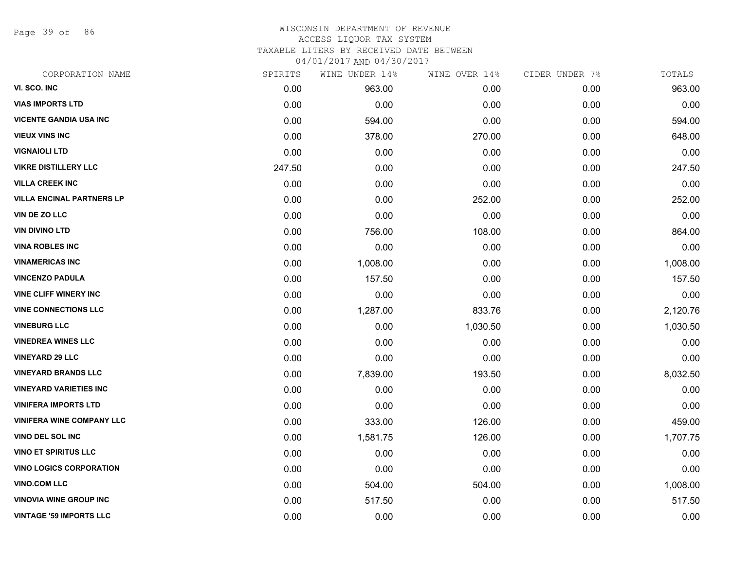# WISCONSIN DEPARTMENT OF REVENUE
ACCESS LIQUOR TAX SYSTEM
TAXABLE LITERS BY RECEIVED DATE BETWEEN
04/01/2017 AND 04/30/2017

| CORPORATION NAME | SPIRITS | WINE UNDER 14% | WINE OVER 14% | CIDER UNDER 7% | TOTALS |
|---|---|---|---|---|---|
| VI. SCO. INC | 0.00 | 963.00 | 0.00 | 0.00 | 963.00 |
| VIAS IMPORTS LTD | 0.00 | 0.00 | 0.00 | 0.00 | 0.00 |
| VICENTE GANDIA USA INC | 0.00 | 594.00 | 0.00 | 0.00 | 594.00 |
| VIEUX VINS INC | 0.00 | 378.00 | 270.00 | 0.00 | 648.00 |
| VIGNAIOLI LTD | 0.00 | 0.00 | 0.00 | 0.00 | 0.00 |
| VIKRE DISTILLERY LLC | 247.50 | 0.00 | 0.00 | 0.00 | 247.50 |
| VILLA CREEK INC | 0.00 | 0.00 | 0.00 | 0.00 | 0.00 |
| VILLA ENCINAL PARTNERS LP | 0.00 | 0.00 | 252.00 | 0.00 | 252.00 |
| VIN DE ZO LLC | 0.00 | 0.00 | 0.00 | 0.00 | 0.00 |
| VIN DIVINO LTD | 0.00 | 756.00 | 108.00 | 0.00 | 864.00 |
| VINA ROBLES INC | 0.00 | 0.00 | 0.00 | 0.00 | 0.00 |
| VINAMERICAS INC | 0.00 | 1,008.00 | 0.00 | 0.00 | 1,008.00 |
| VINCENZO PADULA | 0.00 | 157.50 | 0.00 | 0.00 | 157.50 |
| VINE CLIFF WINERY INC | 0.00 | 0.00 | 0.00 | 0.00 | 0.00 |
| VINE CONNECTIONS LLC | 0.00 | 1,287.00 | 833.76 | 0.00 | 2,120.76 |
| VINEBURG LLC | 0.00 | 0.00 | 1,030.50 | 0.00 | 1,030.50 |
| VINEDREA WINES LLC | 0.00 | 0.00 | 0.00 | 0.00 | 0.00 |
| VINEYARD 29 LLC | 0.00 | 0.00 | 0.00 | 0.00 | 0.00 |
| VINEYARD BRANDS LLC | 0.00 | 7,839.00 | 193.50 | 0.00 | 8,032.50 |
| VINEYARD VARIETIES INC | 0.00 | 0.00 | 0.00 | 0.00 | 0.00 |
| VINIFERA IMPORTS LTD | 0.00 | 0.00 | 0.00 | 0.00 | 0.00 |
| VINIFERA WINE COMPANY LLC | 0.00 | 333.00 | 126.00 | 0.00 | 459.00 |
| VINO DEL SOL INC | 0.00 | 1,581.75 | 126.00 | 0.00 | 1,707.75 |
| VINO ET SPIRITUS LLC | 0.00 | 0.00 | 0.00 | 0.00 | 0.00 |
| VINO LOGICS CORPORATION | 0.00 | 0.00 | 0.00 | 0.00 | 0.00 |
| VINO.COM LLC | 0.00 | 504.00 | 504.00 | 0.00 | 1,008.00 |
| VINOVIA WINE GROUP INC | 0.00 | 517.50 | 0.00 | 0.00 | 517.50 |
| VINTAGE '59 IMPORTS LLC | 0.00 | 0.00 | 0.00 | 0.00 | 0.00 |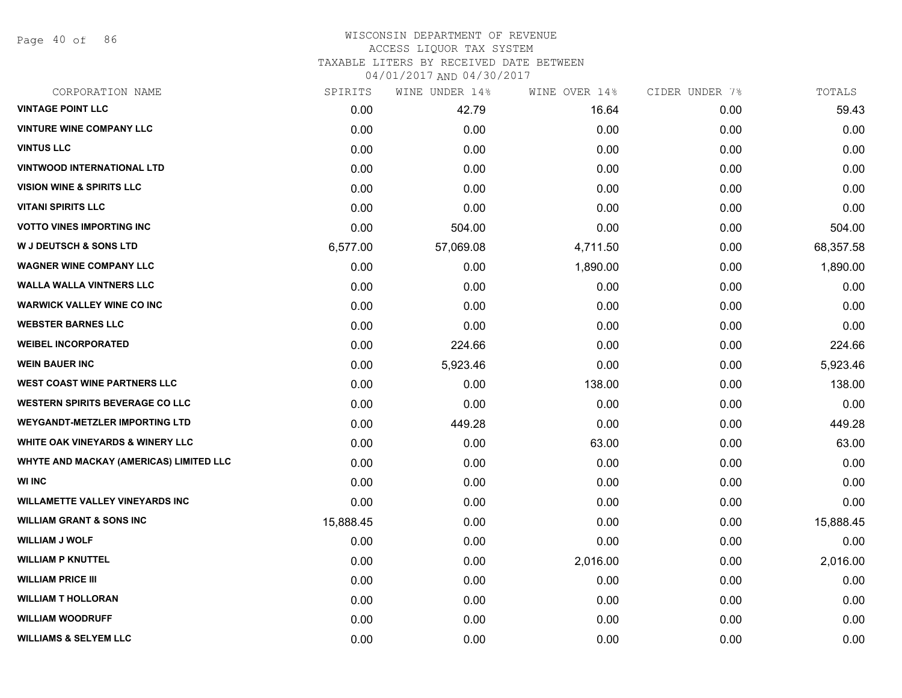# WISCONSIN DEPARTMENT OF REVENUE
## ACCESS LIQUOR TAX SYSTEM
## TAXABLE LITERS BY RECEIVED DATE BETWEEN 04/01/2017 AND 04/30/2017

| CORPORATION NAME | SPIRITS | WINE UNDER 14% | WINE OVER 14% | CIDER UNDER 7% | TOTALS |
|---|---|---|---|---|---|
| VINTAGE POINT LLC | 0.00 | 42.79 | 16.64 | 0.00 | 59.43 |
| VINTURE WINE COMPANY LLC | 0.00 | 0.00 | 0.00 | 0.00 | 0.00 |
| VINTUS LLC | 0.00 | 0.00 | 0.00 | 0.00 | 0.00 |
| VINTWOOD INTERNATIONAL LTD | 0.00 | 0.00 | 0.00 | 0.00 | 0.00 |
| VISION WINE & SPIRITS LLC | 0.00 | 0.00 | 0.00 | 0.00 | 0.00 |
| VITANI SPIRITS LLC | 0.00 | 0.00 | 0.00 | 0.00 | 0.00 |
| VOTTO VINES IMPORTING INC | 0.00 | 504.00 | 0.00 | 0.00 | 504.00 |
| W J DEUTSCH & SONS LTD | 6,577.00 | 57,069.08 | 4,711.50 | 0.00 | 68,357.58 |
| WAGNER WINE COMPANY LLC | 0.00 | 0.00 | 1,890.00 | 0.00 | 1,890.00 |
| WALLA WALLA VINTNERS LLC | 0.00 | 0.00 | 0.00 | 0.00 | 0.00 |
| WARWICK VALLEY WINE CO INC | 0.00 | 0.00 | 0.00 | 0.00 | 0.00 |
| WEBSTER BARNES LLC | 0.00 | 0.00 | 0.00 | 0.00 | 0.00 |
| WEIBEL INCORPORATED | 0.00 | 224.66 | 0.00 | 0.00 | 224.66 |
| WEIN BAUER INC | 0.00 | 5,923.46 | 0.00 | 0.00 | 5,923.46 |
| WEST COAST WINE PARTNERS LLC | 0.00 | 0.00 | 138.00 | 0.00 | 138.00 |
| WESTERN SPIRITS BEVERAGE CO LLC | 0.00 | 0.00 | 0.00 | 0.00 | 0.00 |
| WEYGANDT-METZLER IMPORTING LTD | 0.00 | 449.28 | 0.00 | 0.00 | 449.28 |
| WHITE OAK VINEYARDS & WINERY LLC | 0.00 | 0.00 | 63.00 | 0.00 | 63.00 |
| WHYTE AND MACKAY (AMERICAS) LIMITED LLC | 0.00 | 0.00 | 0.00 | 0.00 | 0.00 |
| WI INC | 0.00 | 0.00 | 0.00 | 0.00 | 0.00 |
| WILLAMETTE VALLEY VINEYARDS INC | 0.00 | 0.00 | 0.00 | 0.00 | 0.00 |
| WILLIAM GRANT & SONS INC | 15,888.45 | 0.00 | 0.00 | 0.00 | 15,888.45 |
| WILLIAM J WOLF | 0.00 | 0.00 | 0.00 | 0.00 | 0.00 |
| WILLIAM P KNUTTEL | 0.00 | 0.00 | 2,016.00 | 0.00 | 2,016.00 |
| WILLIAM PRICE III | 0.00 | 0.00 | 0.00 | 0.00 | 0.00 |
| WILLIAM T HOLLORAN | 0.00 | 0.00 | 0.00 | 0.00 | 0.00 |
| WILLIAM WOODRUFF | 0.00 | 0.00 | 0.00 | 0.00 | 0.00 |
| WILLIAMS & SELYEM LLC | 0.00 | 0.00 | 0.00 | 0.00 | 0.00 |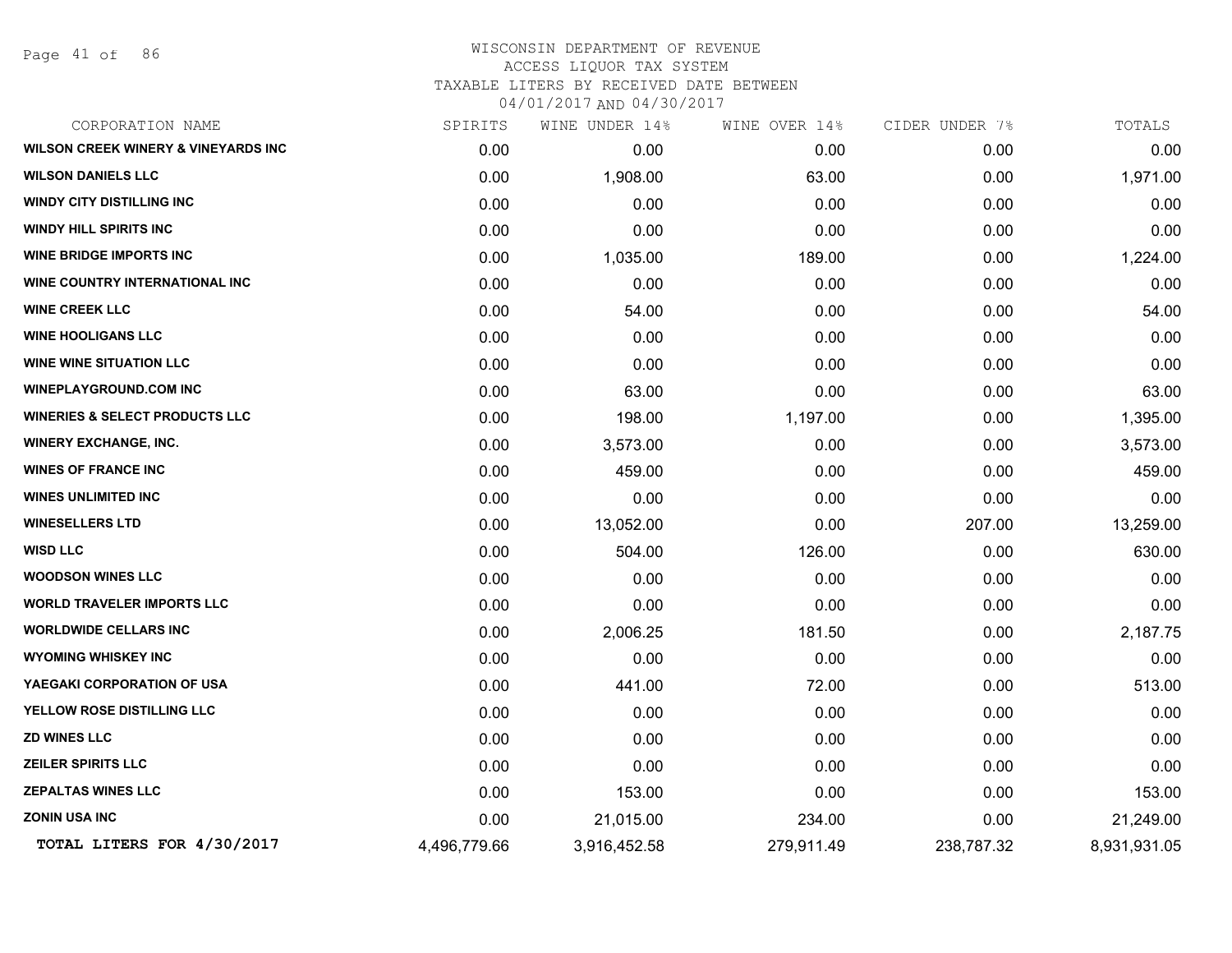WISCONSIN DEPARTMENT OF REVENUE
ACCESS LIQUOR TAX SYSTEM
TAXABLE LITERS BY RECEIVED DATE BETWEEN
04/01/2017 AND 04/30/2017

| CORPORATION NAME | SPIRITS | WINE UNDER 14% | WINE OVER 14% | CIDER UNDER 7% | TOTALS |
|---|---|---|---|---|---|
| **WILSON CREEK WINERY & VINEYARDS INC** | 0.00 | 0.00 | 0.00 | 0.00 | 0.00 |
| **WILSON DANIELS LLC** | 0.00 | 1,908.00 | 63.00 | 0.00 | 1,971.00 |
| **WINDY CITY DISTILLING INC** | 0.00 | 0.00 | 0.00 | 0.00 | 0.00 |
| **WINDY HILL SPIRITS INC** | 0.00 | 0.00 | 0.00 | 0.00 | 0.00 |
| **WINE BRIDGE IMPORTS INC** | 0.00 | 1,035.00 | 189.00 | 0.00 | 1,224.00 |
| **WINE COUNTRY INTERNATIONAL INC** | 0.00 | 0.00 | 0.00 | 0.00 | 0.00 |
| **WINE CREEK LLC** | 0.00 | 54.00 | 0.00 | 0.00 | 54.00 |
| **WINE HOOLIGANS LLC** | 0.00 | 0.00 | 0.00 | 0.00 | 0.00 |
| **WINE WINE SITUATION LLC** | 0.00 | 0.00 | 0.00 | 0.00 | 0.00 |
| **WINEPLAYGROUND.COM INC** | 0.00 | 63.00 | 0.00 | 0.00 | 63.00 |
| **WINERIES & SELECT PRODUCTS LLC** | 0.00 | 198.00 | 1,197.00 | 0.00 | 1,395.00 |
| **WINERY EXCHANGE, INC.** | 0.00 | 3,573.00 | 0.00 | 0.00 | 3,573.00 |
| **WINES OF FRANCE INC** | 0.00 | 459.00 | 0.00 | 0.00 | 459.00 |
| **WINES UNLIMITED INC** | 0.00 | 0.00 | 0.00 | 0.00 | 0.00 |
| **WINESELLERS LTD** | 0.00 | 13,052.00 | 0.00 | 207.00 | 13,259.00 |
| **WISD LLC** | 0.00 | 504.00 | 126.00 | 0.00 | 630.00 |
| **WOODSON WINES LLC** | 0.00 | 0.00 | 0.00 | 0.00 | 0.00 |
| **WORLD TRAVELER IMPORTS LLC** | 0.00 | 0.00 | 0.00 | 0.00 | 0.00 |
| **WORLDWIDE CELLARS INC** | 0.00 | 2,006.25 | 181.50 | 0.00 | 2,187.75 |
| **WYOMING WHISKEY INC** | 0.00 | 0.00 | 0.00 | 0.00 | 0.00 |
| **YAEGAKI CORPORATION OF USA** | 0.00 | 441.00 | 72.00 | 0.00 | 513.00 |
| **YELLOW ROSE DISTILLING LLC** | 0.00 | 0.00 | 0.00 | 0.00 | 0.00 |
| **ZD WINES LLC** | 0.00 | 0.00 | 0.00 | 0.00 | 0.00 |
| **ZEILER SPIRITS LLC** | 0.00 | 0.00 | 0.00 | 0.00 | 0.00 |
| **ZEPALTAS WINES LLC** | 0.00 | 153.00 | 0.00 | 0.00 | 153.00 |
| **ZONIN USA INC** | 0.00 | 21,015.00 | 234.00 | 0.00 | 21,249.00 |
| **TOTAL LITERS FOR 4/30/2017** | 4,496,779.66 | 3,916,452.58 | 279,911.49 | 238,787.32 | 8,931,931.05 |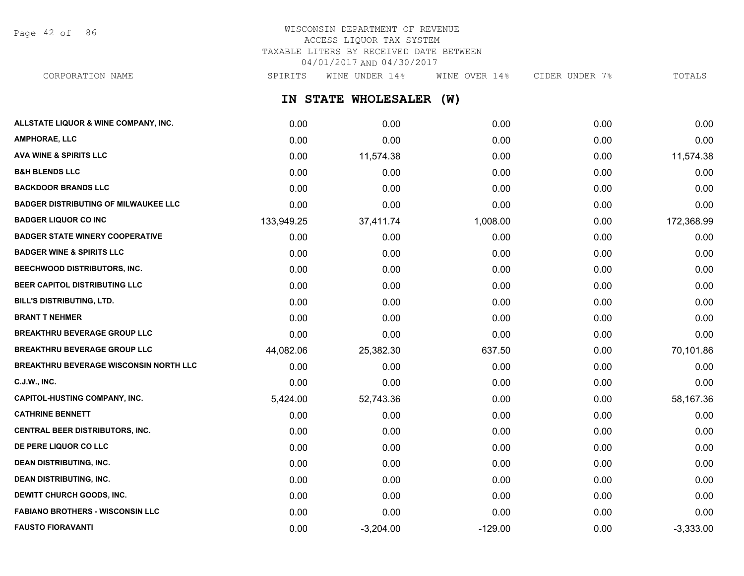# WISCONSIN DEPARTMENT OF REVENUE
## ACCESS LIQUOR TAX SYSTEM
### TAXABLE LITERS BY RECEIVED DATE BETWEEN 04/01/2017 AND 04/30/2017

## IN STATE WHOLESALER (W)

| CORPORATION NAME | SPIRITS | WINE UNDER 14% | WINE OVER 14% | CIDER UNDER 7% | TOTALS |
|---|---|---|---|---|---|
| ALLSTATE LIQUOR & WINE COMPANY, INC. | 0.00 | 0.00 | 0.00 | 0.00 | 0.00 |
| AMPHORAE, LLC | 0.00 | 0.00 | 0.00 | 0.00 | 0.00 |
| AVA WINE & SPIRITS LLC | 0.00 | 11,574.38 | 0.00 | 0.00 | 11,574.38 |
| B&H BLENDS LLC | 0.00 | 0.00 | 0.00 | 0.00 | 0.00 |
| BACKDOOR BRANDS LLC | 0.00 | 0.00 | 0.00 | 0.00 | 0.00 |
| BADGER DISTRIBUTING OF MILWAUKEE LLC | 0.00 | 0.00 | 0.00 | 0.00 | 0.00 |
| BADGER LIQUOR CO INC | 133,949.25 | 37,411.74 | 1,008.00 | 0.00 | 172,368.99 |
| BADGER STATE WINERY COOPERATIVE | 0.00 | 0.00 | 0.00 | 0.00 | 0.00 |
| BADGER WINE & SPIRITS LLC | 0.00 | 0.00 | 0.00 | 0.00 | 0.00 |
| BEECHWOOD DISTRIBUTORS, INC. | 0.00 | 0.00 | 0.00 | 0.00 | 0.00 |
| BEER CAPITOL DISTRIBUTING LLC | 0.00 | 0.00 | 0.00 | 0.00 | 0.00 |
| BILL'S DISTRIBUTING, LTD. | 0.00 | 0.00 | 0.00 | 0.00 | 0.00 |
| BRANT T NEHMER | 0.00 | 0.00 | 0.00 | 0.00 | 0.00 |
| BREAKTHRU BEVERAGE GROUP LLC | 0.00 | 0.00 | 0.00 | 0.00 | 0.00 |
| BREAKTHRU BEVERAGE GROUP LLC | 44,082.06 | 25,382.30 | 637.50 | 0.00 | 70,101.86 |
| BREAKTHRU BEVERAGE WISCONSIN NORTH LLC | 0.00 | 0.00 | 0.00 | 0.00 | 0.00 |
| C.J.W., INC. | 0.00 | 0.00 | 0.00 | 0.00 | 0.00 |
| CAPITOL-HUSTING COMPANY, INC. | 5,424.00 | 52,743.36 | 0.00 | 0.00 | 58,167.36 |
| CATHRINE BENNETT | 0.00 | 0.00 | 0.00 | 0.00 | 0.00 |
| CENTRAL BEER DISTRIBUTORS, INC. | 0.00 | 0.00 | 0.00 | 0.00 | 0.00 |
| DE PERE LIQUOR CO LLC | 0.00 | 0.00 | 0.00 | 0.00 | 0.00 |
| DEAN DISTRIBUTING, INC. | 0.00 | 0.00 | 0.00 | 0.00 | 0.00 |
| DEAN DISTRIBUTING, INC. | 0.00 | 0.00 | 0.00 | 0.00 | 0.00 |
| DEWITT CHURCH GOODS, INC. | 0.00 | 0.00 | 0.00 | 0.00 | 0.00 |
| FABIANO BROTHERS - WISCONSIN LLC | 0.00 | 0.00 | 0.00 | 0.00 | 0.00 |
| FAUSTO FIORAVANTI | 0.00 | -3,204.00 | -129.00 | 0.00 | -3,333.00 |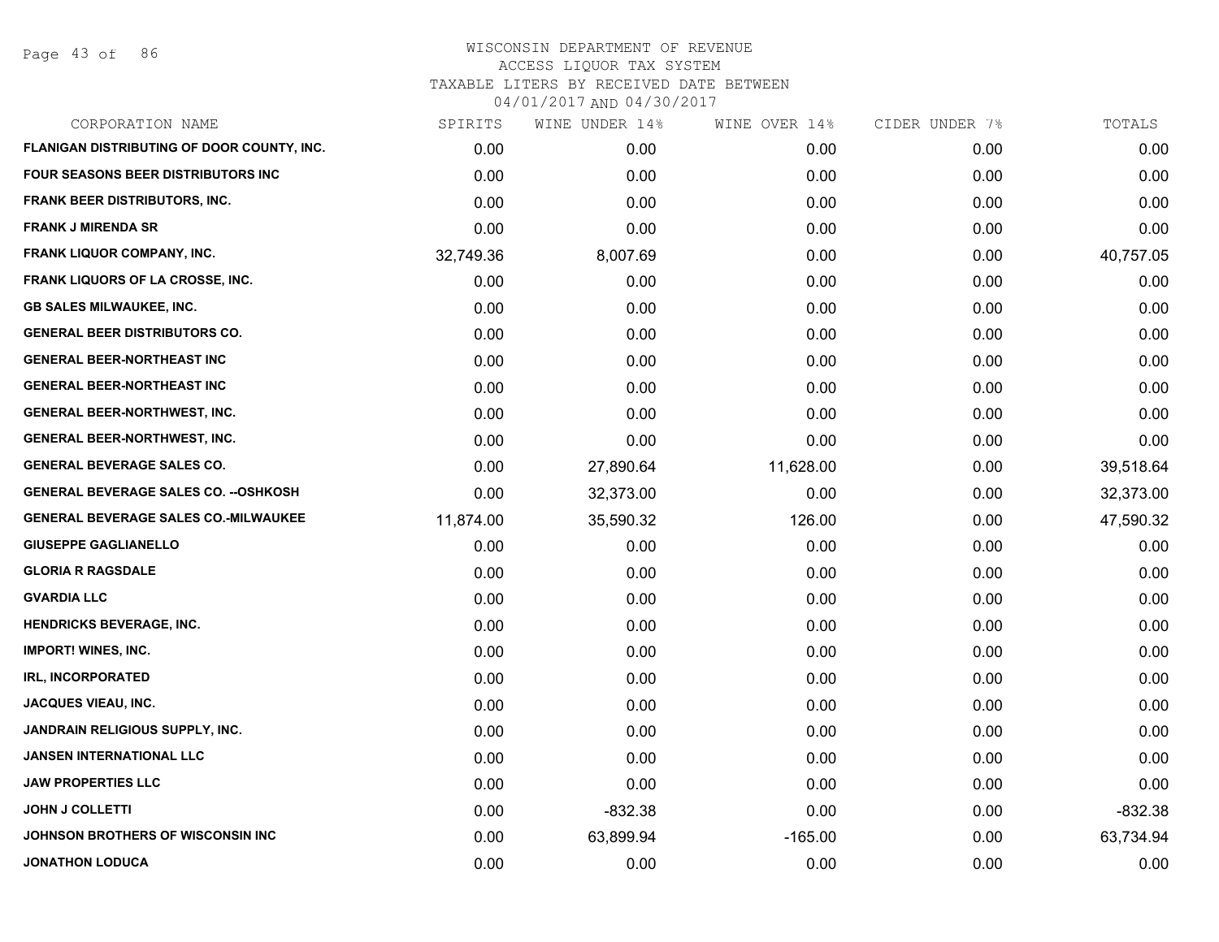# WISCONSIN DEPARTMENT OF REVENUE
ACCESS LIQUOR TAX SYSTEM
TAXABLE LITERS BY RECEIVED DATE BETWEEN
04/01/2017 AND 04/30/2017

| CORPORATION NAME | SPIRITS | WINE UNDER 14% | WINE OVER 14% | CIDER UNDER 7% | TOTALS |
|---|---|---|---|---|---|
| FLANIGAN DISTRIBUTING OF DOOR COUNTY, INC. | 0.00 | 0.00 | 0.00 | 0.00 | 0.00 |
| FOUR SEASONS BEER DISTRIBUTORS INC | 0.00 | 0.00 | 0.00 | 0.00 | 0.00 |
| FRANK BEER DISTRIBUTORS, INC. | 0.00 | 0.00 | 0.00 | 0.00 | 0.00 |
| FRANK J MIRENDA SR | 0.00 | 0.00 | 0.00 | 0.00 | 0.00 |
| FRANK LIQUOR COMPANY, INC. | 32,749.36 | 8,007.69 | 0.00 | 0.00 | 40,757.05 |
| FRANK LIQUORS OF LA CROSSE, INC. | 0.00 | 0.00 | 0.00 | 0.00 | 0.00 |
| GB SALES MILWAUKEE, INC. | 0.00 | 0.00 | 0.00 | 0.00 | 0.00 |
| GENERAL BEER DISTRIBUTORS CO. | 0.00 | 0.00 | 0.00 | 0.00 | 0.00 |
| GENERAL BEER-NORTHEAST INC | 0.00 | 0.00 | 0.00 | 0.00 | 0.00 |
| GENERAL BEER-NORTHEAST INC | 0.00 | 0.00 | 0.00 | 0.00 | 0.00 |
| GENERAL BEER-NORTHWEST, INC. | 0.00 | 0.00 | 0.00 | 0.00 | 0.00 |
| GENERAL BEER-NORTHWEST, INC. | 0.00 | 0.00 | 0.00 | 0.00 | 0.00 |
| GENERAL BEVERAGE SALES CO. | 0.00 | 27,890.64 | 11,628.00 | 0.00 | 39,518.64 |
| GENERAL BEVERAGE SALES CO. --OSHKOSH | 0.00 | 32,373.00 | 0.00 | 0.00 | 32,373.00 |
| GENERAL BEVERAGE SALES CO.-MILWAUKEE | 11,874.00 | 35,590.32 | 126.00 | 0.00 | 47,590.32 |
| GIUSEPPE GAGLIANELLO | 0.00 | 0.00 | 0.00 | 0.00 | 0.00 |
| GLORIA R RAGSDALE | 0.00 | 0.00 | 0.00 | 0.00 | 0.00 |
| GVARDIA LLC | 0.00 | 0.00 | 0.00 | 0.00 | 0.00 |
| HENDRICKS BEVERAGE, INC. | 0.00 | 0.00 | 0.00 | 0.00 | 0.00 |
| IMPORT! WINES, INC. | 0.00 | 0.00 | 0.00 | 0.00 | 0.00 |
| IRL, INCORPORATED | 0.00 | 0.00 | 0.00 | 0.00 | 0.00 |
| JACQUES VIEAU, INC. | 0.00 | 0.00 | 0.00 | 0.00 | 0.00 |
| JANDRAIN RELIGIOUS SUPPLY, INC. | 0.00 | 0.00 | 0.00 | 0.00 | 0.00 |
| JANSEN INTERNATIONAL LLC | 0.00 | 0.00 | 0.00 | 0.00 | 0.00 |
| JAW PROPERTIES LLC | 0.00 | 0.00 | 0.00 | 0.00 | 0.00 |
| JOHN J COLLETTI | 0.00 | -832.38 | 0.00 | 0.00 | -832.38 |
| JOHNSON BROTHERS OF WISCONSIN INC | 0.00 | 63,899.94 | -165.00 | 0.00 | 63,734.94 |
| JONATHON LODUCA | 0.00 | 0.00 | 0.00 | 0.00 | 0.00 |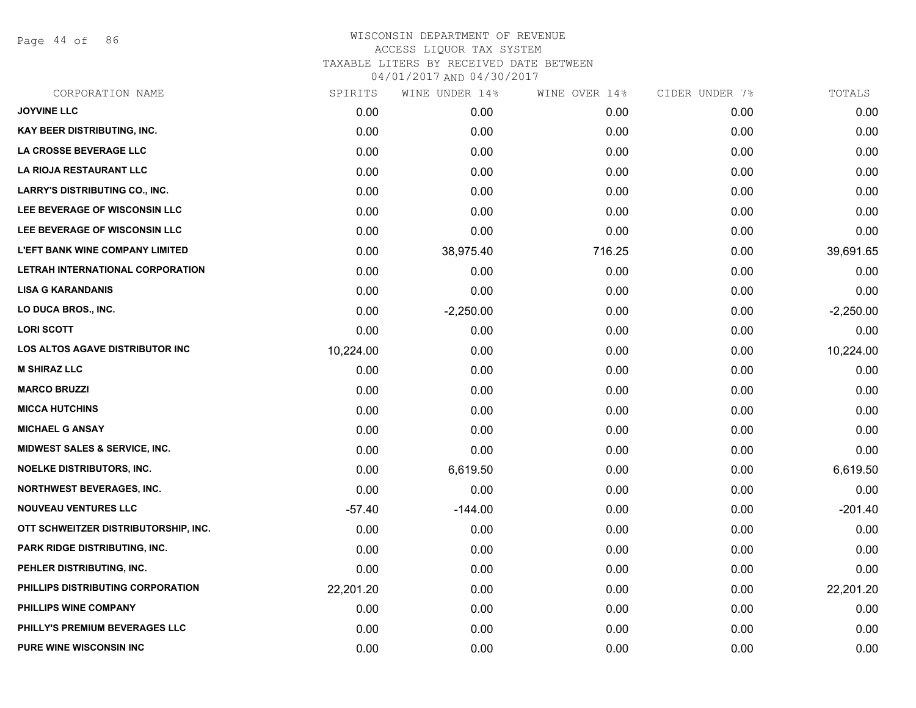WISCONSIN DEPARTMENT OF REVENUE
ACCESS LIQUOR TAX SYSTEM
TAXABLE LITERS BY RECEIVED DATE BETWEEN
04/01/2017 AND 04/30/2017

| CORPORATION NAME | SPIRITS | WINE UNDER 14% | WINE OVER 14% | CIDER UNDER 7% | TOTALS |
|---|---|---|---|---|---|
| JOYVINE LLC | 0.00 | 0.00 | 0.00 | 0.00 | 0.00 |
| KAY BEER DISTRIBUTING, INC. | 0.00 | 0.00 | 0.00 | 0.00 | 0.00 |
| LA CROSSE BEVERAGE LLC | 0.00 | 0.00 | 0.00 | 0.00 | 0.00 |
| LA RIOJA RESTAURANT LLC | 0.00 | 0.00 | 0.00 | 0.00 | 0.00 |
| LARRY'S DISTRIBUTING CO., INC. | 0.00 | 0.00 | 0.00 | 0.00 | 0.00 |
| LEE BEVERAGE OF WISCONSIN LLC | 0.00 | 0.00 | 0.00 | 0.00 | 0.00 |
| LEE BEVERAGE OF WISCONSIN LLC | 0.00 | 0.00 | 0.00 | 0.00 | 0.00 |
| L'EFT BANK WINE COMPANY LIMITED | 0.00 | 38,975.40 | 716.25 | 0.00 | 39,691.65 |
| LETRAH INTERNATIONAL CORPORATION | 0.00 | 0.00 | 0.00 | 0.00 | 0.00 |
| LISA G KARANDANIS | 0.00 | 0.00 | 0.00 | 0.00 | 0.00 |
| LO DUCA BROS., INC. | 0.00 | -2,250.00 | 0.00 | 0.00 | -2,250.00 |
| LORI SCOTT | 0.00 | 0.00 | 0.00 | 0.00 | 0.00 |
| LOS ALTOS AGAVE DISTRIBUTOR INC | 10,224.00 | 0.00 | 0.00 | 0.00 | 10,224.00 |
| M SHIRAZ LLC | 0.00 | 0.00 | 0.00 | 0.00 | 0.00 |
| MARCO BRUZZI | 0.00 | 0.00 | 0.00 | 0.00 | 0.00 |
| MICCA HUTCHINS | 0.00 | 0.00 | 0.00 | 0.00 | 0.00 |
| MICHAEL G ANSAY | 0.00 | 0.00 | 0.00 | 0.00 | 0.00 |
| MIDWEST SALES & SERVICE, INC. | 0.00 | 0.00 | 0.00 | 0.00 | 0.00 |
| NOELKE DISTRIBUTORS, INC. | 0.00 | 6,619.50 | 0.00 | 0.00 | 6,619.50 |
| NORTHWEST BEVERAGES, INC. | 0.00 | 0.00 | 0.00 | 0.00 | 0.00 |
| NOUVEAU VENTURES LLC | -57.40 | -144.00 | 0.00 | 0.00 | -201.40 |
| OTT SCHWEITZER DISTRIBUTORSHIP, INC. | 0.00 | 0.00 | 0.00 | 0.00 | 0.00 |
| PARK RIDGE DISTRIBUTING, INC. | 0.00 | 0.00 | 0.00 | 0.00 | 0.00 |
| PEHLER DISTRIBUTING, INC. | 0.00 | 0.00 | 0.00 | 0.00 | 0.00 |
| PHILLIPS DISTRIBUTING CORPORATION | 22,201.20 | 0.00 | 0.00 | 0.00 | 22,201.20 |
| PHILLIPS WINE COMPANY | 0.00 | 0.00 | 0.00 | 0.00 | 0.00 |
| PHILLY'S PREMIUM BEVERAGES LLC | 0.00 | 0.00 | 0.00 | 0.00 | 0.00 |
| PURE WINE WISCONSIN INC | 0.00 | 0.00 | 0.00 | 0.00 | 0.00 |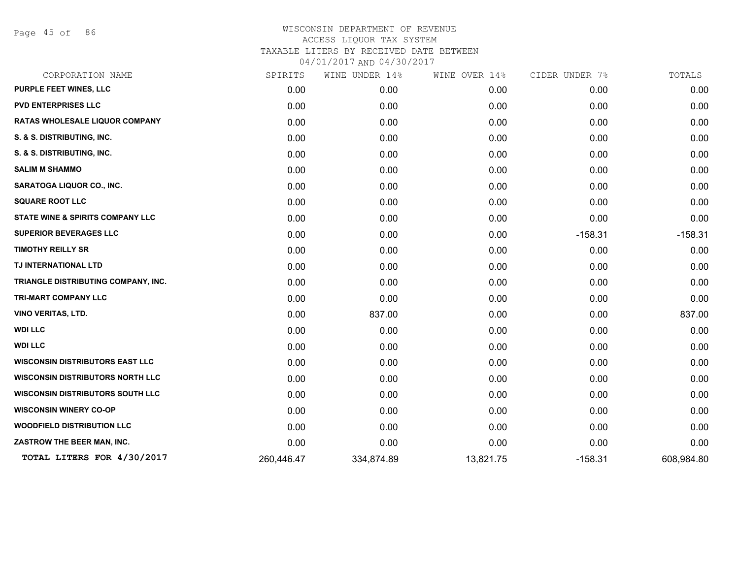# WISCONSIN DEPARTMENT OF REVENUE

ACCESS LIQUOR TAX SYSTEM

TAXABLE LITERS BY RECEIVED DATE BETWEEN

04/01/2017 AND 04/30/2017

| CORPORATION NAME | SPIRITS | WINE UNDER 14% | WINE OVER 14% | CIDER UNDER 7% | TOTALS |
|---|---|---|---|---|---|
| PURPLE FEET WINES, LLC | 0.00 | 0.00 | 0.00 | 0.00 | 0.00 |
| PVD ENTERPRISES LLC | 0.00 | 0.00 | 0.00 | 0.00 | 0.00 |
| RATAS WHOLESALE LIQUOR COMPANY | 0.00 | 0.00 | 0.00 | 0.00 | 0.00 |
| S. & S. DISTRIBUTING, INC. | 0.00 | 0.00 | 0.00 | 0.00 | 0.00 |
| S. & S. DISTRIBUTING, INC. | 0.00 | 0.00 | 0.00 | 0.00 | 0.00 |
| SALIM M SHAMMO | 0.00 | 0.00 | 0.00 | 0.00 | 0.00 |
| SARATOGA LIQUOR CO., INC. | 0.00 | 0.00 | 0.00 | 0.00 | 0.00 |
| SQUARE ROOT LLC | 0.00 | 0.00 | 0.00 | 0.00 | 0.00 |
| STATE WINE & SPIRITS COMPANY LLC | 0.00 | 0.00 | 0.00 | 0.00 | 0.00 |
| SUPERIOR BEVERAGES LLC | 0.00 | 0.00 | 0.00 | -158.31 | -158.31 |
| TIMOTHY REILLY SR | 0.00 | 0.00 | 0.00 | 0.00 | 0.00 |
| TJ INTERNATIONAL LTD | 0.00 | 0.00 | 0.00 | 0.00 | 0.00 |
| TRIANGLE DISTRIBUTING COMPANY, INC. | 0.00 | 0.00 | 0.00 | 0.00 | 0.00 |
| TRI-MART COMPANY LLC | 0.00 | 0.00 | 0.00 | 0.00 | 0.00 |
| VINO VERITAS, LTD. | 0.00 | 837.00 | 0.00 | 0.00 | 837.00 |
| WDI LLC | 0.00 | 0.00 | 0.00 | 0.00 | 0.00 |
| WDI LLC | 0.00 | 0.00 | 0.00 | 0.00 | 0.00 |
| WISCONSIN DISTRIBUTORS EAST LLC | 0.00 | 0.00 | 0.00 | 0.00 | 0.00 |
| WISCONSIN DISTRIBUTORS NORTH LLC | 0.00 | 0.00 | 0.00 | 0.00 | 0.00 |
| WISCONSIN DISTRIBUTORS SOUTH LLC | 0.00 | 0.00 | 0.00 | 0.00 | 0.00 |
| WISCONSIN WINERY CO-OP | 0.00 | 0.00 | 0.00 | 0.00 | 0.00 |
| WOODFIELD DISTRIBUTION LLC | 0.00 | 0.00 | 0.00 | 0.00 | 0.00 |
| ZASTROW THE BEER MAN, INC. | 0.00 | 0.00 | 0.00 | 0.00 | 0.00 |
| **TOTAL LITERS FOR 4/30/2017** | 260,446.47 | 334,874.89 | 13,821.75 | -158.31 | 608,984.80 |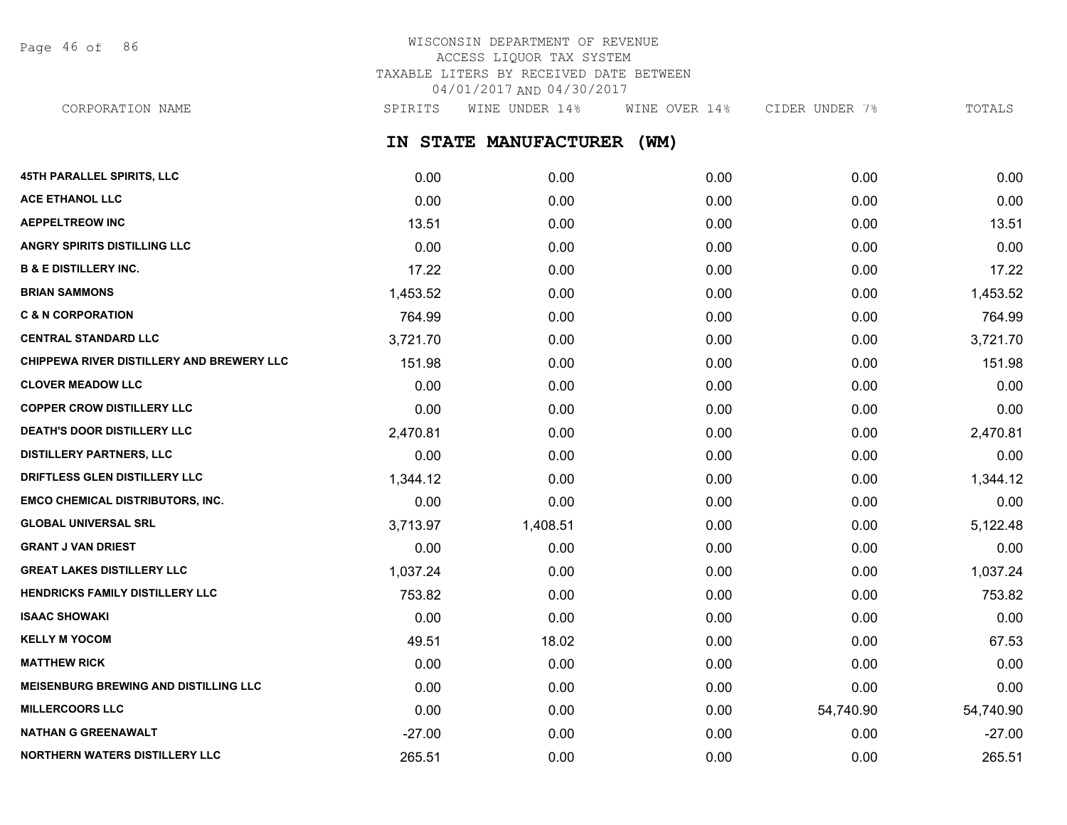WISCONSIN DEPARTMENT OF REVENUE
ACCESS LIQUOR TAX SYSTEM
TAXABLE LITERS BY RECEIVED DATE BETWEEN
04/01/2017 AND 04/30/2017

## IN STATE MANUFACTURER (WM)

| CORPORATION NAME | SPIRITS | WINE UNDER 14% | WINE OVER 14% | CIDER UNDER 7% | TOTALS |
|---|---|---|---|---|---|
| 45TH PARALLEL SPIRITS, LLC | 0.00 | 0.00 | 0.00 | 0.00 | 0.00 |
| ACE ETHANOL LLC | 0.00 | 0.00 | 0.00 | 0.00 | 0.00 |
| AEPPELTREOW INC | 13.51 | 0.00 | 0.00 | 0.00 | 13.51 |
| ANGRY SPIRITS DISTILLING LLC | 0.00 | 0.00 | 0.00 | 0.00 | 0.00 |
| B & E DISTILLERY INC. | 17.22 | 0.00 | 0.00 | 0.00 | 17.22 |
| BRIAN SAMMONS | 1,453.52 | 0.00 | 0.00 | 0.00 | 1,453.52 |
| C & N CORPORATION | 764.99 | 0.00 | 0.00 | 0.00 | 764.99 |
| CENTRAL STANDARD LLC | 3,721.70 | 0.00 | 0.00 | 0.00 | 3,721.70 |
| CHIPPEWA RIVER DISTILLERY AND BREWERY LLC | 151.98 | 0.00 | 0.00 | 0.00 | 151.98 |
| CLOVER MEADOW LLC | 0.00 | 0.00 | 0.00 | 0.00 | 0.00 |
| COPPER CROW DISTILLERY LLC | 0.00 | 0.00 | 0.00 | 0.00 | 0.00 |
| DEATH'S DOOR DISTILLERY LLC | 2,470.81 | 0.00 | 0.00 | 0.00 | 2,470.81 |
| DISTILLERY PARTNERS, LLC | 0.00 | 0.00 | 0.00 | 0.00 | 0.00 |
| DRIFTLESS GLEN DISTILLERY LLC | 1,344.12 | 0.00 | 0.00 | 0.00 | 1,344.12 |
| EMCO CHEMICAL DISTRIBUTORS, INC. | 0.00 | 0.00 | 0.00 | 0.00 | 0.00 |
| GLOBAL UNIVERSAL SRL | 3,713.97 | 1,408.51 | 0.00 | 0.00 | 5,122.48 |
| GRANT J VAN DRIEST | 0.00 | 0.00 | 0.00 | 0.00 | 0.00 |
| GREAT LAKES DISTILLERY LLC | 1,037.24 | 0.00 | 0.00 | 0.00 | 1,037.24 |
| HENDRICKS FAMILY DISTILLERY LLC | 753.82 | 0.00 | 0.00 | 0.00 | 753.82 |
| ISAAC SHOWAKI | 0.00 | 0.00 | 0.00 | 0.00 | 0.00 |
| KELLY M YOCOM | 49.51 | 18.02 | 0.00 | 0.00 | 67.53 |
| MATTHEW RICK | 0.00 | 0.00 | 0.00 | 0.00 | 0.00 |
| MEISENBURG BREWING AND DISTILLING LLC | 0.00 | 0.00 | 0.00 | 0.00 | 0.00 |
| MILLERCOORS LLC | 0.00 | 0.00 | 0.00 | 54,740.90 | 54,740.90 |
| NATHAN G GREENAWALT | -27.00 | 0.00 | 0.00 | 0.00 | -27.00 |
| NORTHERN WATERS DISTILLERY LLC | 265.51 | 0.00 | 0.00 | 0.00 | 265.51 |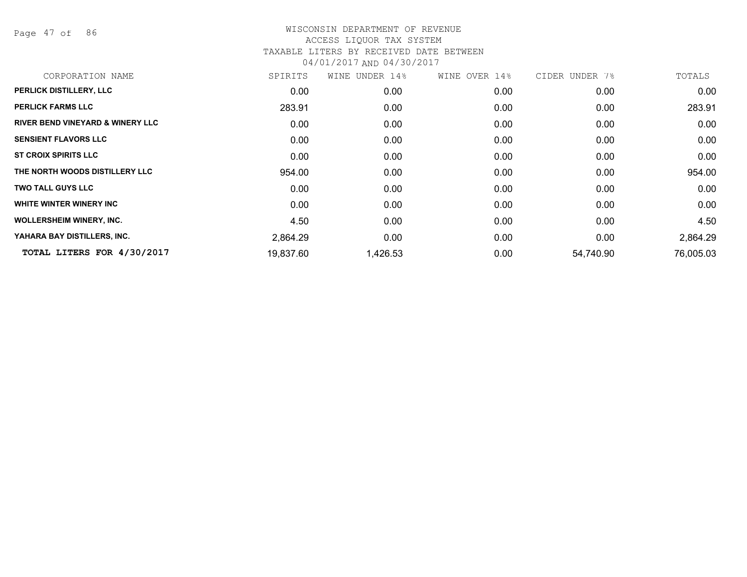# WISCONSIN DEPARTMENT OF REVENUE
## ACCESS LIQUOR TAX SYSTEM
### TAXABLE LITERS BY RECEIVED DATE BETWEEN 04/01/2017 AND 04/30/2017

| CORPORATION NAME | SPIRITS | WINE UNDER 14% | WINE OVER 14% | CIDER UNDER 7% | TOTALS |
|---|---|---|---|---|---|
| PERLICK DISTILLERY, LLC | 0.00 | 0.00 | 0.00 | 0.00 | 0.00 |
| PERLICK FARMS LLC | 283.91 | 0.00 | 0.00 | 0.00 | 283.91 |
| RIVER BEND VINEYARD & WINERY LLC | 0.00 | 0.00 | 0.00 | 0.00 | 0.00 |
| SENSIENT FLAVORS LLC | 0.00 | 0.00 | 0.00 | 0.00 | 0.00 |
| ST CROIX SPIRITS LLC | 0.00 | 0.00 | 0.00 | 0.00 | 0.00 |
| THE NORTH WOODS DISTILLERY LLC | 954.00 | 0.00 | 0.00 | 0.00 | 954.00 |
| TWO TALL GUYS LLC | 0.00 | 0.00 | 0.00 | 0.00 | 0.00 |
| WHITE WINTER WINERY INC | 0.00 | 0.00 | 0.00 | 0.00 | 0.00 |
| WOLLERSHEIM WINERY, INC. | 4.50 | 0.00 | 0.00 | 0.00 | 4.50 |
| YAHARA BAY DISTILLERS, INC. | 2,864.29 | 0.00 | 0.00 | 0.00 | 2,864.29 |
| **TOTAL LITERS FOR 4/30/2017** | 19,837.60 | 1,426.53 | 0.00 | 54,740.90 | 76,005.03 |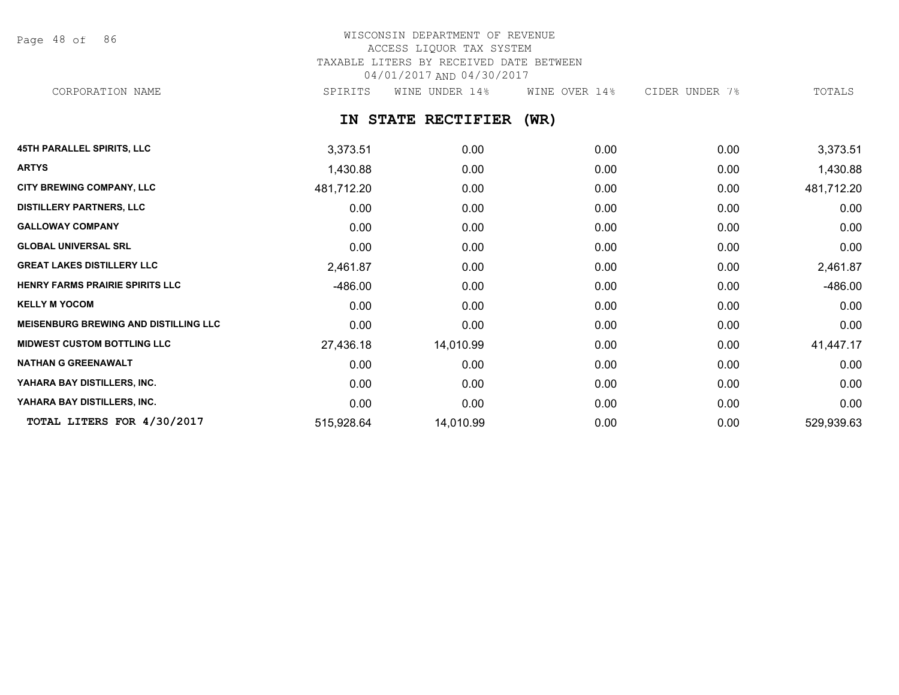WISCONSIN DEPARTMENT OF REVENUE
ACCESS LIQUOR TAX SYSTEM
TAXABLE LITERS BY RECEIVED DATE BETWEEN
04/01/2017 AND 04/30/2017

## IN STATE RECTIFIER (WR)

| CORPORATION NAME | SPIRITS | WINE UNDER 14% | WINE OVER 14% | CIDER UNDER 7% | TOTALS |
|---|---|---|---|---|---|
| **45TH PARALLEL SPIRITS, LLC** | 3,373.51 | 0.00 | 0.00 | 0.00 | 3,373.51 |
| **ARTYS** | 1,430.88 | 0.00 | 0.00 | 0.00 | 1,430.88 |
| **CITY BREWING COMPANY, LLC** | 481,712.20 | 0.00 | 0.00 | 0.00 | 481,712.20 |
| **DISTILLERY PARTNERS, LLC** | 0.00 | 0.00 | 0.00 | 0.00 | 0.00 |
| **GALLOWAY COMPANY** | 0.00 | 0.00 | 0.00 | 0.00 | 0.00 |
| **GLOBAL UNIVERSAL SRL** | 0.00 | 0.00 | 0.00 | 0.00 | 0.00 |
| **GREAT LAKES DISTILLERY LLC** | 2,461.87 | 0.00 | 0.00 | 0.00 | 2,461.87 |
| **HENRY FARMS PRAIRIE SPIRITS LLC** | -486.00 | 0.00 | 0.00 | 0.00 | -486.00 |
| **KELLY M YOCOM** | 0.00 | 0.00 | 0.00 | 0.00 | 0.00 |
| **MEISENBURG BREWING AND DISTILLING LLC** | 0.00 | 0.00 | 0.00 | 0.00 | 0.00 |
| **MIDWEST CUSTOM BOTTLING LLC** | 27,436.18 | 14,010.99 | 0.00 | 0.00 | 41,447.17 |
| **NATHAN G GREENAWALT** | 0.00 | 0.00 | 0.00 | 0.00 | 0.00 |
| **YAHARA BAY DISTILLERS, INC.** | 0.00 | 0.00 | 0.00 | 0.00 | 0.00 |
| **YAHARA BAY DISTILLERS, INC.** | 0.00 | 0.00 | 0.00 | 0.00 | 0.00 |
| **TOTAL LITERS FOR 4/30/2017** | 515,928.64 | 14,010.99 | 0.00 | 0.00 | 529,939.63 |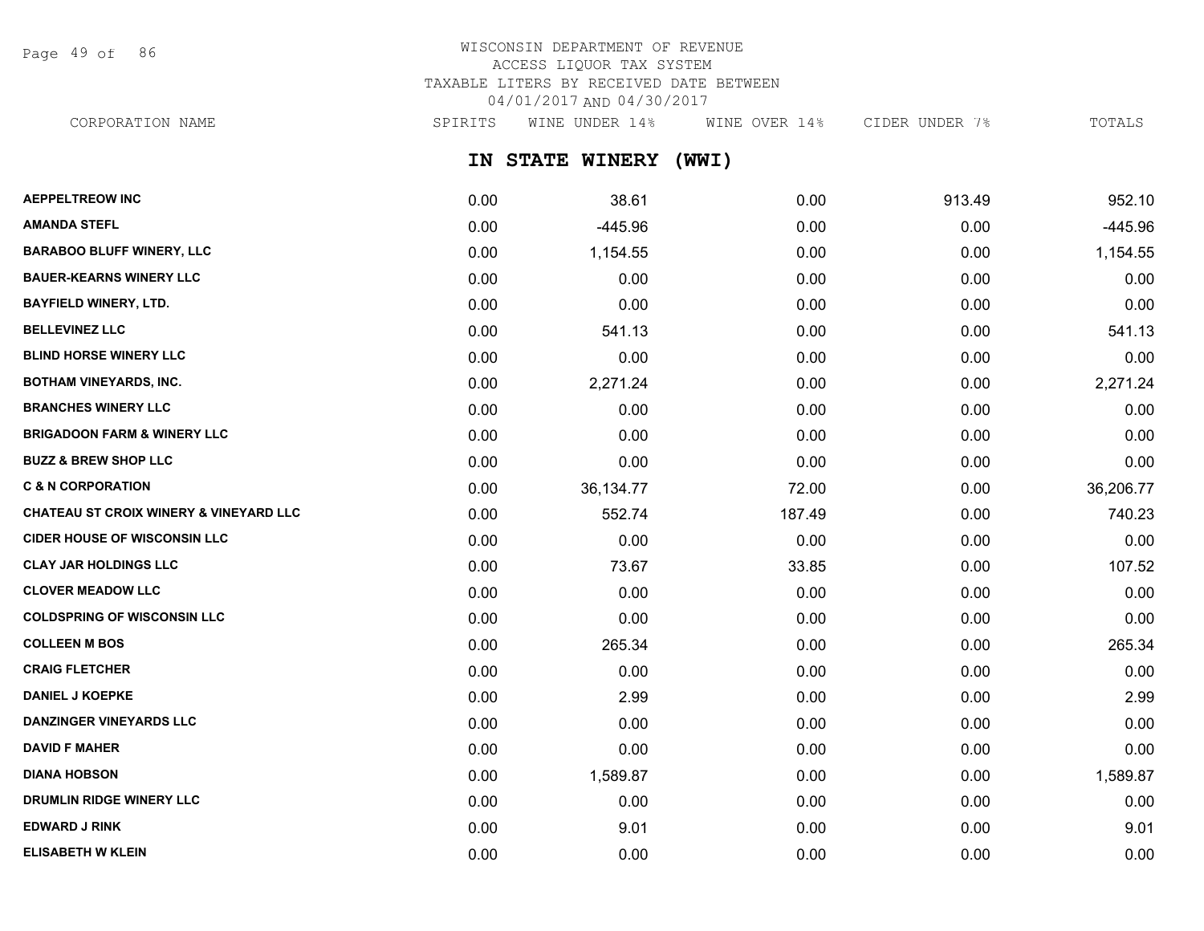WISCONSIN DEPARTMENT OF REVENUE
ACCESS LIQUOR TAX SYSTEM
TAXABLE LITERS BY RECEIVED DATE BETWEEN
04/01/2017 AND 04/30/2017

## IN STATE WINERY (WWI)

| CORPORATION NAME | SPIRITS | WINE UNDER 14% | WINE OVER 14% | CIDER UNDER 7% | TOTALS |
|---|---|---|---|---|---|
| AEPPELTREOW INC | 0.00 | 38.61 | 0.00 | 913.49 | 952.10 |
| AMANDA STEFL | 0.00 | -445.96 | 0.00 | 0.00 | -445.96 |
| BARABOO BLUFF WINERY, LLC | 0.00 | 1,154.55 | 0.00 | 0.00 | 1,154.55 |
| BAUER-KEARNS WINERY LLC | 0.00 | 0.00 | 0.00 | 0.00 | 0.00 |
| BAYFIELD WINERY, LTD. | 0.00 | 0.00 | 0.00 | 0.00 | 0.00 |
| BELLEVINEZ LLC | 0.00 | 541.13 | 0.00 | 0.00 | 541.13 |
| BLIND HORSE WINERY LLC | 0.00 | 0.00 | 0.00 | 0.00 | 0.00 |
| BOTHAM VINEYARDS, INC. | 0.00 | 2,271.24 | 0.00 | 0.00 | 2,271.24 |
| BRANCHES WINERY LLC | 0.00 | 0.00 | 0.00 | 0.00 | 0.00 |
| BRIGADOON FARM & WINERY LLC | 0.00 | 0.00 | 0.00 | 0.00 | 0.00 |
| BUZZ & BREW SHOP LLC | 0.00 | 0.00 | 0.00 | 0.00 | 0.00 |
| C & N CORPORATION | 0.00 | 36,134.77 | 72.00 | 0.00 | 36,206.77 |
| CHATEAU ST CROIX WINERY & VINEYARD LLC | 0.00 | 552.74 | 187.49 | 0.00 | 740.23 |
| CIDER HOUSE OF WISCONSIN LLC | 0.00 | 0.00 | 0.00 | 0.00 | 0.00 |
| CLAY JAR HOLDINGS LLC | 0.00 | 73.67 | 33.85 | 0.00 | 107.52 |
| CLOVER MEADOW LLC | 0.00 | 0.00 | 0.00 | 0.00 | 0.00 |
| COLDSPRING OF WISCONSIN LLC | 0.00 | 0.00 | 0.00 | 0.00 | 0.00 |
| COLLEEN M BOS | 0.00 | 265.34 | 0.00 | 0.00 | 265.34 |
| CRAIG FLETCHER | 0.00 | 0.00 | 0.00 | 0.00 | 0.00 |
| DANIEL J KOEPKE | 0.00 | 2.99 | 0.00 | 0.00 | 2.99 |
| DANZINGER VINEYARDS LLC | 0.00 | 0.00 | 0.00 | 0.00 | 0.00 |
| DAVID F MAHER | 0.00 | 0.00 | 0.00 | 0.00 | 0.00 |
| DIANA HOBSON | 0.00 | 1,589.87 | 0.00 | 0.00 | 1,589.87 |
| DRUMLIN RIDGE WINERY LLC | 0.00 | 0.00 | 0.00 | 0.00 | 0.00 |
| EDWARD J RINK | 0.00 | 9.01 | 0.00 | 0.00 | 9.01 |
| ELISABETH W KLEIN | 0.00 | 0.00 | 0.00 | 0.00 | 0.00 |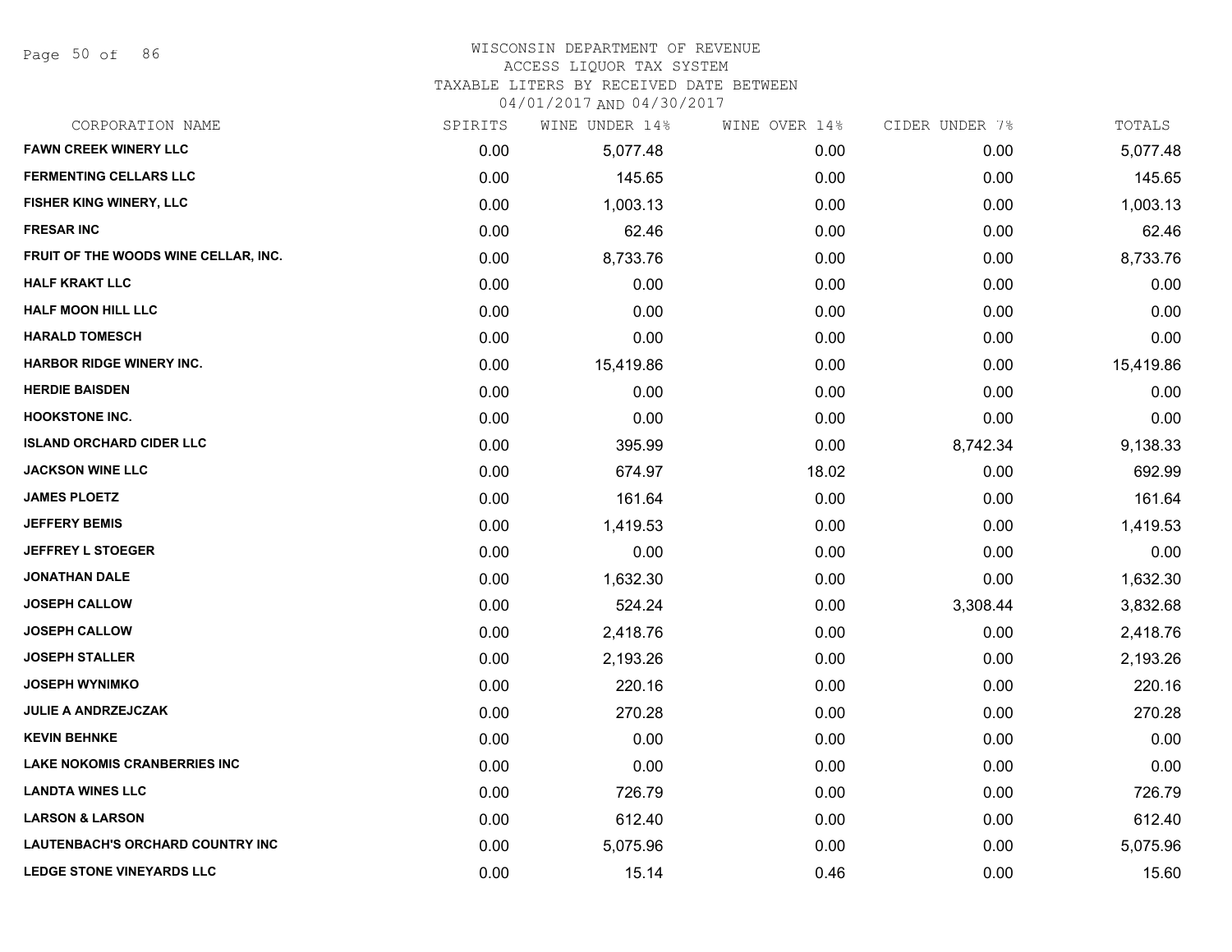WISCONSIN DEPARTMENT OF REVENUE
ACCESS LIQUOR TAX SYSTEM
TAXABLE LITERS BY RECEIVED DATE BETWEEN
04/01/2017 AND 04/30/2017

| CORPORATION NAME | SPIRITS | WINE UNDER 14% | WINE OVER 14% | CIDER UNDER 7% | TOTALS |
|---|---|---|---|---|---|
| FAWN CREEK WINERY LLC | 0.00 | 5,077.48 | 0.00 | 0.00 | 5,077.48 |
| FERMENTING CELLARS LLC | 0.00 | 145.65 | 0.00 | 0.00 | 145.65 |
| FISHER KING WINERY, LLC | 0.00 | 1,003.13 | 0.00 | 0.00 | 1,003.13 |
| FRESAR INC | 0.00 | 62.46 | 0.00 | 0.00 | 62.46 |
| FRUIT OF THE WOODS WINE CELLAR, INC. | 0.00 | 8,733.76 | 0.00 | 0.00 | 8,733.76 |
| HALF KRAKT LLC | 0.00 | 0.00 | 0.00 | 0.00 | 0.00 |
| HALF MOON HILL LLC | 0.00 | 0.00 | 0.00 | 0.00 | 0.00 |
| HARALD TOMESCH | 0.00 | 0.00 | 0.00 | 0.00 | 0.00 |
| HARBOR RIDGE WINERY INC. | 0.00 | 15,419.86 | 0.00 | 0.00 | 15,419.86 |
| HERDIE BAISDEN | 0.00 | 0.00 | 0.00 | 0.00 | 0.00 |
| HOOKSTONE INC. | 0.00 | 0.00 | 0.00 | 0.00 | 0.00 |
| ISLAND ORCHARD CIDER LLC | 0.00 | 395.99 | 0.00 | 8,742.34 | 9,138.33 |
| JACKSON WINE LLC | 0.00 | 674.97 | 18.02 | 0.00 | 692.99 |
| JAMES PLOETZ | 0.00 | 161.64 | 0.00 | 0.00 | 161.64 |
| JEFFERY BEMIS | 0.00 | 1,419.53 | 0.00 | 0.00 | 1,419.53 |
| JEFFREY L STOEGER | 0.00 | 0.00 | 0.00 | 0.00 | 0.00 |
| JONATHAN DALE | 0.00 | 1,632.30 | 0.00 | 0.00 | 1,632.30 |
| JOSEPH CALLOW | 0.00 | 524.24 | 0.00 | 3,308.44 | 3,832.68 |
| JOSEPH CALLOW | 0.00 | 2,418.76 | 0.00 | 0.00 | 2,418.76 |
| JOSEPH STALLER | 0.00 | 2,193.26 | 0.00 | 0.00 | 2,193.26 |
| JOSEPH WYNIMKO | 0.00 | 220.16 | 0.00 | 0.00 | 220.16 |
| JULIE A ANDRZEJCZAK | 0.00 | 270.28 | 0.00 | 0.00 | 270.28 |
| KEVIN BEHNKE | 0.00 | 0.00 | 0.00 | 0.00 | 0.00 |
| LAKE NOKOMIS CRANBERRIES INC | 0.00 | 0.00 | 0.00 | 0.00 | 0.00 |
| LANDTA WINES LLC | 0.00 | 726.79 | 0.00 | 0.00 | 726.79 |
| LARSON & LARSON | 0.00 | 612.40 | 0.00 | 0.00 | 612.40 |
| LAUTENBACH'S ORCHARD COUNTRY INC | 0.00 | 5,075.96 | 0.00 | 0.00 | 5,075.96 |
| LEDGE STONE VINEYARDS LLC | 0.00 | 15.14 | 0.46 | 0.00 | 15.60 |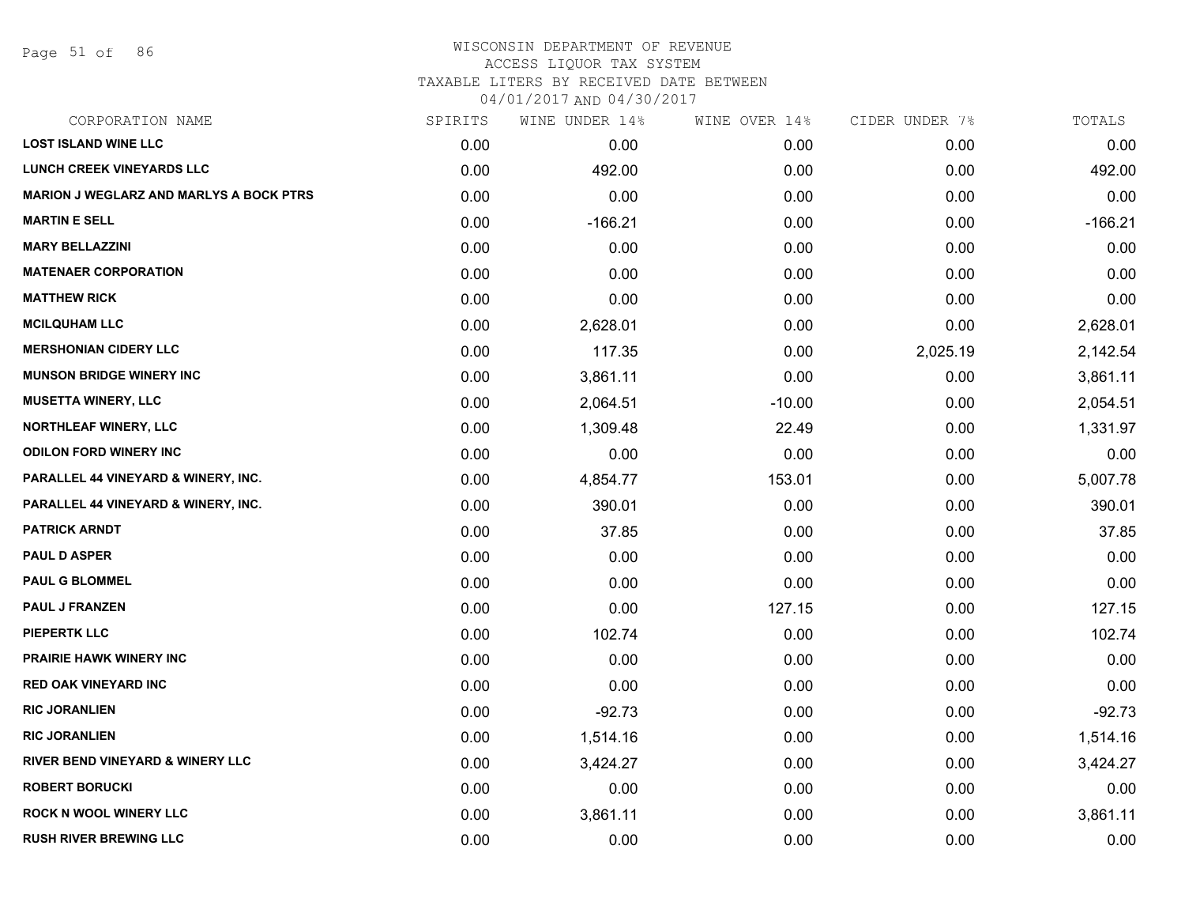# WISCONSIN DEPARTMENT OF REVENUE
## ACCESS LIQUOR TAX SYSTEM
### TAXABLE LITERS BY RECEIVED DATE BETWEEN 04/01/2017 AND 04/30/2017

| CORPORATION NAME | SPIRITS | WINE UNDER 14% | WINE OVER 14% | CIDER UNDER 7% | TOTALS |
|---|---|---|---|---|---|
| LOST ISLAND WINE LLC | 0.00 | 0.00 | 0.00 | 0.00 | 0.00 |
| LUNCH CREEK VINEYARDS LLC | 0.00 | 492.00 | 0.00 | 0.00 | 492.00 |
| MARION J WEGLARZ AND MARLYS A BOCK PTRS | 0.00 | 0.00 | 0.00 | 0.00 | 0.00 |
| MARTIN E SELL | 0.00 | -166.21 | 0.00 | 0.00 | -166.21 |
| MARY BELLAZZINI | 0.00 | 0.00 | 0.00 | 0.00 | 0.00 |
| MATENAER CORPORATION | 0.00 | 0.00 | 0.00 | 0.00 | 0.00 |
| MATTHEW RICK | 0.00 | 0.00 | 0.00 | 0.00 | 0.00 |
| MCILQUHAM LLC | 0.00 | 2,628.01 | 0.00 | 0.00 | 2,628.01 |
| MERSHONIAN CIDERY LLC | 0.00 | 117.35 | 0.00 | 2,025.19 | 2,142.54 |
| MUNSON BRIDGE WINERY INC | 0.00 | 3,861.11 | 0.00 | 0.00 | 3,861.11 |
| MUSETTA WINERY, LLC | 0.00 | 2,064.51 | -10.00 | 0.00 | 2,054.51 |
| NORTHLEAF WINERY, LLC | 0.00 | 1,309.48 | 22.49 | 0.00 | 1,331.97 |
| ODILON FORD WINERY INC | 0.00 | 0.00 | 0.00 | 0.00 | 0.00 |
| PARALLEL 44 VINEYARD & WINERY, INC. | 0.00 | 4,854.77 | 153.01 | 0.00 | 5,007.78 |
| PARALLEL 44 VINEYARD & WINERY, INC. | 0.00 | 390.01 | 0.00 | 0.00 | 390.01 |
| PATRICK ARNDT | 0.00 | 37.85 | 0.00 | 0.00 | 37.85 |
| PAUL D ASPER | 0.00 | 0.00 | 0.00 | 0.00 | 0.00 |
| PAUL G BLOMMEL | 0.00 | 0.00 | 0.00 | 0.00 | 0.00 |
| PAUL J FRANZEN | 0.00 | 0.00 | 127.15 | 0.00 | 127.15 |
| PIEPERTK LLC | 0.00 | 102.74 | 0.00 | 0.00 | 102.74 |
| PRAIRIE HAWK WINERY INC | 0.00 | 0.00 | 0.00 | 0.00 | 0.00 |
| RED OAK VINEYARD INC | 0.00 | 0.00 | 0.00 | 0.00 | 0.00 |
| RIC JORANLIEN | 0.00 | -92.73 | 0.00 | 0.00 | -92.73 |
| RIC JORANLIEN | 0.00 | 1,514.16 | 0.00 | 0.00 | 1,514.16 |
| RIVER BEND VINEYARD & WINERY LLC | 0.00 | 3,424.27 | 0.00 | 0.00 | 3,424.27 |
| ROBERT BORUCKI | 0.00 | 0.00 | 0.00 | 0.00 | 0.00 |
| ROCK N WOOL WINERY LLC | 0.00 | 3,861.11 | 0.00 | 0.00 | 3,861.11 |
| RUSH RIVER BREWING LLC | 0.00 | 0.00 | 0.00 | 0.00 | 0.00 |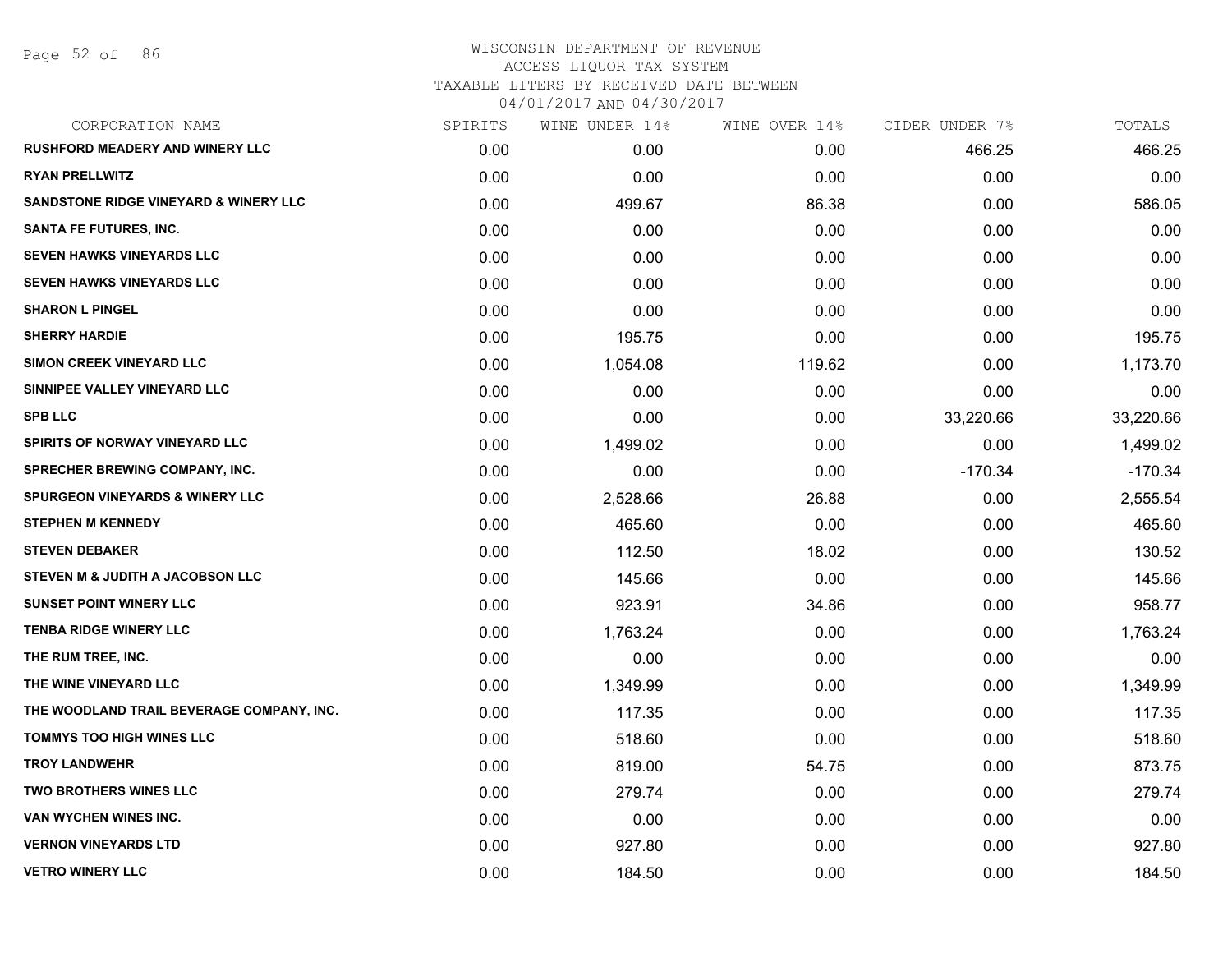WISCONSIN DEPARTMENT OF REVENUE
ACCESS LIQUOR TAX SYSTEM
TAXABLE LITERS BY RECEIVED DATE BETWEEN
04/01/2017 AND 04/30/2017

| CORPORATION NAME | SPIRITS | WINE UNDER 14% | WINE OVER 14% | CIDER UNDER 7% | TOTALS |
|---|---|---|---|---|---|
| RUSHFORD MEADERY AND WINERY LLC | 0.00 | 0.00 | 0.00 | 466.25 | 466.25 |
| RYAN PRELLWITZ | 0.00 | 0.00 | 0.00 | 0.00 | 0.00 |
| SANDSTONE RIDGE VINEYARD & WINERY LLC | 0.00 | 499.67 | 86.38 | 0.00 | 586.05 |
| SANTA FE FUTURES, INC. | 0.00 | 0.00 | 0.00 | 0.00 | 0.00 |
| SEVEN HAWKS VINEYARDS LLC | 0.00 | 0.00 | 0.00 | 0.00 | 0.00 |
| SEVEN HAWKS VINEYARDS LLC | 0.00 | 0.00 | 0.00 | 0.00 | 0.00 |
| SHARON L PINGEL | 0.00 | 0.00 | 0.00 | 0.00 | 0.00 |
| SHERRY HARDIE | 0.00 | 195.75 | 0.00 | 0.00 | 195.75 |
| SIMON CREEK VINEYARD LLC | 0.00 | 1,054.08 | 119.62 | 0.00 | 1,173.70 |
| SINNIPEE VALLEY VINEYARD LLC | 0.00 | 0.00 | 0.00 | 0.00 | 0.00 |
| SPB LLC | 0.00 | 0.00 | 0.00 | 33,220.66 | 33,220.66 |
| SPIRITS OF NORWAY VINEYARD LLC | 0.00 | 1,499.02 | 0.00 | 0.00 | 1,499.02 |
| SPRECHER BREWING COMPANY, INC. | 0.00 | 0.00 | 0.00 | -170.34 | -170.34 |
| SPURGEON VINEYARDS & WINERY LLC | 0.00 | 2,528.66 | 26.88 | 0.00 | 2,555.54 |
| STEPHEN M KENNEDY | 0.00 | 465.60 | 0.00 | 0.00 | 465.60 |
| STEVEN DEBAKER | 0.00 | 112.50 | 18.02 | 0.00 | 130.52 |
| STEVEN M & JUDITH A JACOBSON LLC | 0.00 | 145.66 | 0.00 | 0.00 | 145.66 |
| SUNSET POINT WINERY LLC | 0.00 | 923.91 | 34.86 | 0.00 | 958.77 |
| TENBA RIDGE WINERY LLC | 0.00 | 1,763.24 | 0.00 | 0.00 | 1,763.24 |
| THE RUM TREE, INC. | 0.00 | 0.00 | 0.00 | 0.00 | 0.00 |
| THE WINE VINEYARD LLC | 0.00 | 1,349.99 | 0.00 | 0.00 | 1,349.99 |
| THE WOODLAND TRAIL BEVERAGE COMPANY, INC. | 0.00 | 117.35 | 0.00 | 0.00 | 117.35 |
| TOMMYS TOO HIGH WINES LLC | 0.00 | 518.60 | 0.00 | 0.00 | 518.60 |
| TROY LANDWEHR | 0.00 | 819.00 | 54.75 | 0.00 | 873.75 |
| TWO BROTHERS WINES LLC | 0.00 | 279.74 | 0.00 | 0.00 | 279.74 |
| VAN WYCHEN WINES INC. | 0.00 | 0.00 | 0.00 | 0.00 | 0.00 |
| VERNON VINEYARDS LTD | 0.00 | 927.80 | 0.00 | 0.00 | 927.80 |
| VETRO WINERY LLC | 0.00 | 184.50 | 0.00 | 0.00 | 184.50 |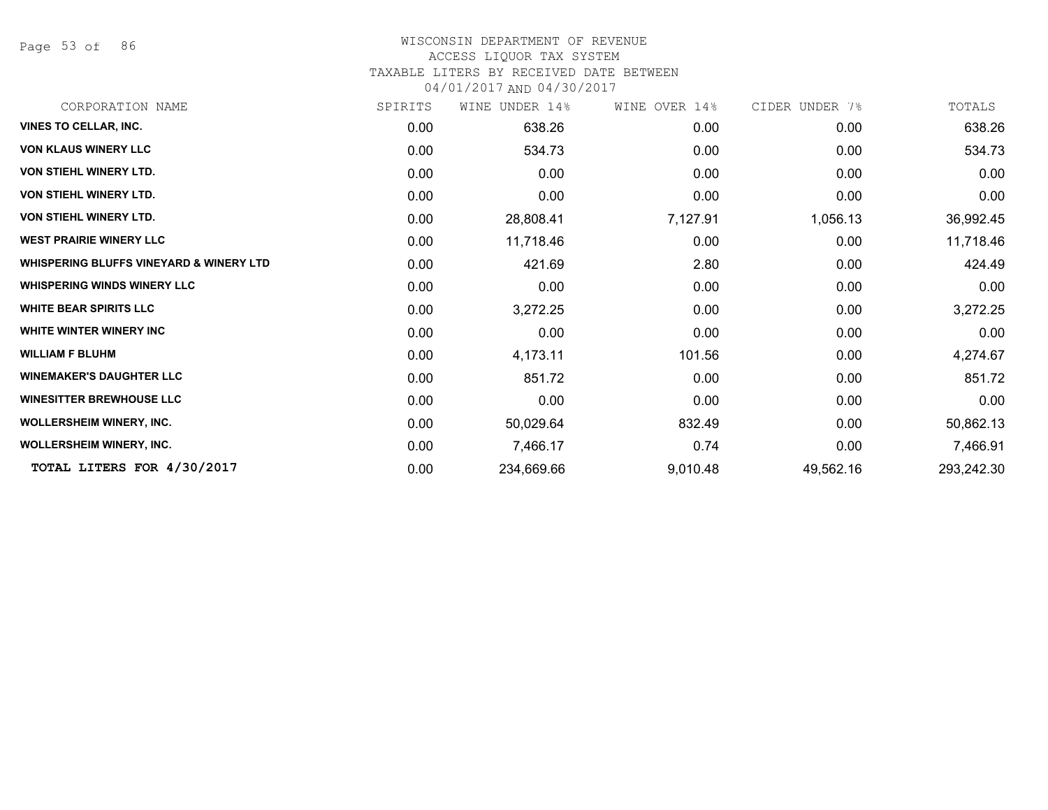WISCONSIN DEPARTMENT OF REVENUE
ACCESS LIQUOR TAX SYSTEM
TAXABLE LITERS BY RECEIVED DATE BETWEEN
04/01/2017 AND 04/30/2017

| CORPORATION NAME | SPIRITS | WINE UNDER 14% | WINE OVER 14% | CIDER UNDER 7% | TOTALS |
|---|---|---|---|---|---|
| **VINES TO CELLAR, INC.** | 0.00 | 638.26 | 0.00 | 0.00 | 638.26 |
| **VON KLAUS WINERY LLC** | 0.00 | 534.73 | 0.00 | 0.00 | 534.73 |
| **VON STIEHL WINERY LTD.** | 0.00 | 0.00 | 0.00 | 0.00 | 0.00 |
| **VON STIEHL WINERY LTD.** | 0.00 | 0.00 | 0.00 | 0.00 | 0.00 |
| **VON STIEHL WINERY LTD.** | 0.00 | 28,808.41 | 7,127.91 | 1,056.13 | 36,992.45 |
| **WEST PRAIRIE WINERY LLC** | 0.00 | 11,718.46 | 0.00 | 0.00 | 11,718.46 |
| **WHISPERING BLUFFS VINEYARD & WINERY LTD** | 0.00 | 421.69 | 2.80 | 0.00 | 424.49 |
| **WHISPERING WINDS WINERY LLC** | 0.00 | 0.00 | 0.00 | 0.00 | 0.00 |
| **WHITE BEAR SPIRITS LLC** | 0.00 | 3,272.25 | 0.00 | 0.00 | 3,272.25 |
| **WHITE WINTER WINERY INC** | 0.00 | 0.00 | 0.00 | 0.00 | 0.00 |
| **WILLIAM F BLUHM** | 0.00 | 4,173.11 | 101.56 | 0.00 | 4,274.67 |
| **WINEMAKER'S DAUGHTER LLC** | 0.00 | 851.72 | 0.00 | 0.00 | 851.72 |
| **WINESITTER BREWHOUSE LLC** | 0.00 | 0.00 | 0.00 | 0.00 | 0.00 |
| **WOLLERSHEIM WINERY, INC.** | 0.00 | 50,029.64 | 832.49 | 0.00 | 50,862.13 |
| **WOLLERSHEIM WINERY, INC.** | 0.00 | 7,466.17 | 0.74 | 0.00 | 7,466.91 |
| **TOTAL LITERS FOR 4/30/2017** | 0.00 | 234,669.66 | 9,010.48 | 49,562.16 | 293,242.30 |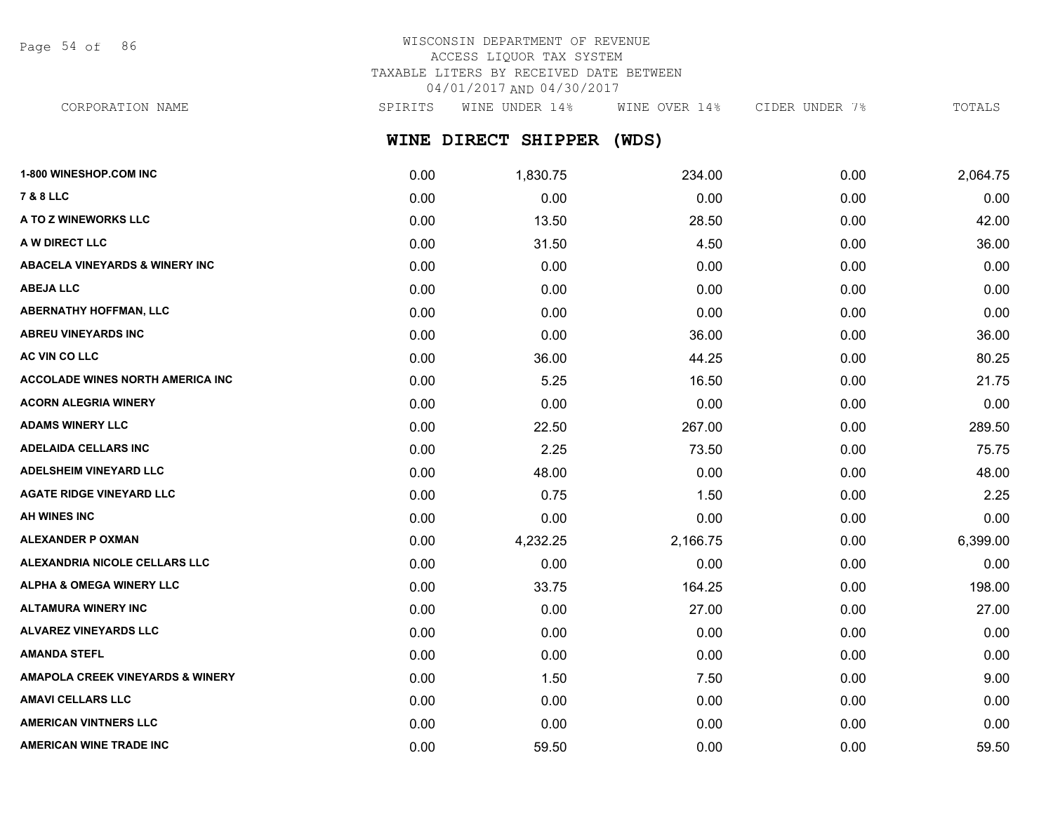WISCONSIN DEPARTMENT OF REVENUE
ACCESS LIQUOR TAX SYSTEM
TAXABLE LITERS BY RECEIVED DATE BETWEEN
04/01/2017 AND 04/30/2017

## WINE DIRECT SHIPPER (WDS)

| CORPORATION NAME | SPIRITS | WINE UNDER 14% | WINE OVER 14% | CIDER UNDER 7% | TOTALS |
|---|---|---|---|---|---|
| 1-800 WINESHOP.COM INC | 0.00 | 1,830.75 | 234.00 | 0.00 | 2,064.75 |
| 7 & 8 LLC | 0.00 | 0.00 | 0.00 | 0.00 | 0.00 |
| A TO Z WINEWORKS LLC | 0.00 | 13.50 | 28.50 | 0.00 | 42.00 |
| A W DIRECT LLC | 0.00 | 31.50 | 4.50 | 0.00 | 36.00 |
| ABACELA VINEYARDS & WINERY INC | 0.00 | 0.00 | 0.00 | 0.00 | 0.00 |
| ABEJA LLC | 0.00 | 0.00 | 0.00 | 0.00 | 0.00 |
| ABERNATHY HOFFMAN, LLC | 0.00 | 0.00 | 0.00 | 0.00 | 0.00 |
| ABREU VINEYARDS INC | 0.00 | 0.00 | 36.00 | 0.00 | 36.00 |
| AC VIN CO LLC | 0.00 | 36.00 | 44.25 | 0.00 | 80.25 |
| ACCOLADE WINES NORTH AMERICA INC | 0.00 | 5.25 | 16.50 | 0.00 | 21.75 |
| ACORN ALEGRIA WINERY | 0.00 | 0.00 | 0.00 | 0.00 | 0.00 |
| ADAMS WINERY LLC | 0.00 | 22.50 | 267.00 | 0.00 | 289.50 |
| ADELAIDA CELLARS INC | 0.00 | 2.25 | 73.50 | 0.00 | 75.75 |
| ADELSHEIM VINEYARD LLC | 0.00 | 48.00 | 0.00 | 0.00 | 48.00 |
| AGATE RIDGE VINEYARD LLC | 0.00 | 0.75 | 1.50 | 0.00 | 2.25 |
| AH WINES INC | 0.00 | 0.00 | 0.00 | 0.00 | 0.00 |
| ALEXANDER P OXMAN | 0.00 | 4,232.25 | 2,166.75 | 0.00 | 6,399.00 |
| ALEXANDRIA NICOLE CELLARS LLC | 0.00 | 0.00 | 0.00 | 0.00 | 0.00 |
| ALPHA & OMEGA WINERY LLC | 0.00 | 33.75 | 164.25 | 0.00 | 198.00 |
| ALTAMURA WINERY INC | 0.00 | 0.00 | 27.00 | 0.00 | 27.00 |
| ALVAREZ VINEYARDS LLC | 0.00 | 0.00 | 0.00 | 0.00 | 0.00 |
| AMANDA STEFL | 0.00 | 0.00 | 0.00 | 0.00 | 0.00 |
| AMAPOLA CREEK VINEYARDS & WINERY | 0.00 | 1.50 | 7.50 | 0.00 | 9.00 |
| AMAVI CELLARS LLC | 0.00 | 0.00 | 0.00 | 0.00 | 0.00 |
| AMERICAN VINTNERS LLC | 0.00 | 0.00 | 0.00 | 0.00 | 0.00 |
| AMERICAN WINE TRADE INC | 0.00 | 59.50 | 0.00 | 0.00 | 59.50 |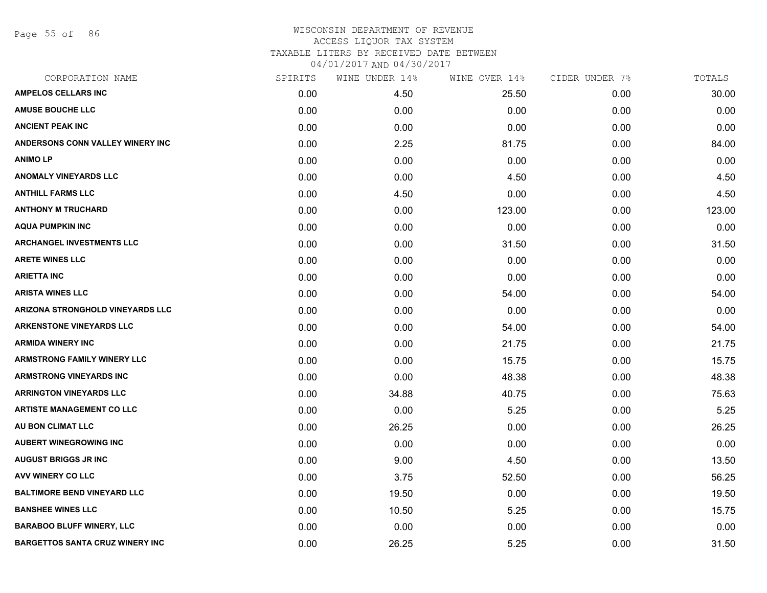# WISCONSIN DEPARTMENT OF REVENUE
## ACCESS LIQUOR TAX SYSTEM
### TAXABLE LITERS BY RECEIVED DATE BETWEEN 04/01/2017 AND 04/30/2017

| CORPORATION NAME | SPIRITS | WINE UNDER 14% | WINE OVER 14% | CIDER UNDER 7% | TOTALS |
|---|---|---|---|---|---|
| AMPELOS CELLARS INC | 0.00 | 4.50 | 25.50 | 0.00 | 30.00 |
| AMUSE BOUCHE LLC | 0.00 | 0.00 | 0.00 | 0.00 | 0.00 |
| ANCIENT PEAK INC | 0.00 | 0.00 | 0.00 | 0.00 | 0.00 |
| ANDERSONS CONN VALLEY WINERY INC | 0.00 | 2.25 | 81.75 | 0.00 | 84.00 |
| ANIMO LP | 0.00 | 0.00 | 0.00 | 0.00 | 0.00 |
| ANOMALY VINEYARDS LLC | 0.00 | 0.00 | 4.50 | 0.00 | 4.50 |
| ANTHILL FARMS LLC | 0.00 | 4.50 | 0.00 | 0.00 | 4.50 |
| ANTHONY M TRUCHARD | 0.00 | 0.00 | 123.00 | 0.00 | 123.00 |
| AQUA PUMPKIN INC | 0.00 | 0.00 | 0.00 | 0.00 | 0.00 |
| ARCHANGEL INVESTMENTS LLC | 0.00 | 0.00 | 31.50 | 0.00 | 31.50 |
| ARETE WINES LLC | 0.00 | 0.00 | 0.00 | 0.00 | 0.00 |
| ARIETTA INC | 0.00 | 0.00 | 0.00 | 0.00 | 0.00 |
| ARISTA WINES LLC | 0.00 | 0.00 | 54.00 | 0.00 | 54.00 |
| ARIZONA STRONGHOLD VINEYARDS LLC | 0.00 | 0.00 | 0.00 | 0.00 | 0.00 |
| ARKENSTONE VINEYARDS LLC | 0.00 | 0.00 | 54.00 | 0.00 | 54.00 |
| ARMIDA WINERY INC | 0.00 | 0.00 | 21.75 | 0.00 | 21.75 |
| ARMSTRONG FAMILY WINERY LLC | 0.00 | 0.00 | 15.75 | 0.00 | 15.75 |
| ARMSTRONG VINEYARDS INC | 0.00 | 0.00 | 48.38 | 0.00 | 48.38 |
| ARRINGTON VINEYARDS LLC | 0.00 | 34.88 | 40.75 | 0.00 | 75.63 |
| ARTISTE MANAGEMENT CO LLC | 0.00 | 0.00 | 5.25 | 0.00 | 5.25 |
| AU BON CLIMAT LLC | 0.00 | 26.25 | 0.00 | 0.00 | 26.25 |
| AUBERT WINEGROWING INC | 0.00 | 0.00 | 0.00 | 0.00 | 0.00 |
| AUGUST BRIGGS JR INC | 0.00 | 9.00 | 4.50 | 0.00 | 13.50 |
| AVV WINERY CO LLC | 0.00 | 3.75 | 52.50 | 0.00 | 56.25 |
| BALTIMORE BEND VINEYARD LLC | 0.00 | 19.50 | 0.00 | 0.00 | 19.50 |
| BANSHEE WINES LLC | 0.00 | 10.50 | 5.25 | 0.00 | 15.75 |
| BARABOO BLUFF WINERY, LLC | 0.00 | 0.00 | 0.00 | 0.00 | 0.00 |
| BARGETTOS SANTA CRUZ WINERY INC | 0.00 | 26.25 | 5.25 | 0.00 | 31.50 |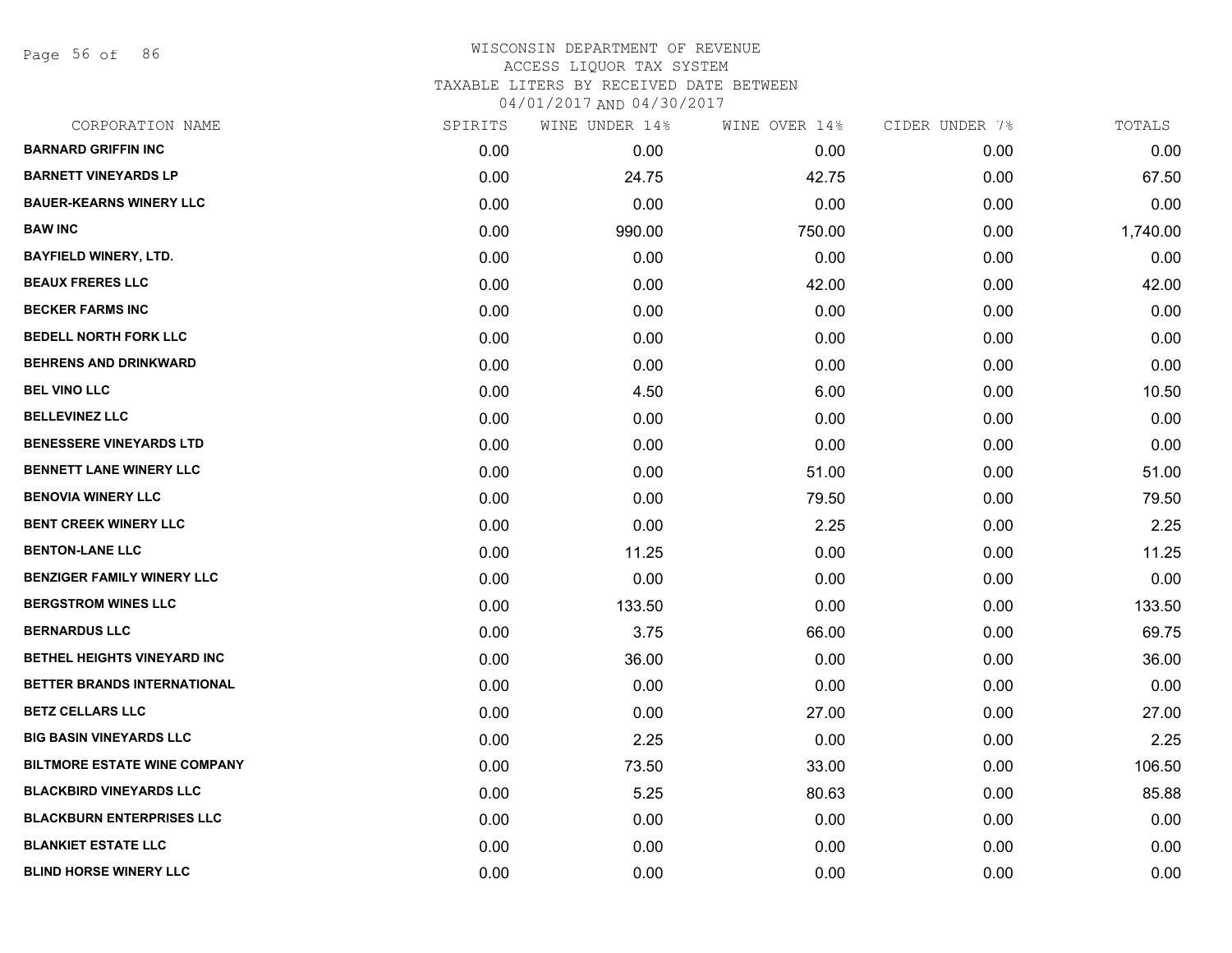WISCONSIN DEPARTMENT OF REVENUE
ACCESS LIQUOR TAX SYSTEM
TAXABLE LITERS BY RECEIVED DATE BETWEEN
04/01/2017 AND 04/30/2017

| CORPORATION NAME | SPIRITS | WINE UNDER 14% | WINE OVER 14% | CIDER UNDER 7% | TOTALS |
|---|---|---|---|---|---|
| **BARNARD GRIFFIN INC** | 0.00 | 0.00 | 0.00 | 0.00 | 0.00 |
| **BARNETT VINEYARDS LP** | 0.00 | 24.75 | 42.75 | 0.00 | 67.50 |
| **BAUER-KEARNS WINERY LLC** | 0.00 | 0.00 | 0.00 | 0.00 | 0.00 |
| **BAW INC** | 0.00 | 990.00 | 750.00 | 0.00 | 1,740.00 |
| **BAYFIELD WINERY, LTD.** | 0.00 | 0.00 | 0.00 | 0.00 | 0.00 |
| **BEAUX FRERES LLC** | 0.00 | 0.00 | 42.00 | 0.00 | 42.00 |
| **BECKER FARMS INC** | 0.00 | 0.00 | 0.00 | 0.00 | 0.00 |
| **BEDELL NORTH FORK LLC** | 0.00 | 0.00 | 0.00 | 0.00 | 0.00 |
| **BEHRENS AND DRINKWARD** | 0.00 | 0.00 | 0.00 | 0.00 | 0.00 |
| **BEL VINO LLC** | 0.00 | 4.50 | 6.00 | 0.00 | 10.50 |
| **BELLEVINEZ LLC** | 0.00 | 0.00 | 0.00 | 0.00 | 0.00 |
| **BENESSERE VINEYARDS LTD** | 0.00 | 0.00 | 0.00 | 0.00 | 0.00 |
| **BENNETT LANE WINERY LLC** | 0.00 | 0.00 | 51.00 | 0.00 | 51.00 |
| **BENOVIA WINERY LLC** | 0.00 | 0.00 | 79.50 | 0.00 | 79.50 |
| **BENT CREEK WINERY LLC** | 0.00 | 0.00 | 2.25 | 0.00 | 2.25 |
| **BENTON-LANE LLC** | 0.00 | 11.25 | 0.00 | 0.00 | 11.25 |
| **BENZIGER FAMILY WINERY LLC** | 0.00 | 0.00 | 0.00 | 0.00 | 0.00 |
| **BERGSTROM WINES LLC** | 0.00 | 133.50 | 0.00 | 0.00 | 133.50 |
| **BERNARDUS LLC** | 0.00 | 3.75 | 66.00 | 0.00 | 69.75 |
| **BETHEL HEIGHTS VINEYARD INC** | 0.00 | 36.00 | 0.00 | 0.00 | 36.00 |
| **BETTER BRANDS INTERNATIONAL** | 0.00 | 0.00 | 0.00 | 0.00 | 0.00 |
| **BETZ CELLARS LLC** | 0.00 | 0.00 | 27.00 | 0.00 | 27.00 |
| **BIG BASIN VINEYARDS LLC** | 0.00 | 2.25 | 0.00 | 0.00 | 2.25 |
| **BILTMORE ESTATE WINE COMPANY** | 0.00 | 73.50 | 33.00 | 0.00 | 106.50 |
| **BLACKBIRD VINEYARDS LLC** | 0.00 | 5.25 | 80.63 | 0.00 | 85.88 |
| **BLACKBURN ENTERPRISES LLC** | 0.00 | 0.00 | 0.00 | 0.00 | 0.00 |
| **BLANKIET ESTATE LLC** | 0.00 | 0.00 | 0.00 | 0.00 | 0.00 |
| **BLIND HORSE WINERY LLC** | 0.00 | 0.00 | 0.00 | 0.00 | 0.00 |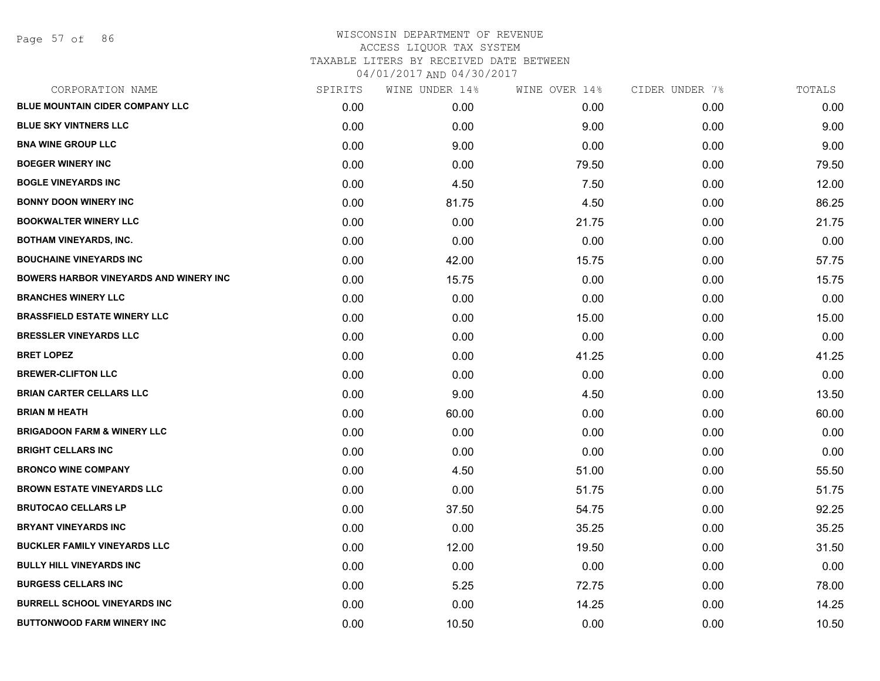WISCONSIN DEPARTMENT OF REVENUE
ACCESS LIQUOR TAX SYSTEM
TAXABLE LITERS BY RECEIVED DATE BETWEEN
04/01/2017 AND 04/30/2017

| CORPORATION NAME | SPIRITS | WINE UNDER 14% | WINE OVER 14% | CIDER UNDER 7% | TOTALS |
|---|---|---|---|---|---|
| BLUE MOUNTAIN CIDER COMPANY LLC | 0.00 | 0.00 | 0.00 | 0.00 | 0.00 |
| BLUE SKY VINTNERS LLC | 0.00 | 0.00 | 9.00 | 0.00 | 9.00 |
| BNA WINE GROUP LLC | 0.00 | 9.00 | 0.00 | 0.00 | 9.00 |
| BOEGER WINERY INC | 0.00 | 0.00 | 79.50 | 0.00 | 79.50 |
| BOGLE VINEYARDS INC | 0.00 | 4.50 | 7.50 | 0.00 | 12.00 |
| BONNY DOON WINERY INC | 0.00 | 81.75 | 4.50 | 0.00 | 86.25 |
| BOOKWALTER WINERY LLC | 0.00 | 0.00 | 21.75 | 0.00 | 21.75 |
| BOTHAM VINEYARDS, INC. | 0.00 | 0.00 | 0.00 | 0.00 | 0.00 |
| BOUCHAINE VINEYARDS INC | 0.00 | 42.00 | 15.75 | 0.00 | 57.75 |
| BOWERS HARBOR VINEYARDS AND WINERY INC | 0.00 | 15.75 | 0.00 | 0.00 | 15.75 |
| BRANCHES WINERY LLC | 0.00 | 0.00 | 0.00 | 0.00 | 0.00 |
| BRASSFIELD ESTATE WINERY LLC | 0.00 | 0.00 | 15.00 | 0.00 | 15.00 |
| BRESSLER VINEYARDS LLC | 0.00 | 0.00 | 0.00 | 0.00 | 0.00 |
| BRET LOPEZ | 0.00 | 0.00 | 41.25 | 0.00 | 41.25 |
| BREWER-CLIFTON LLC | 0.00 | 0.00 | 0.00 | 0.00 | 0.00 |
| BRIAN CARTER CELLARS LLC | 0.00 | 9.00 | 4.50 | 0.00 | 13.50 |
| BRIAN M HEATH | 0.00 | 60.00 | 0.00 | 0.00 | 60.00 |
| BRIGADOON FARM & WINERY LLC | 0.00 | 0.00 | 0.00 | 0.00 | 0.00 |
| BRIGHT CELLARS INC | 0.00 | 0.00 | 0.00 | 0.00 | 0.00 |
| BRONCO WINE COMPANY | 0.00 | 4.50 | 51.00 | 0.00 | 55.50 |
| BROWN ESTATE VINEYARDS LLC | 0.00 | 0.00 | 51.75 | 0.00 | 51.75 |
| BRUTOCAO CELLARS LP | 0.00 | 37.50 | 54.75 | 0.00 | 92.25 |
| BRYANT VINEYARDS INC | 0.00 | 0.00 | 35.25 | 0.00 | 35.25 |
| BUCKLER FAMILY VINEYARDS LLC | 0.00 | 12.00 | 19.50 | 0.00 | 31.50 |
| BULLY HILL VINEYARDS INC | 0.00 | 0.00 | 0.00 | 0.00 | 0.00 |
| BURGESS CELLARS INC | 0.00 | 5.25 | 72.75 | 0.00 | 78.00 |
| BURRELL SCHOOL VINEYARDS INC | 0.00 | 0.00 | 14.25 | 0.00 | 14.25 |
| BUTTONWOOD FARM WINERY INC | 0.00 | 10.50 | 0.00 | 0.00 | 10.50 |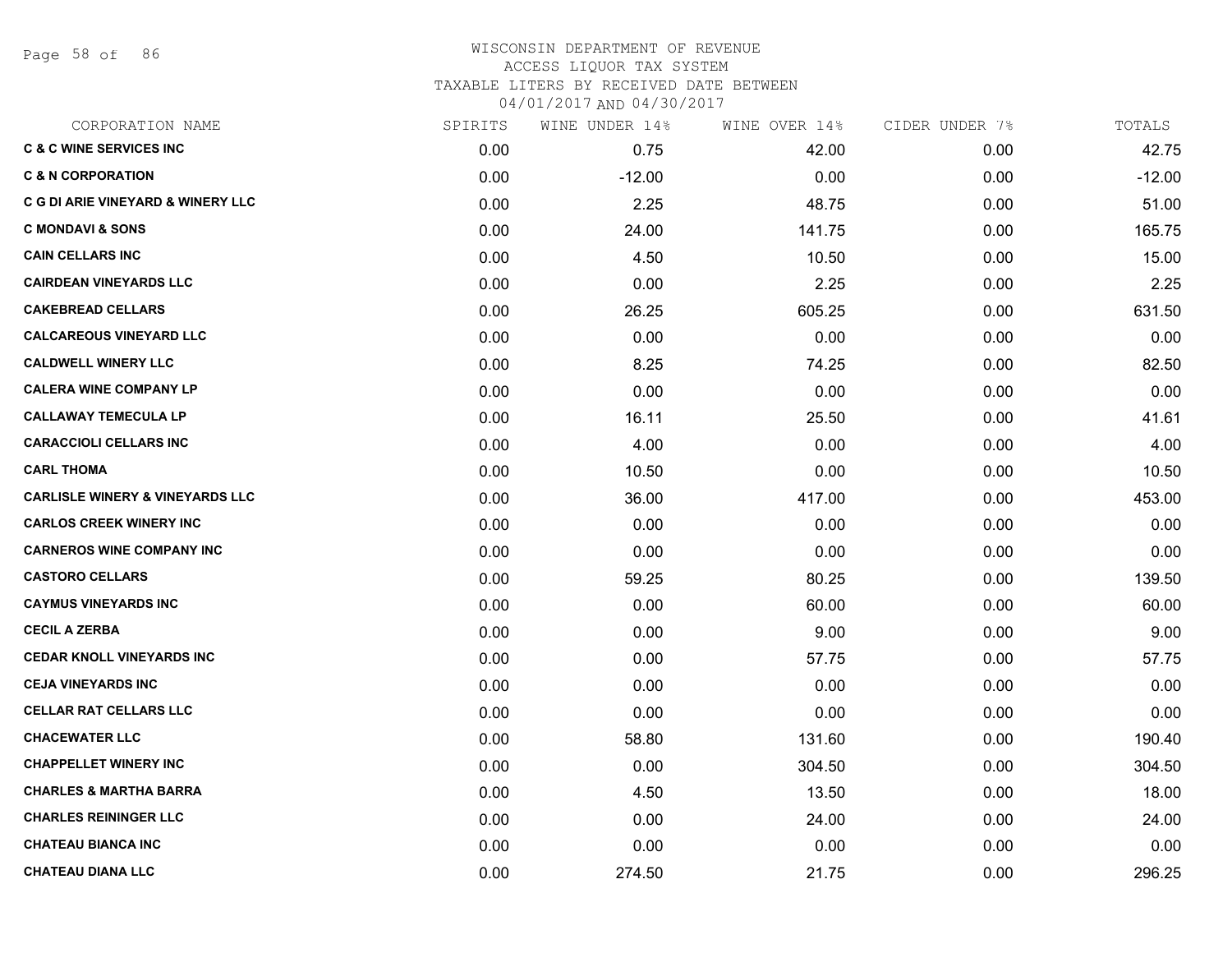# WISCONSIN DEPARTMENT OF REVENUE
ACCESS LIQUOR TAX SYSTEM
TAXABLE LITERS BY RECEIVED DATE BETWEEN
04/01/2017 AND 04/30/2017

| CORPORATION NAME | SPIRITS | WINE UNDER 14% | WINE OVER 14% | CIDER UNDER 7% | TOTALS |
|---|---|---|---|---|---|
| C & C WINE SERVICES INC | 0.00 | 0.75 | 42.00 | 0.00 | 42.75 |
| C & N CORPORATION | 0.00 | -12.00 | 0.00 | 0.00 | -12.00 |
| C G DI ARIE VINEYARD & WINERY LLC | 0.00 | 2.25 | 48.75 | 0.00 | 51.00 |
| C MONDAVI & SONS | 0.00 | 24.00 | 141.75 | 0.00 | 165.75 |
| CAIN CELLARS INC | 0.00 | 4.50 | 10.50 | 0.00 | 15.00 |
| CAIRDEAN VINEYARDS LLC | 0.00 | 0.00 | 2.25 | 0.00 | 2.25 |
| CAKEBREAD CELLARS | 0.00 | 26.25 | 605.25 | 0.00 | 631.50 |
| CALCAREOUS VINEYARD LLC | 0.00 | 0.00 | 0.00 | 0.00 | 0.00 |
| CALDWELL WINERY LLC | 0.00 | 8.25 | 74.25 | 0.00 | 82.50 |
| CALERA WINE COMPANY LP | 0.00 | 0.00 | 0.00 | 0.00 | 0.00 |
| CALLAWAY TEMECULA LP | 0.00 | 16.11 | 25.50 | 0.00 | 41.61 |
| CARACCIOLI CELLARS INC | 0.00 | 4.00 | 0.00 | 0.00 | 4.00 |
| CARL THOMA | 0.00 | 10.50 | 0.00 | 0.00 | 10.50 |
| CARLISLE WINERY & VINEYARDS LLC | 0.00 | 36.00 | 417.00 | 0.00 | 453.00 |
| CARLOS CREEK WINERY INC | 0.00 | 0.00 | 0.00 | 0.00 | 0.00 |
| CARNEROS WINE COMPANY INC | 0.00 | 0.00 | 0.00 | 0.00 | 0.00 |
| CASTORO CELLARS | 0.00 | 59.25 | 80.25 | 0.00 | 139.50 |
| CAYMUS VINEYARDS INC | 0.00 | 0.00 | 60.00 | 0.00 | 60.00 |
| CECIL A ZERBA | 0.00 | 0.00 | 9.00 | 0.00 | 9.00 |
| CEDAR KNOLL VINEYARDS INC | 0.00 | 0.00 | 57.75 | 0.00 | 57.75 |
| CEJA VINEYARDS INC | 0.00 | 0.00 | 0.00 | 0.00 | 0.00 |
| CELLAR RAT CELLARS LLC | 0.00 | 0.00 | 0.00 | 0.00 | 0.00 |
| CHACEWATER LLC | 0.00 | 58.80 | 131.60 | 0.00 | 190.40 |
| CHAPPELLET WINERY INC | 0.00 | 0.00 | 304.50 | 0.00 | 304.50 |
| CHARLES & MARTHA BARRA | 0.00 | 4.50 | 13.50 | 0.00 | 18.00 |
| CHARLES REININGER LLC | 0.00 | 0.00 | 24.00 | 0.00 | 24.00 |
| CHATEAU BIANCA INC | 0.00 | 0.00 | 0.00 | 0.00 | 0.00 |
| CHATEAU DIANA LLC | 0.00 | 274.50 | 21.75 | 0.00 | 296.25 |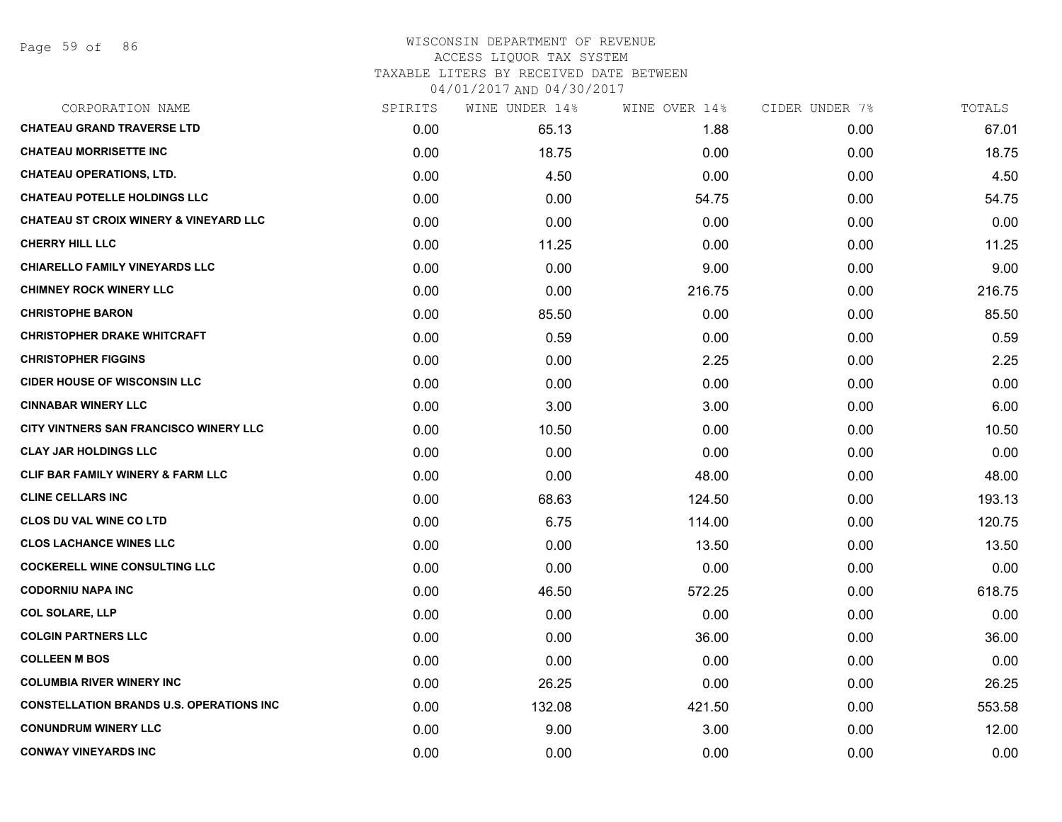# WISCONSIN DEPARTMENT OF REVENUE
## ACCESS LIQUOR TAX SYSTEM
### TAXABLE LITERS BY RECEIVED DATE BETWEEN 04/01/2017 AND 04/30/2017

| CORPORATION NAME | SPIRITS | WINE UNDER 14% | WINE OVER 14% | CIDER UNDER 7% | TOTALS |
|---|---|---|---|---|---|
| CHATEAU GRAND TRAVERSE LTD | 0.00 | 65.13 | 1.88 | 0.00 | 67.01 |
| CHATEAU MORRISETTE INC | 0.00 | 18.75 | 0.00 | 0.00 | 18.75 |
| CHATEAU OPERATIONS, LTD. | 0.00 | 4.50 | 0.00 | 0.00 | 4.50 |
| CHATEAU POTELLE HOLDINGS LLC | 0.00 | 0.00 | 54.75 | 0.00 | 54.75 |
| CHATEAU ST CROIX WINERY & VINEYARD LLC | 0.00 | 0.00 | 0.00 | 0.00 | 0.00 |
| CHERRY HILL LLC | 0.00 | 11.25 | 0.00 | 0.00 | 11.25 |
| CHIARELLO FAMILY VINEYARDS LLC | 0.00 | 0.00 | 9.00 | 0.00 | 9.00 |
| CHIMNEY ROCK WINERY LLC | 0.00 | 0.00 | 216.75 | 0.00 | 216.75 |
| CHRISTOPHE BARON | 0.00 | 85.50 | 0.00 | 0.00 | 85.50 |
| CHRISTOPHER DRAKE WHITCRAFT | 0.00 | 0.59 | 0.00 | 0.00 | 0.59 |
| CHRISTOPHER FIGGINS | 0.00 | 0.00 | 2.25 | 0.00 | 2.25 |
| CIDER HOUSE OF WISCONSIN LLC | 0.00 | 0.00 | 0.00 | 0.00 | 0.00 |
| CINNABAR WINERY LLC | 0.00 | 3.00 | 3.00 | 0.00 | 6.00 |
| CITY VINTNERS SAN FRANCISCO WINERY LLC | 0.00 | 10.50 | 0.00 | 0.00 | 10.50 |
| CLAY JAR HOLDINGS LLC | 0.00 | 0.00 | 0.00 | 0.00 | 0.00 |
| CLIF BAR FAMILY WINERY & FARM LLC | 0.00 | 0.00 | 48.00 | 0.00 | 48.00 |
| CLINE CELLARS INC | 0.00 | 68.63 | 124.50 | 0.00 | 193.13 |
| CLOS DU VAL WINE CO LTD | 0.00 | 6.75 | 114.00 | 0.00 | 120.75 |
| CLOS LACHANCE WINES LLC | 0.00 | 0.00 | 13.50 | 0.00 | 13.50 |
| COCKERELL WINE CONSULTING LLC | 0.00 | 0.00 | 0.00 | 0.00 | 0.00 |
| CODORNIU NAPA INC | 0.00 | 46.50 | 572.25 | 0.00 | 618.75 |
| COL SOLARE, LLP | 0.00 | 0.00 | 0.00 | 0.00 | 0.00 |
| COLGIN PARTNERS LLC | 0.00 | 0.00 | 36.00 | 0.00 | 36.00 |
| COLLEEN M BOS | 0.00 | 0.00 | 0.00 | 0.00 | 0.00 |
| COLUMBIA RIVER WINERY INC | 0.00 | 26.25 | 0.00 | 0.00 | 26.25 |
| CONSTELLATION BRANDS U.S. OPERATIONS INC | 0.00 | 132.08 | 421.50 | 0.00 | 553.58 |
| CONUNDRUM WINERY LLC | 0.00 | 9.00 | 3.00 | 0.00 | 12.00 |
| CONWAY VINEYARDS INC | 0.00 | 0.00 | 0.00 | 0.00 | 0.00 |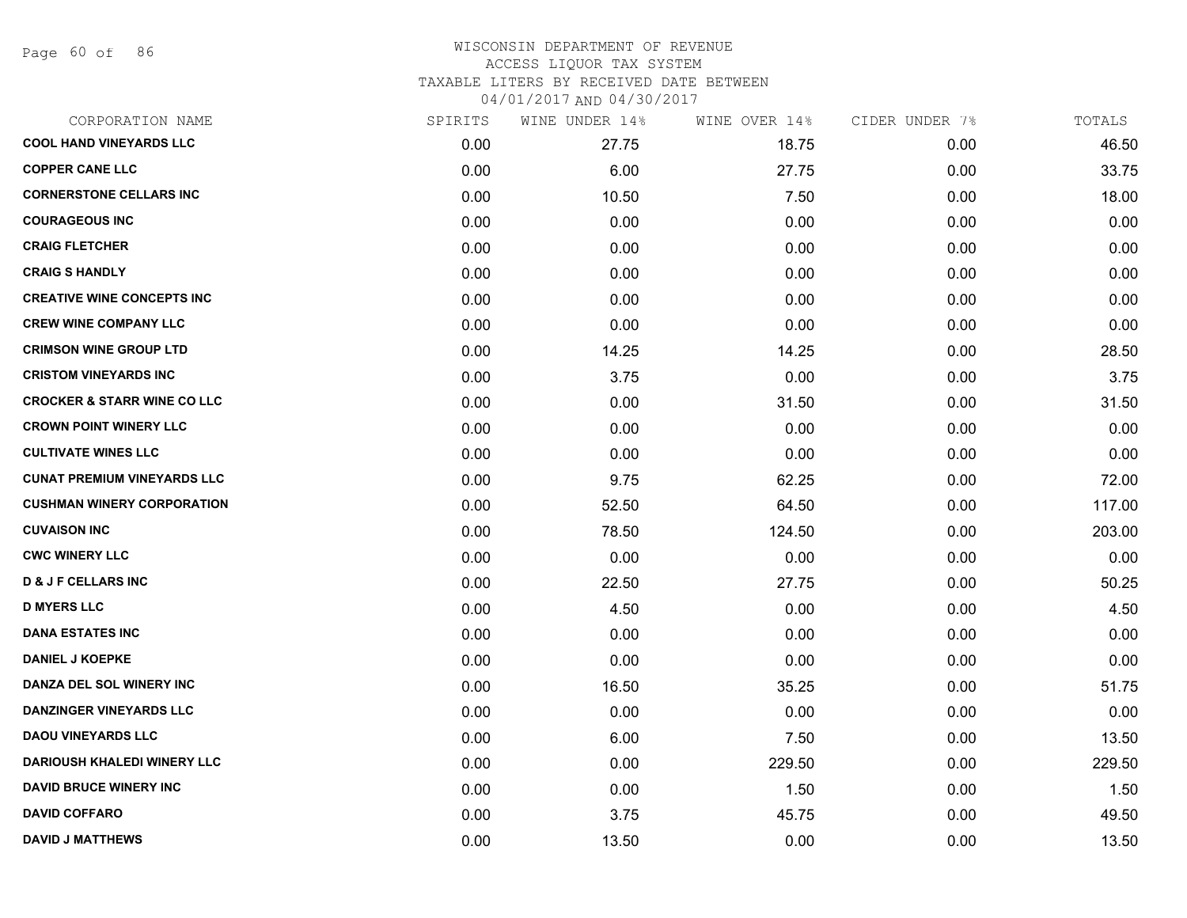WISCONSIN DEPARTMENT OF REVENUE
ACCESS LIQUOR TAX SYSTEM
TAXABLE LITERS BY RECEIVED DATE BETWEEN
04/01/2017 AND 04/30/2017

| CORPORATION NAME | SPIRITS | WINE UNDER 14% | WINE OVER 14% | CIDER UNDER 7% | TOTALS |
|---|---|---|---|---|---|
| **COOL HAND VINEYARDS LLC** | 0.00 | 27.75 | 18.75 | 0.00 | 46.50 |
| **COPPER CANE LLC** | 0.00 | 6.00 | 27.75 | 0.00 | 33.75 |
| **CORNERSTONE CELLARS INC** | 0.00 | 10.50 | 7.50 | 0.00 | 18.00 |
| **COURAGEOUS INC** | 0.00 | 0.00 | 0.00 | 0.00 | 0.00 |
| **CRAIG FLETCHER** | 0.00 | 0.00 | 0.00 | 0.00 | 0.00 |
| **CRAIG S HANDLY** | 0.00 | 0.00 | 0.00 | 0.00 | 0.00 |
| **CREATIVE WINE CONCEPTS INC** | 0.00 | 0.00 | 0.00 | 0.00 | 0.00 |
| **CREW WINE COMPANY LLC** | 0.00 | 0.00 | 0.00 | 0.00 | 0.00 |
| **CRIMSON WINE GROUP LTD** | 0.00 | 14.25 | 14.25 | 0.00 | 28.50 |
| **CRISTOM VINEYARDS INC** | 0.00 | 3.75 | 0.00 | 0.00 | 3.75 |
| **CROCKER & STARR WINE CO LLC** | 0.00 | 0.00 | 31.50 | 0.00 | 31.50 |
| **CROWN POINT WINERY LLC** | 0.00 | 0.00 | 0.00 | 0.00 | 0.00 |
| **CULTIVATE WINES LLC** | 0.00 | 0.00 | 0.00 | 0.00 | 0.00 |
| **CUNAT PREMIUM VINEYARDS LLC** | 0.00 | 9.75 | 62.25 | 0.00 | 72.00 |
| **CUSHMAN WINERY CORPORATION** | 0.00 | 52.50 | 64.50 | 0.00 | 117.00 |
| **CUVAISON INC** | 0.00 | 78.50 | 124.50 | 0.00 | 203.00 |
| **CWC WINERY LLC** | 0.00 | 0.00 | 0.00 | 0.00 | 0.00 |
| **D & J F CELLARS INC** | 0.00 | 22.50 | 27.75 | 0.00 | 50.25 |
| **D MYERS LLC** | 0.00 | 4.50 | 0.00 | 0.00 | 4.50 |
| **DANA ESTATES INC** | 0.00 | 0.00 | 0.00 | 0.00 | 0.00 |
| **DANIEL J KOEPKE** | 0.00 | 0.00 | 0.00 | 0.00 | 0.00 |
| **DANZA DEL SOL WINERY INC** | 0.00 | 16.50 | 35.25 | 0.00 | 51.75 |
| **DANZINGER VINEYARDS LLC** | 0.00 | 0.00 | 0.00 | 0.00 | 0.00 |
| **DAOU VINEYARDS LLC** | 0.00 | 6.00 | 7.50 | 0.00 | 13.50 |
| **DARIOUSH KHALEDI WINERY LLC** | 0.00 | 0.00 | 229.50 | 0.00 | 229.50 |
| **DAVID BRUCE WINERY INC** | 0.00 | 0.00 | 1.50 | 0.00 | 1.50 |
| **DAVID COFFARO** | 0.00 | 3.75 | 45.75 | 0.00 | 49.50 |
| **DAVID J MATTHEWS** | 0.00 | 13.50 | 0.00 | 0.00 | 13.50 |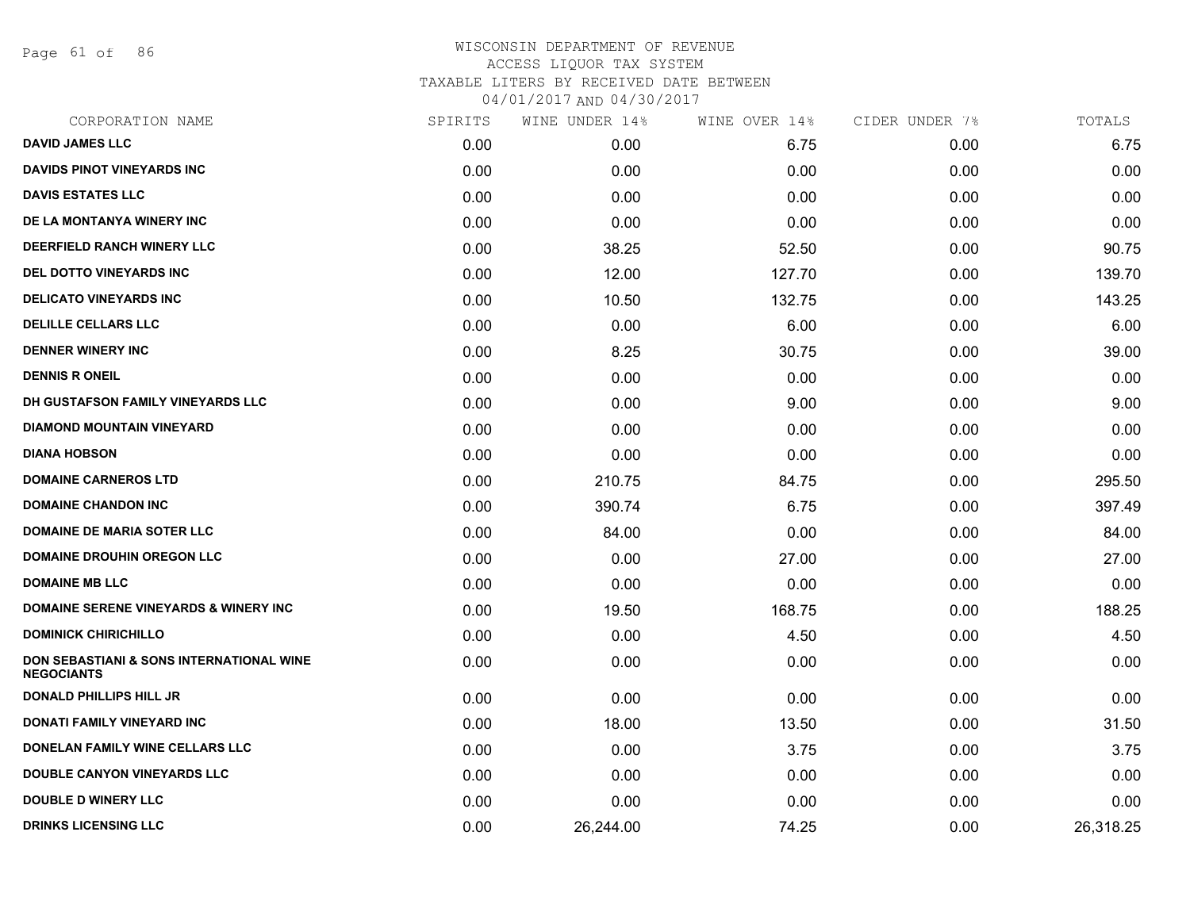WISCONSIN DEPARTMENT OF REVENUE
ACCESS LIQUOR TAX SYSTEM
TAXABLE LITERS BY RECEIVED DATE BETWEEN
04/01/2017 AND 04/30/2017

| CORPORATION NAME | SPIRITS | WINE UNDER 14% | WINE OVER 14% | CIDER UNDER 7% | TOTALS |
|---|---|---|---|---|---|
| **DAVID JAMES LLC** | 0.00 | 0.00 | 6.75 | 0.00 | 6.75 |
| **DAVIDS PINOT VINEYARDS INC** | 0.00 | 0.00 | 0.00 | 0.00 | 0.00 |
| **DAVIS ESTATES LLC** | 0.00 | 0.00 | 0.00 | 0.00 | 0.00 |
| **DE LA MONTANYA WINERY INC** | 0.00 | 0.00 | 0.00 | 0.00 | 0.00 |
| **DEERFIELD RANCH WINERY LLC** | 0.00 | 38.25 | 52.50 | 0.00 | 90.75 |
| **DEL DOTTO VINEYARDS INC** | 0.00 | 12.00 | 127.70 | 0.00 | 139.70 |
| **DELICATO VINEYARDS INC** | 0.00 | 10.50 | 132.75 | 0.00 | 143.25 |
| **DELILLE CELLARS LLC** | 0.00 | 0.00 | 6.00 | 0.00 | 6.00 |
| **DENNER WINERY INC** | 0.00 | 8.25 | 30.75 | 0.00 | 39.00 |
| **DENNIS R ONEIL** | 0.00 | 0.00 | 0.00 | 0.00 | 0.00 |
| **DH GUSTAFSON FAMILY VINEYARDS LLC** | 0.00 | 0.00 | 9.00 | 0.00 | 9.00 |
| **DIAMOND MOUNTAIN VINEYARD** | 0.00 | 0.00 | 0.00 | 0.00 | 0.00 |
| **DIANA HOBSON** | 0.00 | 0.00 | 0.00 | 0.00 | 0.00 |
| **DOMAINE CARNEROS LTD** | 0.00 | 210.75 | 84.75 | 0.00 | 295.50 |
| **DOMAINE CHANDON INC** | 0.00 | 390.74 | 6.75 | 0.00 | 397.49 |
| **DOMAINE DE MARIA SOTER LLC** | 0.00 | 84.00 | 0.00 | 0.00 | 84.00 |
| **DOMAINE DROUHIN OREGON LLC** | 0.00 | 0.00 | 27.00 | 0.00 | 27.00 |
| **DOMAINE MB LLC** | 0.00 | 0.00 | 0.00 | 0.00 | 0.00 |
| **DOMAINE SERENE VINEYARDS & WINERY INC** | 0.00 | 19.50 | 168.75 | 0.00 | 188.25 |
| **DOMINICK CHIRICHILLO** | 0.00 | 0.00 | 4.50 | 0.00 | 4.50 |
| **DON SEBASTIANI & SONS INTERNATIONAL WINE NEGOCIANTS** | 0.00 | 0.00 | 0.00 | 0.00 | 0.00 |
| **DONALD PHILLIPS HILL JR** | 0.00 | 0.00 | 0.00 | 0.00 | 0.00 |
| **DONATI FAMILY VINEYARD INC** | 0.00 | 18.00 | 13.50 | 0.00 | 31.50 |
| **DONELAN FAMILY WINE CELLARS LLC** | 0.00 | 0.00 | 3.75 | 0.00 | 3.75 |
| **DOUBLE CANYON VINEYARDS LLC** | 0.00 | 0.00 | 0.00 | 0.00 | 0.00 |
| **DOUBLE D WINERY LLC** | 0.00 | 0.00 | 0.00 | 0.00 | 0.00 |
| **DRINKS LICENSING LLC** | 0.00 | 26,244.00 | 74.25 | 0.00 | 26,318.25 |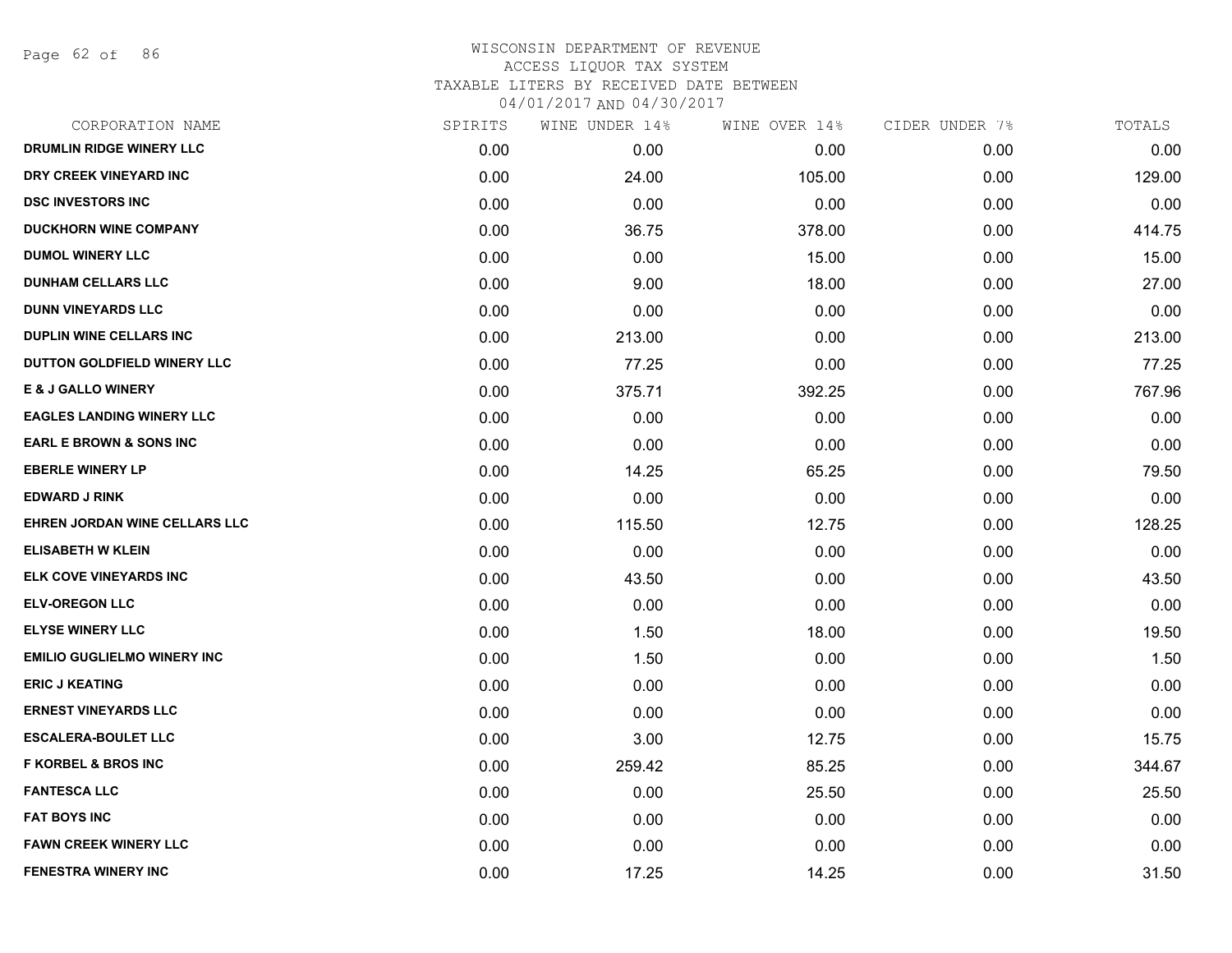# WISCONSIN DEPARTMENT OF REVENUE
## ACCESS LIQUOR TAX SYSTEM
### TAXABLE LITERS BY RECEIVED DATE BETWEEN 04/01/2017 AND 04/30/2017

| CORPORATION NAME | SPIRITS | WINE UNDER 14% | WINE OVER 14% | CIDER UNDER 7% | TOTALS |
|---|---|---|---|---|---|
| DRUMLIN RIDGE WINERY LLC | 0.00 | 0.00 | 0.00 | 0.00 | 0.00 |
| DRY CREEK VINEYARD INC | 0.00 | 24.00 | 105.00 | 0.00 | 129.00 |
| DSC INVESTORS INC | 0.00 | 0.00 | 0.00 | 0.00 | 0.00 |
| DUCKHORN WINE COMPANY | 0.00 | 36.75 | 378.00 | 0.00 | 414.75 |
| DUMOL WINERY LLC | 0.00 | 0.00 | 15.00 | 0.00 | 15.00 |
| DUNHAM CELLARS LLC | 0.00 | 9.00 | 18.00 | 0.00 | 27.00 |
| DUNN VINEYARDS LLC | 0.00 | 0.00 | 0.00 | 0.00 | 0.00 |
| DUPLIN WINE CELLARS INC | 0.00 | 213.00 | 0.00 | 0.00 | 213.00 |
| DUTTON GOLDFIELD WINERY LLC | 0.00 | 77.25 | 0.00 | 0.00 | 77.25 |
| E & J GALLO WINERY | 0.00 | 375.71 | 392.25 | 0.00 | 767.96 |
| EAGLES LANDING WINERY LLC | 0.00 | 0.00 | 0.00 | 0.00 | 0.00 |
| EARL E BROWN & SONS INC | 0.00 | 0.00 | 0.00 | 0.00 | 0.00 |
| EBERLE WINERY LP | 0.00 | 14.25 | 65.25 | 0.00 | 79.50 |
| EDWARD J RINK | 0.00 | 0.00 | 0.00 | 0.00 | 0.00 |
| EHREN JORDAN WINE CELLARS LLC | 0.00 | 115.50 | 12.75 | 0.00 | 128.25 |
| ELISABETH W KLEIN | 0.00 | 0.00 | 0.00 | 0.00 | 0.00 |
| ELK COVE VINEYARDS INC | 0.00 | 43.50 | 0.00 | 0.00 | 43.50 |
| ELV-OREGON LLC | 0.00 | 0.00 | 0.00 | 0.00 | 0.00 |
| ELYSE WINERY LLC | 0.00 | 1.50 | 18.00 | 0.00 | 19.50 |
| EMILIO GUGLIELMO WINERY INC | 0.00 | 1.50 | 0.00 | 0.00 | 1.50 |
| ERIC J KEATING | 0.00 | 0.00 | 0.00 | 0.00 | 0.00 |
| ERNEST VINEYARDS LLC | 0.00 | 0.00 | 0.00 | 0.00 | 0.00 |
| ESCALERA-BOULET LLC | 0.00 | 3.00 | 12.75 | 0.00 | 15.75 |
| F KORBEL & BROS INC | 0.00 | 259.42 | 85.25 | 0.00 | 344.67 |
| FANTESCA LLC | 0.00 | 0.00 | 25.50 | 0.00 | 25.50 |
| FAT BOYS INC | 0.00 | 0.00 | 0.00 | 0.00 | 0.00 |
| FAWN CREEK WINERY LLC | 0.00 | 0.00 | 0.00 | 0.00 | 0.00 |
| FENESTRA WINERY INC | 0.00 | 17.25 | 14.25 | 0.00 | 31.50 |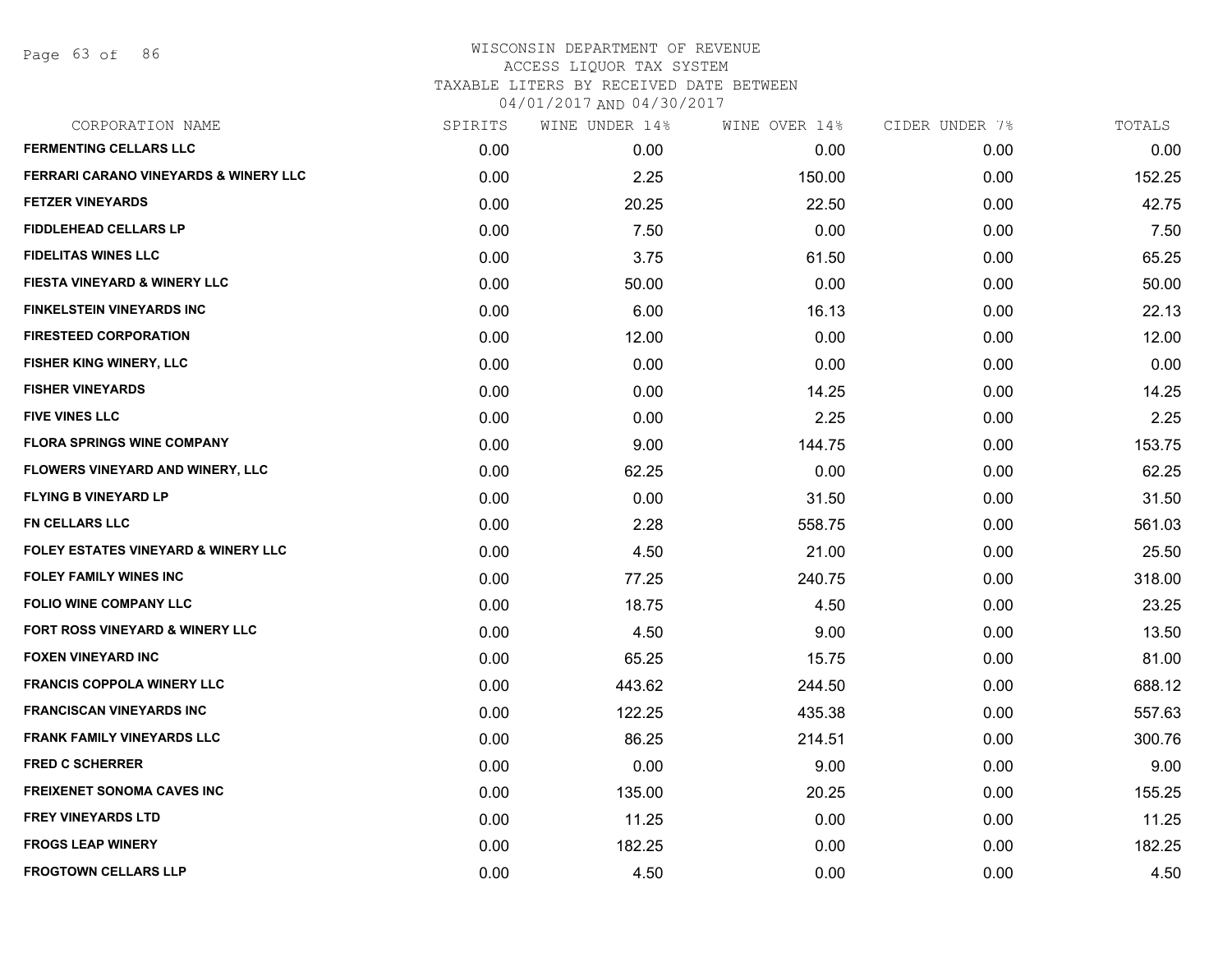WISCONSIN DEPARTMENT OF REVENUE
ACCESS LIQUOR TAX SYSTEM
TAXABLE LITERS BY RECEIVED DATE BETWEEN
04/01/2017 AND 04/30/2017

| CORPORATION NAME | SPIRITS | WINE UNDER 14% | WINE OVER 14% | CIDER UNDER 7% | TOTALS |
|---|---|---|---|---|---|
| FERMENTING CELLARS LLC | 0.00 | 0.00 | 0.00 | 0.00 | 0.00 |
| FERRARI CARANO VINEYARDS & WINERY LLC | 0.00 | 2.25 | 150.00 | 0.00 | 152.25 |
| FETZER VINEYARDS | 0.00 | 20.25 | 22.50 | 0.00 | 42.75 |
| FIDDLEHEAD CELLARS LP | 0.00 | 7.50 | 0.00 | 0.00 | 7.50 |
| FIDELITAS WINES LLC | 0.00 | 3.75 | 61.50 | 0.00 | 65.25 |
| FIESTA VINEYARD & WINERY LLC | 0.00 | 50.00 | 0.00 | 0.00 | 50.00 |
| FINKELSTEIN VINEYARDS INC | 0.00 | 6.00 | 16.13 | 0.00 | 22.13 |
| FIRESTEED CORPORATION | 0.00 | 12.00 | 0.00 | 0.00 | 12.00 |
| FISHER KING WINERY, LLC | 0.00 | 0.00 | 0.00 | 0.00 | 0.00 |
| FISHER VINEYARDS | 0.00 | 0.00 | 14.25 | 0.00 | 14.25 |
| FIVE VINES LLC | 0.00 | 0.00 | 2.25 | 0.00 | 2.25 |
| FLORA SPRINGS WINE COMPANY | 0.00 | 9.00 | 144.75 | 0.00 | 153.75 |
| FLOWERS VINEYARD AND WINERY, LLC | 0.00 | 62.25 | 0.00 | 0.00 | 62.25 |
| FLYING B VINEYARD LP | 0.00 | 0.00 | 31.50 | 0.00 | 31.50 |
| FN CELLARS LLC | 0.00 | 2.28 | 558.75 | 0.00 | 561.03 |
| FOLEY ESTATES VINEYARD & WINERY LLC | 0.00 | 4.50 | 21.00 | 0.00 | 25.50 |
| FOLEY FAMILY WINES INC | 0.00 | 77.25 | 240.75 | 0.00 | 318.00 |
| FOLIO WINE COMPANY LLC | 0.00 | 18.75 | 4.50 | 0.00 | 23.25 |
| FORT ROSS VINEYARD & WINERY LLC | 0.00 | 4.50 | 9.00 | 0.00 | 13.50 |
| FOXEN VINEYARD INC | 0.00 | 65.25 | 15.75 | 0.00 | 81.00 |
| FRANCIS COPPOLA WINERY LLC | 0.00 | 443.62 | 244.50 | 0.00 | 688.12 |
| FRANCISCAN VINEYARDS INC | 0.00 | 122.25 | 435.38 | 0.00 | 557.63 |
| FRANK FAMILY VINEYARDS LLC | 0.00 | 86.25 | 214.51 | 0.00 | 300.76 |
| FRED C SCHERRER | 0.00 | 0.00 | 9.00 | 0.00 | 9.00 |
| FREIXENET SONOMA CAVES INC | 0.00 | 135.00 | 20.25 | 0.00 | 155.25 |
| FREY VINEYARDS LTD | 0.00 | 11.25 | 0.00 | 0.00 | 11.25 |
| FROGS LEAP WINERY | 0.00 | 182.25 | 0.00 | 0.00 | 182.25 |
| FROGTOWN CELLARS LLP | 0.00 | 4.50 | 0.00 | 0.00 | 4.50 |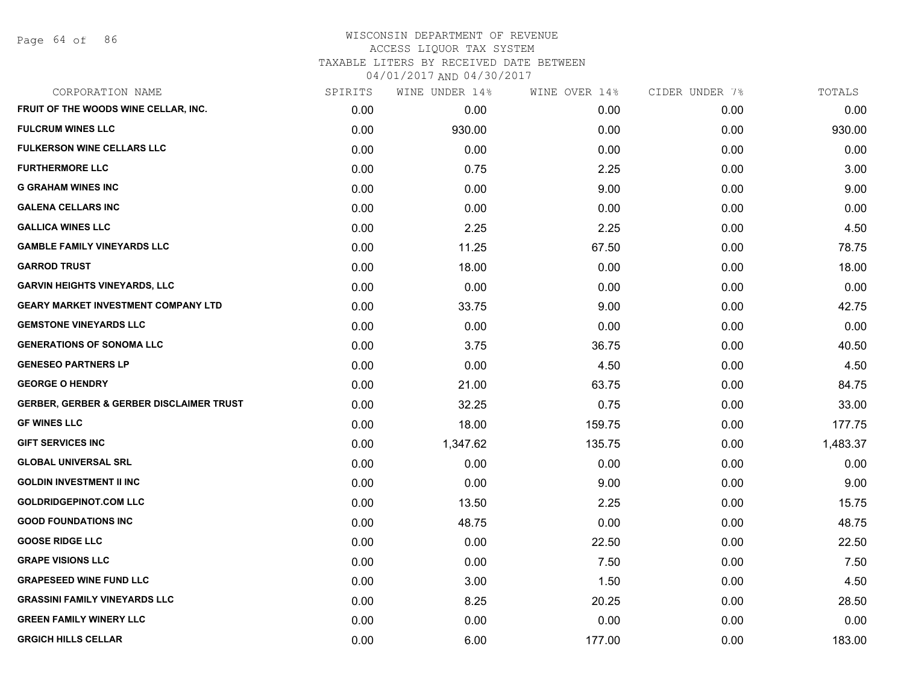# WISCONSIN DEPARTMENT OF REVENUE
## ACCESS LIQUOR TAX SYSTEM
### TAXABLE LITERS BY RECEIVED DATE BETWEEN 04/01/2017 AND 04/30/2017

| CORPORATION NAME | SPIRITS | WINE UNDER 14% | WINE OVER 14% | CIDER UNDER 7% | TOTALS |
|---|---|---|---|---|---|
| FRUIT OF THE WOODS WINE CELLAR, INC. | 0.00 | 0.00 | 0.00 | 0.00 | 0.00 |
| FULCRUM WINES LLC | 0.00 | 930.00 | 0.00 | 0.00 | 930.00 |
| FULKERSON WINE CELLARS LLC | 0.00 | 0.00 | 0.00 | 0.00 | 0.00 |
| FURTHERMORE LLC | 0.00 | 0.75 | 2.25 | 0.00 | 3.00 |
| G GRAHAM WINES INC | 0.00 | 0.00 | 9.00 | 0.00 | 9.00 |
| GALENA CELLARS INC | 0.00 | 0.00 | 0.00 | 0.00 | 0.00 |
| GALLICA WINES LLC | 0.00 | 2.25 | 2.25 | 0.00 | 4.50 |
| GAMBLE FAMILY VINEYARDS LLC | 0.00 | 11.25 | 67.50 | 0.00 | 78.75 |
| GARROD TRUST | 0.00 | 18.00 | 0.00 | 0.00 | 18.00 |
| GARVIN HEIGHTS VINEYARDS, LLC | 0.00 | 0.00 | 0.00 | 0.00 | 0.00 |
| GEARY MARKET INVESTMENT COMPANY LTD | 0.00 | 33.75 | 9.00 | 0.00 | 42.75 |
| GEMSTONE VINEYARDS LLC | 0.00 | 0.00 | 0.00 | 0.00 | 0.00 |
| GENERATIONS OF SONOMA LLC | 0.00 | 3.75 | 36.75 | 0.00 | 40.50 |
| GENESEO PARTNERS LP | 0.00 | 0.00 | 4.50 | 0.00 | 4.50 |
| GEORGE O HENDRY | 0.00 | 21.00 | 63.75 | 0.00 | 84.75 |
| GERBER, GERBER & GERBER DISCLAIMER TRUST | 0.00 | 32.25 | 0.75 | 0.00 | 33.00 |
| GF WINES LLC | 0.00 | 18.00 | 159.75 | 0.00 | 177.75 |
| GIFT SERVICES INC | 0.00 | 1,347.62 | 135.75 | 0.00 | 1,483.37 |
| GLOBAL UNIVERSAL SRL | 0.00 | 0.00 | 0.00 | 0.00 | 0.00 |
| GOLDIN INVESTMENT II INC | 0.00 | 0.00 | 9.00 | 0.00 | 9.00 |
| GOLDRIDGEPINOT.COM LLC | 0.00 | 13.50 | 2.25 | 0.00 | 15.75 |
| GOOD FOUNDATIONS INC | 0.00 | 48.75 | 0.00 | 0.00 | 48.75 |
| GOOSE RIDGE LLC | 0.00 | 0.00 | 22.50 | 0.00 | 22.50 |
| GRAPE VISIONS LLC | 0.00 | 0.00 | 7.50 | 0.00 | 7.50 |
| GRAPESEED WINE FUND LLC | 0.00 | 3.00 | 1.50 | 0.00 | 4.50 |
| GRASSINI FAMILY VINEYARDS LLC | 0.00 | 8.25 | 20.25 | 0.00 | 28.50 |
| GREEN FAMILY WINERY LLC | 0.00 | 0.00 | 0.00 | 0.00 | 0.00 |
| GRGICH HILLS CELLAR | 0.00 | 6.00 | 177.00 | 0.00 | 183.00 |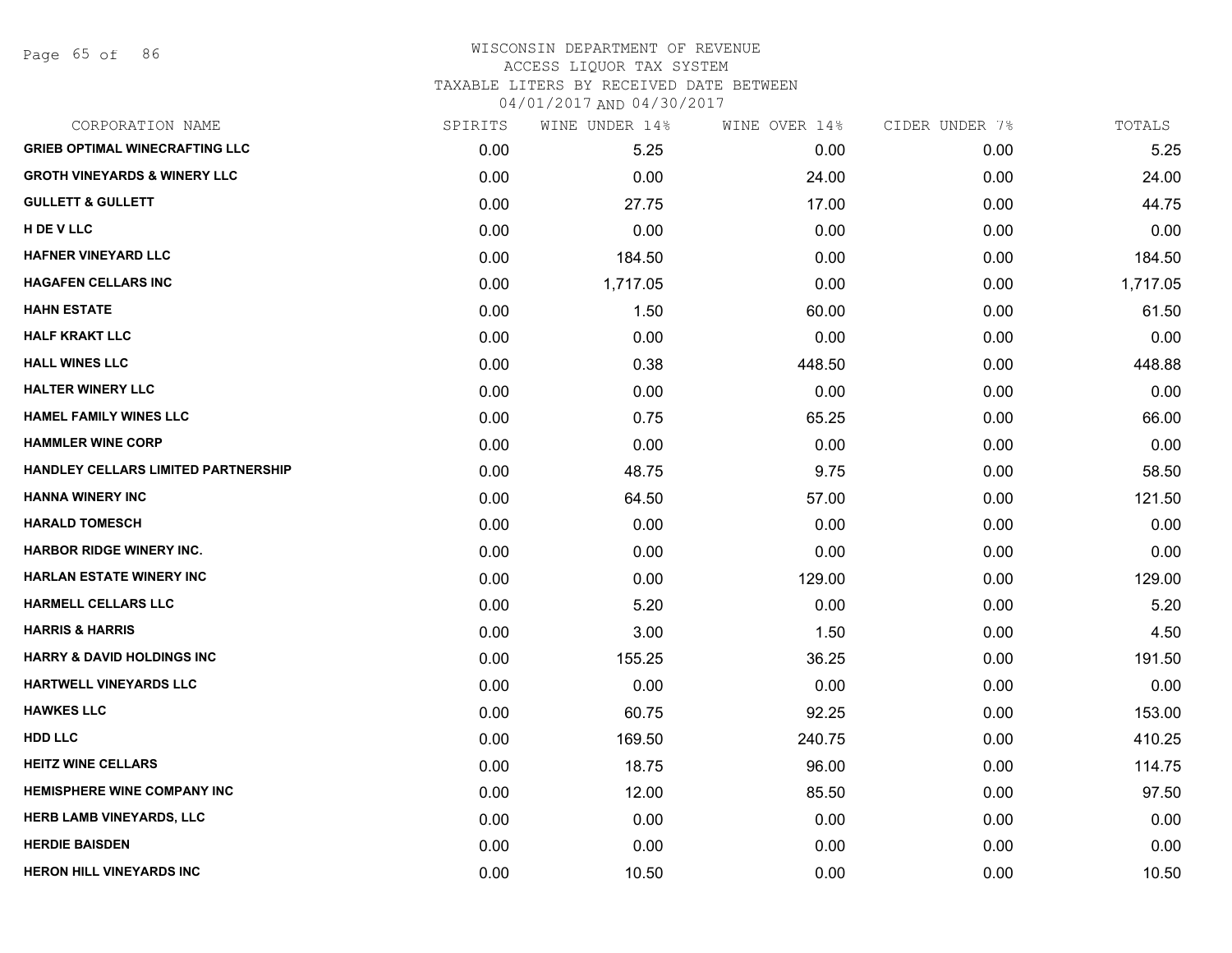# WISCONSIN DEPARTMENT OF REVENUE
## ACCESS LIQUOR TAX SYSTEM
### TAXABLE LITERS BY RECEIVED DATE BETWEEN 04/01/2017 AND 04/30/2017

| CORPORATION NAME | SPIRITS | WINE UNDER 14% | WINE OVER 14% | CIDER UNDER 7% | TOTALS |
|---|---|---|---|---|---|
| GRIEB OPTIMAL WINECRAFTING LLC | 0.00 | 5.25 | 0.00 | 0.00 | 5.25 |
| GROTH VINEYARDS & WINERY LLC | 0.00 | 0.00 | 24.00 | 0.00 | 24.00 |
| GULLETT & GULLETT | 0.00 | 27.75 | 17.00 | 0.00 | 44.75 |
| H DE V LLC | 0.00 | 0.00 | 0.00 | 0.00 | 0.00 |
| HAFNER VINEYARD LLC | 0.00 | 184.50 | 0.00 | 0.00 | 184.50 |
| HAGAFEN CELLARS INC | 0.00 | 1,717.05 | 0.00 | 0.00 | 1,717.05 |
| HAHN ESTATE | 0.00 | 1.50 | 60.00 | 0.00 | 61.50 |
| HALF KRAKT LLC | 0.00 | 0.00 | 0.00 | 0.00 | 0.00 |
| HALL WINES LLC | 0.00 | 0.38 | 448.50 | 0.00 | 448.88 |
| HALTER WINERY LLC | 0.00 | 0.00 | 0.00 | 0.00 | 0.00 |
| HAMEL FAMILY WINES LLC | 0.00 | 0.75 | 65.25 | 0.00 | 66.00 |
| HAMMLER WINE CORP | 0.00 | 0.00 | 0.00 | 0.00 | 0.00 |
| HANDLEY CELLARS LIMITED PARTNERSHIP | 0.00 | 48.75 | 9.75 | 0.00 | 58.50 |
| HANNA WINERY INC | 0.00 | 64.50 | 57.00 | 0.00 | 121.50 |
| HARALD TOMESCH | 0.00 | 0.00 | 0.00 | 0.00 | 0.00 |
| HARBOR RIDGE WINERY INC. | 0.00 | 0.00 | 0.00 | 0.00 | 0.00 |
| HARLAN ESTATE WINERY INC | 0.00 | 0.00 | 129.00 | 0.00 | 129.00 |
| HARMELL CELLARS LLC | 0.00 | 5.20 | 0.00 | 0.00 | 5.20 |
| HARRIS & HARRIS | 0.00 | 3.00 | 1.50 | 0.00 | 4.50 |
| HARRY & DAVID HOLDINGS INC | 0.00 | 155.25 | 36.25 | 0.00 | 191.50 |
| HARTWELL VINEYARDS LLC | 0.00 | 0.00 | 0.00 | 0.00 | 0.00 |
| HAWKES LLC | 0.00 | 60.75 | 92.25 | 0.00 | 153.00 |
| HDD LLC | 0.00 | 169.50 | 240.75 | 0.00 | 410.25 |
| HEITZ WINE CELLARS | 0.00 | 18.75 | 96.00 | 0.00 | 114.75 |
| HEMISPHERE WINE COMPANY INC | 0.00 | 12.00 | 85.50 | 0.00 | 97.50 |
| HERB LAMB VINEYARDS, LLC | 0.00 | 0.00 | 0.00 | 0.00 | 0.00 |
| HERDIE BAISDEN | 0.00 | 0.00 | 0.00 | 0.00 | 0.00 |
| HERON HILL VINEYARDS INC | 0.00 | 10.50 | 0.00 | 0.00 | 10.50 |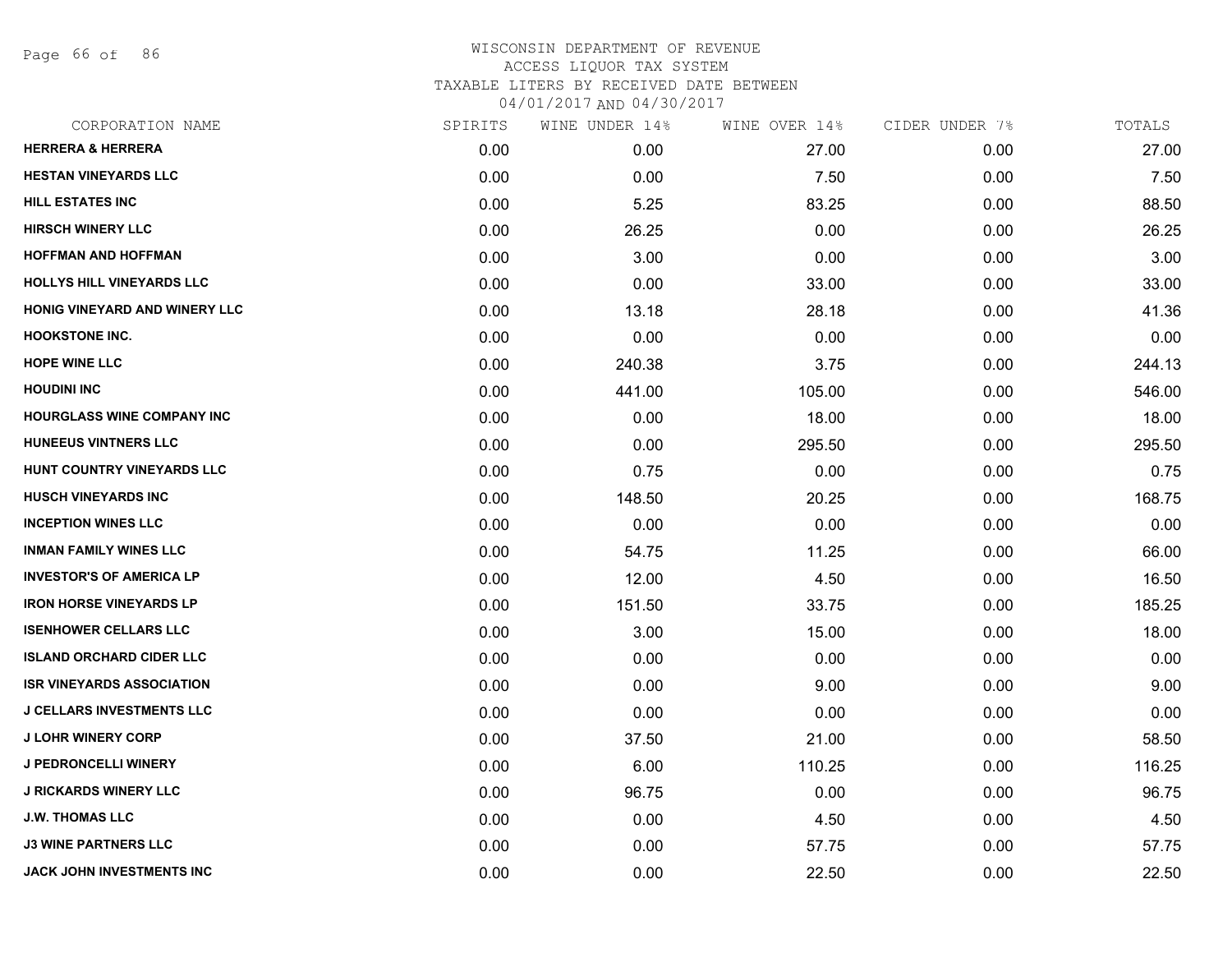# WISCONSIN DEPARTMENT OF REVENUE
ACCESS LIQUOR TAX SYSTEM
TAXABLE LITERS BY RECEIVED DATE BETWEEN
04/01/2017 AND 04/30/2017

| CORPORATION NAME | SPIRITS | WINE UNDER 14% | WINE OVER 14% | CIDER UNDER 7% | TOTALS |
|---|---|---|---|---|---|
| HERRERA & HERRERA | 0.00 | 0.00 | 27.00 | 0.00 | 27.00 |
| HESTAN VINEYARDS LLC | 0.00 | 0.00 | 7.50 | 0.00 | 7.50 |
| HILL ESTATES INC | 0.00 | 5.25 | 83.25 | 0.00 | 88.50 |
| HIRSCH WINERY LLC | 0.00 | 26.25 | 0.00 | 0.00 | 26.25 |
| HOFFMAN AND HOFFMAN | 0.00 | 3.00 | 0.00 | 0.00 | 3.00 |
| HOLLYS HILL VINEYARDS LLC | 0.00 | 0.00 | 33.00 | 0.00 | 33.00 |
| HONIG VINEYARD AND WINERY LLC | 0.00 | 13.18 | 28.18 | 0.00 | 41.36 |
| HOOKSTONE INC. | 0.00 | 0.00 | 0.00 | 0.00 | 0.00 |
| HOPE WINE LLC | 0.00 | 240.38 | 3.75 | 0.00 | 244.13 |
| HOUDINI INC | 0.00 | 441.00 | 105.00 | 0.00 | 546.00 |
| HOURGLASS WINE COMPANY INC | 0.00 | 0.00 | 18.00 | 0.00 | 18.00 |
| HUNEEUS VINTNERS LLC | 0.00 | 0.00 | 295.50 | 0.00 | 295.50 |
| HUNT COUNTRY VINEYARDS LLC | 0.00 | 0.75 | 0.00 | 0.00 | 0.75 |
| HUSCH VINEYARDS INC | 0.00 | 148.50 | 20.25 | 0.00 | 168.75 |
| INCEPTION WINES LLC | 0.00 | 0.00 | 0.00 | 0.00 | 0.00 |
| INMAN FAMILY WINES LLC | 0.00 | 54.75 | 11.25 | 0.00 | 66.00 |
| INVESTOR'S OF AMERICA LP | 0.00 | 12.00 | 4.50 | 0.00 | 16.50 |
| IRON HORSE VINEYARDS LP | 0.00 | 151.50 | 33.75 | 0.00 | 185.25 |
| ISENHOWER CELLARS LLC | 0.00 | 3.00 | 15.00 | 0.00 | 18.00 |
| ISLAND ORCHARD CIDER LLC | 0.00 | 0.00 | 0.00 | 0.00 | 0.00 |
| ISR VINEYARDS ASSOCIATION | 0.00 | 0.00 | 9.00 | 0.00 | 9.00 |
| J CELLARS INVESTMENTS LLC | 0.00 | 0.00 | 0.00 | 0.00 | 0.00 |
| J LOHR WINERY CORP | 0.00 | 37.50 | 21.00 | 0.00 | 58.50 |
| J PEDRONCELLI WINERY | 0.00 | 6.00 | 110.25 | 0.00 | 116.25 |
| J RICKARDS WINERY LLC | 0.00 | 96.75 | 0.00 | 0.00 | 96.75 |
| J.W. THOMAS LLC | 0.00 | 0.00 | 4.50 | 0.00 | 4.50 |
| J3 WINE PARTNERS LLC | 0.00 | 0.00 | 57.75 | 0.00 | 57.75 |
| JACK JOHN INVESTMENTS INC | 0.00 | 0.00 | 22.50 | 0.00 | 22.50 |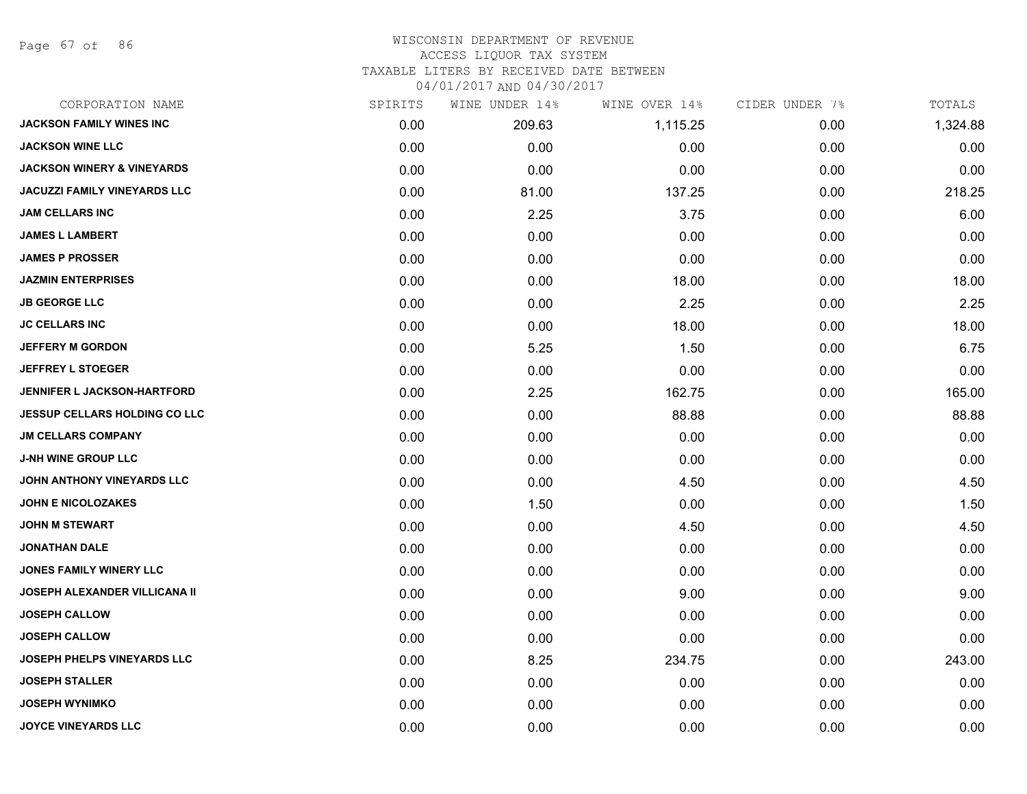WISCONSIN DEPARTMENT OF REVENUE
ACCESS LIQUOR TAX SYSTEM
TAXABLE LITERS BY RECEIVED DATE BETWEEN
04/01/2017 AND 04/30/2017

| CORPORATION NAME | SPIRITS | WINE UNDER 14% | WINE OVER 14% | CIDER UNDER 7% | TOTALS |
|---|---|---|---|---|---|
| JACKSON FAMILY WINES INC | 0.00 | 209.63 | 1,115.25 | 0.00 | 1,324.88 |
| JACKSON WINE LLC | 0.00 | 0.00 | 0.00 | 0.00 | 0.00 |
| JACKSON WINERY & VINEYARDS | 0.00 | 0.00 | 0.00 | 0.00 | 0.00 |
| JACUZZI FAMILY VINEYARDS LLC | 0.00 | 81.00 | 137.25 | 0.00 | 218.25 |
| JAM CELLARS INC | 0.00 | 2.25 | 3.75 | 0.00 | 6.00 |
| JAMES L LAMBERT | 0.00 | 0.00 | 0.00 | 0.00 | 0.00 |
| JAMES P PROSSER | 0.00 | 0.00 | 0.00 | 0.00 | 0.00 |
| JAZMIN ENTERPRISES | 0.00 | 0.00 | 18.00 | 0.00 | 18.00 |
| JB GEORGE LLC | 0.00 | 0.00 | 2.25 | 0.00 | 2.25 |
| JC CELLARS INC | 0.00 | 0.00 | 18.00 | 0.00 | 18.00 |
| JEFFERY M GORDON | 0.00 | 5.25 | 1.50 | 0.00 | 6.75 |
| JEFFREY L STOEGER | 0.00 | 0.00 | 0.00 | 0.00 | 0.00 |
| JENNIFER L JACKSON-HARTFORD | 0.00 | 2.25 | 162.75 | 0.00 | 165.00 |
| JESSUP CELLARS HOLDING CO LLC | 0.00 | 0.00 | 88.88 | 0.00 | 88.88 |
| JM CELLARS COMPANY | 0.00 | 0.00 | 0.00 | 0.00 | 0.00 |
| J-NH WINE GROUP LLC | 0.00 | 0.00 | 0.00 | 0.00 | 0.00 |
| JOHN ANTHONY VINEYARDS LLC | 0.00 | 0.00 | 4.50 | 0.00 | 4.50 |
| JOHN E NICOLOZAKES | 0.00 | 1.50 | 0.00 | 0.00 | 1.50 |
| JOHN M STEWART | 0.00 | 0.00 | 4.50 | 0.00 | 4.50 |
| JONATHAN DALE | 0.00 | 0.00 | 0.00 | 0.00 | 0.00 |
| JONES FAMILY WINERY LLC | 0.00 | 0.00 | 0.00 | 0.00 | 0.00 |
| JOSEPH ALEXANDER VILLICANA II | 0.00 | 0.00 | 9.00 | 0.00 | 9.00 |
| JOSEPH CALLOW | 0.00 | 0.00 | 0.00 | 0.00 | 0.00 |
| JOSEPH CALLOW | 0.00 | 0.00 | 0.00 | 0.00 | 0.00 |
| JOSEPH PHELPS VINEYARDS LLC | 0.00 | 8.25 | 234.75 | 0.00 | 243.00 |
| JOSEPH STALLER | 0.00 | 0.00 | 0.00 | 0.00 | 0.00 |
| JOSEPH WYNIMKO | 0.00 | 0.00 | 0.00 | 0.00 | 0.00 |
| JOYCE VINEYARDS LLC | 0.00 | 0.00 | 0.00 | 0.00 | 0.00 |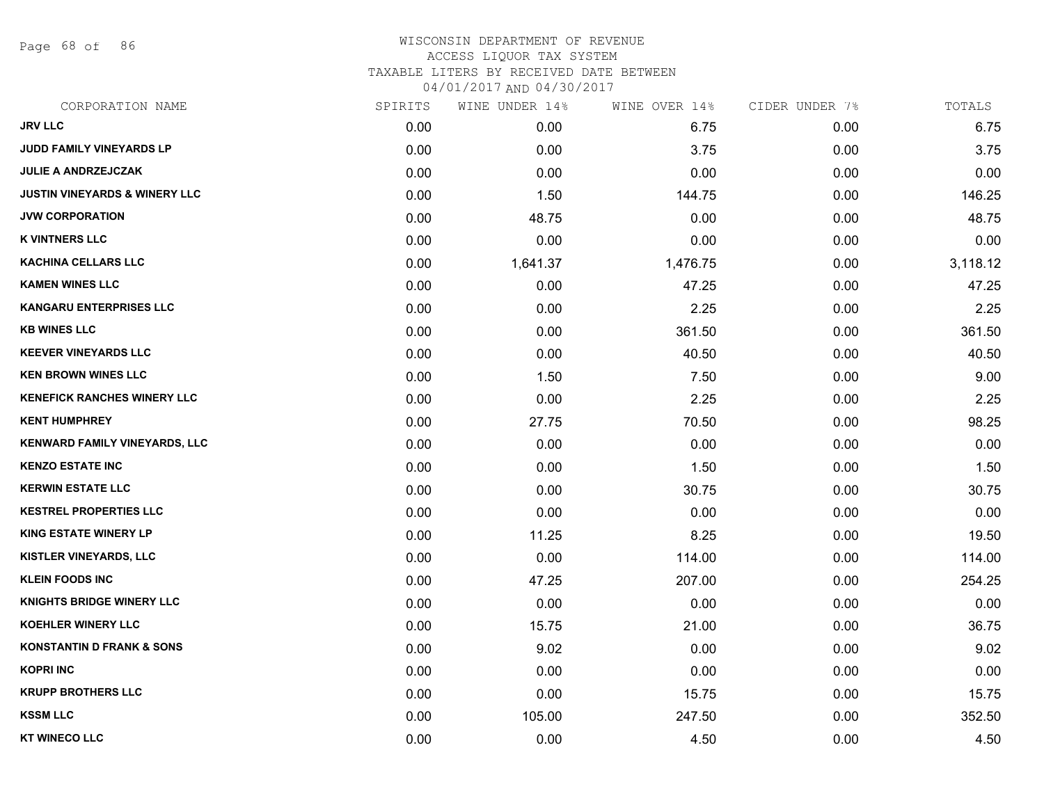WISCONSIN DEPARTMENT OF REVENUE
ACCESS LIQUOR TAX SYSTEM
TAXABLE LITERS BY RECEIVED DATE BETWEEN
04/01/2017 AND 04/30/2017

| CORPORATION NAME | SPIRITS | WINE UNDER 14% | WINE OVER 14% | CIDER UNDER 7% | TOTALS |
|---|---|---|---|---|---|
| JRV LLC | 0.00 | 0.00 | 6.75 | 0.00 | 6.75 |
| JUDD FAMILY VINEYARDS LP | 0.00 | 0.00 | 3.75 | 0.00 | 3.75 |
| JULIE A ANDRZEJCZAK | 0.00 | 0.00 | 0.00 | 0.00 | 0.00 |
| JUSTIN VINEYARDS & WINERY LLC | 0.00 | 1.50 | 144.75 | 0.00 | 146.25 |
| JVW CORPORATION | 0.00 | 48.75 | 0.00 | 0.00 | 48.75 |
| K VINTNERS LLC | 0.00 | 0.00 | 0.00 | 0.00 | 0.00 |
| KACHINA CELLARS LLC | 0.00 | 1,641.37 | 1,476.75 | 0.00 | 3,118.12 |
| KAMEN WINES LLC | 0.00 | 0.00 | 47.25 | 0.00 | 47.25 |
| KANGARU ENTERPRISES LLC | 0.00 | 0.00 | 2.25 | 0.00 | 2.25 |
| KB WINES LLC | 0.00 | 0.00 | 361.50 | 0.00 | 361.50 |
| KEEVER VINEYARDS LLC | 0.00 | 0.00 | 40.50 | 0.00 | 40.50 |
| KEN BROWN WINES LLC | 0.00 | 1.50 | 7.50 | 0.00 | 9.00 |
| KENEFICK RANCHES WINERY LLC | 0.00 | 0.00 | 2.25 | 0.00 | 2.25 |
| KENT HUMPHREY | 0.00 | 27.75 | 70.50 | 0.00 | 98.25 |
| KENWARD FAMILY VINEYARDS, LLC | 0.00 | 0.00 | 0.00 | 0.00 | 0.00 |
| KENZO ESTATE INC | 0.00 | 0.00 | 1.50 | 0.00 | 1.50 |
| KERWIN ESTATE LLC | 0.00 | 0.00 | 30.75 | 0.00 | 30.75 |
| KESTREL PROPERTIES LLC | 0.00 | 0.00 | 0.00 | 0.00 | 0.00 |
| KING ESTATE WINERY LP | 0.00 | 11.25 | 8.25 | 0.00 | 19.50 |
| KISTLER VINEYARDS, LLC | 0.00 | 0.00 | 114.00 | 0.00 | 114.00 |
| KLEIN FOODS INC | 0.00 | 47.25 | 207.00 | 0.00 | 254.25 |
| KNIGHTS BRIDGE WINERY LLC | 0.00 | 0.00 | 0.00 | 0.00 | 0.00 |
| KOEHLER WINERY LLC | 0.00 | 15.75 | 21.00 | 0.00 | 36.75 |
| KONSTANTIN D FRANK & SONS | 0.00 | 9.02 | 0.00 | 0.00 | 9.02 |
| KOPRI INC | 0.00 | 0.00 | 0.00 | 0.00 | 0.00 |
| KRUPP BROTHERS LLC | 0.00 | 0.00 | 15.75 | 0.00 | 15.75 |
| KSSM LLC | 0.00 | 105.00 | 247.50 | 0.00 | 352.50 |
| KT WINECO LLC | 0.00 | 0.00 | 4.50 | 0.00 | 4.50 |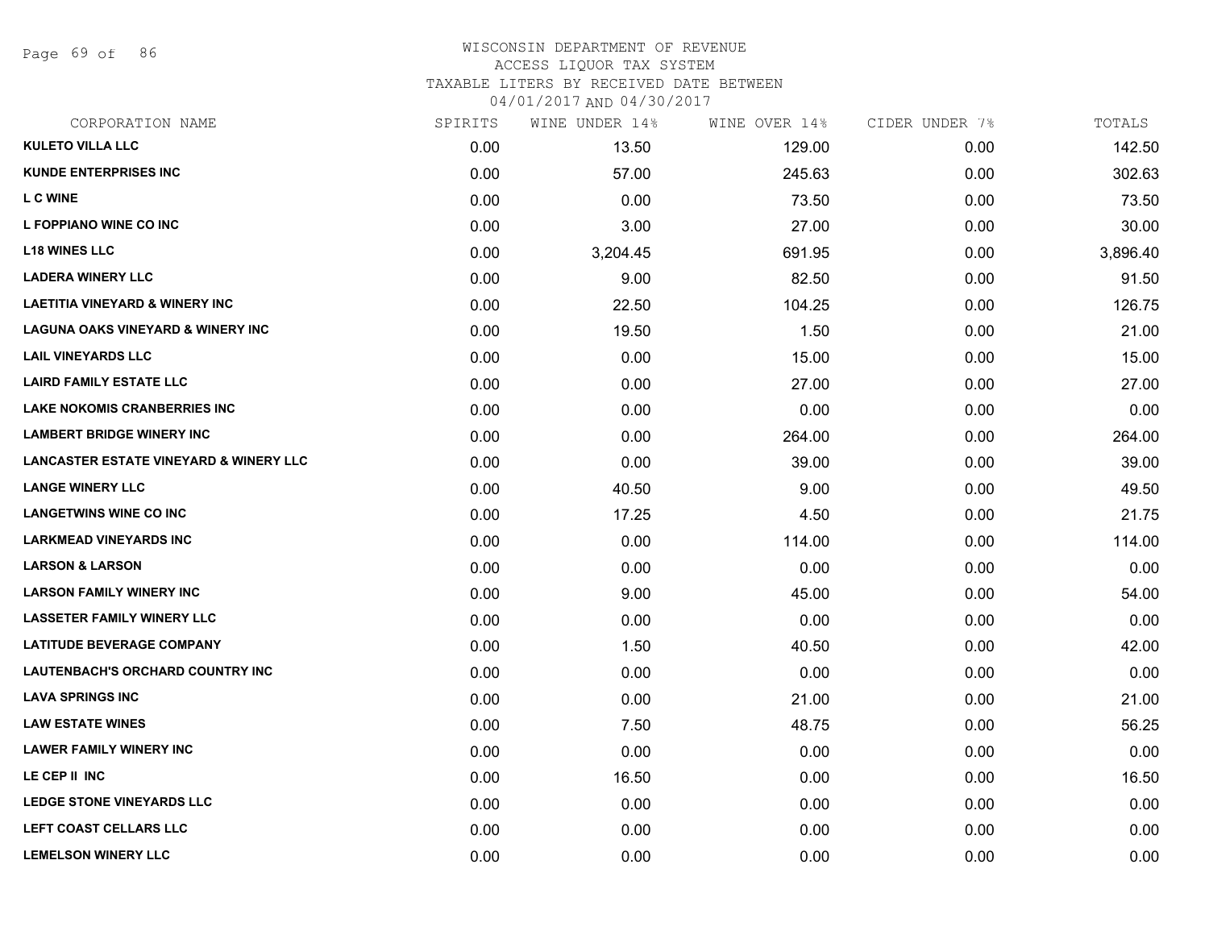# WISCONSIN DEPARTMENT OF REVENUE
## ACCESS LIQUOR TAX SYSTEM
## TAXABLE LITERS BY RECEIVED DATE BETWEEN
## 04/01/2017 AND 04/30/2017

| CORPORATION NAME | SPIRITS | WINE UNDER 14% | WINE OVER 14% | CIDER UNDER 7% | TOTALS |
|---|---|---|---|---|---|
| **KULETO VILLA LLC** | 0.00 | 13.50 | 129.00 | 0.00 | 142.50 |
| **KUNDE ENTERPRISES INC** | 0.00 | 57.00 | 245.63 | 0.00 | 302.63 |
| **L C WINE** | 0.00 | 0.00 | 73.50 | 0.00 | 73.50 |
| **L FOPPIANO WINE CO INC** | 0.00 | 3.00 | 27.00 | 0.00 | 30.00 |
| **L18 WINES LLC** | 0.00 | 3,204.45 | 691.95 | 0.00 | 3,896.40 |
| **LADERA WINERY LLC** | 0.00 | 9.00 | 82.50 | 0.00 | 91.50 |
| **LAETITIA VINEYARD & WINERY INC** | 0.00 | 22.50 | 104.25 | 0.00 | 126.75 |
| **LAGUNA OAKS VINEYARD & WINERY INC** | 0.00 | 19.50 | 1.50 | 0.00 | 21.00 |
| **LAIL VINEYARDS LLC** | 0.00 | 0.00 | 15.00 | 0.00 | 15.00 |
| **LAIRD FAMILY ESTATE LLC** | 0.00 | 0.00 | 27.00 | 0.00 | 27.00 |
| **LAKE NOKOMIS CRANBERRIES INC** | 0.00 | 0.00 | 0.00 | 0.00 | 0.00 |
| **LAMBERT BRIDGE WINERY INC** | 0.00 | 0.00 | 264.00 | 0.00 | 264.00 |
| **LANCASTER ESTATE VINEYARD & WINERY LLC** | 0.00 | 0.00 | 39.00 | 0.00 | 39.00 |
| **LANGE WINERY LLC** | 0.00 | 40.50 | 9.00 | 0.00 | 49.50 |
| **LANGETWINS WINE CO INC** | 0.00 | 17.25 | 4.50 | 0.00 | 21.75 |
| **LARKMEAD VINEYARDS INC** | 0.00 | 0.00 | 114.00 | 0.00 | 114.00 |
| **LARSON & LARSON** | 0.00 | 0.00 | 0.00 | 0.00 | 0.00 |
| **LARSON FAMILY WINERY INC** | 0.00 | 9.00 | 45.00 | 0.00 | 54.00 |
| **LASSETER FAMILY WINERY LLC** | 0.00 | 0.00 | 0.00 | 0.00 | 0.00 |
| **LATITUDE BEVERAGE COMPANY** | 0.00 | 1.50 | 40.50 | 0.00 | 42.00 |
| **LAUTENBACH'S ORCHARD COUNTRY INC** | 0.00 | 0.00 | 0.00 | 0.00 | 0.00 |
| **LAVA SPRINGS INC** | 0.00 | 0.00 | 21.00 | 0.00 | 21.00 |
| **LAW ESTATE WINES** | 0.00 | 7.50 | 48.75 | 0.00 | 56.25 |
| **LAWER FAMILY WINERY INC** | 0.00 | 0.00 | 0.00 | 0.00 | 0.00 |
| **LE CEP II INC** | 0.00 | 16.50 | 0.00 | 0.00 | 16.50 |
| **LEDGE STONE VINEYARDS LLC** | 0.00 | 0.00 | 0.00 | 0.00 | 0.00 |
| **LEFT COAST CELLARS LLC** | 0.00 | 0.00 | 0.00 | 0.00 | 0.00 |
| **LEMELSON WINERY LLC** | 0.00 | 0.00 | 0.00 | 0.00 | 0.00 |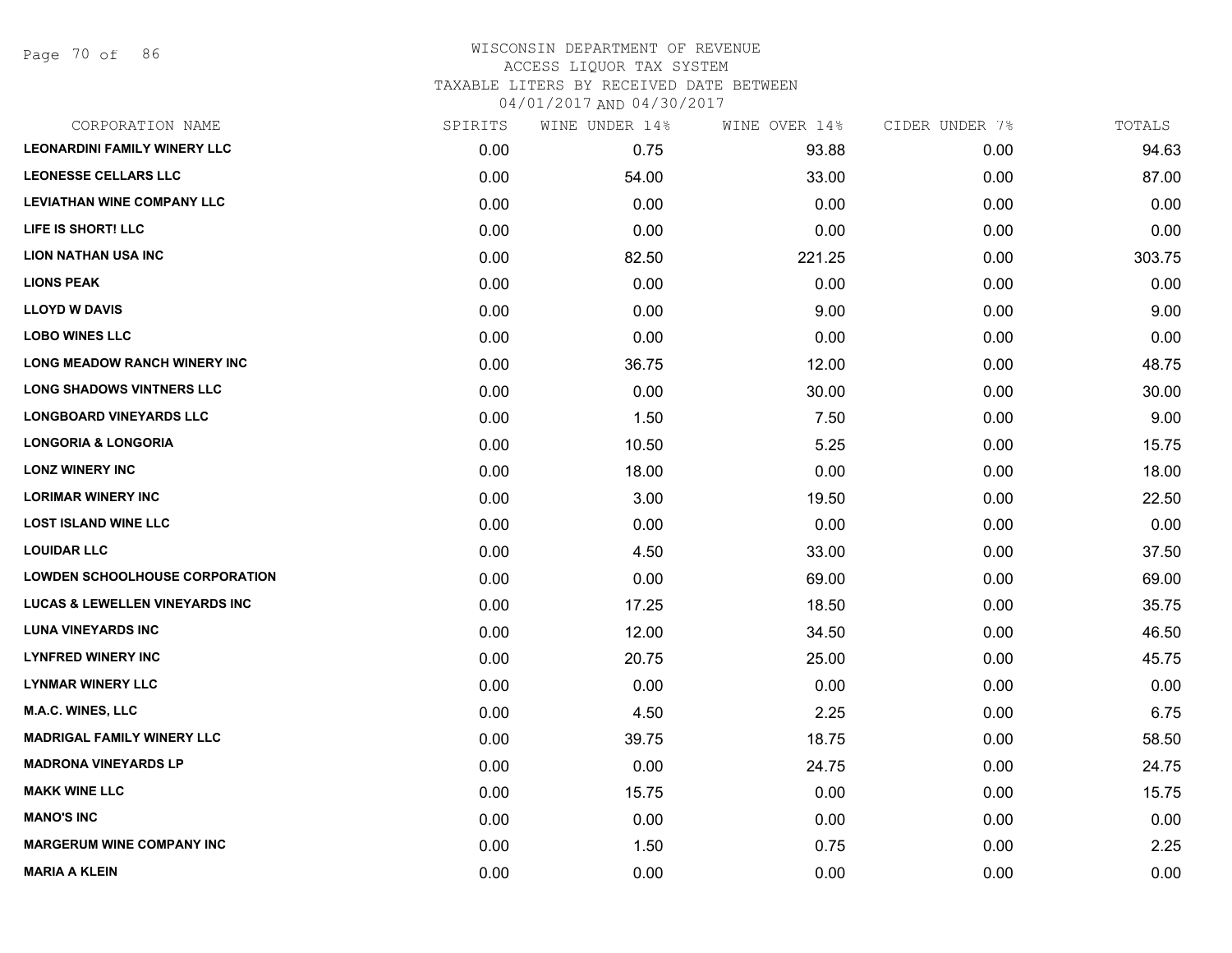# WISCONSIN DEPARTMENT OF REVENUE
## ACCESS LIQUOR TAX SYSTEM
### TAXABLE LITERS BY RECEIVED DATE BETWEEN 04/01/2017 AND 04/30/2017

| CORPORATION NAME | SPIRITS | WINE UNDER 14% | WINE OVER 14% | CIDER UNDER 7% | TOTALS |
|---|---|---|---|---|---|
| LEONARDINI FAMILY WINERY LLC | 0.00 | 0.75 | 93.88 | 0.00 | 94.63 |
| LEONESSE CELLARS LLC | 0.00 | 54.00 | 33.00 | 0.00 | 87.00 |
| LEVIATHAN WINE COMPANY LLC | 0.00 | 0.00 | 0.00 | 0.00 | 0.00 |
| LIFE IS SHORT! LLC | 0.00 | 0.00 | 0.00 | 0.00 | 0.00 |
| LION NATHAN USA INC | 0.00 | 82.50 | 221.25 | 0.00 | 303.75 |
| LIONS PEAK | 0.00 | 0.00 | 0.00 | 0.00 | 0.00 |
| LLOYD W DAVIS | 0.00 | 0.00 | 9.00 | 0.00 | 9.00 |
| LOBO WINES LLC | 0.00 | 0.00 | 0.00 | 0.00 | 0.00 |
| LONG MEADOW RANCH WINERY INC | 0.00 | 36.75 | 12.00 | 0.00 | 48.75 |
| LONG SHADOWS VINTNERS LLC | 0.00 | 0.00 | 30.00 | 0.00 | 30.00 |
| LONGBOARD VINEYARDS LLC | 0.00 | 1.50 | 7.50 | 0.00 | 9.00 |
| LONGORIA & LONGORIA | 0.00 | 10.50 | 5.25 | 0.00 | 15.75 |
| LONZ WINERY INC | 0.00 | 18.00 | 0.00 | 0.00 | 18.00 |
| LORIMAR WINERY INC | 0.00 | 3.00 | 19.50 | 0.00 | 22.50 |
| LOST ISLAND WINE LLC | 0.00 | 0.00 | 0.00 | 0.00 | 0.00 |
| LOUIDAR LLC | 0.00 | 4.50 | 33.00 | 0.00 | 37.50 |
| LOWDEN SCHOOLHOUSE CORPORATION | 0.00 | 0.00 | 69.00 | 0.00 | 69.00 |
| LUCAS & LEWELLEN VINEYARDS INC | 0.00 | 17.25 | 18.50 | 0.00 | 35.75 |
| LUNA VINEYARDS INC | 0.00 | 12.00 | 34.50 | 0.00 | 46.50 |
| LYNFRED WINERY INC | 0.00 | 20.75 | 25.00 | 0.00 | 45.75 |
| LYNMAR WINERY LLC | 0.00 | 0.00 | 0.00 | 0.00 | 0.00 |
| M.A.C. WINES, LLC | 0.00 | 4.50 | 2.25 | 0.00 | 6.75 |
| MADRIGAL FAMILY WINERY LLC | 0.00 | 39.75 | 18.75 | 0.00 | 58.50 |
| MADRONA VINEYARDS LP | 0.00 | 0.00 | 24.75 | 0.00 | 24.75 |
| MAKK WINE LLC | 0.00 | 15.75 | 0.00 | 0.00 | 15.75 |
| MANO'S INC | 0.00 | 0.00 | 0.00 | 0.00 | 0.00 |
| MARGERUM WINE COMPANY INC | 0.00 | 1.50 | 0.75 | 0.00 | 2.25 |
| MARIA A KLEIN | 0.00 | 0.00 | 0.00 | 0.00 | 0.00 |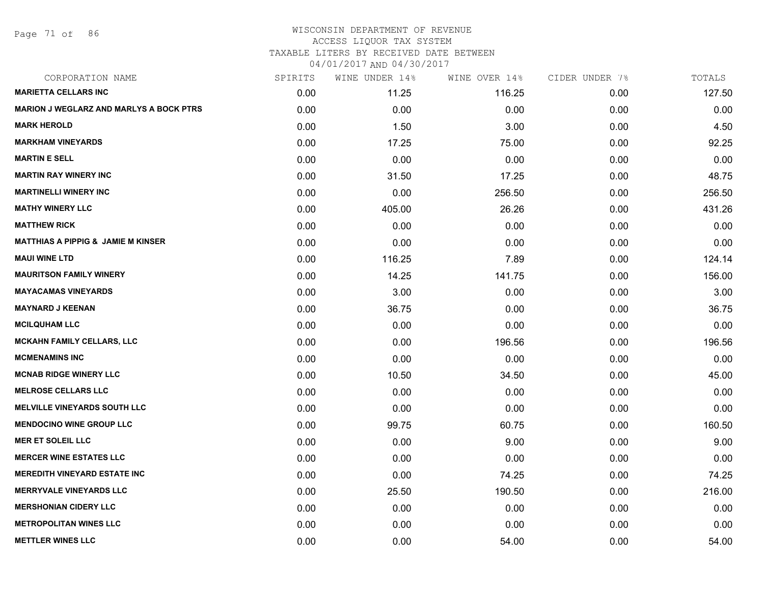# WISCONSIN DEPARTMENT OF REVENUE
## ACCESS LIQUOR TAX SYSTEM
### TAXABLE LITERS BY RECEIVED DATE BETWEEN 04/01/2017 AND 04/30/2017

| CORPORATION NAME | SPIRITS | WINE UNDER 14% | WINE OVER 14% | CIDER UNDER 7% | TOTALS |
|---|---|---|---|---|---|
| MARIETTA CELLARS INC | 0.00 | 11.25 | 116.25 | 0.00 | 127.50 |
| MARION J WEGLARZ AND MARLYS A BOCK PTRS | 0.00 | 0.00 | 0.00 | 0.00 | 0.00 |
| MARK HEROLD | 0.00 | 1.50 | 3.00 | 0.00 | 4.50 |
| MARKHAM VINEYARDS | 0.00 | 17.25 | 75.00 | 0.00 | 92.25 |
| MARTIN E SELL | 0.00 | 0.00 | 0.00 | 0.00 | 0.00 |
| MARTIN RAY WINERY INC | 0.00 | 31.50 | 17.25 | 0.00 | 48.75 |
| MARTINELLI WINERY INC | 0.00 | 0.00 | 256.50 | 0.00 | 256.50 |
| MATHY WINERY LLC | 0.00 | 405.00 | 26.26 | 0.00 | 431.26 |
| MATTHEW RICK | 0.00 | 0.00 | 0.00 | 0.00 | 0.00 |
| MATTHIAS A PIPPIG & JAMIE M KINSER | 0.00 | 0.00 | 0.00 | 0.00 | 0.00 |
| MAUI WINE LTD | 0.00 | 116.25 | 7.89 | 0.00 | 124.14 |
| MAURITSON FAMILY WINERY | 0.00 | 14.25 | 141.75 | 0.00 | 156.00 |
| MAYACAMAS VINEYARDS | 0.00 | 3.00 | 0.00 | 0.00 | 3.00 |
| MAYNARD J KEENAN | 0.00 | 36.75 | 0.00 | 0.00 | 36.75 |
| MCILQUHAM LLC | 0.00 | 0.00 | 0.00 | 0.00 | 0.00 |
| MCKAHN FAMILY CELLARS, LLC | 0.00 | 0.00 | 196.56 | 0.00 | 196.56 |
| MCMENAMINS INC | 0.00 | 0.00 | 0.00 | 0.00 | 0.00 |
| MCNAB RIDGE WINERY LLC | 0.00 | 10.50 | 34.50 | 0.00 | 45.00 |
| MELROSE CELLARS LLC | 0.00 | 0.00 | 0.00 | 0.00 | 0.00 |
| MELVILLE VINEYARDS SOUTH LLC | 0.00 | 0.00 | 0.00 | 0.00 | 0.00 |
| MENDOCINO WINE GROUP LLC | 0.00 | 99.75 | 60.75 | 0.00 | 160.50 |
| MER ET SOLEIL LLC | 0.00 | 0.00 | 9.00 | 0.00 | 9.00 |
| MERCER WINE ESTATES LLC | 0.00 | 0.00 | 0.00 | 0.00 | 0.00 |
| MEREDITH VINEYARD ESTATE INC | 0.00 | 0.00 | 74.25 | 0.00 | 74.25 |
| MERRYVALE VINEYARDS LLC | 0.00 | 25.50 | 190.50 | 0.00 | 216.00 |
| MERSHONIAN CIDERY LLC | 0.00 | 0.00 | 0.00 | 0.00 | 0.00 |
| METROPOLITAN WINES LLC | 0.00 | 0.00 | 0.00 | 0.00 | 0.00 |
| METTLER WINES LLC | 0.00 | 0.00 | 54.00 | 0.00 | 54.00 |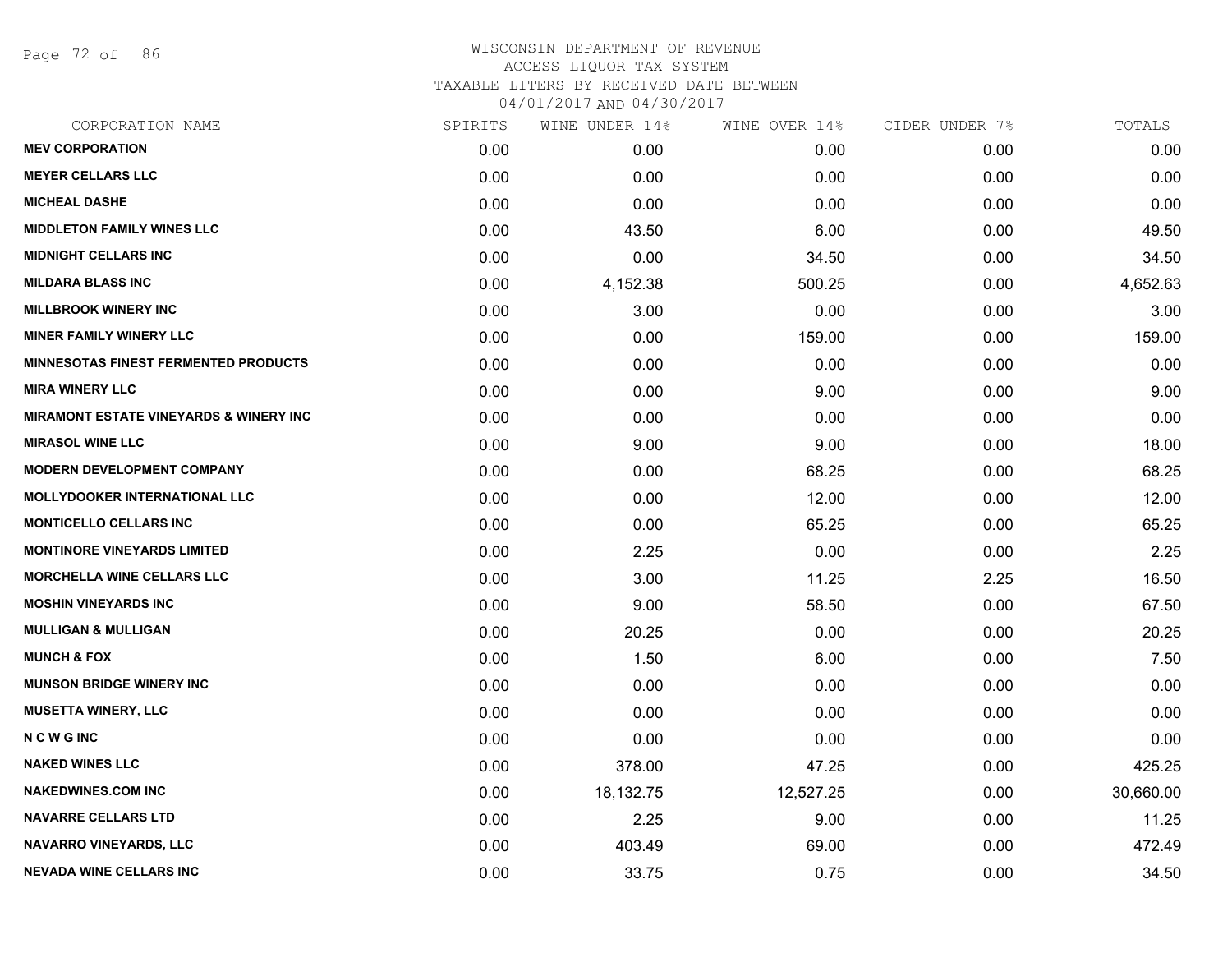WISCONSIN DEPARTMENT OF REVENUE
ACCESS LIQUOR TAX SYSTEM
TAXABLE LITERS BY RECEIVED DATE BETWEEN
04/01/2017 AND 04/30/2017

| CORPORATION NAME | SPIRITS | WINE UNDER 14% | WINE OVER 14% | CIDER UNDER 7% | TOTALS |
|---|---|---|---|---|---|
| **MEV CORPORATION** | 0.00 | 0.00 | 0.00 | 0.00 | 0.00 |
| **MEYER CELLARS LLC** | 0.00 | 0.00 | 0.00 | 0.00 | 0.00 |
| **MICHEAL DASHE** | 0.00 | 0.00 | 0.00 | 0.00 | 0.00 |
| **MIDDLETON FAMILY WINES LLC** | 0.00 | 43.50 | 6.00 | 0.00 | 49.50 |
| **MIDNIGHT CELLARS INC** | 0.00 | 0.00 | 34.50 | 0.00 | 34.50 |
| **MILDARA BLASS INC** | 0.00 | 4,152.38 | 500.25 | 0.00 | 4,652.63 |
| **MILLBROOK WINERY INC** | 0.00 | 3.00 | 0.00 | 0.00 | 3.00 |
| **MINER FAMILY WINERY LLC** | 0.00 | 0.00 | 159.00 | 0.00 | 159.00 |
| **MINNESOTAS FINEST FERMENTED PRODUCTS** | 0.00 | 0.00 | 0.00 | 0.00 | 0.00 |
| **MIRA WINERY LLC** | 0.00 | 0.00 | 9.00 | 0.00 | 9.00 |
| **MIRAMONT ESTATE VINEYARDS & WINERY INC** | 0.00 | 0.00 | 0.00 | 0.00 | 0.00 |
| **MIRASOL WINE LLC** | 0.00 | 9.00 | 9.00 | 0.00 | 18.00 |
| **MODERN DEVELOPMENT COMPANY** | 0.00 | 0.00 | 68.25 | 0.00 | 68.25 |
| **MOLLYDOOKER INTERNATIONAL LLC** | 0.00 | 0.00 | 12.00 | 0.00 | 12.00 |
| **MONTICELLO CELLARS INC** | 0.00 | 0.00 | 65.25 | 0.00 | 65.25 |
| **MONTINORE VINEYARDS LIMITED** | 0.00 | 2.25 | 0.00 | 0.00 | 2.25 |
| **MORCHELLA WINE CELLARS LLC** | 0.00 | 3.00 | 11.25 | 2.25 | 16.50 |
| **MOSHIN VINEYARDS INC** | 0.00 | 9.00 | 58.50 | 0.00 | 67.50 |
| **MULLIGAN & MULLIGAN** | 0.00 | 20.25 | 0.00 | 0.00 | 20.25 |
| **MUNCH & FOX** | 0.00 | 1.50 | 6.00 | 0.00 | 7.50 |
| **MUNSON BRIDGE WINERY INC** | 0.00 | 0.00 | 0.00 | 0.00 | 0.00 |
| **MUSETTA WINERY, LLC** | 0.00 | 0.00 | 0.00 | 0.00 | 0.00 |
| **N C W G INC** | 0.00 | 0.00 | 0.00 | 0.00 | 0.00 |
| **NAKED WINES LLC** | 0.00 | 378.00 | 47.25 | 0.00 | 425.25 |
| **NAKEDWINES.COM INC** | 0.00 | 18,132.75 | 12,527.25 | 0.00 | 30,660.00 |
| **NAVARRE CELLARS LTD** | 0.00 | 2.25 | 9.00 | 0.00 | 11.25 |
| **NAVARRO VINEYARDS, LLC** | 0.00 | 403.49 | 69.00 | 0.00 | 472.49 |
| **NEVADA WINE CELLARS INC** | 0.00 | 33.75 | 0.75 | 0.00 | 34.50 |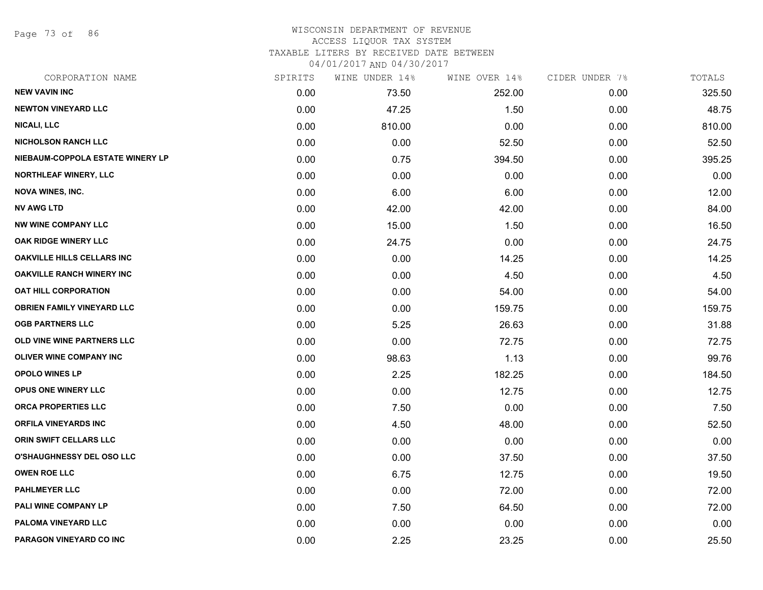WISCONSIN DEPARTMENT OF REVENUE
ACCESS LIQUOR TAX SYSTEM
TAXABLE LITERS BY RECEIVED DATE BETWEEN
04/01/2017 AND 04/30/2017

| CORPORATION NAME | SPIRITS | WINE UNDER 14% | WINE OVER 14% | CIDER UNDER 7% | TOTALS |
|---|---|---|---|---|---|
| NEW VAVIN INC | 0.00 | 73.50 | 252.00 | 0.00 | 325.50 |
| NEWTON VINEYARD LLC | 0.00 | 47.25 | 1.50 | 0.00 | 48.75 |
| NICALI, LLC | 0.00 | 810.00 | 0.00 | 0.00 | 810.00 |
| NICHOLSON RANCH LLC | 0.00 | 0.00 | 52.50 | 0.00 | 52.50 |
| NIEBAUM-COPPOLA ESTATE WINERY LP | 0.00 | 0.75 | 394.50 | 0.00 | 395.25 |
| NORTHLEAF WINERY, LLC | 0.00 | 0.00 | 0.00 | 0.00 | 0.00 |
| NOVA WINES, INC. | 0.00 | 6.00 | 6.00 | 0.00 | 12.00 |
| NV AWG LTD | 0.00 | 42.00 | 42.00 | 0.00 | 84.00 |
| NW WINE COMPANY LLC | 0.00 | 15.00 | 1.50 | 0.00 | 16.50 |
| OAK RIDGE WINERY LLC | 0.00 | 24.75 | 0.00 | 0.00 | 24.75 |
| OAKVILLE HILLS CELLARS INC | 0.00 | 0.00 | 14.25 | 0.00 | 14.25 |
| OAKVILLE RANCH WINERY INC | 0.00 | 0.00 | 4.50 | 0.00 | 4.50 |
| OAT HILL CORPORATION | 0.00 | 0.00 | 54.00 | 0.00 | 54.00 |
| OBRIEN FAMILY VINEYARD LLC | 0.00 | 0.00 | 159.75 | 0.00 | 159.75 |
| OGB PARTNERS LLC | 0.00 | 5.25 | 26.63 | 0.00 | 31.88 |
| OLD VINE WINE PARTNERS LLC | 0.00 | 0.00 | 72.75 | 0.00 | 72.75 |
| OLIVER WINE COMPANY INC | 0.00 | 98.63 | 1.13 | 0.00 | 99.76 |
| OPOLO WINES LP | 0.00 | 2.25 | 182.25 | 0.00 | 184.50 |
| OPUS ONE WINERY LLC | 0.00 | 0.00 | 12.75 | 0.00 | 12.75 |
| ORCA PROPERTIES LLC | 0.00 | 7.50 | 0.00 | 0.00 | 7.50 |
| ORFILA VINEYARDS INC | 0.00 | 4.50 | 48.00 | 0.00 | 52.50 |
| ORIN SWIFT CELLARS LLC | 0.00 | 0.00 | 0.00 | 0.00 | 0.00 |
| O'SHAUGHNESSY DEL OSO LLC | 0.00 | 0.00 | 37.50 | 0.00 | 37.50 |
| OWEN ROE LLC | 0.00 | 6.75 | 12.75 | 0.00 | 19.50 |
| PAHLMEYER LLC | 0.00 | 0.00 | 72.00 | 0.00 | 72.00 |
| PALI WINE COMPANY LP | 0.00 | 7.50 | 64.50 | 0.00 | 72.00 |
| PALOMA VINEYARD LLC | 0.00 | 0.00 | 0.00 | 0.00 | 0.00 |
| PARAGON VINEYARD CO INC | 0.00 | 2.25 | 23.25 | 0.00 | 25.50 |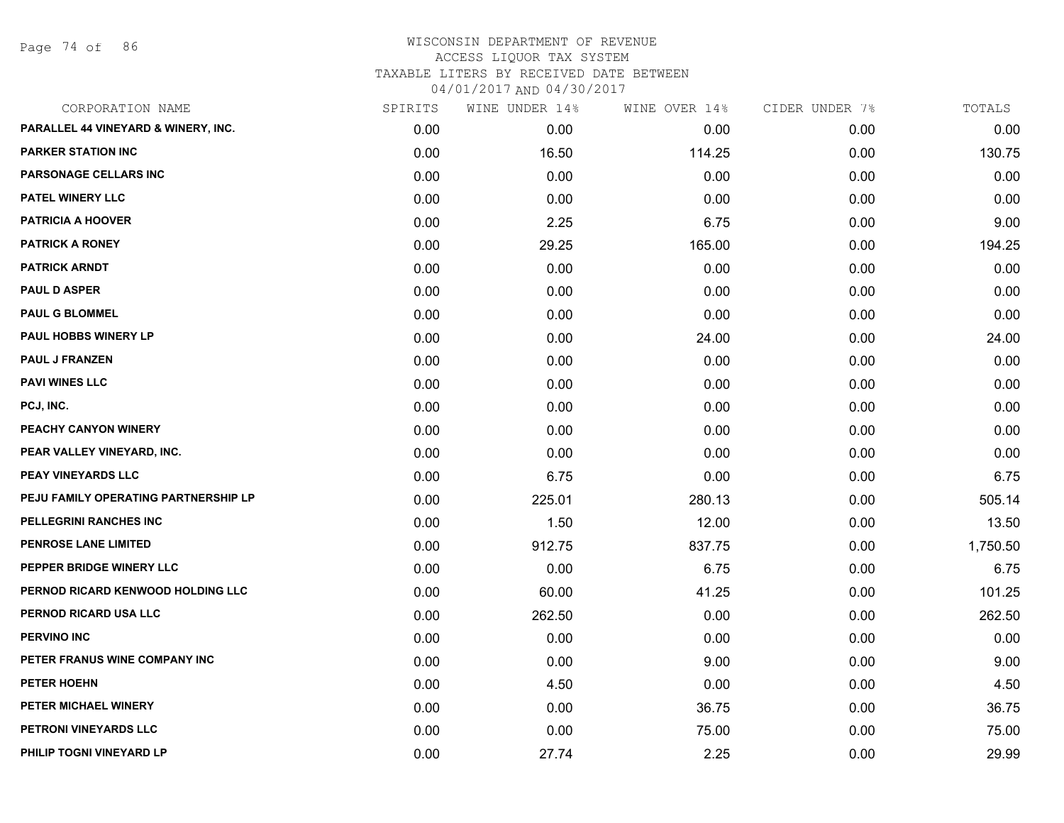# WISCONSIN DEPARTMENT OF REVENUE
## ACCESS LIQUOR TAX SYSTEM
## TAXABLE LITERS BY RECEIVED DATE BETWEEN 04/01/2017 AND 04/30/2017

| CORPORATION NAME | SPIRITS | WINE UNDER 14% | WINE OVER 14% | CIDER UNDER 7% | TOTALS |
|---|---|---|---|---|---|
| PARALLEL 44 VINEYARD & WINERY, INC. | 0.00 | 0.00 | 0.00 | 0.00 | 0.00 |
| PARKER STATION INC | 0.00 | 16.50 | 114.25 | 0.00 | 130.75 |
| PARSONAGE CELLARS INC | 0.00 | 0.00 | 0.00 | 0.00 | 0.00 |
| PATEL WINERY LLC | 0.00 | 0.00 | 0.00 | 0.00 | 0.00 |
| PATRICIA A HOOVER | 0.00 | 2.25 | 6.75 | 0.00 | 9.00 |
| PATRICK A RONEY | 0.00 | 29.25 | 165.00 | 0.00 | 194.25 |
| PATRICK ARNDT | 0.00 | 0.00 | 0.00 | 0.00 | 0.00 |
| PAUL D ASPER | 0.00 | 0.00 | 0.00 | 0.00 | 0.00 |
| PAUL G BLOMMEL | 0.00 | 0.00 | 0.00 | 0.00 | 0.00 |
| PAUL HOBBS WINERY LP | 0.00 | 0.00 | 24.00 | 0.00 | 24.00 |
| PAUL J FRANZEN | 0.00 | 0.00 | 0.00 | 0.00 | 0.00 |
| PAVI WINES LLC | 0.00 | 0.00 | 0.00 | 0.00 | 0.00 |
| PCJ, INC. | 0.00 | 0.00 | 0.00 | 0.00 | 0.00 |
| PEACHY CANYON WINERY | 0.00 | 0.00 | 0.00 | 0.00 | 0.00 |
| PEAR VALLEY VINEYARD, INC. | 0.00 | 0.00 | 0.00 | 0.00 | 0.00 |
| PEAY VINEYARDS LLC | 0.00 | 6.75 | 0.00 | 0.00 | 6.75 |
| PEJU FAMILY OPERATING PARTNERSHIP LP | 0.00 | 225.01 | 280.13 | 0.00 | 505.14 |
| PELLEGRINI RANCHES INC | 0.00 | 1.50 | 12.00 | 0.00 | 13.50 |
| PENROSE LANE LIMITED | 0.00 | 912.75 | 837.75 | 0.00 | 1,750.50 |
| PEPPER BRIDGE WINERY LLC | 0.00 | 0.00 | 6.75 | 0.00 | 6.75 |
| PERNOD RICARD KENWOOD HOLDING LLC | 0.00 | 60.00 | 41.25 | 0.00 | 101.25 |
| PERNOD RICARD USA LLC | 0.00 | 262.50 | 0.00 | 0.00 | 262.50 |
| PERVINO INC | 0.00 | 0.00 | 0.00 | 0.00 | 0.00 |
| PETER FRANUS WINE COMPANY INC | 0.00 | 0.00 | 9.00 | 0.00 | 9.00 |
| PETER HOEHN | 0.00 | 4.50 | 0.00 | 0.00 | 4.50 |
| PETER MICHAEL WINERY | 0.00 | 0.00 | 36.75 | 0.00 | 36.75 |
| PETRONI VINEYARDS LLC | 0.00 | 0.00 | 75.00 | 0.00 | 75.00 |
| PHILIP TOGNI VINEYARD LP | 0.00 | 27.74 | 2.25 | 0.00 | 29.99 |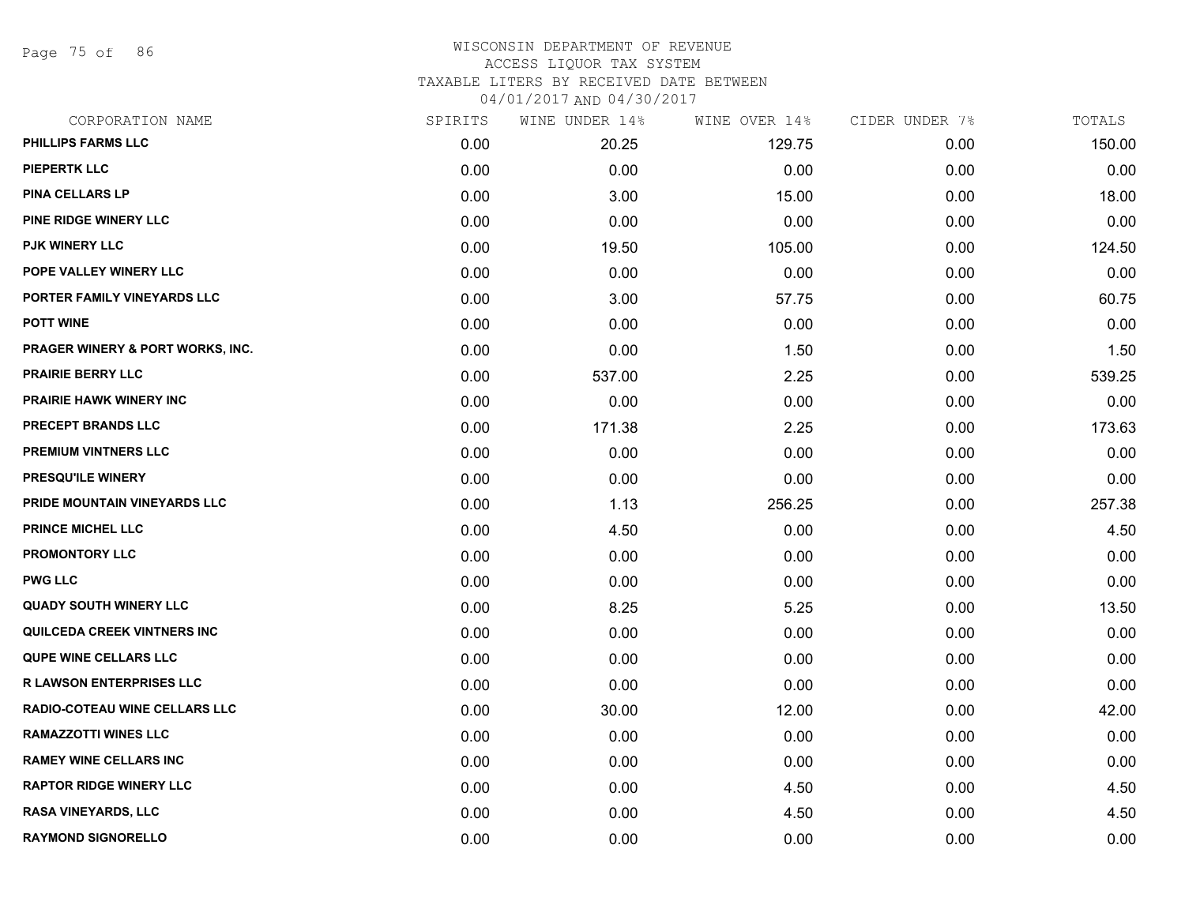# WISCONSIN DEPARTMENT OF REVENUE
## ACCESS LIQUOR TAX SYSTEM
### TAXABLE LITERS BY RECEIVED DATE BETWEEN 04/01/2017 AND 04/30/2017

| CORPORATION NAME | SPIRITS | WINE UNDER 14% | WINE OVER 14% | CIDER UNDER 7% | TOTALS |
|---|---|---|---|---|---|
| PHILLIPS FARMS LLC | 0.00 | 20.25 | 129.75 | 0.00 | 150.00 |
| PIEPERTK LLC | 0.00 | 0.00 | 0.00 | 0.00 | 0.00 |
| PINA CELLARS LP | 0.00 | 3.00 | 15.00 | 0.00 | 18.00 |
| PINE RIDGE WINERY LLC | 0.00 | 0.00 | 0.00 | 0.00 | 0.00 |
| PJK WINERY LLC | 0.00 | 19.50 | 105.00 | 0.00 | 124.50 |
| POPE VALLEY WINERY LLC | 0.00 | 0.00 | 0.00 | 0.00 | 0.00 |
| PORTER FAMILY VINEYARDS LLC | 0.00 | 3.00 | 57.75 | 0.00 | 60.75 |
| POTT WINE | 0.00 | 0.00 | 0.00 | 0.00 | 0.00 |
| PRAGER WINERY & PORT WORKS, INC. | 0.00 | 0.00 | 1.50 | 0.00 | 1.50 |
| PRAIRIE BERRY LLC | 0.00 | 537.00 | 2.25 | 0.00 | 539.25 |
| PRAIRIE HAWK WINERY INC | 0.00 | 0.00 | 0.00 | 0.00 | 0.00 |
| PRECEPT BRANDS LLC | 0.00 | 171.38 | 2.25 | 0.00 | 173.63 |
| PREMIUM VINTNERS LLC | 0.00 | 0.00 | 0.00 | 0.00 | 0.00 |
| PRESQU'ILE WINERY | 0.00 | 0.00 | 0.00 | 0.00 | 0.00 |
| PRIDE MOUNTAIN VINEYARDS LLC | 0.00 | 1.13 | 256.25 | 0.00 | 257.38 |
| PRINCE MICHEL LLC | 0.00 | 4.50 | 0.00 | 0.00 | 4.50 |
| PROMONTORY LLC | 0.00 | 0.00 | 0.00 | 0.00 | 0.00 |
| PWG LLC | 0.00 | 0.00 | 0.00 | 0.00 | 0.00 |
| QUADY SOUTH WINERY LLC | 0.00 | 8.25 | 5.25 | 0.00 | 13.50 |
| QUILCEDA CREEK VINTNERS INC | 0.00 | 0.00 | 0.00 | 0.00 | 0.00 |
| QUPE WINE CELLARS LLC | 0.00 | 0.00 | 0.00 | 0.00 | 0.00 |
| R LAWSON ENTERPRISES LLC | 0.00 | 0.00 | 0.00 | 0.00 | 0.00 |
| RADIO-COTEAU WINE CELLARS LLC | 0.00 | 30.00 | 12.00 | 0.00 | 42.00 |
| RAMAZZOTTI WINES LLC | 0.00 | 0.00 | 0.00 | 0.00 | 0.00 |
| RAMEY WINE CELLARS INC | 0.00 | 0.00 | 0.00 | 0.00 | 0.00 |
| RAPTOR RIDGE WINERY LLC | 0.00 | 0.00 | 4.50 | 0.00 | 4.50 |
| RASA VINEYARDS, LLC | 0.00 | 0.00 | 4.50 | 0.00 | 4.50 |
| RAYMOND SIGNORELLO | 0.00 | 0.00 | 0.00 | 0.00 | 0.00 |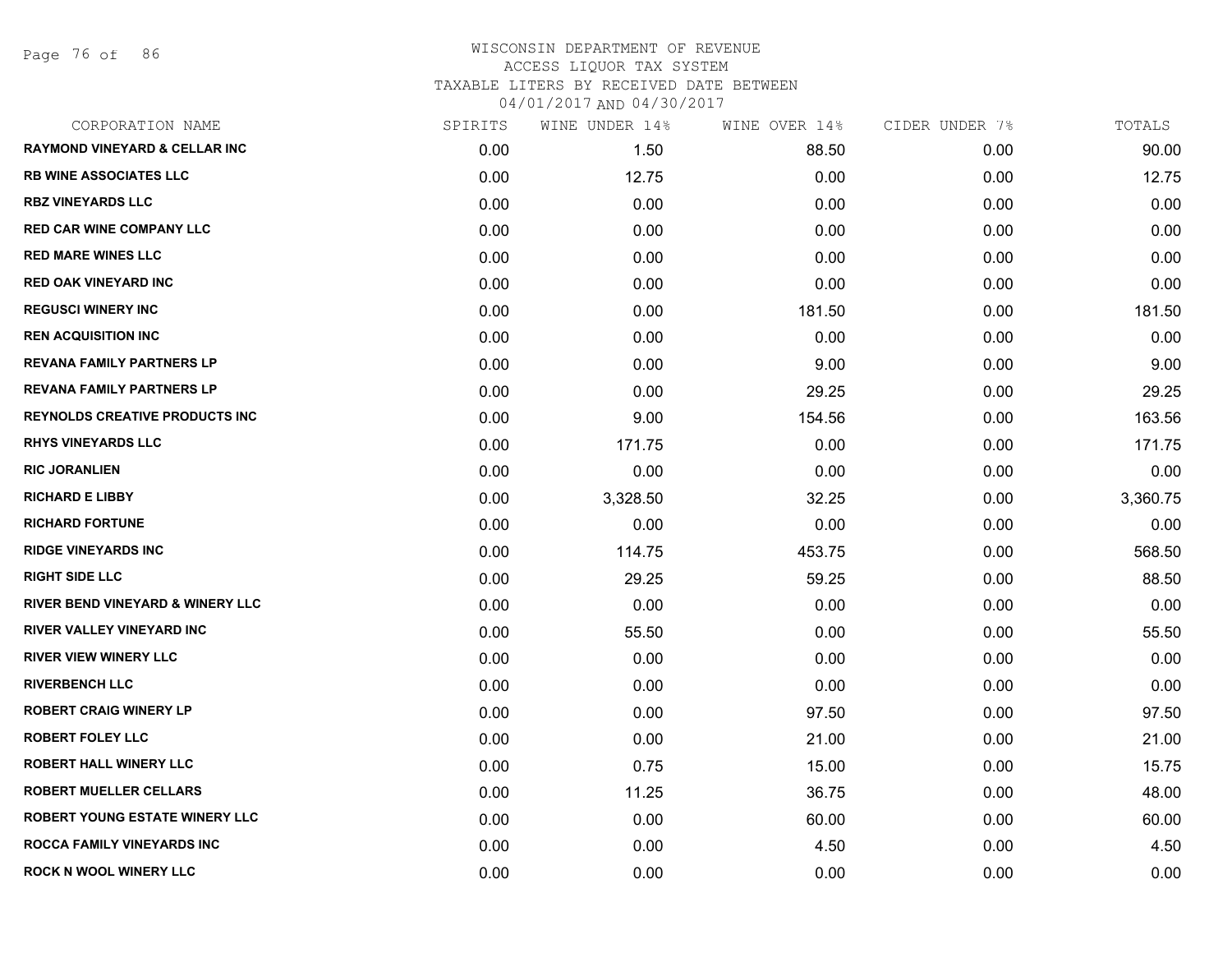WISCONSIN DEPARTMENT OF REVENUE
ACCESS LIQUOR TAX SYSTEM
TAXABLE LITERS BY RECEIVED DATE BETWEEN
04/01/2017 AND 04/30/2017

| CORPORATION NAME | SPIRITS | WINE UNDER 14% | WINE OVER 14% | CIDER UNDER 7% | TOTALS |
|---|---|---|---|---|---|
| RAYMOND VINEYARD & CELLAR INC | 0.00 | 1.50 | 88.50 | 0.00 | 90.00 |
| RB WINE ASSOCIATES LLC | 0.00 | 12.75 | 0.00 | 0.00 | 12.75 |
| RBZ VINEYARDS LLC | 0.00 | 0.00 | 0.00 | 0.00 | 0.00 |
| RED CAR WINE COMPANY LLC | 0.00 | 0.00 | 0.00 | 0.00 | 0.00 |
| RED MARE WINES LLC | 0.00 | 0.00 | 0.00 | 0.00 | 0.00 |
| RED OAK VINEYARD INC | 0.00 | 0.00 | 0.00 | 0.00 | 0.00 |
| REGUSCI WINERY INC | 0.00 | 0.00 | 181.50 | 0.00 | 181.50 |
| REN ACQUISITION INC | 0.00 | 0.00 | 0.00 | 0.00 | 0.00 |
| REVANA FAMILY PARTNERS LP | 0.00 | 0.00 | 9.00 | 0.00 | 9.00 |
| REVANA FAMILY PARTNERS LP | 0.00 | 0.00 | 29.25 | 0.00 | 29.25 |
| REYNOLDS CREATIVE PRODUCTS INC | 0.00 | 9.00 | 154.56 | 0.00 | 163.56 |
| RHYS VINEYARDS LLC | 0.00 | 171.75 | 0.00 | 0.00 | 171.75 |
| RIC JORANLIEN | 0.00 | 0.00 | 0.00 | 0.00 | 0.00 |
| RICHARD E LIBBY | 0.00 | 3,328.50 | 32.25 | 0.00 | 3,360.75 |
| RICHARD FORTUNE | 0.00 | 0.00 | 0.00 | 0.00 | 0.00 |
| RIDGE VINEYARDS INC | 0.00 | 114.75 | 453.75 | 0.00 | 568.50 |
| RIGHT SIDE LLC | 0.00 | 29.25 | 59.25 | 0.00 | 88.50 |
| RIVER BEND VINEYARD & WINERY LLC | 0.00 | 0.00 | 0.00 | 0.00 | 0.00 |
| RIVER VALLEY VINEYARD INC | 0.00 | 55.50 | 0.00 | 0.00 | 55.50 |
| RIVER VIEW WINERY LLC | 0.00 | 0.00 | 0.00 | 0.00 | 0.00 |
| RIVERBENCH LLC | 0.00 | 0.00 | 0.00 | 0.00 | 0.00 |
| ROBERT CRAIG WINERY LP | 0.00 | 0.00 | 97.50 | 0.00 | 97.50 |
| ROBERT FOLEY LLC | 0.00 | 0.00 | 21.00 | 0.00 | 21.00 |
| ROBERT HALL WINERY LLC | 0.00 | 0.75 | 15.00 | 0.00 | 15.75 |
| ROBERT MUELLER CELLARS | 0.00 | 11.25 | 36.75 | 0.00 | 48.00 |
| ROBERT YOUNG ESTATE WINERY LLC | 0.00 | 0.00 | 60.00 | 0.00 | 60.00 |
| ROCCA FAMILY VINEYARDS INC | 0.00 | 0.00 | 4.50 | 0.00 | 4.50 |
| ROCK N WOOL WINERY LLC | 0.00 | 0.00 | 0.00 | 0.00 | 0.00 |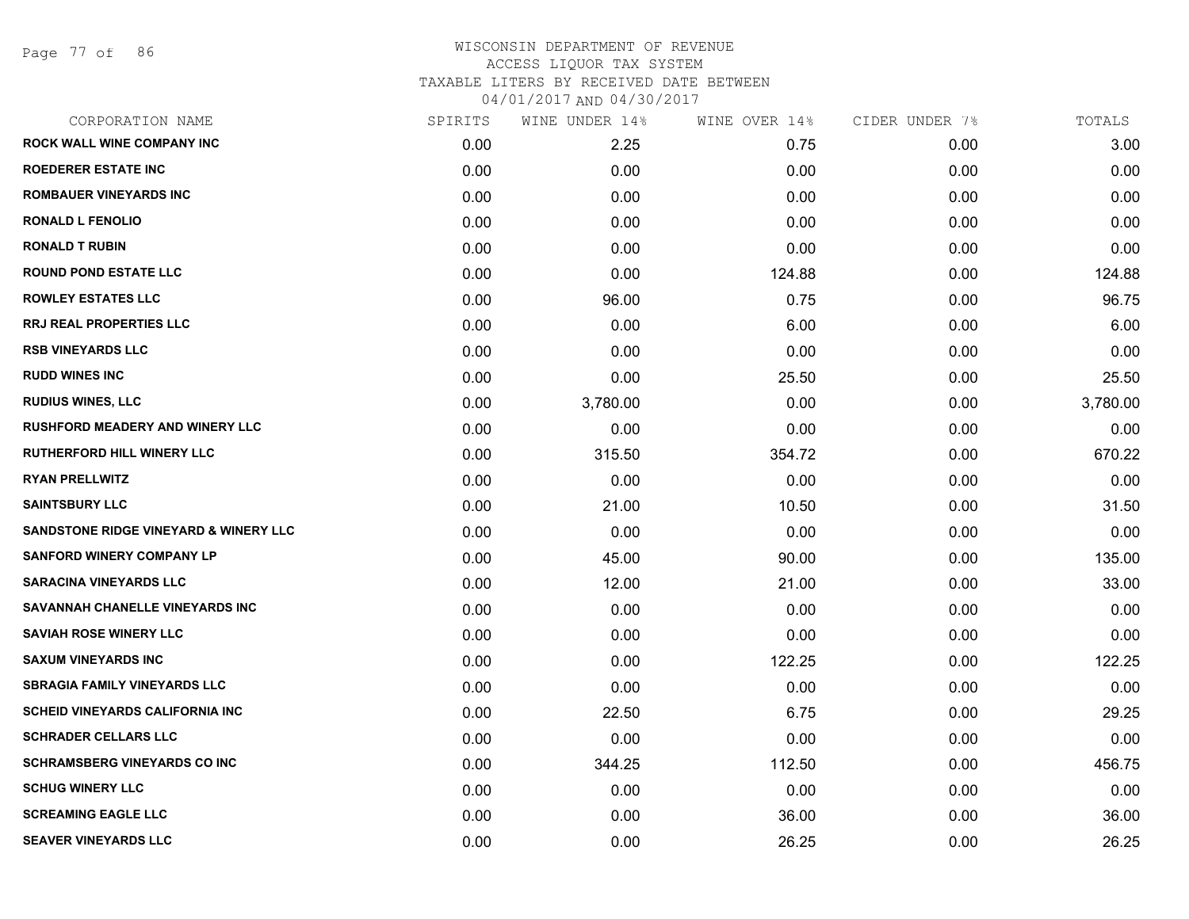# WISCONSIN DEPARTMENT OF REVENUE
## ACCESS LIQUOR TAX SYSTEM
## TAXABLE LITERS BY RECEIVED DATE BETWEEN
## 04/01/2017 AND 04/30/2017

| CORPORATION NAME | SPIRITS | WINE UNDER 14% | WINE OVER 14% | CIDER UNDER 7% | TOTALS |
|---|---|---|---|---|---|
| ROCK WALL WINE COMPANY INC | 0.00 | 2.25 | 0.75 | 0.00 | 3.00 |
| ROEDERER ESTATE INC | 0.00 | 0.00 | 0.00 | 0.00 | 0.00 |
| ROMBAUER VINEYARDS INC | 0.00 | 0.00 | 0.00 | 0.00 | 0.00 |
| RONALD L FENOLIO | 0.00 | 0.00 | 0.00 | 0.00 | 0.00 |
| RONALD T RUBIN | 0.00 | 0.00 | 0.00 | 0.00 | 0.00 |
| ROUND POND ESTATE LLC | 0.00 | 0.00 | 124.88 | 0.00 | 124.88 |
| ROWLEY ESTATES LLC | 0.00 | 96.00 | 0.75 | 0.00 | 96.75 |
| RRJ REAL PROPERTIES LLC | 0.00 | 0.00 | 6.00 | 0.00 | 6.00 |
| RSB VINEYARDS LLC | 0.00 | 0.00 | 0.00 | 0.00 | 0.00 |
| RUDD WINES INC | 0.00 | 0.00 | 25.50 | 0.00 | 25.50 |
| RUDIUS WINES, LLC | 0.00 | 3,780.00 | 0.00 | 0.00 | 3,780.00 |
| RUSHFORD MEADERY AND WINERY LLC | 0.00 | 0.00 | 0.00 | 0.00 | 0.00 |
| RUTHERFORD HILL WINERY LLC | 0.00 | 315.50 | 354.72 | 0.00 | 670.22 |
| RYAN PRELLWITZ | 0.00 | 0.00 | 0.00 | 0.00 | 0.00 |
| SAINTSBURY LLC | 0.00 | 21.00 | 10.50 | 0.00 | 31.50 |
| SANDSTONE RIDGE VINEYARD & WINERY LLC | 0.00 | 0.00 | 0.00 | 0.00 | 0.00 |
| SANFORD WINERY COMPANY LP | 0.00 | 45.00 | 90.00 | 0.00 | 135.00 |
| SARACINA VINEYARDS LLC | 0.00 | 12.00 | 21.00 | 0.00 | 33.00 |
| SAVANNAH CHANELLE VINEYARDS INC | 0.00 | 0.00 | 0.00 | 0.00 | 0.00 |
| SAVIAH ROSE WINERY LLC | 0.00 | 0.00 | 0.00 | 0.00 | 0.00 |
| SAXUM VINEYARDS INC | 0.00 | 0.00 | 122.25 | 0.00 | 122.25 |
| SBRAGIA FAMILY VINEYARDS LLC | 0.00 | 0.00 | 0.00 | 0.00 | 0.00 |
| SCHEID VINEYARDS CALIFORNIA INC | 0.00 | 22.50 | 6.75 | 0.00 | 29.25 |
| SCHRADER CELLARS LLC | 0.00 | 0.00 | 0.00 | 0.00 | 0.00 |
| SCHRAMSBERG VINEYARDS CO INC | 0.00 | 344.25 | 112.50 | 0.00 | 456.75 |
| SCHUG WINERY LLC | 0.00 | 0.00 | 0.00 | 0.00 | 0.00 |
| SCREAMING EAGLE LLC | 0.00 | 0.00 | 36.00 | 0.00 | 36.00 |
| SEAVER VINEYARDS LLC | 0.00 | 0.00 | 26.25 | 0.00 | 26.25 |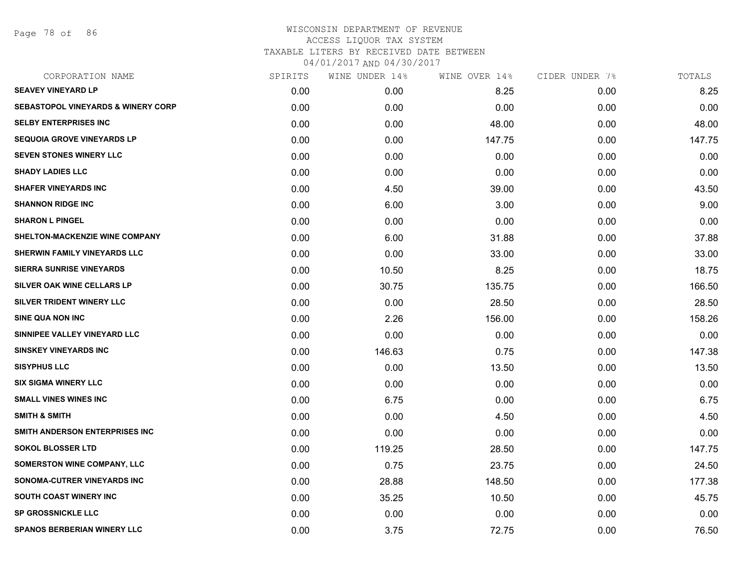WISCONSIN DEPARTMENT OF REVENUE
ACCESS LIQUOR TAX SYSTEM
TAXABLE LITERS BY RECEIVED DATE BETWEEN
04/01/2017 AND 04/30/2017

| CORPORATION NAME | SPIRITS | WINE UNDER 14% | WINE OVER 14% | CIDER UNDER 7% | TOTALS |
|---|---|---|---|---|---|
| **SEAVEY VINEYARD LP** | 0.00 | 0.00 | 8.25 | 0.00 | 8.25 |
| **SEBASTOPOL VINEYARDS & WINERY CORP** | 0.00 | 0.00 | 0.00 | 0.00 | 0.00 |
| **SELBY ENTERPRISES INC** | 0.00 | 0.00 | 48.00 | 0.00 | 48.00 |
| **SEQUOIA GROVE VINEYARDS LP** | 0.00 | 0.00 | 147.75 | 0.00 | 147.75 |
| **SEVEN STONES WINERY LLC** | 0.00 | 0.00 | 0.00 | 0.00 | 0.00 |
| **SHADY LADIES LLC** | 0.00 | 0.00 | 0.00 | 0.00 | 0.00 |
| **SHAFER VINEYARDS INC** | 0.00 | 4.50 | 39.00 | 0.00 | 43.50 |
| **SHANNON RIDGE INC** | 0.00 | 6.00 | 3.00 | 0.00 | 9.00 |
| **SHARON L PINGEL** | 0.00 | 0.00 | 0.00 | 0.00 | 0.00 |
| **SHELTON-MACKENZIE WINE COMPANY** | 0.00 | 6.00 | 31.88 | 0.00 | 37.88 |
| **SHERWIN FAMILY VINEYARDS LLC** | 0.00 | 0.00 | 33.00 | 0.00 | 33.00 |
| **SIERRA SUNRISE VINEYARDS** | 0.00 | 10.50 | 8.25 | 0.00 | 18.75 |
| **SILVER OAK WINE CELLARS LP** | 0.00 | 30.75 | 135.75 | 0.00 | 166.50 |
| **SILVER TRIDENT WINERY LLC** | 0.00 | 0.00 | 28.50 | 0.00 | 28.50 |
| **SINE QUA NON INC** | 0.00 | 2.26 | 156.00 | 0.00 | 158.26 |
| **SINNIPEE VALLEY VINEYARD LLC** | 0.00 | 0.00 | 0.00 | 0.00 | 0.00 |
| **SINSKEY VINEYARDS INC** | 0.00 | 146.63 | 0.75 | 0.00 | 147.38 |
| **SISYPHUS LLC** | 0.00 | 0.00 | 13.50 | 0.00 | 13.50 |
| **SIX SIGMA WINERY LLC** | 0.00 | 0.00 | 0.00 | 0.00 | 0.00 |
| **SMALL VINES WINES INC** | 0.00 | 6.75 | 0.00 | 0.00 | 6.75 |
| **SMITH & SMITH** | 0.00 | 0.00 | 4.50 | 0.00 | 4.50 |
| **SMITH ANDERSON ENTERPRISES INC** | 0.00 | 0.00 | 0.00 | 0.00 | 0.00 |
| **SOKOL BLOSSER LTD** | 0.00 | 119.25 | 28.50 | 0.00 | 147.75 |
| **SOMERSTON WINE COMPANY, LLC** | 0.00 | 0.75 | 23.75 | 0.00 | 24.50 |
| **SONOMA-CUTRER VINEYARDS INC** | 0.00 | 28.88 | 148.50 | 0.00 | 177.38 |
| **SOUTH COAST WINERY INC** | 0.00 | 35.25 | 10.50 | 0.00 | 45.75 |
| **SP GROSSNICKLE LLC** | 0.00 | 0.00 | 0.00 | 0.00 | 0.00 |
| **SPANOS BERBERIAN WINERY LLC** | 0.00 | 3.75 | 72.75 | 0.00 | 76.50 |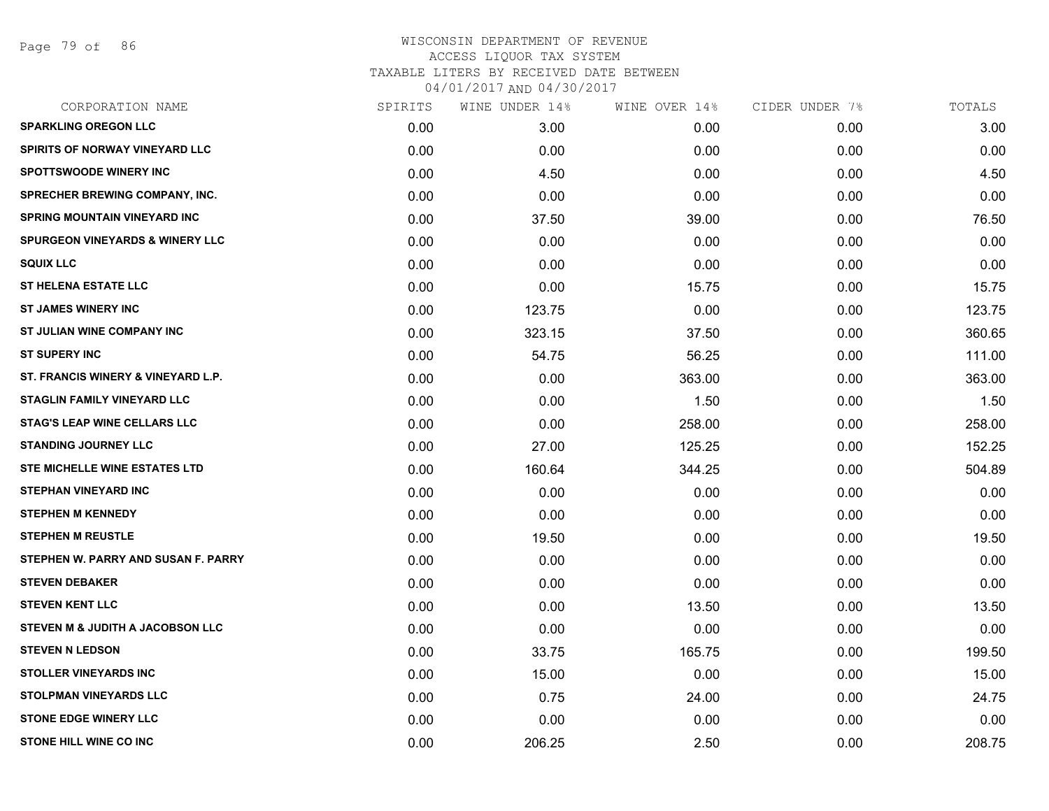WISCONSIN DEPARTMENT OF REVENUE
ACCESS LIQUOR TAX SYSTEM
TAXABLE LITERS BY RECEIVED DATE BETWEEN
04/01/2017 AND 04/30/2017

| CORPORATION NAME | SPIRITS | WINE UNDER 14% | WINE OVER 14% | CIDER UNDER 7% | TOTALS |
|---|---|---|---|---|---|
| SPARKLING OREGON LLC | 0.00 | 3.00 | 0.00 | 0.00 | 3.00 |
| SPIRITS OF NORWAY VINEYARD LLC | 0.00 | 0.00 | 0.00 | 0.00 | 0.00 |
| SPOTTSWOODE WINERY INC | 0.00 | 4.50 | 0.00 | 0.00 | 4.50 |
| SPRECHER BREWING COMPANY, INC. | 0.00 | 0.00 | 0.00 | 0.00 | 0.00 |
| SPRING MOUNTAIN VINEYARD INC | 0.00 | 37.50 | 39.00 | 0.00 | 76.50 |
| SPURGEON VINEYARDS & WINERY LLC | 0.00 | 0.00 | 0.00 | 0.00 | 0.00 |
| SQUIX LLC | 0.00 | 0.00 | 0.00 | 0.00 | 0.00 |
| ST HELENA ESTATE LLC | 0.00 | 0.00 | 15.75 | 0.00 | 15.75 |
| ST JAMES WINERY INC | 0.00 | 123.75 | 0.00 | 0.00 | 123.75 |
| ST JULIAN WINE COMPANY INC | 0.00 | 323.15 | 37.50 | 0.00 | 360.65 |
| ST SUPERY INC | 0.00 | 54.75 | 56.25 | 0.00 | 111.00 |
| ST. FRANCIS WINERY & VINEYARD L.P. | 0.00 | 0.00 | 363.00 | 0.00 | 363.00 |
| STAGLIN FAMILY VINEYARD LLC | 0.00 | 0.00 | 1.50 | 0.00 | 1.50 |
| STAG'S LEAP WINE CELLARS LLC | 0.00 | 0.00 | 258.00 | 0.00 | 258.00 |
| STANDING JOURNEY LLC | 0.00 | 27.00 | 125.25 | 0.00 | 152.25 |
| STE MICHELLE WINE ESTATES LTD | 0.00 | 160.64 | 344.25 | 0.00 | 504.89 |
| STEPHAN VINEYARD INC | 0.00 | 0.00 | 0.00 | 0.00 | 0.00 |
| STEPHEN M KENNEDY | 0.00 | 0.00 | 0.00 | 0.00 | 0.00 |
| STEPHEN M REUSTLE | 0.00 | 19.50 | 0.00 | 0.00 | 19.50 |
| STEPHEN W. PARRY AND SUSAN F. PARRY | 0.00 | 0.00 | 0.00 | 0.00 | 0.00 |
| STEVEN DEBAKER | 0.00 | 0.00 | 0.00 | 0.00 | 0.00 |
| STEVEN KENT LLC | 0.00 | 0.00 | 13.50 | 0.00 | 13.50 |
| STEVEN M & JUDITH A JACOBSON LLC | 0.00 | 0.00 | 0.00 | 0.00 | 0.00 |
| STEVEN N LEDSON | 0.00 | 33.75 | 165.75 | 0.00 | 199.50 |
| STOLLER VINEYARDS INC | 0.00 | 15.00 | 0.00 | 0.00 | 15.00 |
| STOLPMAN VINEYARDS LLC | 0.00 | 0.75 | 24.00 | 0.00 | 24.75 |
| STONE EDGE WINERY LLC | 0.00 | 0.00 | 0.00 | 0.00 | 0.00 |
| STONE HILL WINE CO INC | 0.00 | 206.25 | 2.50 | 0.00 | 208.75 |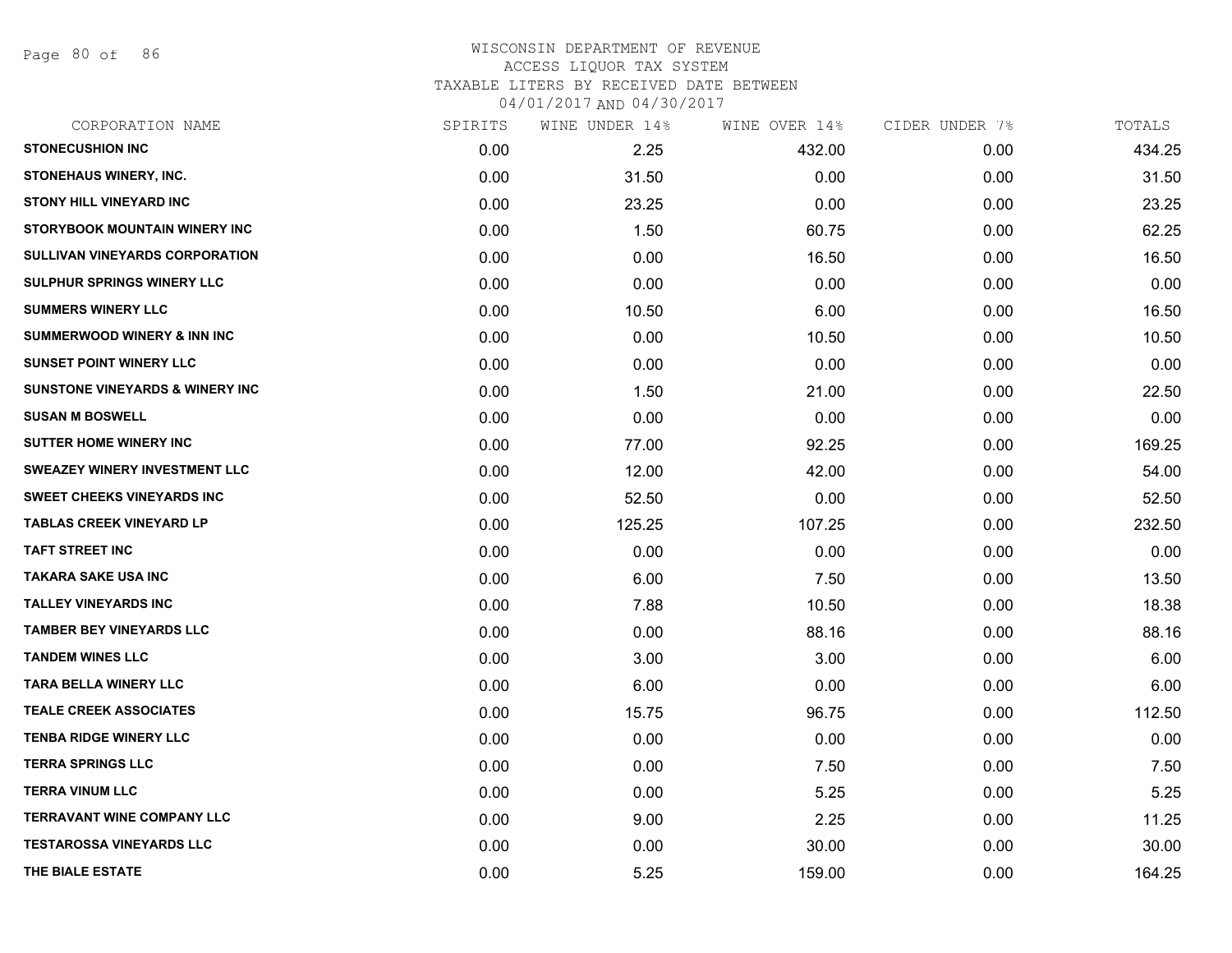WISCONSIN DEPARTMENT OF REVENUE
ACCESS LIQUOR TAX SYSTEM
TAXABLE LITERS BY RECEIVED DATE BETWEEN
04/01/2017 AND 04/30/2017

| CORPORATION NAME | SPIRITS | WINE UNDER 14% | WINE OVER 14% | CIDER UNDER 7% | TOTALS |
|---|---|---|---|---|---|
| STONECUSHION INC | 0.00 | 2.25 | 432.00 | 0.00 | 434.25 |
| STONEHAUS WINERY, INC. | 0.00 | 31.50 | 0.00 | 0.00 | 31.50 |
| STONY HILL VINEYARD INC | 0.00 | 23.25 | 0.00 | 0.00 | 23.25 |
| STORYBOOK MOUNTAIN WINERY INC | 0.00 | 1.50 | 60.75 | 0.00 | 62.25 |
| SULLIVAN VINEYARDS CORPORATION | 0.00 | 0.00 | 16.50 | 0.00 | 16.50 |
| SULPHUR SPRINGS WINERY LLC | 0.00 | 0.00 | 0.00 | 0.00 | 0.00 |
| SUMMERS WINERY LLC | 0.00 | 10.50 | 6.00 | 0.00 | 16.50 |
| SUMMERWOOD WINERY & INN INC | 0.00 | 0.00 | 10.50 | 0.00 | 10.50 |
| SUNSET POINT WINERY LLC | 0.00 | 0.00 | 0.00 | 0.00 | 0.00 |
| SUNSTONE VINEYARDS & WINERY INC | 0.00 | 1.50 | 21.00 | 0.00 | 22.50 |
| SUSAN M BOSWELL | 0.00 | 0.00 | 0.00 | 0.00 | 0.00 |
| SUTTER HOME WINERY INC | 0.00 | 77.00 | 92.25 | 0.00 | 169.25 |
| SWEAZEY WINERY INVESTMENT LLC | 0.00 | 12.00 | 42.00 | 0.00 | 54.00 |
| SWEET CHEEKS VINEYARDS INC | 0.00 | 52.50 | 0.00 | 0.00 | 52.50 |
| TABLAS CREEK VINEYARD LP | 0.00 | 125.25 | 107.25 | 0.00 | 232.50 |
| TAFT STREET INC | 0.00 | 0.00 | 0.00 | 0.00 | 0.00 |
| TAKARA SAKE USA INC | 0.00 | 6.00 | 7.50 | 0.00 | 13.50 |
| TALLEY VINEYARDS INC | 0.00 | 7.88 | 10.50 | 0.00 | 18.38 |
| TAMBER BEY VINEYARDS LLC | 0.00 | 0.00 | 88.16 | 0.00 | 88.16 |
| TANDEM WINES LLC | 0.00 | 3.00 | 3.00 | 0.00 | 6.00 |
| TARA BELLA WINERY LLC | 0.00 | 6.00 | 0.00 | 0.00 | 6.00 |
| TEALE CREEK ASSOCIATES | 0.00 | 15.75 | 96.75 | 0.00 | 112.50 |
| TENBA RIDGE WINERY LLC | 0.00 | 0.00 | 0.00 | 0.00 | 0.00 |
| TERRA SPRINGS LLC | 0.00 | 0.00 | 7.50 | 0.00 | 7.50 |
| TERRA VINUM LLC | 0.00 | 0.00 | 5.25 | 0.00 | 5.25 |
| TERRAVANT WINE COMPANY LLC | 0.00 | 9.00 | 2.25 | 0.00 | 11.25 |
| TESTAROSSA VINEYARDS LLC | 0.00 | 0.00 | 30.00 | 0.00 | 30.00 |
| THE BIALE ESTATE | 0.00 | 5.25 | 159.00 | 0.00 | 164.25 |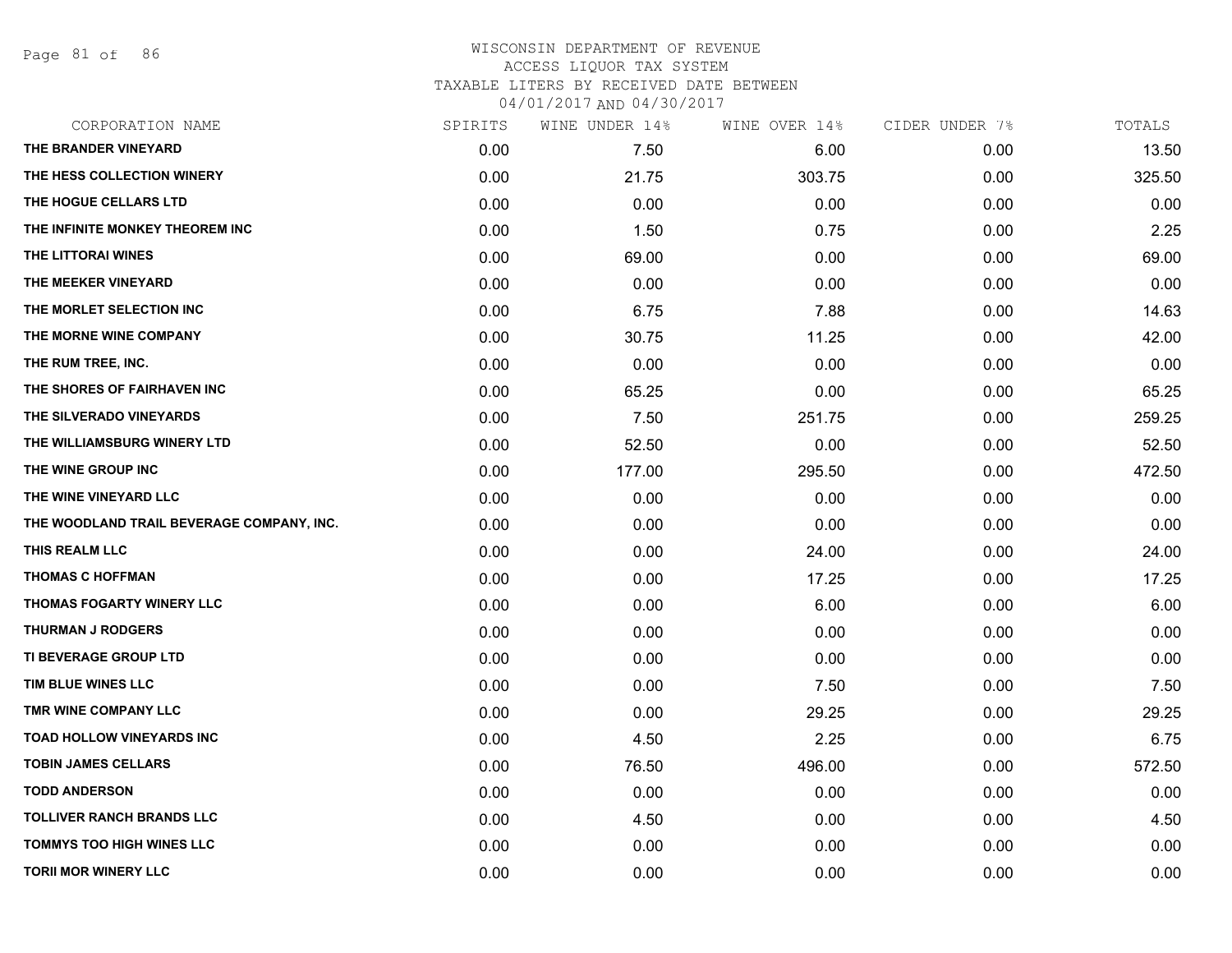# WISCONSIN DEPARTMENT OF REVENUE
## ACCESS LIQUOR TAX SYSTEM
### TAXABLE LITERS BY RECEIVED DATE BETWEEN 04/01/2017 AND 04/30/2017

| CORPORATION NAME | SPIRITS | WINE UNDER 14% | WINE OVER 14% | CIDER UNDER 7% | TOTALS |
|---|---|---|---|---|---|
| THE BRANDER VINEYARD | 0.00 | 7.50 | 6.00 | 0.00 | 13.50 |
| THE HESS COLLECTION WINERY | 0.00 | 21.75 | 303.75 | 0.00 | 325.50 |
| THE HOGUE CELLARS LTD | 0.00 | 0.00 | 0.00 | 0.00 | 0.00 |
| THE INFINITE MONKEY THEOREM INC | 0.00 | 1.50 | 0.75 | 0.00 | 2.25 |
| THE LITTORAI WINES | 0.00 | 69.00 | 0.00 | 0.00 | 69.00 |
| THE MEEKER VINEYARD | 0.00 | 0.00 | 0.00 | 0.00 | 0.00 |
| THE MORLET SELECTION INC | 0.00 | 6.75 | 7.88 | 0.00 | 14.63 |
| THE MORNE WINE COMPANY | 0.00 | 30.75 | 11.25 | 0.00 | 42.00 |
| THE RUM TREE, INC. | 0.00 | 0.00 | 0.00 | 0.00 | 0.00 |
| THE SHORES OF FAIRHAVEN INC | 0.00 | 65.25 | 0.00 | 0.00 | 65.25 |
| THE SILVERADO VINEYARDS | 0.00 | 7.50 | 251.75 | 0.00 | 259.25 |
| THE WILLIAMSBURG WINERY LTD | 0.00 | 52.50 | 0.00 | 0.00 | 52.50 |
| THE WINE GROUP INC | 0.00 | 177.00 | 295.50 | 0.00 | 472.50 |
| THE WINE VINEYARD LLC | 0.00 | 0.00 | 0.00 | 0.00 | 0.00 |
| THE WOODLAND TRAIL BEVERAGE COMPANY, INC. | 0.00 | 0.00 | 0.00 | 0.00 | 0.00 |
| THIS REALM LLC | 0.00 | 0.00 | 24.00 | 0.00 | 24.00 |
| THOMAS C HOFFMAN | 0.00 | 0.00 | 17.25 | 0.00 | 17.25 |
| THOMAS FOGARTY WINERY LLC | 0.00 | 0.00 | 6.00 | 0.00 | 6.00 |
| THURMAN J RODGERS | 0.00 | 0.00 | 0.00 | 0.00 | 0.00 |
| TI BEVERAGE GROUP LTD | 0.00 | 0.00 | 0.00 | 0.00 | 0.00 |
| TIM BLUE WINES LLC | 0.00 | 0.00 | 7.50 | 0.00 | 7.50 |
| TMR WINE COMPANY LLC | 0.00 | 0.00 | 29.25 | 0.00 | 29.25 |
| TOAD HOLLOW VINEYARDS INC | 0.00 | 4.50 | 2.25 | 0.00 | 6.75 |
| TOBIN JAMES CELLARS | 0.00 | 76.50 | 496.00 | 0.00 | 572.50 |
| TODD ANDERSON | 0.00 | 0.00 | 0.00 | 0.00 | 0.00 |
| TOLLIVER RANCH BRANDS LLC | 0.00 | 4.50 | 0.00 | 0.00 | 4.50 |
| TOMMYS TOO HIGH WINES LLC | 0.00 | 0.00 | 0.00 | 0.00 | 0.00 |
| TORII MOR WINERY LLC | 0.00 | 0.00 | 0.00 | 0.00 | 0.00 |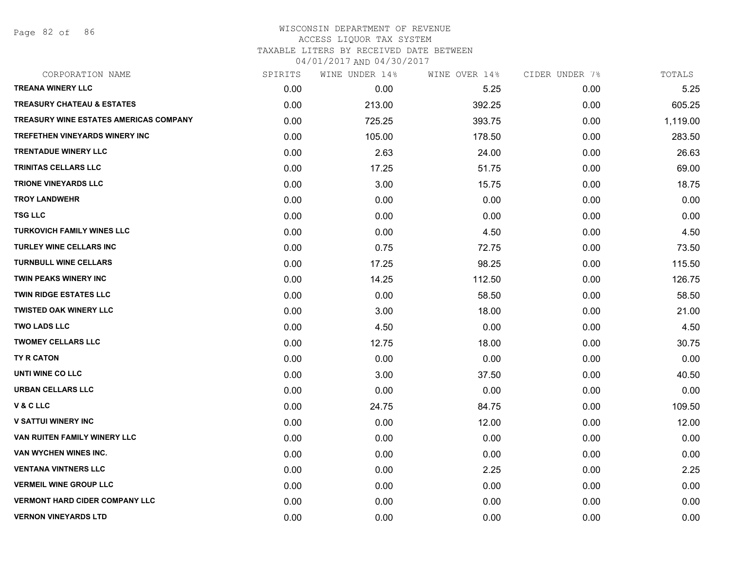WISCONSIN DEPARTMENT OF REVENUE
ACCESS LIQUOR TAX SYSTEM
TAXABLE LITERS BY RECEIVED DATE BETWEEN
04/01/2017 AND 04/30/2017

| CORPORATION NAME | SPIRITS | WINE UNDER 14% | WINE OVER 14% | CIDER UNDER 7% | TOTALS |
|---|---|---|---|---|---|
| TREANA WINERY LLC | 0.00 | 0.00 | 5.25 | 0.00 | 5.25 |
| TREASURY CHATEAU & ESTATES | 0.00 | 213.00 | 392.25 | 0.00 | 605.25 |
| TREASURY WINE ESTATES AMERICAS COMPANY | 0.00 | 725.25 | 393.75 | 0.00 | 1,119.00 |
| TREFETHEN VINEYARDS WINERY INC | 0.00 | 105.00 | 178.50 | 0.00 | 283.50 |
| TRENTADUE WINERY LLC | 0.00 | 2.63 | 24.00 | 0.00 | 26.63 |
| TRINITAS CELLARS LLC | 0.00 | 17.25 | 51.75 | 0.00 | 69.00 |
| TRIONE VINEYARDS LLC | 0.00 | 3.00 | 15.75 | 0.00 | 18.75 |
| TROY LANDWEHR | 0.00 | 0.00 | 0.00 | 0.00 | 0.00 |
| TSG LLC | 0.00 | 0.00 | 0.00 | 0.00 | 0.00 |
| TURKOVICH FAMILY WINES LLC | 0.00 | 0.00 | 4.50 | 0.00 | 4.50 |
| TURLEY WINE CELLARS INC | 0.00 | 0.75 | 72.75 | 0.00 | 73.50 |
| TURNBULL WINE CELLARS | 0.00 | 17.25 | 98.25 | 0.00 | 115.50 |
| TWIN PEAKS WINERY INC | 0.00 | 14.25 | 112.50 | 0.00 | 126.75 |
| TWIN RIDGE ESTATES LLC | 0.00 | 0.00 | 58.50 | 0.00 | 58.50 |
| TWISTED OAK WINERY LLC | 0.00 | 3.00 | 18.00 | 0.00 | 21.00 |
| TWO LADS LLC | 0.00 | 4.50 | 0.00 | 0.00 | 4.50 |
| TWOMEY CELLARS LLC | 0.00 | 12.75 | 18.00 | 0.00 | 30.75 |
| TY R CATON | 0.00 | 0.00 | 0.00 | 0.00 | 0.00 |
| UNTI WINE CO LLC | 0.00 | 3.00 | 37.50 | 0.00 | 40.50 |
| URBAN CELLARS LLC | 0.00 | 0.00 | 0.00 | 0.00 | 0.00 |
| V & C LLC | 0.00 | 24.75 | 84.75 | 0.00 | 109.50 |
| V SATTUI WINERY INC | 0.00 | 0.00 | 12.00 | 0.00 | 12.00 |
| VAN RUITEN FAMILY WINERY LLC | 0.00 | 0.00 | 0.00 | 0.00 | 0.00 |
| VAN WYCHEN WINES INC. | 0.00 | 0.00 | 0.00 | 0.00 | 0.00 |
| VENTANA VINTNERS LLC | 0.00 | 0.00 | 2.25 | 0.00 | 2.25 |
| VERMEIL WINE GROUP LLC | 0.00 | 0.00 | 0.00 | 0.00 | 0.00 |
| VERMONT HARD CIDER COMPANY LLC | 0.00 | 0.00 | 0.00 | 0.00 | 0.00 |
| VERNON VINEYARDS LTD | 0.00 | 0.00 | 0.00 | 0.00 | 0.00 |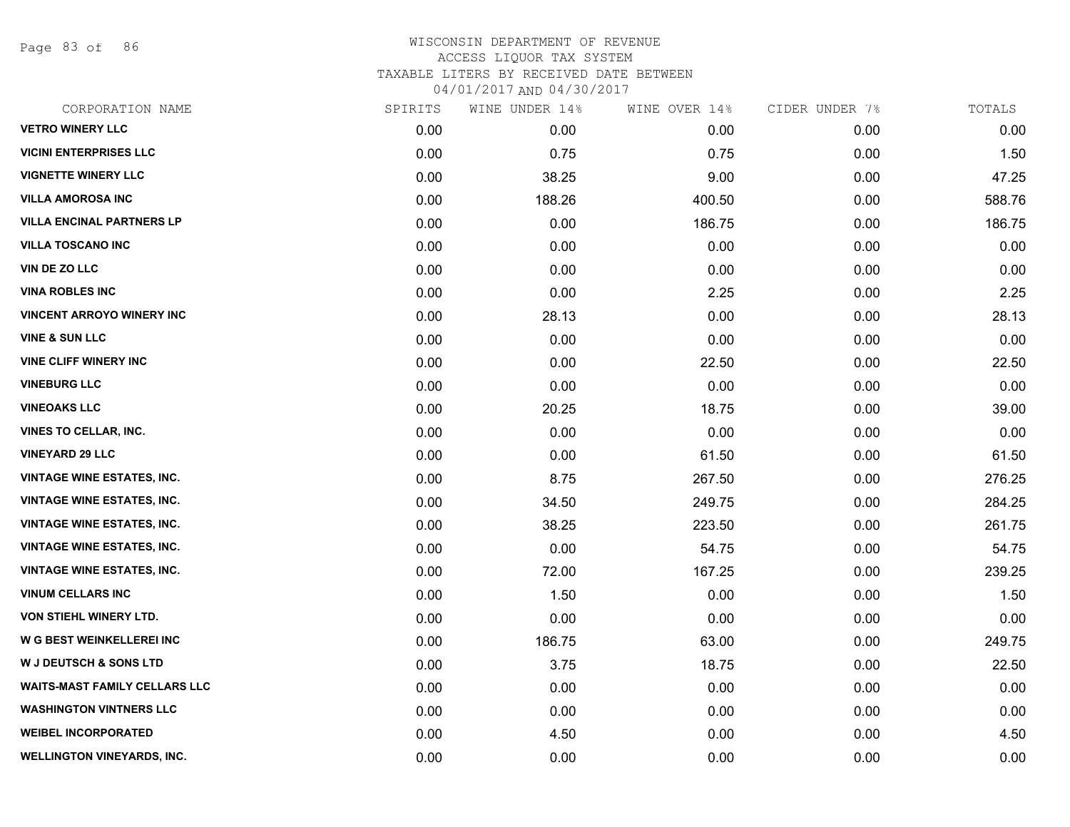# WISCONSIN DEPARTMENT OF REVENUE
## ACCESS LIQUOR TAX SYSTEM
### TAXABLE LITERS BY RECEIVED DATE BETWEEN 04/01/2017 AND 04/30/2017

| CORPORATION NAME | SPIRITS | WINE UNDER 14% | WINE OVER 14% | CIDER UNDER 7% | TOTALS |
|---|---|---|---|---|---|
| VETRO WINERY LLC | 0.00 | 0.00 | 0.00 | 0.00 | 0.00 |
| VICINI ENTERPRISES LLC | 0.00 | 0.75 | 0.75 | 0.00 | 1.50 |
| VIGNETTE WINERY LLC | 0.00 | 38.25 | 9.00 | 0.00 | 47.25 |
| VILLA AMOROSA INC | 0.00 | 188.26 | 400.50 | 0.00 | 588.76 |
| VILLA ENCINAL PARTNERS LP | 0.00 | 0.00 | 186.75 | 0.00 | 186.75 |
| VILLA TOSCANO INC | 0.00 | 0.00 | 0.00 | 0.00 | 0.00 |
| VIN DE ZO LLC | 0.00 | 0.00 | 0.00 | 0.00 | 0.00 |
| VINA ROBLES INC | 0.00 | 0.00 | 2.25 | 0.00 | 2.25 |
| VINCENT ARROYO WINERY INC | 0.00 | 28.13 | 0.00 | 0.00 | 28.13 |
| VINE & SUN LLC | 0.00 | 0.00 | 0.00 | 0.00 | 0.00 |
| VINE CLIFF WINERY INC | 0.00 | 0.00 | 22.50 | 0.00 | 22.50 |
| VINEBURG LLC | 0.00 | 0.00 | 0.00 | 0.00 | 0.00 |
| VINEOAKS LLC | 0.00 | 20.25 | 18.75 | 0.00 | 39.00 |
| VINES TO CELLAR, INC. | 0.00 | 0.00 | 0.00 | 0.00 | 0.00 |
| VINEYARD 29 LLC | 0.00 | 0.00 | 61.50 | 0.00 | 61.50 |
| VINTAGE WINE ESTATES, INC. | 0.00 | 8.75 | 267.50 | 0.00 | 276.25 |
| VINTAGE WINE ESTATES, INC. | 0.00 | 34.50 | 249.75 | 0.00 | 284.25 |
| VINTAGE WINE ESTATES, INC. | 0.00 | 38.25 | 223.50 | 0.00 | 261.75 |
| VINTAGE WINE ESTATES, INC. | 0.00 | 0.00 | 54.75 | 0.00 | 54.75 |
| VINTAGE WINE ESTATES, INC. | 0.00 | 72.00 | 167.25 | 0.00 | 239.25 |
| VINUM CELLARS INC | 0.00 | 1.50 | 0.00 | 0.00 | 1.50 |
| VON STIEHL WINERY LTD. | 0.00 | 0.00 | 0.00 | 0.00 | 0.00 |
| W G BEST WEINKELLEREI INC | 0.00 | 186.75 | 63.00 | 0.00 | 249.75 |
| W J DEUTSCH & SONS LTD | 0.00 | 3.75 | 18.75 | 0.00 | 22.50 |
| WAITS-MAST FAMILY CELLARS LLC | 0.00 | 0.00 | 0.00 | 0.00 | 0.00 |
| WASHINGTON VINTNERS LLC | 0.00 | 0.00 | 0.00 | 0.00 | 0.00 |
| WEIBEL INCORPORATED | 0.00 | 4.50 | 0.00 | 0.00 | 4.50 |
| WELLINGTON VINEYARDS, INC. | 0.00 | 0.00 | 0.00 | 0.00 | 0.00 |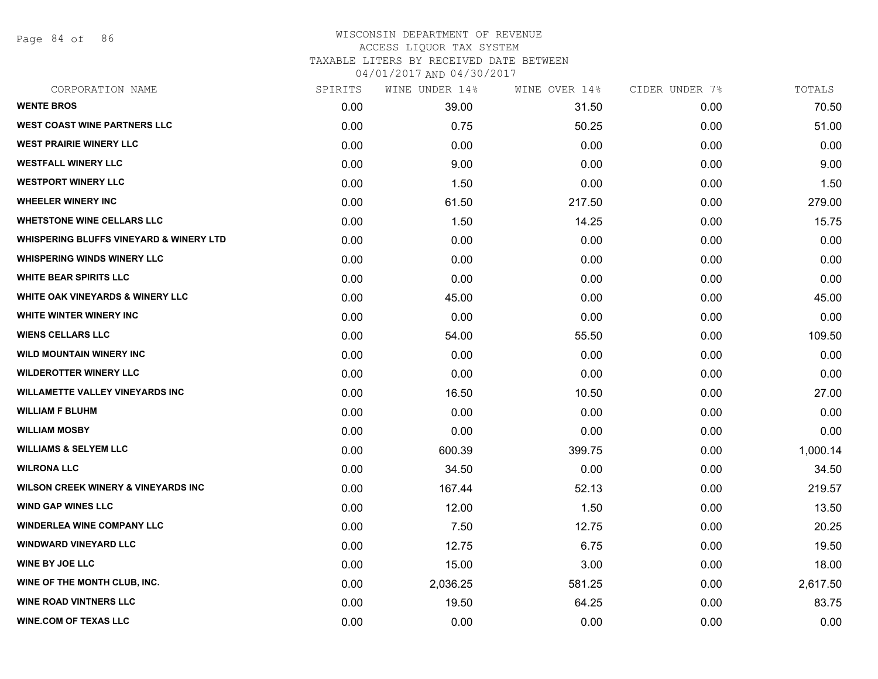# WISCONSIN DEPARTMENT OF REVENUE
ACCESS LIQUOR TAX SYSTEM
TAXABLE LITERS BY RECEIVED DATE BETWEEN
04/01/2017 AND 04/30/2017

| CORPORATION NAME | SPIRITS | WINE UNDER 14% | WINE OVER 14% | CIDER UNDER 7% | TOTALS |
|---|---|---|---|---|---|
| WENTE BROS | 0.00 | 39.00 | 31.50 | 0.00 | 70.50 |
| WEST COAST WINE PARTNERS LLC | 0.00 | 0.75 | 50.25 | 0.00 | 51.00 |
| WEST PRAIRIE WINERY LLC | 0.00 | 0.00 | 0.00 | 0.00 | 0.00 |
| WESTFALL WINERY LLC | 0.00 | 9.00 | 0.00 | 0.00 | 9.00 |
| WESTPORT WINERY LLC | 0.00 | 1.50 | 0.00 | 0.00 | 1.50 |
| WHEELER WINERY INC | 0.00 | 61.50 | 217.50 | 0.00 | 279.00 |
| WHETSTONE WINE CELLARS LLC | 0.00 | 1.50 | 14.25 | 0.00 | 15.75 |
| WHISPERING BLUFFS VINEYARD & WINERY LTD | 0.00 | 0.00 | 0.00 | 0.00 | 0.00 |
| WHISPERING WINDS WINERY LLC | 0.00 | 0.00 | 0.00 | 0.00 | 0.00 |
| WHITE BEAR SPIRITS LLC | 0.00 | 0.00 | 0.00 | 0.00 | 0.00 |
| WHITE OAK VINEYARDS & WINERY LLC | 0.00 | 45.00 | 0.00 | 0.00 | 45.00 |
| WHITE WINTER WINERY INC | 0.00 | 0.00 | 0.00 | 0.00 | 0.00 |
| WIENS CELLARS LLC | 0.00 | 54.00 | 55.50 | 0.00 | 109.50 |
| WILD MOUNTAIN WINERY INC | 0.00 | 0.00 | 0.00 | 0.00 | 0.00 |
| WILDEROTTER WINERY LLC | 0.00 | 0.00 | 0.00 | 0.00 | 0.00 |
| WILLAMETTE VALLEY VINEYARDS INC | 0.00 | 16.50 | 10.50 | 0.00 | 27.00 |
| WILLIAM F BLUHM | 0.00 | 0.00 | 0.00 | 0.00 | 0.00 |
| WILLIAM MOSBY | 0.00 | 0.00 | 0.00 | 0.00 | 0.00 |
| WILLIAMS & SELYEM LLC | 0.00 | 600.39 | 399.75 | 0.00 | 1,000.14 |
| WILRONA LLC | 0.00 | 34.50 | 0.00 | 0.00 | 34.50 |
| WILSON CREEK WINERY & VINEYARDS INC | 0.00 | 167.44 | 52.13 | 0.00 | 219.57 |
| WIND GAP WINES LLC | 0.00 | 12.00 | 1.50 | 0.00 | 13.50 |
| WINDERLEA WINE COMPANY LLC | 0.00 | 7.50 | 12.75 | 0.00 | 20.25 |
| WINDWARD VINEYARD LLC | 0.00 | 12.75 | 6.75 | 0.00 | 19.50 |
| WINE BY JOE LLC | 0.00 | 15.00 | 3.00 | 0.00 | 18.00 |
| WINE OF THE MONTH CLUB, INC. | 0.00 | 2,036.25 | 581.25 | 0.00 | 2,617.50 |
| WINE ROAD VINTNERS LLC | 0.00 | 19.50 | 64.25 | 0.00 | 83.75 |
| WINE.COM OF TEXAS LLC | 0.00 | 0.00 | 0.00 | 0.00 | 0.00 |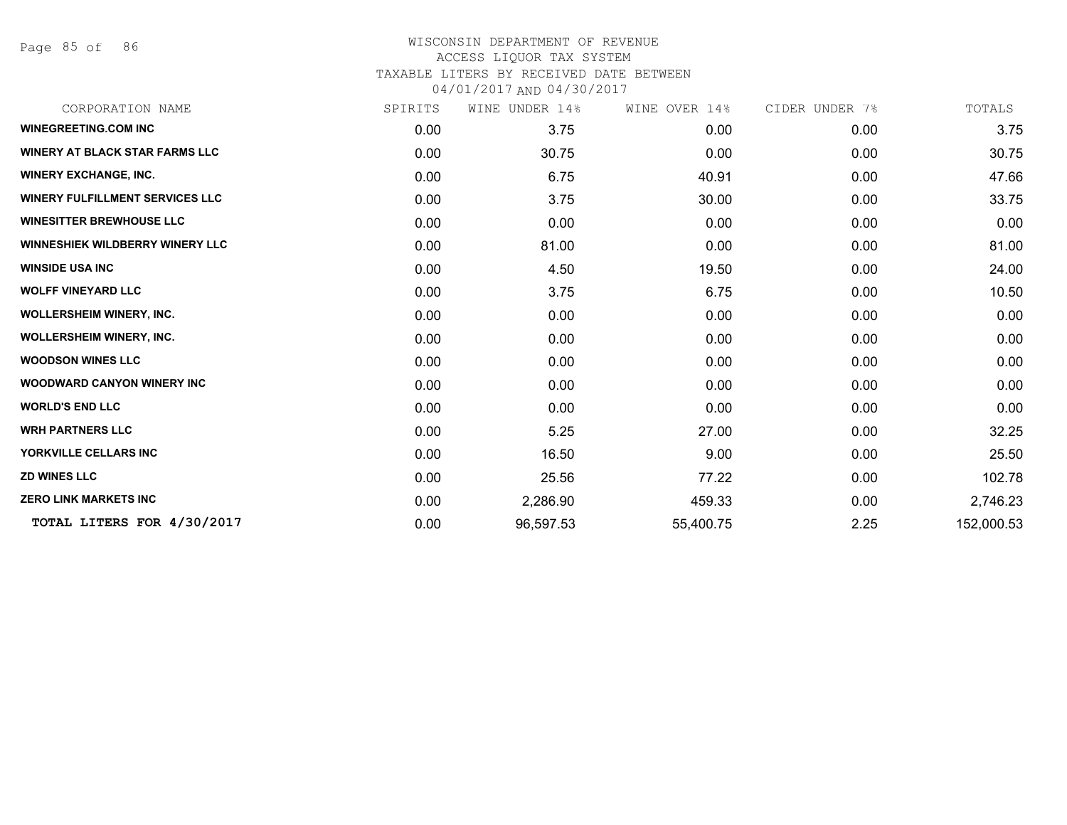WISCONSIN DEPARTMENT OF REVENUE
ACCESS LIQUOR TAX SYSTEM
TAXABLE LITERS BY RECEIVED DATE BETWEEN
04/01/2017 AND 04/30/2017

| CORPORATION NAME | SPIRITS | WINE UNDER 14% | WINE OVER 14% | CIDER UNDER 7% | TOTALS |
|---|---|---|---|---|---|
| **WINEGREETING.COM INC** | 0.00 | 3.75 | 0.00 | 0.00 | 3.75 |
| **WINERY AT BLACK STAR FARMS LLC** | 0.00 | 30.75 | 0.00 | 0.00 | 30.75 |
| **WINERY EXCHANGE, INC.** | 0.00 | 6.75 | 40.91 | 0.00 | 47.66 |
| **WINERY FULFILLMENT SERVICES LLC** | 0.00 | 3.75 | 30.00 | 0.00 | 33.75 |
| **WINESITTER BREWHOUSE LLC** | 0.00 | 0.00 | 0.00 | 0.00 | 0.00 |
| **WINNESHIEK WILDBERRY WINERY LLC** | 0.00 | 81.00 | 0.00 | 0.00 | 81.00 |
| **WINSIDE USA INC** | 0.00 | 4.50 | 19.50 | 0.00 | 24.00 |
| **WOLFF VINEYARD LLC** | 0.00 | 3.75 | 6.75 | 0.00 | 10.50 |
| **WOLLERSHEIM WINERY, INC.** | 0.00 | 0.00 | 0.00 | 0.00 | 0.00 |
| **WOLLERSHEIM WINERY, INC.** | 0.00 | 0.00 | 0.00 | 0.00 | 0.00 |
| **WOODSON WINES LLC** | 0.00 | 0.00 | 0.00 | 0.00 | 0.00 |
| **WOODWARD CANYON WINERY INC** | 0.00 | 0.00 | 0.00 | 0.00 | 0.00 |
| **WORLD'S END LLC** | 0.00 | 0.00 | 0.00 | 0.00 | 0.00 |
| **WRH PARTNERS LLC** | 0.00 | 5.25 | 27.00 | 0.00 | 32.25 |
| **YORKVILLE CELLARS INC** | 0.00 | 16.50 | 9.00 | 0.00 | 25.50 |
| **ZD WINES LLC** | 0.00 | 25.56 | 77.22 | 0.00 | 102.78 |
| **ZERO LINK MARKETS INC** | 0.00 | 2,286.90 | 459.33 | 0.00 | 2,746.23 |
| **TOTAL LITERS FOR 4/30/2017** | 0.00 | 96,597.53 | 55,400.75 | 2.25 | 152,000.53 |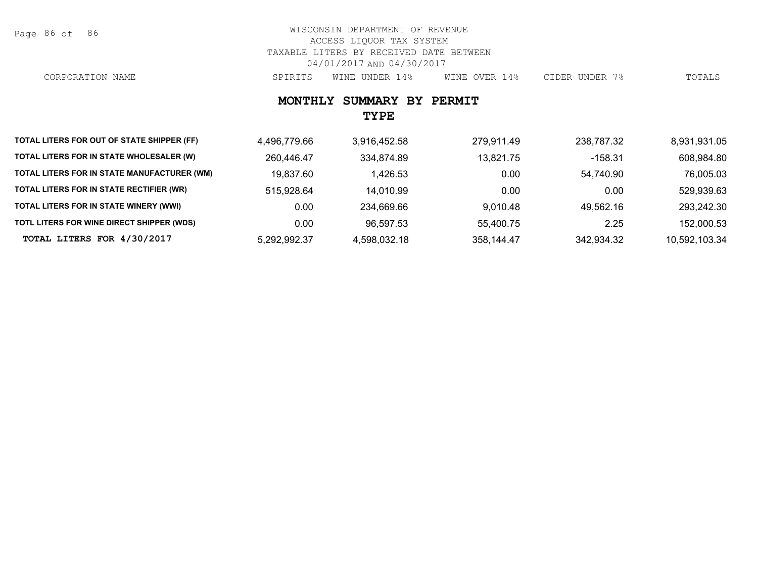WISCONSIN DEPARTMENT OF REVENUE
ACCESS LIQUOR TAX SYSTEM
TAXABLE LITERS BY RECEIVED DATE BETWEEN
04/01/2017 AND 04/30/2017

## MONTHLY SUMMARY BY PERMIT TYPE

| CORPORATION NAME | SPIRITS | WINE UNDER 14% | WINE OVER 14% | CIDER UNDER 7% | TOTALS |
|---|---|---|---|---|---|
| TOTAL LITERS FOR OUT OF STATE SHIPPER (FF) | 4,496,779.66 | 3,916,452.58 | 279,911.49 | 238,787.32 | 8,931,931.05 |
| TOTAL LITERS FOR IN STATE WHOLESALER (W) | 260,446.47 | 334,874.89 | 13,821.75 | -158.31 | 608,984.80 |
| TOTAL LITERS FOR IN STATE MANUFACTURER (WM) | 19,837.60 | 1,426.53 | 0.00 | 54,740.90 | 76,005.03 |
| TOTAL LITERS FOR IN STATE RECTIFIER (WR) | 515,928.64 | 14,010.99 | 0.00 | 0.00 | 529,939.63 |
| TOTAL LITERS FOR IN STATE WINERY (WWI) | 0.00 | 234,669.66 | 9,010.48 | 49,562.16 | 293,242.30 |
| TOTL LITERS FOR WINE DIRECT SHIPPER (WDS) | 0.00 | 96,597.53 | 55,400.75 | 2.25 | 152,000.53 |
| **TOTAL LITERS FOR 4/30/2017** | 5,292,992.37 | 4,598,032.18 | 358,144.47 | 342,934.32 | 10,592,103.34 |